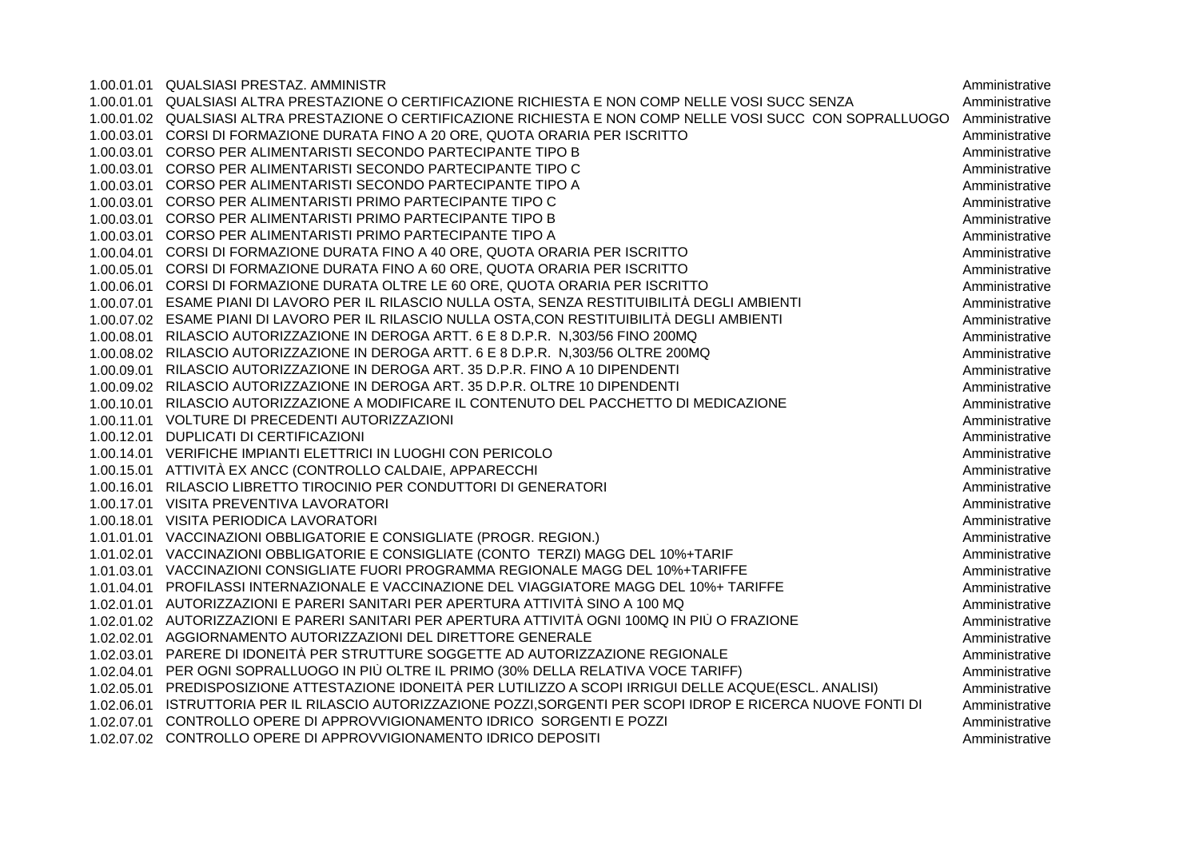| | | |
|---|---|---|
| 1.00.01.01 | QUALSIASI PRESTAZ. AMMINISTR | Amministrative |
| 1.00.01.01 | QUALSIASI ALTRA PRESTAZIONE O CERTIFICAZIONE RICHIESTA E NON COMP NELLE VOSI SUCC SENZA | Amministrative |
| 1.00.01.02 | QUALSIASI ALTRA PRESTAZIONE O CERTIFICAZIONE RICHIESTA E NON COMP NELLE VOSI SUCC CON SOPRALLUOGO | Amministrative |
| 1.00.03.01 | CORSI DI FORMAZIONE DURATA FINO A 20 ORE, QUOTA ORARIA PER ISCRITTO | Amministrative |
| 1.00.03.01 | CORSO PER ALIMENTARISTI SECONDO PARTECIPANTE TIPO B | Amministrative |
| 1.00.03.01 | CORSO PER ALIMENTARISTI SECONDO PARTECIPANTE TIPO C | Amministrative |
| 1.00.03.01 | CORSO PER ALIMENTARISTI SECONDO PARTECIPANTE TIPO A | Amministrative |
| 1.00.03.01 | CORSO PER ALIMENTARISTI PRIMO PARTECIPANTE TIPO C | Amministrative |
| 1.00.03.01 | CORSO PER ALIMENTARISTI PRIMO PARTECIPANTE TIPO B | Amministrative |
| 1.00.03.01 | CORSO PER ALIMENTARISTI PRIMO PARTECIPANTE TIPO A | Amministrative |
| 1.00.04.01 | CORSI DI FORMAZIONE DURATA FINO A 40 ORE, QUOTA ORARIA PER ISCRITTO | Amministrative |
| 1.00.05.01 | CORSI DI FORMAZIONE DURATA FINO A 60 ORE, QUOTA ORARIA PER ISCRITTO | Amministrative |
| 1.00.06.01 | CORSI DI FORMAZIONE DURATA OLTRE LE 60 ORE, QUOTA ORARIA PER ISCRITTO | Amministrative |
| 1.00.07.01 | ESAME PIANI DI LAVORO PER IL RILASCIO NULLA OSTA, SENZA RESTITUIBILITÁ DEGLI AMBIENTI | Amministrative |
| 1.00.07.02 | ESAME PIANI DI LAVORO PER IL RILASCIO NULLA OSTA,CON RESTITUIBILITÁ DEGLI AMBIENTI | Amministrative |
| 1.00.08.01 | RILASCIO AUTORIZZAZIONE IN DEROGA ARTT. 6 E 8 D.P.R. N,303/56 FINO 200MQ | Amministrative |
| 1.00.08.02 | RILASCIO AUTORIZZAZIONE IN DEROGA ARTT. 6 E 8 D.P.R. N,303/56 OLTRE 200MQ | Amministrative |
| 1.00.09.01 | RILASCIO AUTORIZZAZIONE IN DEROGA ART. 35 D.P.R. FINO A 10 DIPENDENTI | Amministrative |
| 1.00.09.02 | RILASCIO AUTORIZZAZIONE IN DEROGA ART. 35 D.P.R. OLTRE 10 DIPENDENTI | Amministrative |
| 1.00.10.01 | RILASCIO AUTORIZZAZIONE A MODIFICARE IL CONTENUTO DEL PACCHETTO DI MEDICAZIONE | Amministrative |
| 1.00.11.01 | VOLTURE DI PRECEDENTI AUTORIZZAZIONI | Amministrative |
| 1.00.12.01 | DUPLICATI DI CERTIFICAZIONI | Amministrative |
| 1.00.14.01 | VERIFICHE IMPIANTI ELETTRICI IN LUOGHI CON PERICOLO | Amministrative |
| 1.00.15.01 | ATTIVITÀ EX ANCC (CONTROLLO CALDAIE, APPARECCHI | Amministrative |
| 1.00.16.01 | RILASCIO LIBRETTO TIROCINIO PER CONDUTTORI DI GENERATORI | Amministrative |
| 1.00.17.01 | VISITA PREVENTIVA LAVORATORI | Amministrative |
| 1.00.18.01 | VISITA PERIODICA LAVORATORI | Amministrative |
| 1.01.01.01 | VACCINAZIONI OBBLIGATORIE E CONSIGLIATE (PROGR. REGION.) | Amministrative |
| 1.01.02.01 | VACCINAZIONI OBBLIGATORIE E CONSIGLIATE (CONTO TERZI) MAGG DEL 10%+TARIF | Amministrative |
| 1.01.03.01 | VACCINAZIONI CONSIGLIATE FUORI PROGRAMMA REGIONALE MAGG DEL 10%+TARIFFE | Amministrative |
| 1.01.04.01 | PROFILASSI INTERNAZIONALE E VACCINAZIONE DEL VIAGGIATORE MAGG DEL 10%+ TARIFFE | Amministrative |
| 1.02.01.01 | AUTORIZZAZIONI E PARERI SANITARI PER APERTURA ATTIVITÀ SINO A 100 MQ | Amministrative |
| 1.02.01.02 | AUTORIZZAZIONI E PARERI SANITARI PER APERTURA ATTIVITÀ OGNI 100MQ IN PIÙ O FRAZIONE | Amministrative |
| 1.02.02.01 | AGGIORNAMENTO AUTORIZZAZIONI DEL DIRETTORE GENERALE | Amministrative |
| 1.02.03.01 | PARERE DI IDONEITÀ PER STRUTTURE SOGGETTE AD AUTORIZZAZIONE REGIONALE | Amministrative |
| 1.02.04.01 | PER OGNI SOPRALLUOGO IN PIÙ OLTRE IL PRIMO (30% DELLA RELATIVA VOCE TARIFF) | Amministrative |
| 1.02.05.01 | PREDISPOSIZIONE ATTESTAZIONE IDONEITÀ PER LUTILIZZO A SCOPI IRRIGUI DELLE ACQUE(ESCL. ANALISI) | Amministrative |
| 1.02.06.01 | ISTRUTTORIA PER IL RILASCIO AUTORIZZAZIONE POZZI,SORGENTI PER SCOPI IDROP E RICERCA NUOVE FONTI DI | Amministrative |
| 1.02.07.01 | CONTROLLO OPERE DI APPROVVIGIONAMENTO IDRICO SORGENTI E POZZI | Amministrative |
| 1.02.07.02 | CONTROLLO OPERE DI APPROVVIGIONAMENTO IDRICO DEPOSITI | Amministrative |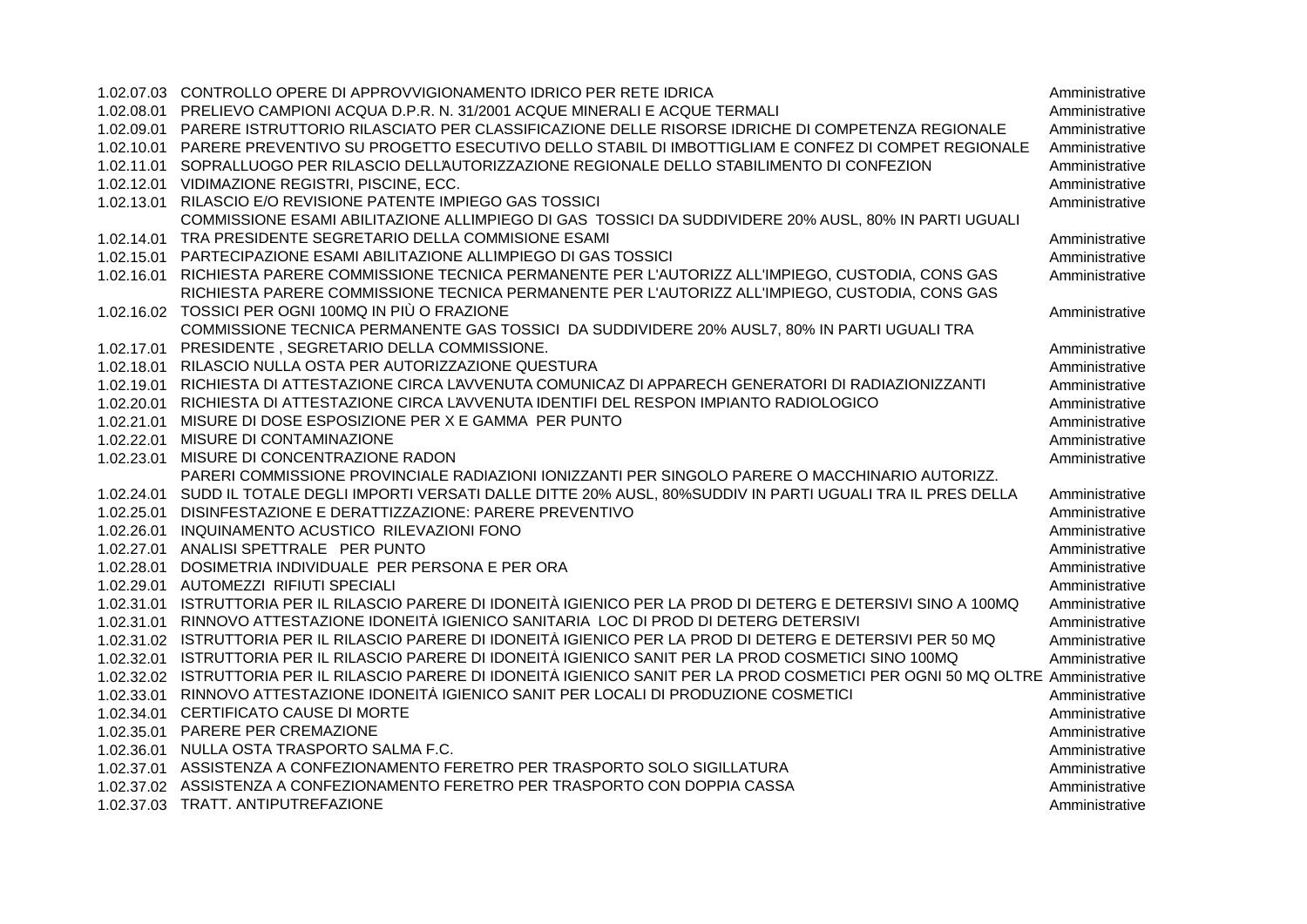| | | |
|---|---|---|
| 1.02.07.03 | CONTROLLO OPERE DI APPROVVIGIONAMENTO IDRICO PER RETE IDRICA | Amministrative |
| 1.02.08.01 | PRELIEVO CAMPIONI ACQUA D.P.R. N. 31/2001 ACQUE MINERALI E ACQUE TERMALI | Amministrative |
| 1.02.09.01 | PARERE ISTRUTTORIO RILASCIATO PER CLASSIFICAZIONE DELLE RISORSE IDRICHE DI COMPETENZA REGIONALE | Amministrative |
| 1.02.10.01 | PARERE PREVENTIVO SU PROGETTO ESECUTIVO DELLO STABIL DI IMBOTTIGLIAM E CONFEZ DI COMPET REGIONALE | Amministrative |
| 1.02.11.01 | SOPRALLUOGO PER RILASCIO DELL'AUTORIZZAZIONE REGIONALE DELLO STABILIMENTO DI CONFEZION | Amministrative |
| 1.02.12.01 | VIDIMAZIONE REGISTRI, PISCINE, ECC. | Amministrative |
| 1.02.13.01 | RILASCIO E/O REVISIONE PATENTE IMPIEGO GAS TOSSICI | Amministrative |
| 1.02.14.01 | COMMISSIONE ESAMI ABILITAZIONE ALLIMPIEGO DI GAS TOSSICI DA SUDDIVIDERE 20% AUSL, 80% IN PARTI UGUALI TRA PRESIDENTE SEGRETARIO DELLA COMMISIONE ESAMI | Amministrative |
| 1.02.15.01 | PARTECIPAZIONE ESAMI ABILITAZIONE ALLIMPIEGO DI GAS TOSSICI | Amministrative |
| 1.02.16.01 | RICHIESTA PARERE COMMISSIONE TECNICA PERMANENTE PER L'AUTORIZZ ALL'IMPIEGO, CUSTODIA, CONS GAS | Amministrative |
| 1.02.16.02 | RICHIESTA PARERE COMMISSIONE TECNICA PERMANENTE PER L'AUTORIZZ ALL'IMPIEGO, CUSTODIA, CONS GAS TOSSICI PER OGNI 100MQ IN PIÙ O FRAZIONE | Amministrative |
| 1.02.17.01 | COMMISSIONE TECNICA PERMANENTE GAS TOSSICI DA SUDDIVIDERE 20% AUSL7, 80% IN PARTI UGUALI TRA PRESIDENTE , SEGRETARIO DELLA COMMISSIONE. | Amministrative |
| 1.02.18.01 | RILASCIO NULLA OSTA PER AUTORIZZAZIONE QUESTURA | Amministrative |
| 1.02.19.01 | RICHIESTA DI ATTESTAZIONE CIRCA L'AVVENUTA COMUNICAZ DI APPARECH GENERATORI DI RADIAZIONIZZANTI | Amministrative |
| 1.02.20.01 | RICHIESTA DI ATTESTAZIONE CIRCA L'AVVENUTA IDENTIFI DEL RESPON IMPIANTO RADIOLOGICO | Amministrative |
| 1.02.21.01 | MISURE DI DOSE ESPOSIZIONE PER X E GAMMA PER PUNTO | Amministrative |
| 1.02.22.01 | MISURE DI CONTAMINAZIONE | Amministrative |
| 1.02.23.01 | MISURE DI CONCENTRAZIONE RADON | Amministrative |
| 1.02.24.01 | PARERI COMMISSIONE PROVINCIALE RADIAZIONI IONIZZANTI PER SINGOLO PARERE O MACCHINARIO AUTORIZZ. SUDD IL TOTALE DEGLI IMPORTI VERSATI DALLE DITTE 20% AUSL, 80%SUDDIV IN PARTI UGUALI TRA IL PRES DELLA | Amministrative |
| 1.02.25.01 | DISINFESTAZIONE E DERATTIZZAZIONE: PARERE PREVENTIVO | Amministrative |
| 1.02.26.01 | INQUINAMENTO ACUSTICO RILEVAZIONI FONO | Amministrative |
| 1.02.27.01 | ANALISI SPETTRALE PER PUNTO | Amministrative |
| 1.02.28.01 | DOSIMETRIA INDIVIDUALE PER PERSONA E PER ORA | Amministrative |
| 1.02.29.01 | AUTOMEZZI RIFIUTI SPECIALI | Amministrative |
| 1.02.31.01 | ISTRUTTORIA PER IL RILASCIO PARERE DI IDONEITÀ IGIENICO PER LA PROD DI DETERG E DETERSIVI SINO A 100MQ | Amministrative |
| 1.02.31.01 | RINNOVO ATTESTAZIONE IDONEITÀ IGIENICO SANITARIA LOC DI PROD DI DETERG DETERSIVI | Amministrative |
| 1.02.31.02 | ISTRUTTORIA PER IL RILASCIO PARERE DI IDONEITÀ IGIENICO PER LA PROD DI DETERG E DETERSIVI PER 50 MQ | Amministrative |
| 1.02.32.01 | ISTRUTTORIA PER IL RILASCIO PARERE DI IDONEITÀ IGIENICO SANIT PER LA PROD COSMETICI SINO 100MQ | Amministrative |
| 1.02.32.02 | ISTRUTTORIA PER IL RILASCIO PARERE DI IDONEITÀ IGIENICO SANIT PER LA PROD COSMETICI PER OGNI 50 MQ OLTRE | Amministrative |
| 1.02.33.01 | RINNOVO ATTESTAZIONE IDONEITÀ IGIENICO SANIT PER LOCALI DI PRODUZIONE COSMETICI | Amministrative |
| 1.02.34.01 | CERTIFICATO CAUSE DI MORTE | Amministrative |
| 1.02.35.01 | PARERE PER CREMAZIONE | Amministrative |
| 1.02.36.01 | NULLA OSTA TRASPORTO SALMA F.C. | Amministrative |
| 1.02.37.01 | ASSISTENZA A CONFEZIONAMENTO FERETRO PER TRASPORTO SOLO SIGILLATURA | Amministrative |
| 1.02.37.02 | ASSISTENZA A CONFEZIONAMENTO FERETRO PER TRASPORTO CON DOPPIA CASSA | Amministrative |
| 1.02.37.03 | TRATT. ANTIPUTREFAZIONE | Amministrative |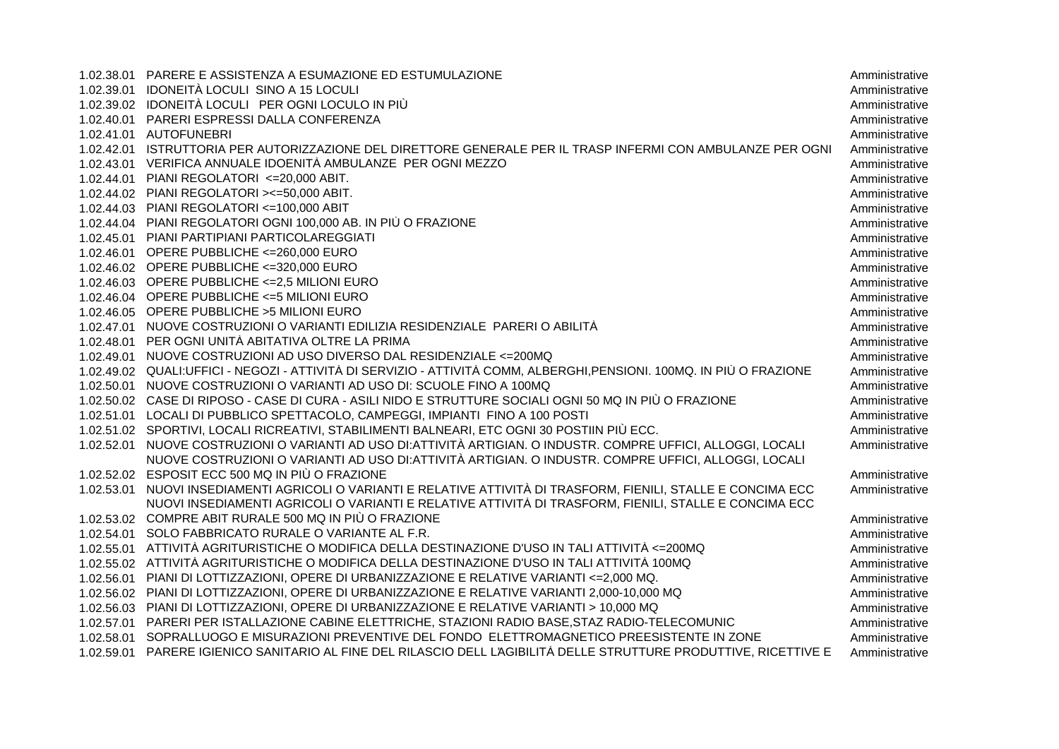| | | |
|---|---|---|
| 1.02.38.01 | PARERE E ASSISTENZA A ESUMAZIONE ED ESTUMULAZIONE | Amministrative |
| 1.02.39.01 | IDONEITÀ LOCULI SINO A 15 LOCULI | Amministrative |
| 1.02.39.02 | IDONEITÀ LOCULI PER OGNI LOCULO IN PIÙ | Amministrative |
| 1.02.40.01 | PARERI ESPRESSI DALLA CONFERENZA | Amministrative |
| 1.02.41.01 | AUTOFUNEBRI | Amministrative |
| 1.02.42.01 | ISTRUTTORIA PER AUTORIZZAZIONE DEL DIRETTORE GENERALE PER IL TRASP INFERMI CON AMBULANZE PER OGNI | Amministrative |
| 1.02.43.01 | VERIFICA ANNUALE IDOENITÀ AMBULANZE PER OGNI MEZZO | Amministrative |
| 1.02.44.01 | PIANI REGOLATORI <=20,000 ABIT. | Amministrative |
| 1.02.44.02 | PIANI REGOLATORI ><=50,000 ABIT. | Amministrative |
| 1.02.44.03 | PIANI REGOLATORI <=100,000 ABIT | Amministrative |
| 1.02.44.04 | PIANI REGOLATORI OGNI 100,000 AB. IN PIÙ O FRAZIONE | Amministrative |
| 1.02.45.01 | PIANI PARTIPIANI PARTICOLAREGGIATI | Amministrative |
| 1.02.46.01 | OPERE PUBBLICHE <=260,000 EURO | Amministrative |
| 1.02.46.02 | OPERE PUBBLICHE <=320,000 EURO | Amministrative |
| 1.02.46.03 | OPERE PUBBLICHE <=2,5 MILIONI EURO | Amministrative |
| 1.02.46.04 | OPERE PUBBLICHE <=5 MILIONI EURO | Amministrative |
| 1.02.46.05 | OPERE PUBBLICHE >5 MILIONI EURO | Amministrative |
| 1.02.47.01 | NUOVE COSTRUZIONI O VARIANTI EDILIZIA RESIDENZIALE PARERI O ABILITÀ | Amministrative |
| 1.02.48.01 | PER OGNI UNITÀ ABITATIVA OLTRE LA PRIMA | Amministrative |
| 1.02.49.01 | NUOVE COSTRUZIONI AD USO DIVERSO DAL RESIDENZIALE <=200MQ | Amministrative |
| 1.02.49.02 | QUALI:UFFICI - NEGOZI - ATTIVITÀ DI SERVIZIO - ATTIVITÀ COMM, ALBERGHI,PENSIONI. 100MQ. IN PIÙ O FRAZIONE | Amministrative |
| 1.02.50.01 | NUOVE COSTRUZIONI O VARIANTI AD USO DI: SCUOLE FINO A 100MQ | Amministrative |
| 1.02.50.02 | CASE DI RIPOSO - CASE DI CURA - ASILI NIDO E STRUTTURE SOCIALI OGNI 50 MQ IN PIÙ O FRAZIONE | Amministrative |
| 1.02.51.01 | LOCALI DI PUBBLICO SPETTACOLO, CAMPEGGI, IMPIANTI FINO A 100 POSTI | Amministrative |
| 1.02.51.02 | SPORTIVI, LOCALI RICREATIVI, STABILIMENTI BALNEARI, ETC OGNI 30 POSTIIN PIÙ ECC. | Amministrative |
| 1.02.52.01 | NUOVE COSTRUZIONI O VARIANTI AD USO DI:ATTIVITÀ ARTIGIAN. O INDUSTR. COMPRE UFFICI, ALLOGGI, LOCALI | Amministrative |
| 1.02.52.02 | NUOVE COSTRUZIONI O VARIANTI AD USO DI:ATTIVITÀ ARTIGIAN. O INDUSTR. COMPRE UFFICI, ALLOGGI, LOCALI ESPOSIT ECC 500 MQ IN PIÙ O FRAZIONE | Amministrative |
| 1.02.53.01 | NUOVI INSEDIAMENTI AGRICOLI O VARIANTI E RELATIVE ATTIVITÀ DI TRASFORM, FIENILI, STALLE E CONCIMA ECC | Amministrative |
| 1.02.53.02 | NUOVI INSEDIAMENTI AGRICOLI O VARIANTI E RELATIVE ATTIVITÀ DI TRASFORM, FIENILI, STALLE E CONCIMA ECC COMPRE ABIT RURALE 500 MQ IN PIÙ O FRAZIONE | Amministrative |
| 1.02.54.01 | SOLO FABBRICATO RURALE O VARIANTE AL F.R. | Amministrative |
| 1.02.55.01 | ATTIVITÀ AGRITURISTICHE O MODIFICA DELLA DESTINAZIONE D'USO IN TALI ATTIVITÀ <=200MQ | Amministrative |
| 1.02.55.02 | ATTIVITÀ AGRITURISTICHE O MODIFICA DELLA DESTINAZIONE D'USO IN TALI ATTIVITÀ 100MQ | Amministrative |
| 1.02.56.01 | PIANI DI LOTTIZZAZIONI, OPERE DI URBANIZZAZIONE E RELATIVE VARIANTI <=2,000 MQ. | Amministrative |
| 1.02.56.02 | PIANI DI LOTTIZZAZIONI, OPERE DI URBANIZZAZIONE E RELATIVE VARIANTI 2,000-10,000 MQ | Amministrative |
| 1.02.56.03 | PIANI DI LOTTIZZAZIONI, OPERE DI URBANIZZAZIONE E RELATIVE VARIANTI > 10,000 MQ | Amministrative |
| 1.02.57.01 | PARERI PER ISTALLAZIONE CABINE ELETTRICHE, STAZIONI RADIO BASE,STAZ RADIO-TELECOMUNIC | Amministrative |
| 1.02.58.01 | SOPRALLUOGO E MISURAZIONI PREVENTIVE DEL FONDO ELETTROMAGNETICO PREESISTENTE IN ZONE | Amministrative |
| 1.02.59.01 | PARERE IGIENICO SANITARIO AL FINE DEL RILASCIO DELL L'AGIBILITÀ DELLE STRUTTURE PRODUTTIVE, RICETTIVE E | Amministrative |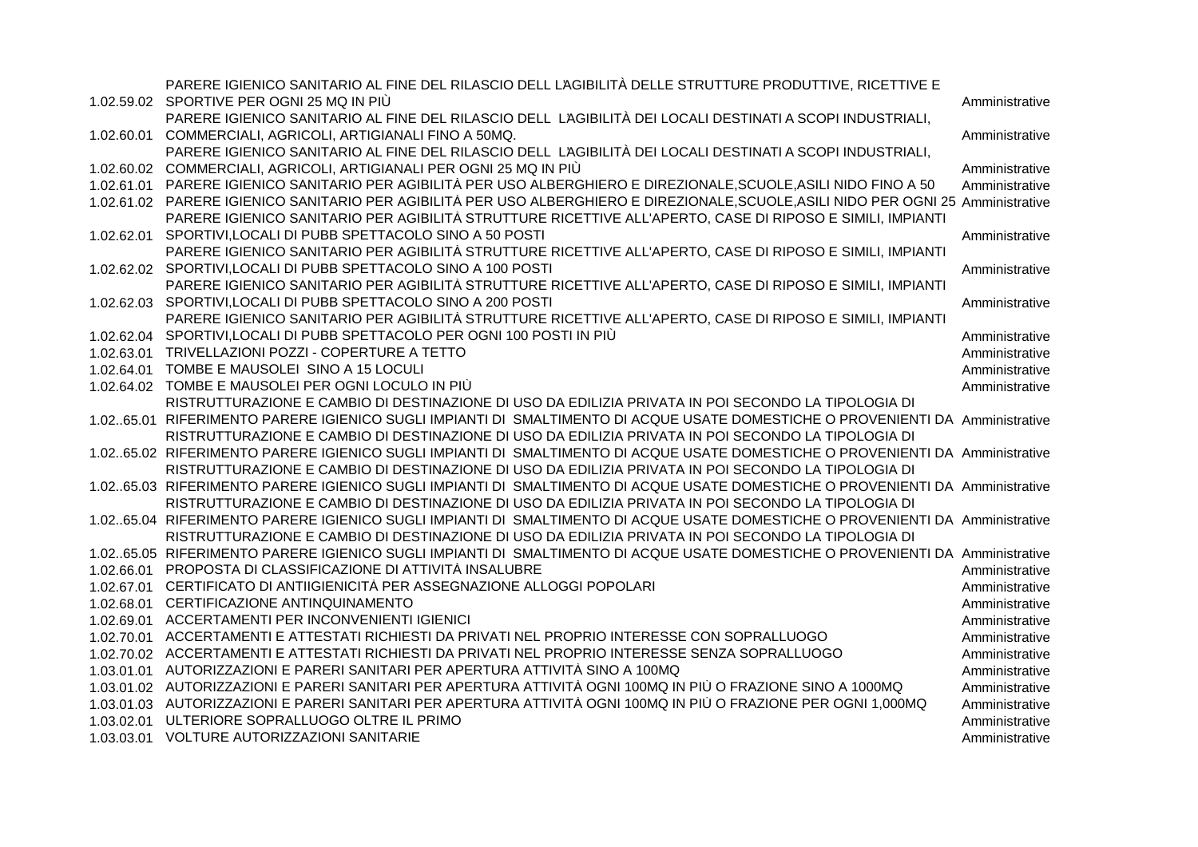| | | |
|---|---|---|
| 1.02.59.02 | PARERE IGIENICO SANITARIO AL FINE DEL RILASCIO DELL L'AGIBILITÀ DELLE STRUTTURE PRODUTTIVE, RICETTIVE E SPORTIVE PER OGNI 25 MQ IN PIÙ | Amministrative |
| 1.02.60.01 | PARERE IGIENICO SANITARIO AL FINE DEL RILASCIO DELL L'AGIBILITÀ DEI LOCALI DESTINATI A SCOPI INDUSTRIALI, COMMERCIALI, AGRICOLI, ARTIGIANALI FINO A 50MQ. | Amministrative |
| 1.02.60.02 | PARERE IGIENICO SANITARIO AL FINE DEL RILASCIO DELL L'AGIBILITÀ DEI LOCALI DESTINATI A SCOPI INDUSTRIALI, COMMERCIALI, AGRICOLI, ARTIGIANALI PER OGNI 25 MQ IN PIÙ | Amministrative |
| 1.02.61.01 | PARERE IGIENICO SANITARIO PER AGIBILITÀ PER USO ALBERGHIERO E DIREZIONALE,SCUOLE,ASILI NIDO FINO A 50 | Amministrative |
| 1.02.61.02 | PARERE IGIENICO SANITARIO PER AGIBILITÀ PER USO ALBERGHIERO E DIREZIONALE,SCUOLE,ASILI NIDO PER OGNI 25 | Amministrative |
| 1.02.62.01 | PARERE IGIENICO SANITARIO PER AGIBILITÀ STRUTTURE RICETTIVE ALL'APERTO, CASE DI RIPOSO E SIMILI, IMPIANTI SPORTIVI,LOCALI DI PUBB SPETTACOLO SINO A 50 POSTI | Amministrative |
| 1.02.62.02 | PARERE IGIENICO SANITARIO PER AGIBILITÀ STRUTTURE RICETTIVE ALL'APERTO, CASE DI RIPOSO E SIMILI, IMPIANTI SPORTIVI,LOCALI DI PUBB SPETTACOLO SINO A 100 POSTI | Amministrative |
| 1.02.62.03 | PARERE IGIENICO SANITARIO PER AGIBILITÀ STRUTTURE RICETTIVE ALL'APERTO, CASE DI RIPOSO E SIMILI, IMPIANTI SPORTIVI,LOCALI DI PUBB SPETTACOLO SINO A 200 POSTI | Amministrative |
| 1.02.62.04 | PARERE IGIENICO SANITARIO PER AGIBILITÀ STRUTTURE RICETTIVE ALL'APERTO, CASE DI RIPOSO E SIMILI, IMPIANTI SPORTIVI,LOCALI DI PUBB SPETTACOLO PER OGNI 100 POSTI IN PIÙ | Amministrative |
| 1.02.63.01 | TRIVELLAZIONI POZZI - COPERTURE A TETTO | Amministrative |
| 1.02.64.01 | TOMBE E MAUSOLEI SINO A 15 LOCULI | Amministrative |
| 1.02.64.02 | TOMBE E MAUSOLEI PER OGNI LOCULO IN PIÙ | Amministrative |
| 1.02..65.01 | RISTRUTTURAZIONE E CAMBIO DI DESTINAZIONE DI USO DA EDILIZIA PRIVATA IN POI SECONDO LA TIPOLOGIA DI RIFERIMENTO PARERE IGIENICO SUGLI IMPIANTI DI SMALTIMENTO DI ACQUE USATE DOMESTICHE O PROVENIENTI DA | Amministrative |
| 1.02..65.02 | RISTRUTTURAZIONE E CAMBIO DI DESTINAZIONE DI USO DA EDILIZIA PRIVATA IN POI SECONDO LA TIPOLOGIA DI RIFERIMENTO PARERE IGIENICO SUGLI IMPIANTI DI SMALTIMENTO DI ACQUE USATE DOMESTICHE O PROVENIENTI DA | Amministrative |
| 1.02..65.03 | RISTRUTTURAZIONE E CAMBIO DI DESTINAZIONE DI USO DA EDILIZIA PRIVATA IN POI SECONDO LA TIPOLOGIA DI RIFERIMENTO PARERE IGIENICO SUGLI IMPIANTI DI SMALTIMENTO DI ACQUE USATE DOMESTICHE O PROVENIENTI DA | Amministrative |
| 1.02..65.04 | RISTRUTTURAZIONE E CAMBIO DI DESTINAZIONE DI USO DA EDILIZIA PRIVATA IN POI SECONDO LA TIPOLOGIA DI RIFERIMENTO PARERE IGIENICO SUGLI IMPIANTI DI SMALTIMENTO DI ACQUE USATE DOMESTICHE O PROVENIENTI DA | Amministrative |
| 1.02..65.05 | RISTRUTTURAZIONE E CAMBIO DI DESTINAZIONE DI USO DA EDILIZIA PRIVATA IN POI SECONDO LA TIPOLOGIA DI RIFERIMENTO PARERE IGIENICO SUGLI IMPIANTI DI SMALTIMENTO DI ACQUE USATE DOMESTICHE O PROVENIENTI DA | Amministrative |
| 1.02.66.01 | PROPOSTA DI CLASSIFICAZIONE DI ATTIVITÀ INSALUBRE | Amministrative |
| 1.02.67.01 | CERTIFICATO DI ANTIIGIENICITÀ PER ASSEGNAZIONE ALLOGGI POPOLARI | Amministrative |
| 1.02.68.01 | CERTIFICAZIONE ANTINQUINAMENTO | Amministrative |
| 1.02.69.01 | ACCERTAMENTI PER INCONVENIENTI IGIENICI | Amministrative |
| 1.02.70.01 | ACCERTAMENTI E ATTESTATI RICHIESTI DA PRIVATI NEL PROPRIO INTERESSE CON SOPRALLUOGO | Amministrative |
| 1.02.70.02 | ACCERTAMENTI E ATTESTATI RICHIESTI DA PRIVATI NEL PROPRIO INTERESSE SENZA SOPRALLUOGO | Amministrative |
| 1.03.01.01 | AUTORIZZAZIONI E PARERI SANITARI PER APERTURA ATTIVITÀ SINO A 100MQ | Amministrative |
| 1.03.01.02 | AUTORIZZAZIONI E PARERI SANITARI PER APERTURA ATTIVITÀ OGNI 100MQ IN PIÙ O FRAZIONE SINO A 1000MQ | Amministrative |
| 1.03.01.03 | AUTORIZZAZIONI E PARERI SANITARI PER APERTURA ATTIVITÀ OGNI 100MQ IN PIÙ O FRAZIONE PER OGNI 1,000MQ | Amministrative |
| 1.03.02.01 | ULTERIORE SOPRALLUOGO OLTRE IL PRIMO | Amministrative |
| 1.03.03.01 | VOLTURE AUTORIZZAZIONI SANITARIE | Amministrative |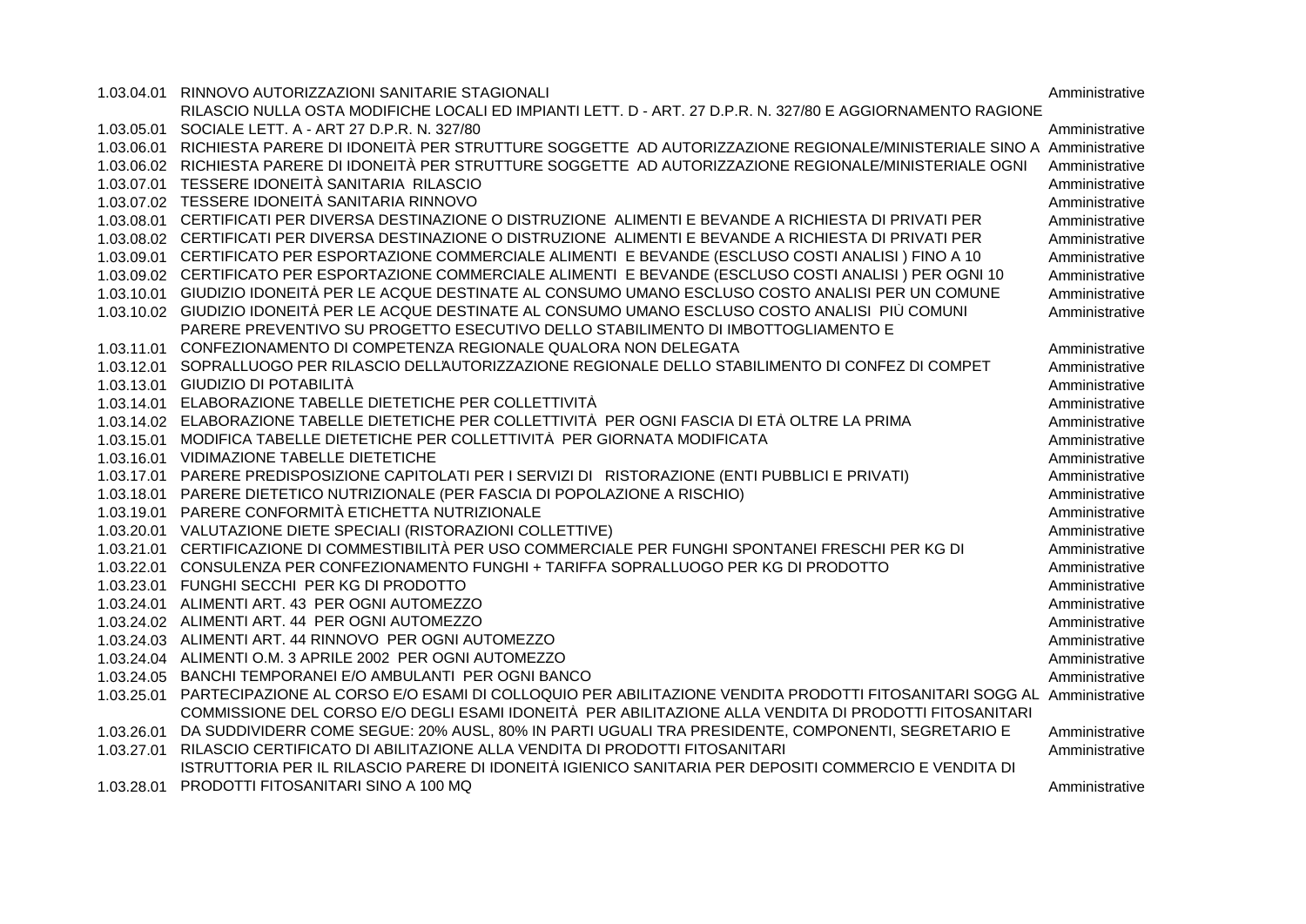| | | |
|---|---|---|
| 1.03.04.01 | RINNOVO AUTORIZZAZIONI SANITARIE STAGIONALI | Amministrative |
| 1.03.05.01 | RILASCIO NULLA OSTA MODIFICHE LOCALI ED IMPIANTI LETT. D - ART. 27 D.P.R. N. 327/80 E AGGIORNAMENTO RAGIONE SOCIALE LETT. A - ART 27 D.P.R. N. 327/80 | Amministrative |
| 1.03.06.01 | RICHIESTA PARERE DI IDONEITÀ PER STRUTTURE SOGGETTE AD AUTORIZZAZIONE REGIONALE/MINISTERIALE SINO A | Amministrative |
| 1.03.06.02 | RICHIESTA PARERE DI IDONEITÀ PER STRUTTURE SOGGETTE AD AUTORIZZAZIONE REGIONALE/MINISTERIALE OGNI | Amministrative |
| 1.03.07.01 | TESSERE IDONEITÀ SANITARIA RILASCIO | Amministrative |
| 1.03.07.02 | TESSERE IDONEITÀ SANITARIA RINNOVO | Amministrative |
| 1.03.08.01 | CERTIFICATI PER DIVERSA DESTINAZIONE O DISTRUZIONE ALIMENTI E BEVANDE A RICHIESTA DI PRIVATI PER | Amministrative |
| 1.03.08.02 | CERTIFICATI PER DIVERSA DESTINAZIONE O DISTRUZIONE ALIMENTI E BEVANDE A RICHIESTA DI PRIVATI PER | Amministrative |
| 1.03.09.01 | CERTIFICATO PER ESPORTAZIONE COMMERCIALE ALIMENTI E BEVANDE (ESCLUSO COSTI ANALISI ) FINO A 10 | Amministrative |
| 1.03.09.02 | CERTIFICATO PER ESPORTAZIONE COMMERCIALE ALIMENTI E BEVANDE (ESCLUSO COSTI ANALISI ) PER OGNI 10 | Amministrative |
| 1.03.10.01 | GIUDIZIO IDONEITÀ PER LE ACQUE DESTINATE AL CONSUMO UMANO ESCLUSO COSTO ANALISI PER UN COMUNE | Amministrative |
| 1.03.10.02 | GIUDIZIO IDONEITÀ PER LE ACQUE DESTINATE AL CONSUMO UMANO ESCLUSO COSTO ANALISI PIÙ COMUNI | Amministrative |
| 1.03.11.01 | PARERE PREVENTIVO SU PROGETTO ESECUTIVO DELLO STABILIMENTO DI IMBOTTOGLIAMENTO E CONFEZIONAMENTO DI COMPETENZA REGIONALE QUALORA NON DELEGATA | Amministrative |
| 1.03.12.01 | SOPRALLUOGO PER RILASCIO DELL'AUTORIZZAZIONE REGIONALE DELLO STABILIMENTO DI CONFEZ DI COMPET | Amministrative |
| 1.03.13.01 | GIUDIZIO DI POTABILITÀ | Amministrative |
| 1.03.14.01 | ELABORAZIONE TABELLE DIETETICHE PER COLLETTIVITÀ | Amministrative |
| 1.03.14.02 | ELABORAZIONE TABELLE DIETETICHE PER COLLETTIVITÀ PER OGNI FASCIA DI ETÀ OLTRE LA PRIMA | Amministrative |
| 1.03.15.01 | MODIFICA TABELLE DIETETICHE PER COLLETTIVITÀ PER GIORNATA MODIFICATA | Amministrative |
| 1.03.16.01 | VIDIMAZIONE TABELLE DIETETICHE | Amministrative |
| 1.03.17.01 | PARERE PREDISPOSIZIONE CAPITOLATI PER I SERVIZI DI RISTORAZIONE (ENTI PUBBLICI E PRIVATI) | Amministrative |
| 1.03.18.01 | PARERE DIETETICO NUTRIZIONALE (PER FASCIA DI POPOLAZIONE A RISCHIO) | Amministrative |
| 1.03.19.01 | PARERE CONFORMITÀ ETICHETTA NUTRIZIONALE | Amministrative |
| 1.03.20.01 | VALUTAZIONE DIETE SPECIALI (RISTORAZIONI COLLETTIVE) | Amministrative |
| 1.03.21.01 | CERTIFICAZIONE DI COMMESTIBILITÀ PER USO COMMERCIALE PER FUNGHI SPONTANEI FRESCHI PER KG DI | Amministrative |
| 1.03.22.01 | CONSULENZA PER CONFEZIONAMENTO FUNGHI + TARIFFA SOPRALLUOGO PER KG DI PRODOTTO | Amministrative |
| 1.03.23.01 | FUNGHI SECCHI PER KG DI PRODOTTO | Amministrative |
| 1.03.24.01 | ALIMENTI ART. 43 PER OGNI AUTOMEZZO | Amministrative |
| 1.03.24.02 | ALIMENTI ART. 44 PER OGNI AUTOMEZZO | Amministrative |
| 1.03.24.03 | ALIMENTI ART. 44 RINNOVO PER OGNI AUTOMEZZO | Amministrative |
| 1.03.24.04 | ALIMENTI O.M. 3 APRILE 2002 PER OGNI AUTOMEZZO | Amministrative |
| 1.03.24.05 | BANCHI TEMPORANEI E/O AMBULANTI PER OGNI BANCO | Amministrative |
| 1.03.25.01 | PARTECIPAZIONE AL CORSO E/O ESAMI DI COLLOQUIO PER ABILITAZIONE VENDITA PRODOTTI FITOSANITARI SOGG AL | Amministrative |
| 1.03.26.01 | COMMISSIONE DEL CORSO E/O DEGLI ESAMI IDONEITÀ PER ABILITAZIONE ALLA VENDITA DI PRODOTTI FITOSANITARI DA SUDDIVIDERR COME SEGUE: 20% AUSL, 80% IN PARTI UGUALI TRA PRESIDENTE, COMPONENTI, SEGRETARIO E | Amministrative |
| 1.03.27.01 | RILASCIO CERTIFICATO DI ABILITAZIONE ALLA VENDITA DI PRODOTTI FITOSANITARI | Amministrative |
| 1.03.28.01 | ISTRUTTORIA PER IL RILASCIO PARERE DI IDONEITÀ IGIENICO SANITARIA PER DEPOSITI COMMERCIO E VENDITA DI PRODOTTI FITOSANITARI SINO A 100 MQ | Amministrative |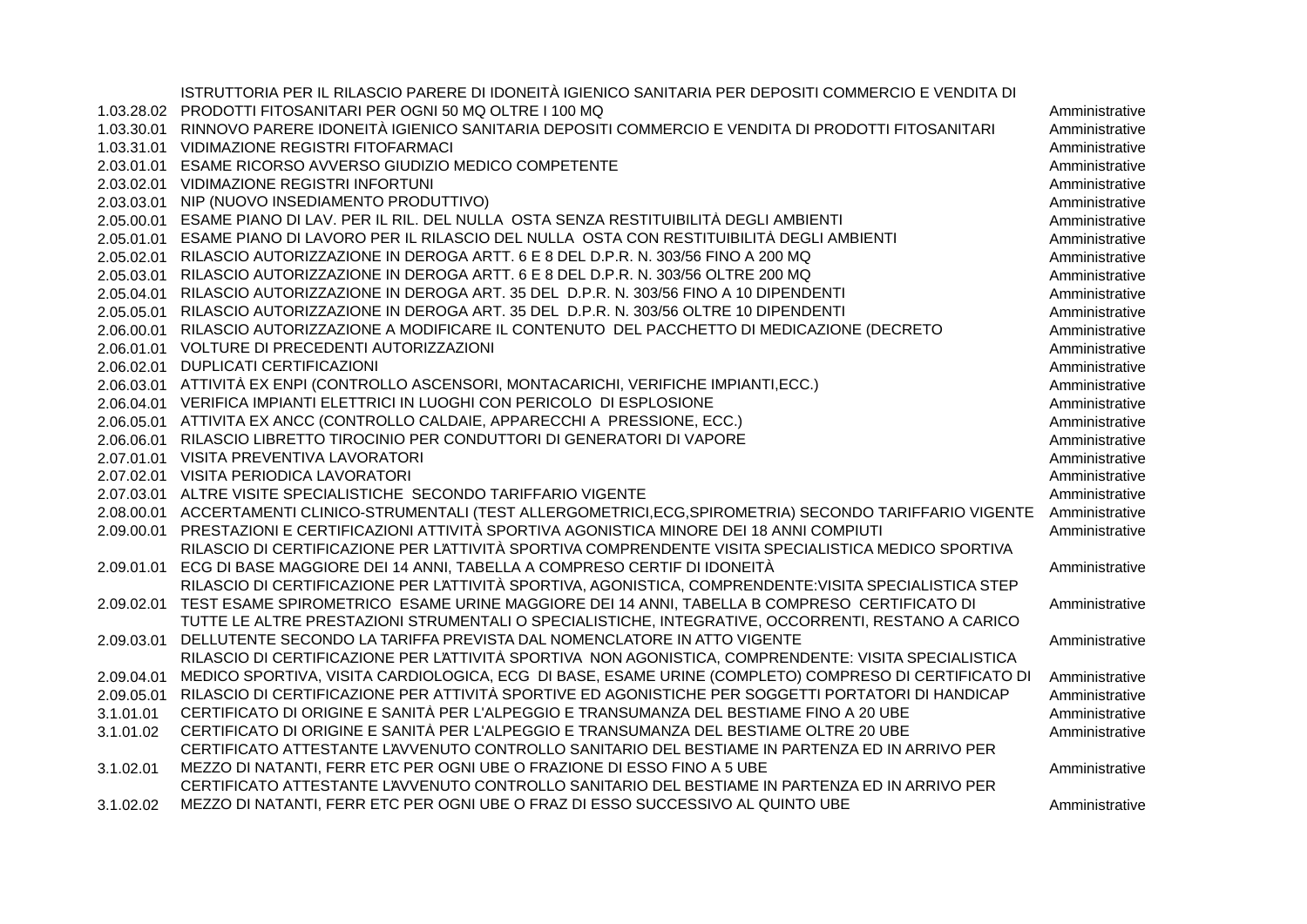| | | |
|---|---|---|
| 1.03.28.02 | ISTRUTTORIA PER IL RILASCIO PARERE DI IDONEITÀ IGIENICO SANITARIA PER DEPOSITI COMMERCIO E VENDITA DI PRODOTTI FITOSANITARI PER OGNI 50 MQ OLTRE I 100 MQ | Amministrative |
| 1.03.30.01 | RINNOVO PARERE IDONEITÀ IGIENICO SANITARIA DEPOSITI COMMERCIO E VENDITA DI PRODOTTI FITOSANITARI | Amministrative |
| 1.03.31.01 | VIDIMAZIONE REGISTRI FITOFARMACI | Amministrative |
| 2.03.01.01 | ESAME RICORSO AVVERSO GIUDIZIO MEDICO COMPETENTE | Amministrative |
| 2.03.02.01 | VIDIMAZIONE REGISTRI INFORTUNI | Amministrative |
| 2.03.03.01 | NIP (NUOVO INSEDIAMENTO PRODUTTIVO) | Amministrative |
| 2.05.00.01 | ESAME PIANO DI LAV. PER IL RIL. DEL NULLA OSTA SENZA RESTITUIBILITÀ DEGLI AMBIENTI | Amministrative |
| 2.05.01.01 | ESAME PIANO DI LAVORO PER IL RILASCIO DEL NULLA OSTA CON RESTITUIBILITÀ DEGLI AMBIENTI | Amministrative |
| 2.05.02.01 | RILASCIO AUTORIZZAZIONE IN DEROGA ARTT. 6 E 8 DEL D.P.R. N. 303/56 FINO A 200 MQ | Amministrative |
| 2.05.03.01 | RILASCIO AUTORIZZAZIONE IN DEROGA ARTT. 6 E 8 DEL D.P.R. N. 303/56 OLTRE 200 MQ | Amministrative |
| 2.05.04.01 | RILASCIO AUTORIZZAZIONE IN DEROGA ART. 35 DEL D.P.R. N. 303/56 FINO A 10 DIPENDENTI | Amministrative |
| 2.05.05.01 | RILASCIO AUTORIZZAZIONE IN DEROGA ART. 35 DEL D.P.R. N. 303/56 OLTRE 10 DIPENDENTI | Amministrative |
| 2.06.00.01 | RILASCIO AUTORIZZAZIONE A MODIFICARE IL CONTENUTO DEL PACCHETTO DI MEDICAZIONE (DECRETO | Amministrative |
| 2.06.01.01 | VOLTURE DI PRECEDENTI AUTORIZZAZIONI | Amministrative |
| 2.06.02.01 | DUPLICATI CERTIFICAZIONI | Amministrative |
| 2.06.03.01 | ATTIVITÀ EX ENPI (CONTROLLO ASCENSORI, MONTACARICHI, VERIFICHE IMPIANTI,ECC.) | Amministrative |
| 2.06.04.01 | VERIFICA IMPIANTI ELETTRICI IN LUOGHI CON PERICOLO DI ESPLOSIONE | Amministrative |
| 2.06.05.01 | ATTIVITA EX ANCC (CONTROLLO CALDAIE, APPARECCHI A PRESSIONE, ECC.) | Amministrative |
| 2.06.06.01 | RILASCIO LIBRETTO TIROCINIO PER CONDUTTORI DI GENERATORI DI VAPORE | Amministrative |
| 2.07.01.01 | VISITA PREVENTIVA LAVORATORI | Amministrative |
| 2.07.02.01 | VISITA PERIODICA LAVORATORI | Amministrative |
| 2.07.03.01 | ALTRE VISITE SPECIALISTICHE SECONDO TARIFFARIO VIGENTE | Amministrative |
| 2.08.00.01 | ACCERTAMENTI CLINICO-STRUMENTALI (TEST ALLERGOMETRICI,ECG,SPIROMETRIA) SECONDO TARIFFARIO VIGENTE | Amministrative |
| 2.09.00.01 | PRESTAZIONI E CERTIFICAZIONI ATTIVITÀ SPORTIVA AGONISTICA MINORE DEI 18 ANNI COMPIUTI | Amministrative |
| 2.09.01.01 | RILASCIO DI CERTIFICAZIONE PER LATTIVITÀ SPORTIVA COMPRENDENTE VISITA SPECIALISTICA MEDICO SPORTIVA ECG DI BASE MAGGIORE DEI 14 ANNI, TABELLA A COMPRESO CERTIF DI IDONEITÀ | Amministrative |
| 2.09.02.01 | RILASCIO DI CERTIFICAZIONE PER LATTIVITÀ SPORTIVA, AGONISTICA, COMPRENDENTE:VISITA SPECIALISTICA STEP TEST ESAME SPIROMETRICO ESAME URINE MAGGIORE DEI 14 ANNI, TABELLA B COMPRESO CERTIFICATO DI | Amministrative |
| 2.09.03.01 | TUTTE LE ALTRE PRESTAZIONI STRUMENTALI O SPECIALISTICHE, INTEGRATIVE, OCCORRENTI, RESTANO A CARICO DELLUTENTE SECONDO LA TARIFFA PREVISTA DAL NOMENCLATORE IN ATTO VIGENTE | Amministrative |
| 2.09.04.01 | RILASCIO DI CERTIFICAZIONE PER LATTIVITÀ SPORTIVA NON AGONISTICA, COMPRENDENTE: VISITA SPECIALISTICA MEDICO SPORTIVA, VISITA CARDIOLOGICA, ECG DI BASE, ESAME URINE (COMPLETO) COMPRESO DI CERTIFICATO DI | Amministrative |
| 2.09.05.01 | RILASCIO DI CERTIFICAZIONE PER ATTIVITÀ SPORTIVE ED AGONISTICHE PER SOGGETTI PORTATORI DI HANDICAP | Amministrative |
| 3.1.01.01 | CERTIFICATO DI ORIGINE E SANITÀ PER L'ALPEGGIO E TRANSUMANZA DEL BESTIAME FINO A 20 UBE | Amministrative |
| 3.1.01.02 | CERTIFICATO DI ORIGINE E SANITÀ PER L'ALPEGGIO E TRANSUMANZA DEL BESTIAME OLTRE 20 UBE | Amministrative |
| 3.1.02.01 | CERTIFICATO ATTESTANTE LAVVENUTO CONTROLLO SANITARIO DEL BESTIAME IN PARTENZA ED IN ARRIVO PER MEZZO DI NATANTI, FERR ETC PER OGNI UBE O FRAZIONE DI ESSO FINO A 5 UBE | Amministrative |
| 3.1.02.02 | CERTIFICATO ATTESTANTE LAVVENUTO CONTROLLO SANITARIO DEL BESTIAME IN PARTENZA ED IN ARRIVO PER MEZZO DI NATANTI, FERR ETC PER OGNI UBE O FRAZ DI ESSO SUCCESSIVO AL QUINTO UBE | Amministrative |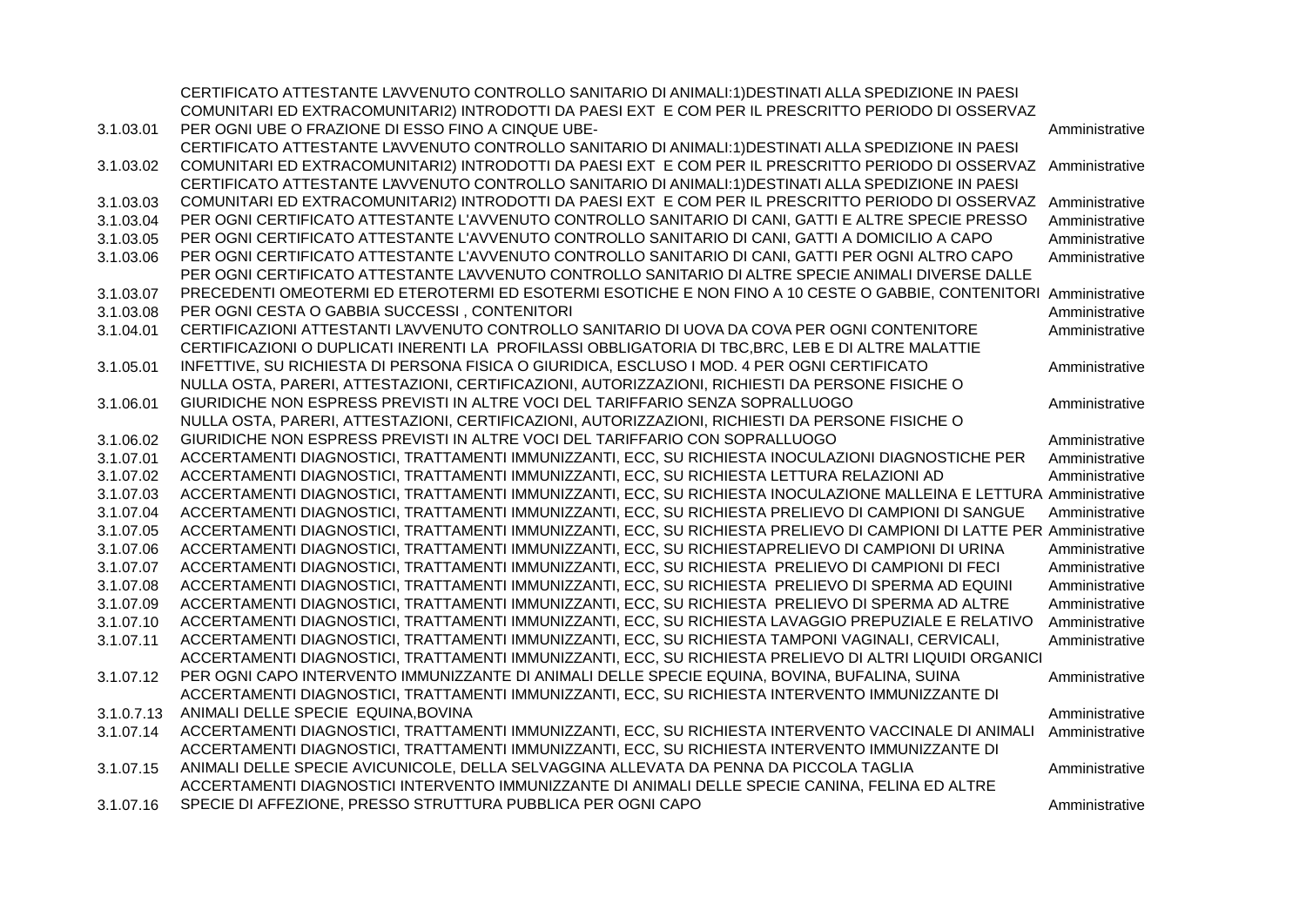| | | |
|---|---|---|
| 3.1.03.01 | CERTIFICATO ATTESTANTE LÄVVENUTO CONTROLLO SANITARIO DI ANIMALI:1)DESTINATI ALLA SPEDIZIONE IN PAESI COMUNITARI ED EXTRACOMUNITARI2) INTRODOTTI DA PAESI EXT E COM PER IL PRESCRITTO PERIODO DI OSSERVAZ PER OGNI UBE O FRAZIONE DI ESSO FINO A CINQUE UBE- | Amministrative |
| 3.1.03.02 | CERTIFICATO ATTESTANTE LÄVVENUTO CONTROLLO SANITARIO DI ANIMALI:1)DESTINATI ALLA SPEDIZIONE IN PAESI COMUNITARI ED EXTRACOMUNITARI2) INTRODOTTI DA PAESI EXT E COM PER IL PRESCRITTO PERIODO DI OSSERVAZ | Amministrative |
| 3.1.03.03 | CERTIFICATO ATTESTANTE LÄVVENUTO CONTROLLO SANITARIO DI ANIMALI:1)DESTINATI ALLA SPEDIZIONE IN PAESI COMUNITARI ED EXTRACOMUNITARI2) INTRODOTTI DA PAESI EXT E COM PER IL PRESCRITTO PERIODO DI OSSERVAZ | Amministrative |
| 3.1.03.04 | PER OGNI CERTIFICATO ATTESTANTE L'AVVENUTO CONTROLLO SANITARIO DI CANI, GATTI E ALTRE SPECIE PRESSO | Amministrative |
| 3.1.03.05 | PER OGNI CERTIFICATO ATTESTANTE L'AVVENUTO CONTROLLO SANITARIO DI CANI, GATTI A DOMICILIO A CAPO | Amministrative |
| 3.1.03.06 | PER OGNI CERTIFICATO ATTESTANTE L'AVVENUTO CONTROLLO SANITARIO DI CANI, GATTI PER OGNI ALTRO CAPO | Amministrative |
| 3.1.03.07 | PER OGNI CERTIFICATO ATTESTANTE LÄVVENUTO CONTROLLO SANITARIO DI ALTRE SPECIE ANIMALI DIVERSE DALLE PRECEDENTI OMEOTERMI ED ETEROTERMI ED ESOTERMI ESOTICHE E NON FINO A 10 CESTE O GABBIE, CONTENITORI | Amministrative |
| 3.1.03.08 | PER OGNI CESTA O GABBIA SUCCESSI , CONTENITORI | Amministrative |
| 3.1.04.01 | CERTIFICAZIONI ATTESTANTI LÄVVENUTO CONTROLLO SANITARIO DI UOVA DA COVA PER OGNI CONTENITORE | Amministrative |
| 3.1.05.01 | CERTIFICAZIONI O DUPLICATI INERENTI LA PROFILASSI OBBLIGATORIA DI TBC,BRC, LEB E DI ALTRE MALATTIE INFETTIVE, SU RICHIESTA DI PERSONA FISICA O GIURIDICA, ESCLUSO I MOD. 4 PER OGNI CERTIFICATO | Amministrative |
| 3.1.06.01 | NULLA OSTA, PARERI, ATTESTAZIONI, CERTIFICAZIONI, AUTORIZZAZIONI, RICHIESTI DA PERSONE FISICHE O GIURIDICHE NON ESPRESS PREVISTI IN ALTRE VOCI DEL TARIFFARIO SENZA SOPRALLUOGO | Amministrative |
| 3.1.06.02 | NULLA OSTA, PARERI, ATTESTAZIONI, CERTIFICAZIONI, AUTORIZZAZIONI, RICHIESTI DA PERSONE FISICHE O GIURIDICHE NON ESPRESS PREVISTI IN ALTRE VOCI DEL TARIFFARIO CON SOPRALLUOGO | Amministrative |
| 3.1.07.01 | ACCERTAMENTI DIAGNOSTICI, TRATTAMENTI IMMUNIZZANTI, ECC, SU RICHIESTA INOCULAZIONI DIAGNOSTICHE PER | Amministrative |
| 3.1.07.02 | ACCERTAMENTI DIAGNOSTICI, TRATTAMENTI IMMUNIZZANTI, ECC, SU RICHIESTA LETTURA RELAZIONI AD | Amministrative |
| 3.1.07.03 | ACCERTAMENTI DIAGNOSTICI, TRATTAMENTI IMMUNIZZANTI, ECC, SU RICHIESTA INOCULAZIONE MALLEINA E LETTURA | Amministrative |
| 3.1.07.04 | ACCERTAMENTI DIAGNOSTICI, TRATTAMENTI IMMUNIZZANTI, ECC, SU RICHIESTA PRELIEVO DI CAMPIONI DI SANGUE | Amministrative |
| 3.1.07.05 | ACCERTAMENTI DIAGNOSTICI, TRATTAMENTI IMMUNIZZANTI, ECC, SU RICHIESTA PRELIEVO DI CAMPIONI DI LATTE PER | Amministrative |
| 3.1.07.06 | ACCERTAMENTI DIAGNOSTICI, TRATTAMENTI IMMUNIZZANTI, ECC, SU RICHIESTAPRELIEVO DI CAMPIONI DI URINA | Amministrative |
| 3.1.07.07 | ACCERTAMENTI DIAGNOSTICI, TRATTAMENTI IMMUNIZZANTI, ECC, SU RICHIESTA PRELIEVO DI CAMPIONI DI FECI | Amministrative |
| 3.1.07.08 | ACCERTAMENTI DIAGNOSTICI, TRATTAMENTI IMMUNIZZANTI, ECC, SU RICHIESTA PRELIEVO DI SPERMA AD EQUINI | Amministrative |
| 3.1.07.09 | ACCERTAMENTI DIAGNOSTICI, TRATTAMENTI IMMUNIZZANTI, ECC, SU RICHIESTA PRELIEVO DI SPERMA AD ALTRE | Amministrative |
| 3.1.07.10 | ACCERTAMENTI DIAGNOSTICI, TRATTAMENTI IMMUNIZZANTI, ECC, SU RICHIESTA LAVAGGIO PREPUZIALE E RELATIVO | Amministrative |
| 3.1.07.11 | ACCERTAMENTI DIAGNOSTICI, TRATTAMENTI IMMUNIZZANTI, ECC, SU RICHIESTA TAMPONI VAGINALI, CERVICALI, | Amministrative |
| 3.1.07.12 | ACCERTAMENTI DIAGNOSTICI, TRATTAMENTI IMMUNIZZANTI, ECC, SU RICHIESTA PRELIEVO DI ALTRI LIQUIDI ORGANICI PER OGNI CAPO INTERVENTO IMMUNIZZANTE DI ANIMALI DELLE SPECIE EQUINA, BOVINA, BUFALINA, SUINA | Amministrative |
| 3.1.0.7.13 | ACCERTAMENTI DIAGNOSTICI, TRATTAMENTI IMMUNIZZANTI, ECC, SU RICHIESTA INTERVENTO IMMUNIZZANTE DI ANIMALI DELLE SPECIE EQUINA,BOVINA | Amministrative |
| 3.1.07.14 | ACCERTAMENTI DIAGNOSTICI, TRATTAMENTI IMMUNIZZANTI, ECC, SU RICHIESTA INTERVENTO VACCINALE DI ANIMALI | Amministrative |
| 3.1.07.15 | ACCERTAMENTI DIAGNOSTICI, TRATTAMENTI IMMUNIZZANTI, ECC, SU RICHIESTA INTERVENTO IMMUNIZZANTE DI ANIMALI DELLE SPECIE AVICUNICOLE, DELLA SELVAGGINA ALLEVATA DA PENNA DA PICCOLA TAGLIA | Amministrative |
| 3.1.07.16 | ACCERTAMENTI DIAGNOSTICI INTERVENTO IMMUNIZZANTE DI ANIMALI DELLE SPECIE CANINA, FELINA ED ALTRE SPECIE DI AFFEZIONE, PRESSO STRUTTURA PUBBLICA PER OGNI CAPO | Amministrative |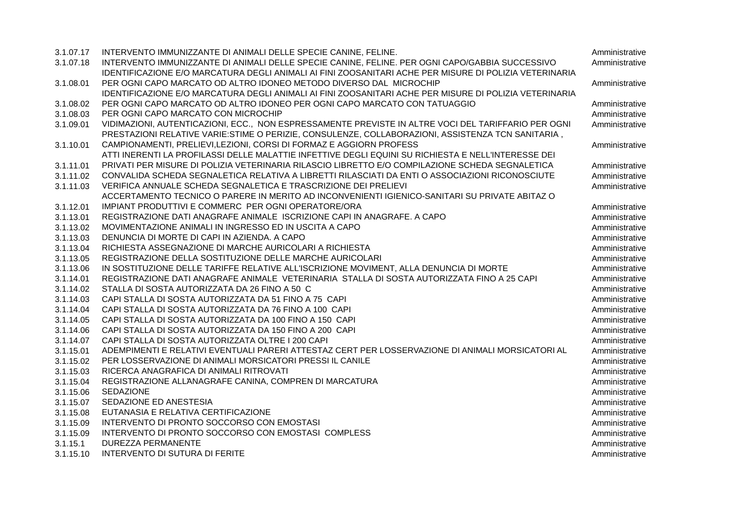| | | |
|---|---|---|
| 3.1.07.17 | INTERVENTO IMMUNIZZANTE DI ANIMALI DELLE SPECIE CANINE, FELINE. | Amministrative |
| 3.1.07.18 | INTERVENTO IMMUNIZZANTE DI ANIMALI DELLE SPECIE CANINE, FELINE. PER OGNI CAPO/GABBIA SUCCESSIVO | Amministrative |
| 3.1.08.01 | IDENTIFICAZIONE E/O MARCATURA DEGLI ANIMALI AI FINI ZOOSANITARI ACHE PER MISURE DI POLIZIA VETERINARIA PER OGNI CAPO MARCATO OD ALTRO IDONEO METODO DIVERSO DAL MICROCHIP | Amministrative |
| 3.1.08.02 | IDENTIFICAZIONE E/O MARCATURA DEGLI ANIMALI AI FINI ZOOSANITARI ACHE PER MISURE DI POLIZIA VETERINARIA PER OGNI CAPO MARCATO OD ALTRO IDONEO PER OGNI CAPO MARCATO CON TATUAGGIO | Amministrative |
| 3.1.08.03 | PER OGNI CAPO MARCATO CON MICROCHIP | Amministrative |
| 3.1.09.01 | VIDIMAZIONI, AUTENTICAZIONI, ECC., NON ESPRESSAMENTE PREVISTE IN ALTRE VOCI DEL TARIFFARIO PER OGNI | Amministrative |
| 3.1.10.01 | PRESTAZIONI RELATIVE VARIE:STIME O PERIZIE, CONSULENZE, COLLABORAZIONI, ASSISTENZA TCN SANITARIA , CAMPIONAMENTI, PRELIEVI,LEZIONI, CORSI DI FORMAZ E AGGIORN PROFESS | Amministrative |
| 3.1.11.01 | ATTI INERENTI LA PROFILASSI DELLE MALATTIE INFETTIVE DEGLI EQUINI SU RICHIESTA E NELL'INTERESSE DEI PRIVATI PER MISURE DI POLIZIA VETERINARIA RILASCIO LIBRETTO E/O COMPILAZIONE SCHEDA SEGNALETICA | Amministrative |
| 3.1.11.02 | CONVALIDA SCHEDA SEGNALETICA RELATIVA A LIBRETTI RILASCIATI DA ENTI O ASSOCIAZIONI RICONOSCIUTE | Amministrative |
| 3.1.11.03 | VERIFICA ANNUALE SCHEDA SEGNALETICA E TRASCRIZIONE DEI PRELIEVI | Amministrative |
| 3.1.12.01 | ACCERTAMENTO TECNICO O PARERE IN MERITO AD INCONVENIENTI IGIENICO-SANITARI SU PRIVATE ABITAZ O IMPIANT PRODUTTIVI E COMMERC PER OGNI OPERATORE/ORA | Amministrative |
| 3.1.13.01 | REGISTRAZIONE DATI ANAGRAFE ANIMALE ISCRIZIONE CAPI IN ANAGRAFE. A CAPO | Amministrative |
| 3.1.13.02 | MOVIMENTAZIONE ANIMALI IN INGRESSO ED IN USCITA A CAPO | Amministrative |
| 3.1.13.03 | DENUNCIA DI MORTE DI CAPI IN AZIENDA. A CAPO | Amministrative |
| 3.1.13.04 | RICHIESTA ASSEGNAZIONE DI MARCHE AURICOLARI A RICHIESTA | Amministrative |
| 3.1.13.05 | REGISTRAZIONE DELLA SOSTITUZIONE DELLE MARCHE AURICOLARI | Amministrative |
| 3.1.13.06 | IN SOSTITUZIONE DELLE TARIFFE RELATIVE ALL'ISCRIZIONE MOVIMENT, ALLA DENUNCIA DI MORTE | Amministrative |
| 3.1.14.01 | REGISTRAZIONE DATI ANAGRAFE ANIMALE VETERINARIA STALLA DI SOSTA AUTORIZZATA FINO A 25 CAPI | Amministrative |
| 3.1.14.02 | STALLA DI SOSTA AUTORIZZATA DA 26 FINO A 50 C | Amministrative |
| 3.1.14.03 | CAPI STALLA DI SOSTA AUTORIZZATA DA 51 FINO A 75 CAPI | Amministrative |
| 3.1.14.04 | CAPI STALLA DI SOSTA AUTORIZZATA DA 76 FINO A 100 CAPI | Amministrative |
| 3.1.14.05 | CAPI STALLA DI SOSTA AUTORIZZATA DA 100 FINO A 150 CAPI | Amministrative |
| 3.1.14.06 | CAPI STALLA DI SOSTA AUTORIZZATA DA 150 FINO A 200 CAPI | Amministrative |
| 3.1.14.07 | CAPI STALLA DI SOSTA AUTORIZZATA OLTRE I 200 CAPI | Amministrative |
| 3.1.15.01 | ADEMPIMENTI E RELATIVI EVENTUALI PARERI ATTESTAZ CERT PER LOSSERVAZIONE DI ANIMALI MORSICATORI AL | Amministrative |
| 3.1.15.02 | PER LOSSERVAZIONE DI ANIMALI MORSICATORI PRESSI IL CANILE | Amministrative |
| 3.1.15.03 | RICERCA ANAGRAFICA DI ANIMALI RITROVATI | Amministrative |
| 3.1.15.04 | REGISTRAZIONE ALLANAGRAFE CANINA, COMPREN DI MARCATURA | Amministrative |
| 3.1.15.06 | SEDAZIONE | Amministrative |
| 3.1.15.07 | SEDAZIONE ED ANESTESIA | Amministrative |
| 3.1.15.08 | EUTANASIA E RELATIVA CERTIFICAZIONE | Amministrative |
| 3.1.15.09 | INTERVENTO DI PRONTO SOCCORSO CON EMOSTASI | Amministrative |
| 3.1.15.09 | INTERVENTO DI PRONTO SOCCORSO CON EMOSTASI COMPLESS | Amministrative |
| 3.1.15.1 | DUREZZA PERMANENTE | Amministrative |
| 3.1.15.10 | INTERVENTO DI SUTURA DI FERITE | Amministrative |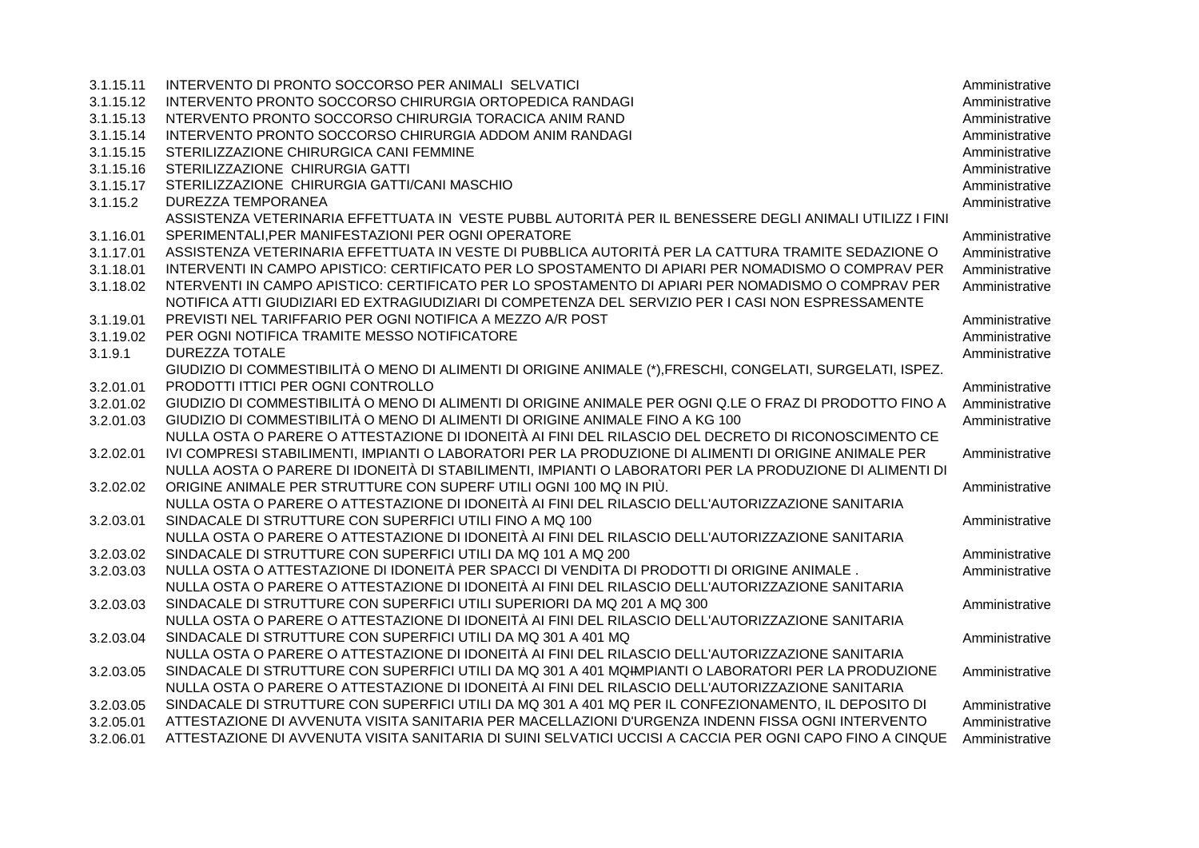| | | |
|---|---|---|
| 3.1.15.11 | INTERVENTO DI PRONTO SOCCORSO PER ANIMALI SELVATICI | Amministrative |
| 3.1.15.12 | INTERVENTO PRONTO SOCCORSO CHIRURGIA ORTOPEDICA RANDAGI | Amministrative |
| 3.1.15.13 | NTERVENTO PRONTO SOCCORSO CHIRURGIA TORACICA ANIM RAND | Amministrative |
| 3.1.15.14 | INTERVENTO PRONTO SOCCORSO CHIRURGIA ADDOM ANIM RANDAGI | Amministrative |
| 3.1.15.15 | STERILIZZAZIONE CHIRURGICA CANI FEMMINE | Amministrative |
| 3.1.15.16 | STERILIZZAZIONE CHIRURGIA GATTI | Amministrative |
| 3.1.15.17 | STERILIZZAZIONE CHIRURGIA GATTI/CANI MASCHIO | Amministrative |
| 3.1.15.2 | DUREZZA TEMPORANEA | Amministrative |
| 3.1.16.01 | ASSISTENZA VETERINARIA EFFETTUATA IN VESTE PUBBL AUTORITÀ PER IL BENESSERE DEGLI ANIMALI UTILIZZ I FINI SPERIMENTALI,PER MANIFESTAZIONI PER OGNI OPERATORE | Amministrative |
| 3.1.17.01 | ASSISTENZA VETERINARIA EFFETTUATA IN VESTE DI PUBBLICA AUTORITÀ PER LA CATTURA TRAMITE SEDAZIONE O | Amministrative |
| 3.1.18.01 | INTERVENTI IN CAMPO APISTICO: CERTIFICATO PER LO SPOSTAMENTO DI APIARI PER NOMADISMO O COMPRAV PER | Amministrative |
| 3.1.18.02 | NTERVENTI IN CAMPO APISTICO: CERTIFICATO PER LO SPOSTAMENTO DI APIARI PER NOMADISMO O COMPRAV PER | Amministrative |
| 3.1.19.01 | NOTIFICA ATTI GIUDIZIARI ED EXTRAGIUDIZIARI DI COMPETENZA DEL SERVIZIO PER I CASI NON ESPRESSAMENTE PREVISTI NEL TARIFFARIO PER OGNI NOTIFICA A MEZZO A/R POST | Amministrative |
| 3.1.19.02 | PER OGNI NOTIFICA TRAMITE MESSO NOTIFICATORE | Amministrative |
| 3.1.9.1 | DUREZZA TOTALE | Amministrative |
| 3.2.01.01 | GIUDIZIO DI COMMESTIBILITÀ O MENO DI ALIMENTI DI ORIGINE ANIMALE (*),FRESCHI, CONGELATI, SURGELATI, ISPEZ. PRODOTTI ITTICI PER OGNI CONTROLLO | Amministrative |
| 3.2.01.02 | GIUDIZIO DI COMMESTIBILITÀ O MENO DI ALIMENTI DI ORIGINE ANIMALE PER OGNI Q.LE O FRAZ DI PRODOTTO FINO A | Amministrative |
| 3.2.01.03 | GIUDIZIO DI COMMESTIBILITÀ O MENO DI ALIMENTI DI ORIGINE ANIMALE FINO A KG 100 | Amministrative |
| 3.2.02.01 | NULLA OSTA O PARERE O ATTESTAZIONE DI IDONEITÀ AI FINI DEL RILASCIO DEL DECRETO DI RICONOSCIMENTO CE IVI COMPRESI STABILIMENTI, IMPIANTI O LABORATORI PER LA PRODUZIONE DI ALIMENTI DI ORIGINE ANIMALE PER | Amministrative |
| 3.2.02.02 | NULLA AOSTA O PARERE DI IDONEITÀ DI STABILIMENTI, IMPIANTI O LABORATORI PER LA PRODUZIONE DI ALIMENTI DI ORIGINE ANIMALE PER STRUTTURE CON SUPERF UTILI OGNI 100 MQ IN PIÙ. | Amministrative |
| 3.2.03.01 | NULLA OSTA O PARERE O ATTESTAZIONE DI IDONEITÀ AI FINI DEL RILASCIO DELL'AUTORIZZAZIONE SANITARIA SINDACALE DI STRUTTURE CON SUPERFICI UTILI FINO A MQ 100 | Amministrative |
| 3.2.03.02 | NULLA OSTA O PARERE O ATTESTAZIONE DI IDONEITÀ AI FINI DEL RILASCIO DELL'AUTORIZZAZIONE SANITARIA SINDACALE DI STRUTTURE CON SUPERFICI UTILI DA MQ 101 A MQ 200 | Amministrative |
| 3.2.03.03 | NULLA OSTA O ATTESTAZIONE DI IDONEITÀ PER SPACCI DI VENDITA DI PRODOTTI DI ORIGINE ANIMALE . | Amministrative |
| 3.2.03.03 | NULLA OSTA O PARERE O ATTESTAZIONE DI IDONEITÀ AI FINI DEL RILASCIO DELL'AUTORIZZAZIONE SANITARIA SINDACALE DI STRUTTURE CON SUPERFICI UTILI SUPERIORI DA MQ 201 A MQ 300 | Amministrative |
| 3.2.03.04 | NULLA OSTA O PARERE O ATTESTAZIONE DI IDONEITÀ AI FINI DEL RILASCIO DELL'AUTORIZZAZIONE SANITARIA SINDACALE DI STRUTTURE CON SUPERFICI UTILI DA MQ 301 A 401 MQ | Amministrative |
| 3.2.03.05 | NULLA OSTA O PARERE O ATTESTAZIONE DI IDONEITÀ AI FINI DEL RILASCIO DELL'AUTORIZZAZIONE SANITARIA SINDACALE DI STRUTTURE CON SUPERFICI UTILI DA MQ 301 A 401 MQIMPIANTI O LABORATORI PER LA PRODUZIONE | Amministrative |
| 3.2.03.05 | NULLA OSTA O PARERE O ATTESTAZIONE DI IDONEITÀ AI FINI DEL RILASCIO DELL'AUTORIZZAZIONE SANITARIA SINDACALE DI STRUTTURE CON SUPERFICI UTILI DA MQ 301 A 401 MQ PER IL CONFEZIONAMENTO, IL DEPOSITO DI | Amministrative |
| 3.2.05.01 | ATTESTAZIONE DI AVVENUTA VISITA SANITARIA PER MACELLAZIONI D'URGENZA INDENN FISSA OGNI INTERVENTO | Amministrative |
| 3.2.06.01 | ATTESTAZIONE DI AVVENUTA VISITA SANITARIA DI SUINI SELVATICI UCCISI A CACCIA PER OGNI CAPO FINO A CINQUE | Amministrative |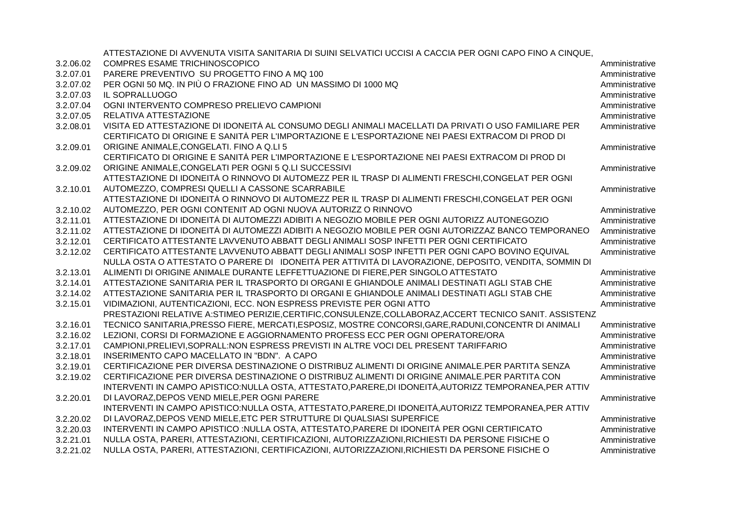| | | |
|---|---|---|
| 3.2.06.02 | ATTESTAZIONE DI AVVENUTA VISITA SANITARIA DI SUINI SELVATICI UCCISI A CACCIA PER OGNI CAPO FINO A CINQUE, COMPRES ESAME TRICHINOSCOPICO | Amministrative |
| 3.2.07.01 | PARERE PREVENTIVO SU PROGETTO FINO A MQ 100 | Amministrative |
| 3.2.07.02 | PER OGNI 50 MQ. IN PIÙ O FRAZIONE FINO AD UN MASSIMO DI 1000 MQ | Amministrative |
| 3.2.07.03 | IL SOPRALLUOGO | Amministrative |
| 3.2.07.04 | OGNI INTERVENTO COMPRESO PRELIEVO CAMPIONI | Amministrative |
| 3.2.07.05 | RELATIVA ATTESTAZIONE | Amministrative |
| 3.2.08.01 | VISITA ED ATTESTAZIONE DI IDONEITÀ AL CONSUMO DEGLI ANIMALI MACELLATI DA PRIVATI O USO FAMILIARE PER | Amministrative |
| 3.2.09.01 | CERTIFICATO DI ORIGINE E SANITÀ PER L'IMPORTAZIONE E L'ESPORTAZIONE NEI PAESI EXTRACOM DI PROD DI ORIGINE ANIMALE,CONGELATI. FINO A Q.LI 5 | Amministrative |
| 3.2.09.02 | CERTIFICATO DI ORIGINE E SANITÀ PER L'IMPORTAZIONE E L'ESPORTAZIONE NEI PAESI EXTRACOM DI PROD DI ORIGINE ANIMALE,CONGELATI PER OGNI 5 Q.LI SUCCESSIVI | Amministrative |
| 3.2.10.01 | ATTESTAZIONE DI IDONEITÀ O RINNOVO DI AUTOMEZZ PER IL TRASP DI ALIMENTI FRESCHI,CONGELAT PER OGNI AUTOMEZZO, COMPRESI QUELLI A CASSONE SCARRABILE | Amministrative |
| 3.2.10.02 | ATTESTAZIONE DI IDONEITÀ O RINNOVO DI AUTOMEZZ PER IL TRASP DI ALIMENTI FRESCHI,CONGELAT PER OGNI AUTOMEZZO, PER OGNI CONTENIT AD OGNI NUOVA AUTORIZZ O RINNOVO | Amministrative |
| 3.2.11.01 | ATTESTAZIONE DI IDONEITÀ DI AUTOMEZZI ADIBITI A NEGOZIO MOBILE PER OGNI AUTORIZZ AUTONEGOZIO | Amministrative |
| 3.2.11.02 | ATTESTAZIONE DI IDONEITÀ DI AUTOMEZZI ADIBITI A NEGOZIO MOBILE PER OGNI AUTORIZZAZ BANCO TEMPORANEO | Amministrative |
| 3.2.12.01 | CERTIFICATO ATTESTANTE LÀVVENUTO ABBATT DEGLI ANIMALI SOSP INFETTI PER OGNI CERTIFICATO | Amministrative |
| 3.2.12.02 | CERTIFICATO ATTESTANTE LÀVVENUTO ABBATT DEGLI ANIMALI SOSP INFETTI PER OGNI CAPO BOVINO EQUIVAL | Amministrative |
| 3.2.13.01 | NULLA OSTA O ATTESTATO O PARERE DI IDONEITÀ PER ATTIVITÀ DI LAVORAZIONE, DEPOSITO, VENDITA, SOMMIN DI ALIMENTI DI ORIGINE ANIMALE DURANTE LEFFETTUAZIONE DI FIERE,PER SINGOLO ATTESTATO | Amministrative |
| 3.2.14.01 | ATTESTAZIONE SANITARIA PER IL TRASPORTO DI ORGANI E GHIANDOLE ANIMALI DESTINATI AGLI STAB CHE | Amministrative |
| 3.2.14.02 | ATTESTAZIONE SANITARIA PER IL TRASPORTO DI ORGANI E GHIANDOLE ANIMALI DESTINATI AGLI STAB CHE | Amministrative |
| 3.2.15.01 | VIDIMAZIONI, AUTENTICAZIONI, ECC. NON ESPRESS PREVISTE PER OGNI ATTO | Amministrative |
| 3.2.16.01 | PRESTAZIONI RELATIVE A:STIMEO PERIZIE,CERTIFIC,CONSULENZE,COLLABORAZ,ACCERT TECNICO SANIT. ASSISTENZ TECNICO SANITARIA,PRESSO FIERE, MERCATI,ESPOSIZ, MOSTRE CONCORSI,GARE,RADUNI,CONCENTR DI ANIMALI | Amministrative |
| 3.2.16.02 | LEZIONI, CORSI DI FORMAZIONE E AGGIORNAMENTO PROFESS ECC PER OGNI OPERATORE/ORA | Amministrative |
| 3.2.17.01 | CAMPIONI,PRELIEVI,SOPRALL:NON ESPRESS PREVISTI IN ALTRE VOCI DEL PRESENT TARIFFARIO | Amministrative |
| 3.2.18.01 | INSERIMENTO CAPO MACELLATO IN "BDN". A CAPO | Amministrative |
| 3.2.19.01 | CERTIFICAZIONE PER DIVERSA DESTINAZIONE O DISTRIBUZ ALIMENTI DI ORIGINE ANIMALE.PER PARTITA SENZA | Amministrative |
| 3.2.19.02 | CERTIFICAZIONE PER DIVERSA DESTINAZIONE O DISTRIBUZ ALIMENTI DI ORIGINE ANIMALE.PER PARTITA CON | Amministrative |
| 3.2.20.01 | INTERVENTI IN CAMPO APISTICO:NULLA OSTA, ATTESTATO,PARERE,DI IDONEITÀ,AUTORIZZ TEMPORANEA,PER ATTIV DI LAVORAZ,DEPOS VEND MIELE,PER OGNI PARERE | Amministrative |
| 3.2.20.02 | INTERVENTI IN CAMPO APISTICO:NULLA OSTA, ATTESTATO,PARERE,DI IDONEITÀ,AUTORIZZ TEMPORANEA,PER ATTIV DI LAVORAZ,DEPOS VEND MIELE,ETC PER STRUTTURE DI QUALSIASI SUPERFICE | Amministrative |
| 3.2.20.03 | INTERVENTI IN CAMPO APISTICO :NULLA OSTA, ATTESTATO,PARERE DI IDONEITÀ PER OGNI CERTIFICATO | Amministrative |
| 3.2.21.01 | NULLA OSTA, PARERI, ATTESTAZIONI, CERTIFICAZIONI, AUTORIZZAZIONI,RICHIESTI DA PERSONE FISICHE O | Amministrative |
| 3.2.21.02 | NULLA OSTA, PARERI, ATTESTAZIONI, CERTIFICAZIONI, AUTORIZZAZIONI,RICHIESTI DA PERSONE FISICHE O | Amministrative |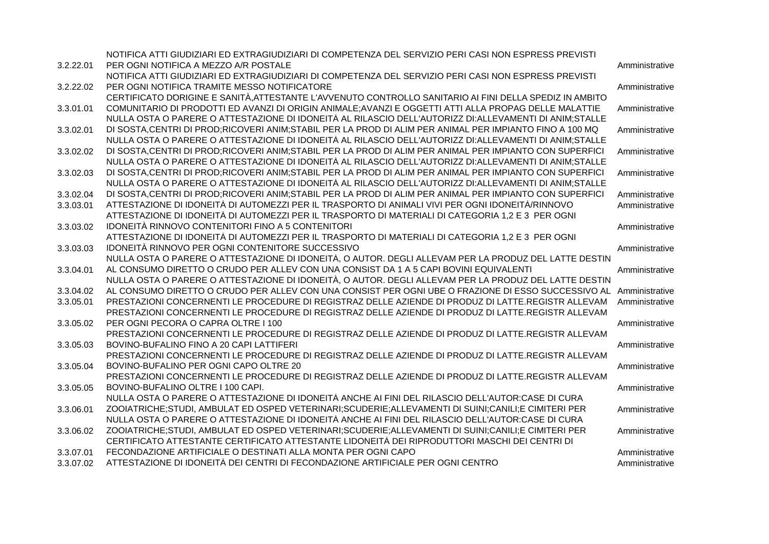| | | |
|---|---|---|
| 3.2.22.01 | NOTIFICA ATTI GIUDIZIARI ED EXTRAGIUDIZIARI DI COMPETENZA DEL SERVIZIO PERI CASI NON ESPRESS PREVISTI PER OGNI NOTIFICA A MEZZO A/R POSTALE | Amministrative |
| 3.2.22.02 | NOTIFICA ATTI GIUDIZIARI ED EXTRAGIUDIZIARI DI COMPETENZA DEL SERVIZIO PERI CASI NON ESPRESS PREVISTI PER OGNI NOTIFICA TRAMITE MESSO NOTIFICATORE | Amministrative |
| 3.3.01.01 | CERTIFICATO DORIGINE E SANITÀ,ATTESTANTE L'AVVENUTO CONTROLLO SANITARIO AI FINI DELLA SPEDIZ IN AMBITO COMUNITARIO DI PRODOTTI ED AVANZI DI ORIGIN ANIMALE;AVANZI E OGGETTI ATTI ALLA PROPAG DELLE MALATTIE | Amministrative |
| 3.3.02.01 | NULLA OSTA O PARERE O ATTESTAZIONE DI IDONEITÀ AL RILASCIO DELL'AUTORIZZ DI:ALLEVAMENTI DI ANIM;STALLE DI SOSTA,CENTRI DI PROD;RICOVERI ANIM;STABIL PER LA PROD DI ALIM PER ANIMAL PER IMPIANTO FINO A 100 MQ | Amministrative |
| 3.3.02.02 | NULLA OSTA O PARERE O ATTESTAZIONE DI IDONEITÀ AL RILASCIO DELL'AUTORIZZ DI:ALLEVAMENTI DI ANIM;STALLE DI SOSTA,CENTRI DI PROD;RICOVERI ANIM;STABIL PER LA PROD DI ALIM PER ANIMAL PER IMPIANTO CON SUPERFICI | Amministrative |
| 3.3.02.03 | NULLA OSTA O PARERE O ATTESTAZIONE DI IDONEITÀ AL RILASCIO DELL'AUTORIZZ DI:ALLEVAMENTI DI ANIM;STALLE DI SOSTA,CENTRI DI PROD;RICOVERI ANIM;STABIL PER LA PROD DI ALIM PER ANIMAL PER IMPIANTO CON SUPERFICI | Amministrative |
| 3.3.02.04 | NULLA OSTA O PARERE O ATTESTAZIONE DI IDONEITÀ AL RILASCIO DELL'AUTORIZZ DI:ALLEVAMENTI DI ANIM;STALLE DI SOSTA,CENTRI DI PROD;RICOVERI ANIM;STABIL PER LA PROD DI ALIM PER ANIMAL PER IMPIANTO CON SUPERFICI | Amministrative |
| 3.3.03.01 | ATTESTAZIONE DI IDONEITÀ DI AUTOMEZZI PER IL TRASPORTO DI ANIMALI VIVI PER OGNI IDONEITÀ/RINNOVO | Amministrative |
| 3.3.03.02 | ATTESTAZIONE DI IDONEITÀ DI AUTOMEZZI PER IL TRASPORTO DI MATERIALI DI CATEGORIA 1,2 E 3 PER OGNI IDONEITÀ RINNOVO CONTENITORI FINO A 5 CONTENITORI | Amministrative |
| 3.3.03.03 | ATTESTAZIONE DI IDONEITÀ DI AUTOMEZZI PER IL TRASPORTO DI MATERIALI DI CATEGORIA 1,2 E 3 PER OGNI IDONEITÀ RINNOVO PER OGNI CONTENITORE SUCCESSIVO | Amministrative |
| 3.3.04.01 | NULLA OSTA O PARERE O ATTESTAZIONE DI IDONEITÀ, O AUTOR. DEGLI ALLEVAM PER LA PRODUZ DEL LATTE DESTIN AL CONSUMO DIRETTO O CRUDO PER ALLEV CON UNA CONSIST DA 1 A 5 CAPI BOVINI EQUIVALENTI | Amministrative |
| 3.3.04.02 | NULLA OSTA O PARERE O ATTESTAZIONE DI IDONEITÀ, O AUTOR. DEGLI ALLEVAM PER LA PRODUZ DEL LATTE DESTIN AL CONSUMO DIRETTO O CRUDO PER ALLEV CON UNA CONSIST PER OGNI UBE O FRAZIONE DI ESSO SUCCESSIVO AL | Amministrative |
| 3.3.05.01 | PRESTAZIONI CONCERNENTI LE PROCEDURE DI REGISTRAZ DELLE AZIENDE DI PRODUZ DI LATTE.REGISTR ALLEVAM | Amministrative |
| 3.3.05.02 | PRESTAZIONI CONCERNENTI LE PROCEDURE DI REGISTRAZ DELLE AZIENDE DI PRODUZ DI LATTE.REGISTR ALLEVAM PER OGNI PECORA O CAPRA OLTRE I 100 | Amministrative |
| 3.3.05.03 | PRESTAZIONI CONCERNENTI LE PROCEDURE DI REGISTRAZ DELLE AZIENDE DI PRODUZ DI LATTE.REGISTR ALLEVAM BOVINO-BUFALINO FINO A 20 CAPI LATTIFERI | Amministrative |
| 3.3.05.04 | PRESTAZIONI CONCERNENTI LE PROCEDURE DI REGISTRAZ DELLE AZIENDE DI PRODUZ DI LATTE.REGISTR ALLEVAM BOVINO-BUFALINO PER OGNI CAPO OLTRE 20 | Amministrative |
| 3.3.05.05 | PRESTAZIONI CONCERNENTI LE PROCEDURE DI REGISTRAZ DELLE AZIENDE DI PRODUZ DI LATTE.REGISTR ALLEVAM BOVINO-BUFALINO OLTRE I 100 CAPI. | Amministrative |
| 3.3.06.01 | NULLA OSTA O PARERE O ATTESTAZIONE DI IDONEITÀ ANCHE AI FINI DEL RILASCIO DELL'AUTOR:CASE DI CURA ZOOIATRICHE;STUDI, AMBULAT ED OSPED VETERINARI;SCUDERIE;ALLEVAMENTI DI SUINI;CANILI;E CIMITERI PER | Amministrative |
| 3.3.06.02 | NULLA OSTA O PARERE O ATTESTAZIONE DI IDONEITÀ ANCHE AI FINI DEL RILASCIO DELL'AUTOR:CASE DI CURA ZOOIATRICHE;STUDI, AMBULAT ED OSPED VETERINARI;SCUDERIE;ALLEVAMENTI DI SUINI;CANILI;E CIMITERI PER | Amministrative |
| 3.3.07.01 | CERTIFICATO ATTESTANTE CERTIFICATO ATTESTANTE LIDONEITÀ DEI RIPRODUTTORI MASCHI DEI CENTRI DI FECONDAZIONE ARTIFICIALE O DESTINATI ALLA MONTA PER OGNI CAPO | Amministrative |
| 3.3.07.02 | ATTESTAZIONE DI IDONEITÀ DEI CENTRI DI FECONDAZIONE ARTIFICIALE PER OGNI CENTRO | Amministrative |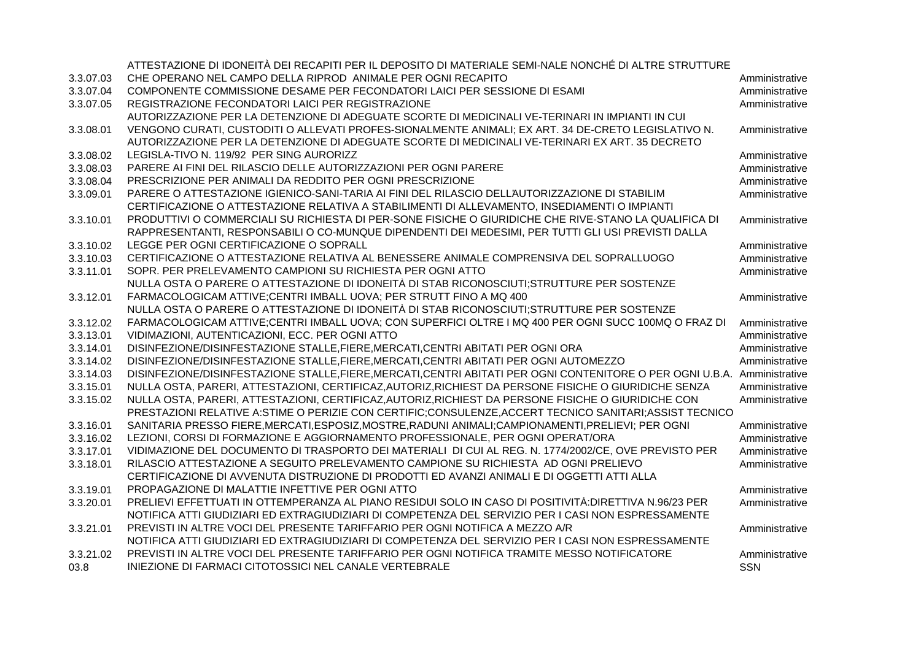|  |  |  |
|---|---|---|
| 3.3.07.03 | ATTESTAZIONE DI IDONEITÀ DEI RECAPITI PER IL DEPOSITO DI MATERIALE SEMI-NALE NONCHÉ DI ALTRE STRUTTURE CHE OPERANO NEL CAMPO DELLA RIPROD ANIMALE PER OGNI RECAPITO | Amministrative |
| 3.3.07.04 | COMPONENTE COMMISSIONE DESAME PER FECONDATORI LAICI PER SESSIONE DI ESAMI | Amministrative |
| 3.3.07.05 | REGISTRAZIONE FECONDATORI LAICI PER REGISTRAZIONE | Amministrative |
| 3.3.08.01 | AUTORIZZAZIONE PER LA DETENZIONE DI ADEGUATE SCORTE DI MEDICINALI VE-TERINARI IN IMPIANTI IN CUI VENGONO CURATI, CUSTODITI O ALLEVATI PROFES-SIONALMENTE ANIMALI; EX ART. 34 DE-CRETO LEGISLATIVO N. | Amministrative |
| 3.3.08.02 | AUTORIZZAZIONE PER LA DETENZIONE DI ADEGUATE SCORTE DI MEDICINALI VE-TERINARI EX ART. 35 DECRETO LEGISLA-TIVO N. 119/92 PER SING AURORIZZ | Amministrative |
| 3.3.08.03 | PARERE AI FINI DEL RILASCIO DELLE AUTORIZZAZIONI PER OGNI PARERE | Amministrative |
| 3.3.08.04 | PRESCRIZIONE PER ANIMALI DA REDDITO PER OGNI PRESCRIZIONE | Amministrative |
| 3.3.09.01 | PARERE O ATTESTAZIONE IGIENICO-SANI-TARIA AI FINI DEL RILASCIO DELL'AUTORIZZAZIONE DI STABILIM | Amministrative |
| 3.3.10.01 | CERTIFICAZIONE O ATTESTAZIONE RELATIVA A STABILIMENTI DI ALLEVAMENTO, INSEDIAMENTI O IMPIANTI PRODUTTIVI O COMMERCIALI SU RICHIESTA DI PER-SONE FISICHE O GIURIDICHE CHE RIVE-STANO LA QUALIFICA DI RAPPRESENTANTI, RESPONSABILI O CO-MUNQUE DIPENDENTI DEI MEDESIMI, PER TUTTI GLI USI PREVISTI DALLA | Amministrative |
| 3.3.10.02 | LEGGE PER OGNI CERTIFICAZIONE O SOPRALL | Amministrative |
| 3.3.10.03 | CERTIFICAZIONE O ATTESTAZIONE RELATIVA AL BENESSERE ANIMALE COMPRENSIVA DEL SOPRALLUOGO | Amministrative |
| 3.3.11.01 | SOPR. PER PRELEVAMENTO CAMPIONI SU RICHIESTA PER OGNI ATTO | Amministrative |
| 3.3.12.01 | NULLA OSTA O PARERE O ATTESTAZIONE DI IDONEITÀ DI STAB RICONOSCIUTI;STRUTTURE PER SOSTENZE FARMACOLOGICAM ATTIVE;CENTRI IMBALL UOVA; PER STRUTT FINO A MQ 400 | Amministrative |
| 3.3.12.02 | NULLA OSTA O PARERE O ATTESTAZIONE DI IDONEITÀ DI STAB RICONOSCIUTI;STRUTTURE PER SOSTENZE FARMACOLOGICAM ATTIVE;CENTRI IMBALL UOVA; CON SUPERFICI OLTRE I MQ 400 PER OGNI SUCC 100MQ O FRAZ DI | Amministrative |
| 3.3.13.01 | VIDIMAZIONI, AUTENTICAZIONI, ECC. PER OGNI ATTO | Amministrative |
| 3.3.14.01 | DISINFEZIONE/DISINFESTAZIONE STALLE,FIERE,MERCATI,CENTRI ABITATI PER OGNI ORA | Amministrative |
| 3.3.14.02 | DISINFEZIONE/DISINFESTAZIONE STALLE,FIERE,MERCATI,CENTRI ABITATI PER OGNI AUTOMEZZO | Amministrative |
| 3.3.14.03 | DISINFEZIONE/DISINFESTAZIONE STALLE,FIERE,MERCATI,CENTRI ABITATI PER OGNI CONTENITORE O PER OGNI U.B.A. | Amministrative |
| 3.3.15.01 | NULLA OSTA, PARERI, ATTESTAZIONI, CERTIFICAZ,AUTORIZ,RICHIEST DA PERSONE FISICHE O GIURIDICHE SENZA | Amministrative |
| 3.3.15.02 | NULLA OSTA, PARERI, ATTESTAZIONI, CERTIFICAZ,AUTORIZ,RICHIEST DA PERSONE FISICHE O GIURIDICHE CON | Amministrative |
| 3.3.16.01 | PRESTAZIONI RELATIVE A:STIME O PERIZIE CON CERTIFIC;CONSULENZE,ACCERT TECNICO SANITARI;ASSIST TECNICO SANITARIA PRESSO FIERE,MERCATI,ESPOSIZ,MOSTRE,RADUNI ANIMALI;CAMPIONAMENTI,PRELIEVI; PER OGNI | Amministrative |
| 3.3.16.02 | LEZIONI, CORSI DI FORMAZIONE E AGGIORNAMENTO PROFESSIONALE, PER OGNI OPERAT/ORA | Amministrative |
| 3.3.17.01 | VIDIMAZIONE DEL DOCUMENTO DI TRASPORTO DEI MATERIALI DI CUI AL REG. N. 1774/2002/CE, OVE PREVISTO PER | Amministrative |
| 3.3.18.01 | RILASCIO ATTESTAZIONE A SEGUITO PRELEVAMENTO CAMPIONE SU RICHIESTA AD OGNI PRELIEVO | Amministrative |
| 3.3.19.01 | CERTIFICAZIONE DI AVVENUTA DISTRUZIONE DI PRODOTTI ED AVANZI ANIMALI E DI OGGETTI ATTI ALLA PROPAGAZIONE DI MALATTIE INFETTIVE PER OGNI ATTO | Amministrative |
| 3.3.20.01 | PRELIEVI EFFETTUATI IN OTTEMPERANZA AL PIANO RESIDUI SOLO IN CASO DI POSITIVITÀ:DIRETTIVA N.96/23 PER | Amministrative |
| 3.3.21.01 | NOTIFICA ATTI GIUDIZIARI ED EXTRAGIUDIZIARI DI COMPETENZA DEL SERVIZIO PER I CASI NON ESPRESSAMENTE PREVISTI IN ALTRE VOCI DEL PRESENTE TARIFFARIO PER OGNI NOTIFICA A MEZZO A/R | Amministrative |
| 3.3.21.02 | NOTIFICA ATTI GIUDIZIARI ED EXTRAGIUDIZIARI DI COMPETENZA DEL SERVIZIO PER I CASI NON ESPRESSAMENTE PREVISTI IN ALTRE VOCI DEL PRESENTE TARIFFARIO PER OGNI NOTIFICA TRAMITE MESSO NOTIFICATORE | Amministrative |
| 03.8 | INIEZIONE DI FARMACI CITOTOSSICI NEL CANALE VERTEBRALE | SSN |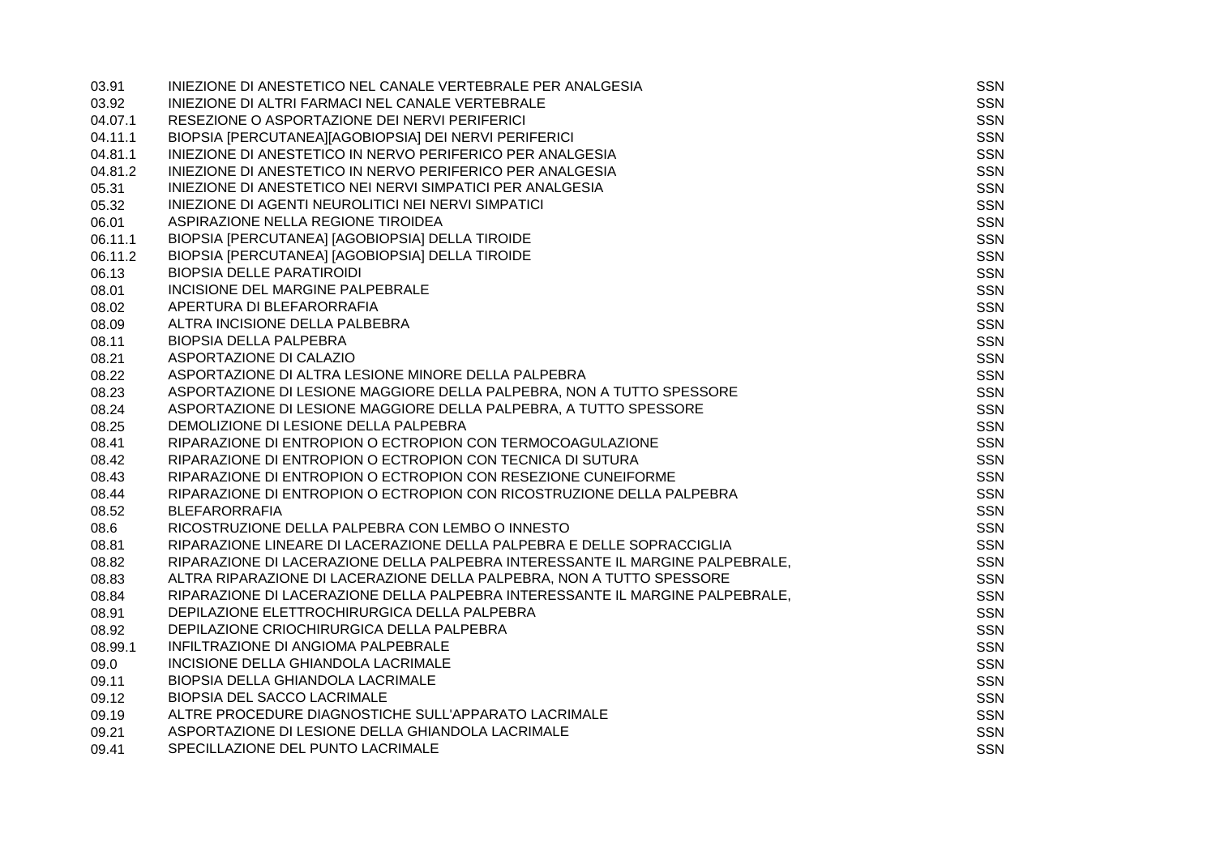| | | |
|---|---|---|
| 03.91 | INIEZIONE DI ANESTETICO NEL CANALE VERTEBRALE PER ANALGESIA | SSN |
| 03.92 | INIEZIONE DI ALTRI FARMACI NEL CANALE VERTEBRALE | SSN |
| 04.07.1 | RESEZIONE O ASPORTAZIONE DEI NERVI PERIFERICI | SSN |
| 04.11.1 | BIOPSIA [PERCUTANEA][AGOBIOPSIA] DEI NERVI PERIFERICI | SSN |
| 04.81.1 | INIEZIONE DI ANESTETICO IN NERVO PERIFERICO PER ANALGESIA | SSN |
| 04.81.2 | INIEZIONE DI ANESTETICO IN NERVO PERIFERICO PER ANALGESIA | SSN |
| 05.31 | INIEZIONE DI ANESTETICO NEI NERVI SIMPATICI PER ANALGESIA | SSN |
| 05.32 | INIEZIONE DI AGENTI NEUROLITICI NEI NERVI SIMPATICI | SSN |
| 06.01 | ASPIRAZIONE NELLA REGIONE TIROIDEA | SSN |
| 06.11.1 | BIOPSIA [PERCUTANEA] [AGOBIOPSIA] DELLA TIROIDE | SSN |
| 06.11.2 | BIOPSIA [PERCUTANEA] [AGOBIOPSIA] DELLA TIROIDE | SSN |
| 06.13 | BIOPSIA DELLE PARATIROIDI | SSN |
| 08.01 | INCISIONE DEL MARGINE PALPEBRALE | SSN |
| 08.02 | APERTURA DI BLEFARORRAFIA | SSN |
| 08.09 | ALTRA INCISIONE DELLA PALBEBRA | SSN |
| 08.11 | BIOPSIA DELLA PALPEBRA | SSN |
| 08.21 | ASPORTAZIONE DI CALAZIO | SSN |
| 08.22 | ASPORTAZIONE DI ALTRA LESIONE MINORE DELLA PALPEBRA | SSN |
| 08.23 | ASPORTAZIONE DI LESIONE MAGGIORE DELLA PALPEBRA, NON A TUTTO SPESSORE | SSN |
| 08.24 | ASPORTAZIONE DI LESIONE MAGGIORE DELLA PALPEBRA, A TUTTO SPESSORE | SSN |
| 08.25 | DEMOLIZIONE DI LESIONE DELLA PALPEBRA | SSN |
| 08.41 | RIPARAZIONE DI ENTROPION O ECTROPION CON TERMOCOAGULAZIONE | SSN |
| 08.42 | RIPARAZIONE DI ENTROPION O ECTROPION CON TECNICA DI SUTURA | SSN |
| 08.43 | RIPARAZIONE DI ENTROPION O ECTROPION CON RESEZIONE CUNEIFORME | SSN |
| 08.44 | RIPARAZIONE DI ENTROPION O ECTROPION CON RICOSTRUZIONE DELLA PALPEBRA | SSN |
| 08.52 | BLEFARORRAFIA | SSN |
| 08.6 | RICOSTRUZIONE DELLA PALPEBRA CON LEMBO O INNESTO | SSN |
| 08.81 | RIPARAZIONE LINEARE DI LACERAZIONE DELLA PALPEBRA E DELLE SOPRACCIGLIA | SSN |
| 08.82 | RIPARAZIONE DI LACERAZIONE DELLA PALPEBRA INTERESSANTE IL MARGINE PALPEBRALE, | SSN |
| 08.83 | ALTRA RIPARAZIONE DI LACERAZIONE DELLA PALPEBRA, NON A TUTTO SPESSORE | SSN |
| 08.84 | RIPARAZIONE DI LACERAZIONE DELLA PALPEBRA INTERESSANTE IL MARGINE PALPEBRALE, | SSN |
| 08.91 | DEPILAZIONE ELETTROCHIRURGICA DELLA PALPEBRA | SSN |
| 08.92 | DEPILAZIONE CRIOCHIRURGICA DELLA PALPEBRA | SSN |
| 08.99.1 | INFILTRAZIONE DI ANGIOMA PALPEBRALE | SSN |
| 09.0 | INCISIONE DELLA GHIANDOLA LACRIMALE | SSN |
| 09.11 | BIOPSIA DELLA GHIANDOLA LACRIMALE | SSN |
| 09.12 | BIOPSIA DEL SACCO LACRIMALE | SSN |
| 09.19 | ALTRE PROCEDURE DIAGNOSTICHE SULL'APPARATO LACRIMALE | SSN |
| 09.21 | ASPORTAZIONE DI LESIONE DELLA GHIANDOLA LACRIMALE | SSN |
| 09.41 | SPECILLAZIONE DEL PUNTO LACRIMALE | SSN |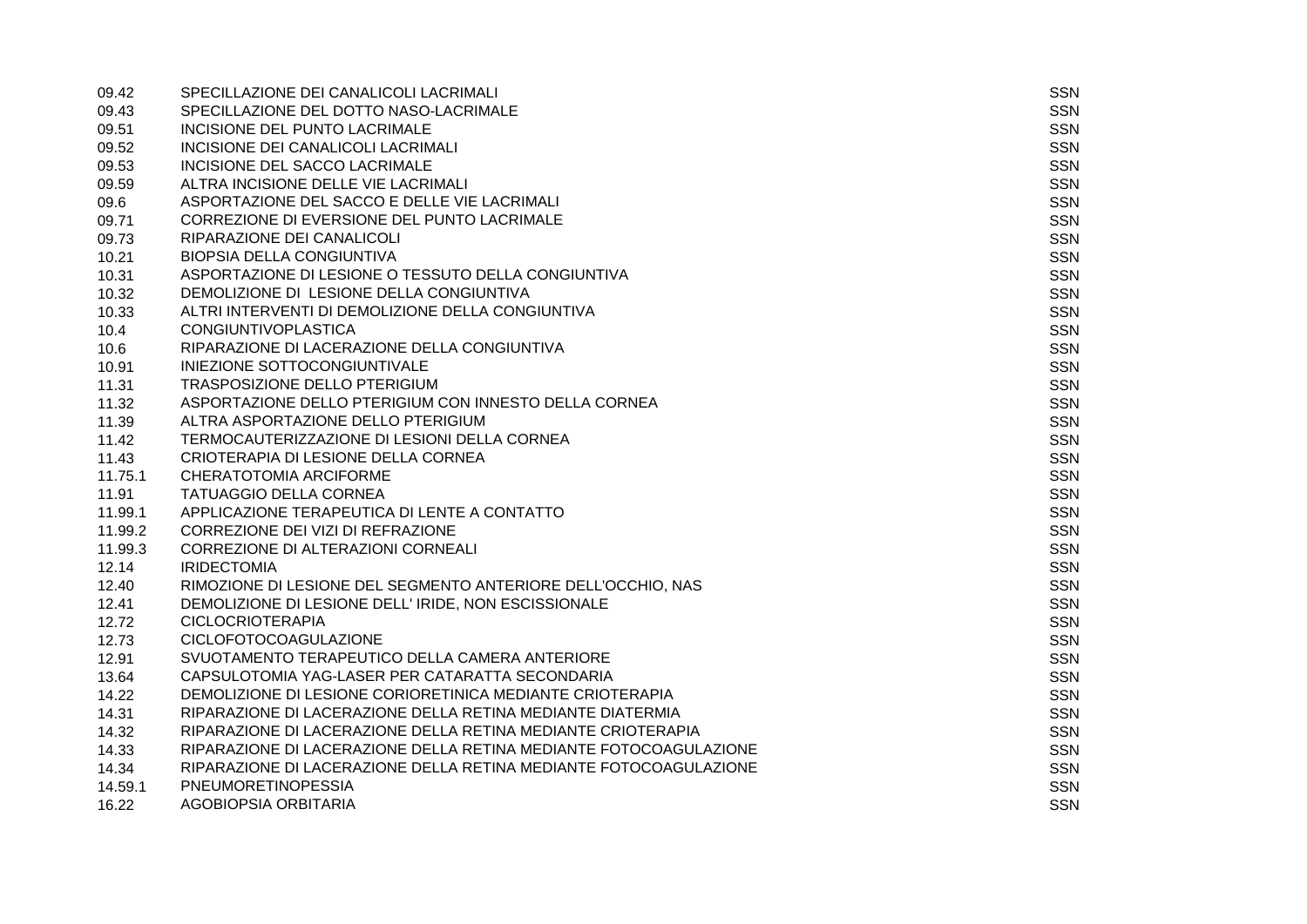| | | |
|---|---|---|
| 09.42 | SPECILLAZIONE DEI CANALICOLI LACRIMALI | SSN |
| 09.43 | SPECILLAZIONE DEL DOTTO NASO-LACRIMALE | SSN |
| 09.51 | INCISIONE DEL PUNTO LACRIMALE | SSN |
| 09.52 | INCISIONE DEI CANALICOLI LACRIMALI | SSN |
| 09.53 | INCISIONE DEL SACCO LACRIMALE | SSN |
| 09.59 | ALTRA INCISIONE DELLE VIE LACRIMALI | SSN |
| 09.6 | ASPORTAZIONE DEL SACCO E DELLE VIE LACRIMALI | SSN |
| 09.71 | CORREZIONE DI EVERSIONE DEL PUNTO LACRIMALE | SSN |
| 09.73 | RIPARAZIONE DEI CANALICOLI | SSN |
| 10.21 | BIOPSIA DELLA CONGIUNTIVA | SSN |
| 10.31 | ASPORTAZIONE DI LESIONE O TESSUTO DELLA CONGIUNTIVA | SSN |
| 10.32 | DEMOLIZIONE DI LESIONE DELLA CONGIUNTIVA | SSN |
| 10.33 | ALTRI INTERVENTI DI DEMOLIZIONE DELLA CONGIUNTIVA | SSN |
| 10.4 | CONGIUNTIVOPLASTICA | SSN |
| 10.6 | RIPARAZIONE DI LACERAZIONE DELLA CONGIUNTIVA | SSN |
| 10.91 | INIEZIONE SOTTOCONGIUNTIVALE | SSN |
| 11.31 | TRASPOSIZIONE DELLO PTERIGIUM | SSN |
| 11.32 | ASPORTAZIONE DELLO PTERIGIUM CON INNESTO DELLA CORNEA | SSN |
| 11.39 | ALTRA ASPORTAZIONE DELLO PTERIGIUM | SSN |
| 11.42 | TERMOCAUTERIZZAZIONE DI LESIONI DELLA CORNEA | SSN |
| 11.43 | CRIOTERAPIA DI LESIONE DELLA CORNEA | SSN |
| 11.75.1 | CHERATOTOMIA ARCIFORME | SSN |
| 11.91 | TATUAGGIO DELLA CORNEA | SSN |
| 11.99.1 | APPLICAZIONE TERAPEUTICA DI LENTE A CONTATTO | SSN |
| 11.99.2 | CORREZIONE DEI VIZI DI REFRAZIONE | SSN |
| 11.99.3 | CORREZIONE DI ALTERAZIONI CORNEALI | SSN |
| 12.14 | IRIDECTOMIA | SSN |
| 12.40 | RIMOZIONE DI LESIONE DEL SEGMENTO ANTERIORE DELL'OCCHIO, NAS | SSN |
| 12.41 | DEMOLIZIONE DI LESIONE DELL' IRIDE, NON ESCISSIONALE | SSN |
| 12.72 | CICLOCRIOTERAPIA | SSN |
| 12.73 | CICLOFOTOCOAGULAZIONE | SSN |
| 12.91 | SVUOTAMENTO TERAPEUTICO DELLA CAMERA ANTERIORE | SSN |
| 13.64 | CAPSULOTOMIA YAG-LASER PER CATARATTA SECONDARIA | SSN |
| 14.22 | DEMOLIZIONE DI LESIONE CORIORETINICA MEDIANTE CRIOTERAPIA | SSN |
| 14.31 | RIPARAZIONE DI LACERAZIONE DELLA RETINA MEDIANTE DIATERMIA | SSN |
| 14.32 | RIPARAZIONE DI LACERAZIONE DELLA RETINA MEDIANTE CRIOTERAPIA | SSN |
| 14.33 | RIPARAZIONE DI LACERAZIONE DELLA RETINA MEDIANTE FOTOCOAGULAZIONE | SSN |
| 14.34 | RIPARAZIONE DI LACERAZIONE DELLA RETINA MEDIANTE FOTOCOAGULAZIONE | SSN |
| 14.59.1 | PNEUMORETINOPESSIA | SSN |
| 16.22 | AGOBIOPSIA ORBITARIA | SSN |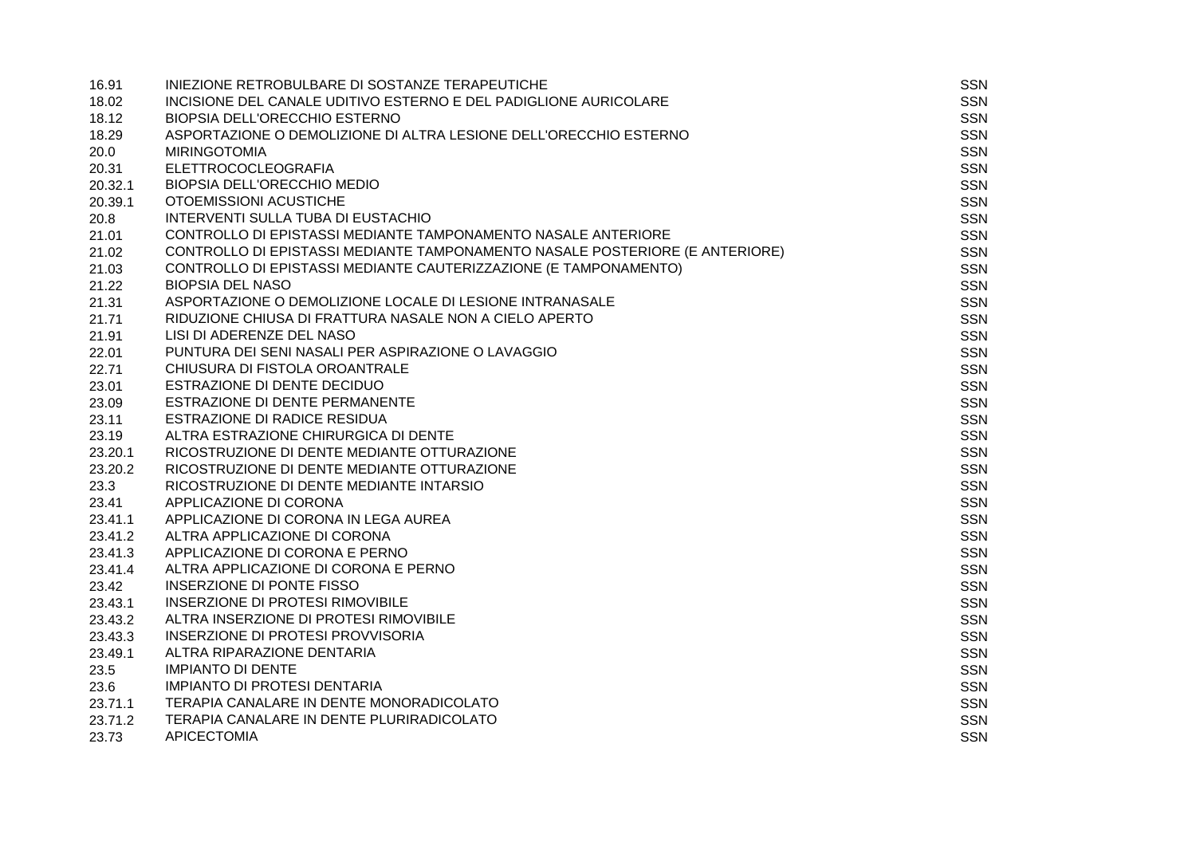| | | |
|---|---|---|
| 16.91 | INIEZIONE RETROBULBARE DI SOSTANZE TERAPEUTICHE | SSN |
| 18.02 | INCISIONE DEL CANALE UDITIVO ESTERNO E DEL PADIGLIONE AURICOLARE | SSN |
| 18.12 | BIOPSIA DELL'ORECCHIO ESTERNO | SSN |
| 18.29 | ASPORTAZIONE O DEMOLIZIONE DI ALTRA LESIONE DELL'ORECCHIO ESTERNO | SSN |
| 20.0 | MIRINGOTOMIA | SSN |
| 20.31 | ELETTROCOCLEOGRAFIA | SSN |
| 20.32.1 | BIOPSIA DELL'ORECCHIO MEDIO | SSN |
| 20.39.1 | OTOEMISSIONI ACUSTICHE | SSN |
| 20.8 | INTERVENTI SULLA TUBA DI EUSTACHIO | SSN |
| 21.01 | CONTROLLO DI EPISTASSI MEDIANTE TAMPONAMENTO NASALE ANTERIORE | SSN |
| 21.02 | CONTROLLO DI EPISTASSI MEDIANTE TAMPONAMENTO NASALE POSTERIORE (E ANTERIORE) | SSN |
| 21.03 | CONTROLLO DI EPISTASSI MEDIANTE CAUTERIZZAZIONE (E TAMPONAMENTO) | SSN |
| 21.22 | BIOPSIA DEL NASO | SSN |
| 21.31 | ASPORTAZIONE O DEMOLIZIONE LOCALE DI LESIONE INTRANASALE | SSN |
| 21.71 | RIDUZIONE CHIUSA DI FRATTURA NASALE NON A CIELO APERTO | SSN |
| 21.91 | LISI DI ADERENZE DEL NASO | SSN |
| 22.01 | PUNTURA DEI SENI NASALI PER ASPIRAZIONE O LAVAGGIO | SSN |
| 22.71 | CHIUSURA DI FISTOLA OROANTRALE | SSN |
| 23.01 | ESTRAZIONE DI DENTE DECIDUO | SSN |
| 23.09 | ESTRAZIONE DI DENTE PERMANENTE | SSN |
| 23.11 | ESTRAZIONE DI RADICE RESIDUA | SSN |
| 23.19 | ALTRA ESTRAZIONE CHIRURGICA DI DENTE | SSN |
| 23.20.1 | RICOSTRUZIONE DI DENTE MEDIANTE OTTURAZIONE | SSN |
| 23.20.2 | RICOSTRUZIONE DI DENTE MEDIANTE OTTURAZIONE | SSN |
| 23.3 | RICOSTRUZIONE DI DENTE MEDIANTE INTARSIO | SSN |
| 23.41 | APPLICAZIONE DI CORONA | SSN |
| 23.41.1 | APPLICAZIONE DI CORONA IN LEGA AUREA | SSN |
| 23.41.2 | ALTRA APPLICAZIONE DI CORONA | SSN |
| 23.41.3 | APPLICAZIONE DI CORONA E PERNO | SSN |
| 23.41.4 | ALTRA APPLICAZIONE DI CORONA E PERNO | SSN |
| 23.42 | INSERZIONE DI PONTE FISSO | SSN |
| 23.43.1 | INSERZIONE DI PROTESI RIMOVIBILE | SSN |
| 23.43.2 | ALTRA INSERZIONE DI PROTESI RIMOVIBILE | SSN |
| 23.43.3 | INSERZIONE DI PROTESI PROVVISORIA | SSN |
| 23.49.1 | ALTRA RIPARAZIONE DENTARIA | SSN |
| 23.5 | IMPIANTO DI DENTE | SSN |
| 23.6 | IMPIANTO DI PROTESI DENTARIA | SSN |
| 23.71.1 | TERAPIA CANALARE IN DENTE MONORADICOLATO | SSN |
| 23.71.2 | TERAPIA CANALARE IN DENTE PLURIRADICOLATO | SSN |
| 23.73 | APICECTOMIA | SSN |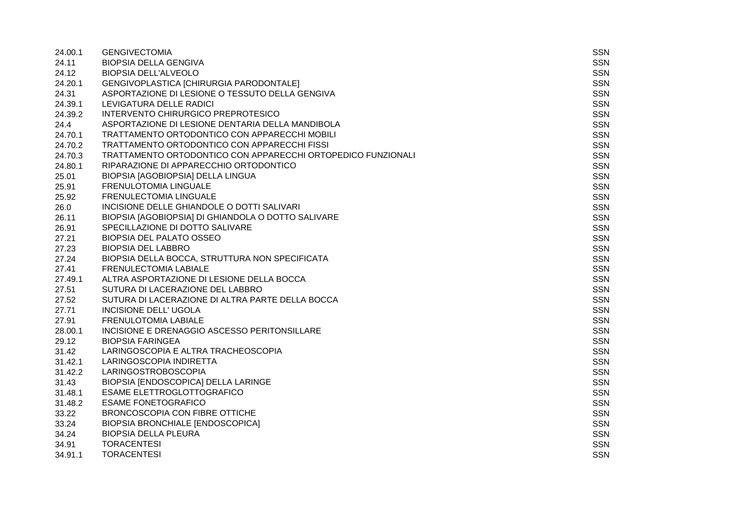| | | |
|---|---|---|
| 24.00.1 | GENGIVECTOMIA | SSN |
| 24.11 | BIOPSIA DELLA GENGIVA | SSN |
| 24.12 | BIOPSIA DELL'ALVEOLO | SSN |
| 24.20.1 | GENGIVOPLASTICA [CHIRURGIA PARODONTALE] | SSN |
| 24.31 | ASPORTAZIONE DI LESIONE O TESSUTO DELLA GENGIVA | SSN |
| 24.39.1 | LEVIGATURA DELLE RADICI | SSN |
| 24.39.2 | INTERVENTO CHIRURGICO PREPROTESICO | SSN |
| 24.4 | ASPORTAZIONE DI LESIONE DENTARIA DELLA MANDIBOLA | SSN |
| 24.70.1 | TRATTAMENTO ORTODONTICO CON APPARECCHI MOBILI | SSN |
| 24.70.2 | TRATTAMENTO ORTODONTICO CON APPARECCHI FISSI | SSN |
| 24.70.3 | TRATTAMENTO ORTODONTICO CON APPARECCHI ORTOPEDICO FUNZIONALI | SSN |
| 24.80.1 | RIPARAZIONE DI APPARECCHIO ORTODONTICO | SSN |
| 25.01 | BIOPSIA [AGOBIOPSIA] DELLA LINGUA | SSN |
| 25.91 | FRENULOTOMIA LINGUALE | SSN |
| 25.92 | FRENULECTOMIA LINGUALE | SSN |
| 26.0 | INCISIONE DELLE GHIANDOLE O DOTTI SALIVARI | SSN |
| 26.11 | BIOPSIA [AGOBIOPSIA] DI GHIANDOLA O DOTTO SALIVARE | SSN |
| 26.91 | SPECILLAZIONE DI DOTTO SALIVARE | SSN |
| 27.21 | BIOPSIA DEL PALATO OSSEO | SSN |
| 27.23 | BIOPSIA DEL LABBRO | SSN |
| 27.24 | BIOPSIA DELLA BOCCA, STRUTTURA NON SPECIFICATA | SSN |
| 27.41 | FRENULECTOMIA LABIALE | SSN |
| 27.49.1 | ALTRA ASPORTAZIONE DI LESIONE DELLA BOCCA | SSN |
| 27.51 | SUTURA DI LACERAZIONE DEL LABBRO | SSN |
| 27.52 | SUTURA DI LACERAZIONE DI ALTRA PARTE DELLA BOCCA | SSN |
| 27.71 | INCISIONE DELL' UGOLA | SSN |
| 27.91 | FRENULOTOMIA LABIALE | SSN |
| 28.00.1 | INCISIONE E DRENAGGIO ASCESSO PERITONSILLARE | SSN |
| 29.12 | BIOPSIA FARINGEA | SSN |
| 31.42 | LARINGOSCOPIA E ALTRA TRACHEOSCOPIA | SSN |
| 31.42.1 | LARINGOSCOPIA INDIRETTA | SSN |
| 31.42.2 | LARINGOSTROBOSCOPIA | SSN |
| 31.43 | BIOPSIA [ENDOSCOPICA] DELLA LARINGE | SSN |
| 31.48.1 | ESAME ELETTROGLOTTOGRAFICO | SSN |
| 31.48.2 | ESAME FONETOGRAFICO | SSN |
| 33.22 | BRONCOSCOPIA CON FIBRE OTTICHE | SSN |
| 33.24 | BIOPSIA BRONCHIALE [ENDOSCOPICA] | SSN |
| 34.24 | BIOPSIA DELLA PLEURA | SSN |
| 34.91 | TORACENTESI | SSN |
| 34.91.1 | TORACENTESI | SSN |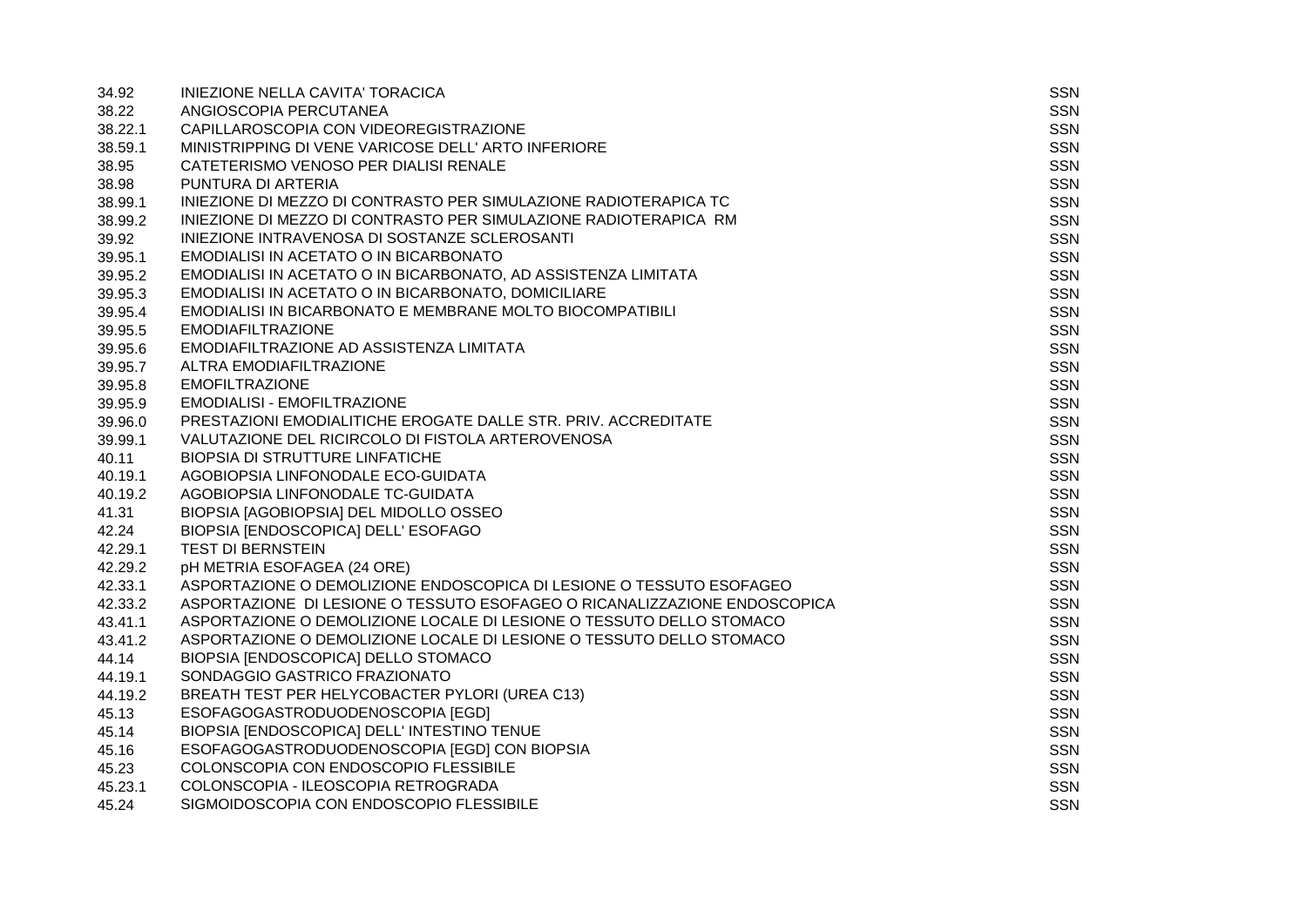| | | |
|---|---|---|
| 34.92 | INIEZIONE NELLA CAVITA' TORACICA | SSN |
| 38.22 | ANGIOSCOPIA PERCUTANEA | SSN |
| 38.22.1 | CAPILLAROSCOPIA CON VIDEOREGISTRAZIONE | SSN |
| 38.59.1 | MINISTRIPPING DI VENE VARICOSE DELL' ARTO INFERIORE | SSN |
| 38.95 | CATETERISMO VENOSO PER DIALISI RENALE | SSN |
| 38.98 | PUNTURA DI ARTERIA | SSN |
| 38.99.1 | INIEZIONE DI MEZZO DI CONTRASTO PER SIMULAZIONE RADIOTERAPICA TC | SSN |
| 38.99.2 | INIEZIONE DI MEZZO DI CONTRASTO PER SIMULAZIONE RADIOTERAPICA RM | SSN |
| 39.92 | INIEZIONE INTRAVENOSA DI SOSTANZE SCLEROSANTI | SSN |
| 39.95.1 | EMODIALISI IN ACETATO O IN BICARBONATO | SSN |
| 39.95.2 | EMODIALISI IN ACETATO O IN BICARBONATO, AD ASSISTENZA LIMITATA | SSN |
| 39.95.3 | EMODIALISI IN ACETATO O IN BICARBONATO, DOMICILIARE | SSN |
| 39.95.4 | EMODIALISI IN BICARBONATO E MEMBRANE MOLTO BIOCOMPATIBILI | SSN |
| 39.95.5 | EMODIAFILTRAZIONE | SSN |
| 39.95.6 | EMODIAFILTRAZIONE AD ASSISTENZA LIMITATA | SSN |
| 39.95.7 | ALTRA EMODIAFILTRAZIONE | SSN |
| 39.95.8 | EMOFILTRAZIONE | SSN |
| 39.95.9 | EMODIALISI - EMOFILTRAZIONE | SSN |
| 39.96.0 | PRESTAZIONI EMODIALITICHE EROGATE DALLE STR. PRIV. ACCREDITATE | SSN |
| 39.99.1 | VALUTAZIONE DEL RICIRCOLO DI FISTOLA ARTEROVENOSA | SSN |
| 40.11 | BIOPSIA DI STRUTTURE LINFATICHE | SSN |
| 40.19.1 | AGOBIOPSIA LINFONODALE ECO-GUIDATA | SSN |
| 40.19.2 | AGOBIOPSIA LINFONODALE TC-GUIDATA | SSN |
| 41.31 | BIOPSIA [AGOBIOPSIA] DEL MIDOLLO OSSEO | SSN |
| 42.24 | BIOPSIA [ENDOSCOPICA] DELL' ESOFAGO | SSN |
| 42.29.1 | TEST DI BERNSTEIN | SSN |
| 42.29.2 | pH METRIA ESOFAGEA (24 ORE) | SSN |
| 42.33.1 | ASPORTAZIONE O DEMOLIZIONE ENDOSCOPICA DI LESIONE O TESSUTO ESOFAGEO | SSN |
| 42.33.2 | ASPORTAZIONE DI LESIONE O TESSUTO ESOFAGEO O RICANALIZZAZIONE ENDOSCOPICA | SSN |
| 43.41.1 | ASPORTAZIONE O DEMOLIZIONE LOCALE DI LESIONE O TESSUTO DELLO STOMACO | SSN |
| 43.41.2 | ASPORTAZIONE O DEMOLIZIONE LOCALE DI LESIONE O TESSUTO DELLO STOMACO | SSN |
| 44.14 | BIOPSIA [ENDOSCOPICA] DELLO STOMACO | SSN |
| 44.19.1 | SONDAGGIO GASTRICO FRAZIONATO | SSN |
| 44.19.2 | BREATH TEST PER HELYCOBACTER PYLORI (UREA C13) | SSN |
| 45.13 | ESOFAGOGASTRODUODENOSCOPIA [EGD] | SSN |
| 45.14 | BIOPSIA [ENDOSCOPICA] DELL' INTESTINO TENUE | SSN |
| 45.16 | ESOFAGOGASTRODUODENOSCOPIA [EGD] CON BIOPSIA | SSN |
| 45.23 | COLONSCOPIA CON ENDOSCOPIO FLESSIBILE | SSN |
| 45.23.1 | COLONSCOPIA - ILEOSCOPIA RETROGRADA | SSN |
| 45.24 | SIGMOIDOSCOPIA CON ENDOSCOPIO FLESSIBILE | SSN |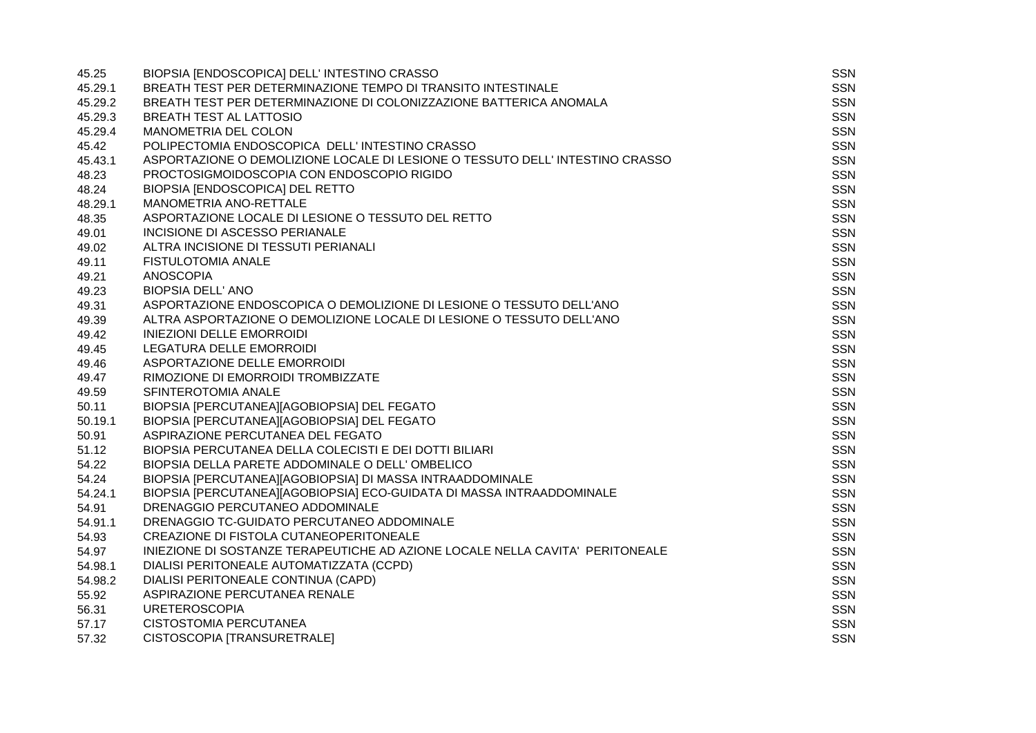| | | |
|---|---|---|
| 45.25 | BIOPSIA [ENDOSCOPICA] DELL' INTESTINO CRASSO | SSN |
| 45.29.1 | BREATH TEST PER DETERMINAZIONE TEMPO DI TRANSITO INTESTINALE | SSN |
| 45.29.2 | BREATH TEST PER DETERMINAZIONE DI COLONIZZAZIONE BATTERICA ANOMALA | SSN |
| 45.29.3 | BREATH TEST AL LATTOSIO | SSN |
| 45.29.4 | MANOMETRIA DEL COLON | SSN |
| 45.42 | POLIPECTOMIA ENDOSCOPICA DELL' INTESTINO CRASSO | SSN |
| 45.43.1 | ASPORTAZIONE O DEMOLIZIONE LOCALE DI LESIONE O TESSUTO DELL' INTESTINO CRASSO | SSN |
| 48.23 | PROCTOSIGMOIDOSCOPIA CON ENDOSCOPIO RIGIDO | SSN |
| 48.24 | BIOPSIA [ENDOSCOPICA] DEL RETTO | SSN |
| 48.29.1 | MANOMETRIA ANO-RETTALE | SSN |
| 48.35 | ASPORTAZIONE LOCALE DI LESIONE O TESSUTO DEL RETTO | SSN |
| 49.01 | INCISIONE DI ASCESSO PERIANALE | SSN |
| 49.02 | ALTRA INCISIONE DI TESSUTI PERIANALI | SSN |
| 49.11 | FISTULOTOMIA ANALE | SSN |
| 49.21 | ANOSCOPIA | SSN |
| 49.23 | BIOPSIA DELL' ANO | SSN |
| 49.31 | ASPORTAZIONE ENDOSCOPICA O DEMOLIZIONE DI LESIONE O TESSUTO DELL'ANO | SSN |
| 49.39 | ALTRA ASPORTAZIONE O DEMOLIZIONE LOCALE DI LESIONE O TESSUTO DELL'ANO | SSN |
| 49.42 | INIEZIONI DELLE EMORROIDI | SSN |
| 49.45 | LEGATURA DELLE EMORROIDI | SSN |
| 49.46 | ASPORTAZIONE DELLE EMORROIDI | SSN |
| 49.47 | RIMOZIONE DI EMORROIDI TROMBIZZATE | SSN |
| 49.59 | SFINTEROTOMIA ANALE | SSN |
| 50.11 | BIOPSIA [PERCUTANEA][AGOBIOPSIA] DEL FEGATO | SSN |
| 50.19.1 | BIOPSIA [PERCUTANEA][AGOBIOPSIA] DEL FEGATO | SSN |
| 50.91 | ASPIRAZIONE PERCUTANEA DEL FEGATO | SSN |
| 51.12 | BIOPSIA PERCUTANEA DELLA COLECISTI E DEI DOTTI BILIARI | SSN |
| 54.22 | BIOPSIA DELLA PARETE ADDOMINALE O DELL' OMBELICO | SSN |
| 54.24 | BIOPSIA [PERCUTANEA][AGOBIOPSIA] DI MASSA INTRAADDOMINALE | SSN |
| 54.24.1 | BIOPSIA [PERCUTANEA][AGOBIOPSIA] ECO-GUIDATA DI MASSA INTRAADDOMINALE | SSN |
| 54.91 | DRENAGGIO PERCUTANEO ADDOMINALE | SSN |
| 54.91.1 | DRENAGGIO TC-GUIDATO PERCUTANEO ADDOMINALE | SSN |
| 54.93 | CREAZIONE DI FISTOLA CUTANEOPERITONEALE | SSN |
| 54.97 | INIEZIONE DI SOSTANZE TERAPEUTICHE AD AZIONE LOCALE NELLA CAVITA' PERITONEALE | SSN |
| 54.98.1 | DIALISI PERITONEALE AUTOMATIZZATA (CCPD) | SSN |
| 54.98.2 | DIALISI PERITONEALE CONTINUA (CAPD) | SSN |
| 55.92 | ASPIRAZIONE PERCUTANEA RENALE | SSN |
| 56.31 | URETEROSCOPIA | SSN |
| 57.17 | CISTOSTOMIA PERCUTANEA | SSN |
| 57.32 | CISTOSCOPIA [TRANSURETRALE] | SSN |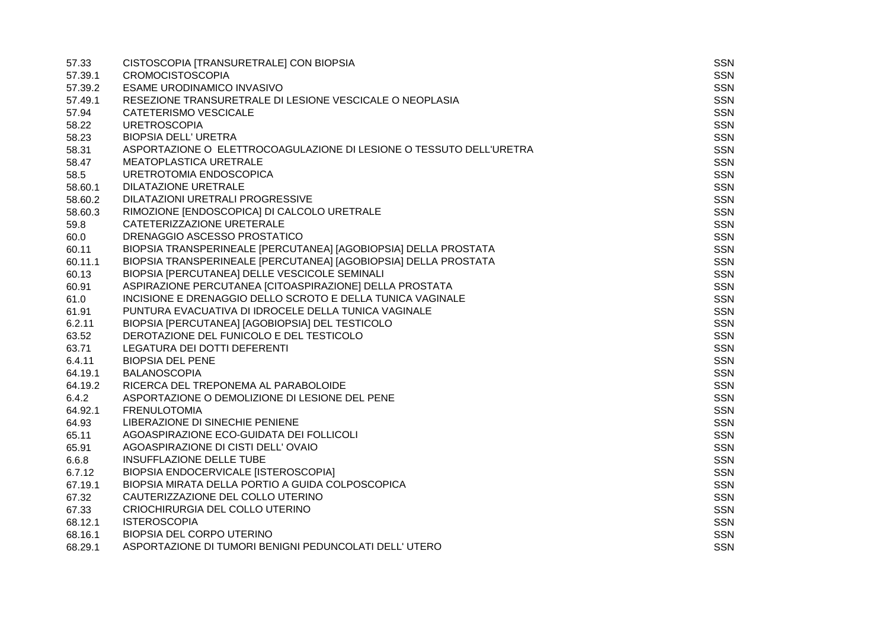| | | |
|---|---|---|
| 57.33 | CISTOSCOPIA [TRANSURETRALE] CON BIOPSIA | SSN |
| 57.39.1 | CROMOCISTOSCOPIA | SSN |
| 57.39.2 | ESAME URODINAMICO INVASIVO | SSN |
| 57.49.1 | RESEZIONE TRANSURETRALE DI LESIONE VESCICALE O NEOPLASIA | SSN |
| 57.94 | CATETERISMO VESCICALE | SSN |
| 58.22 | URETROSCOPIA | SSN |
| 58.23 | BIOPSIA DELL' URETRA | SSN |
| 58.31 | ASPORTAZIONE O ELETTROCOAGULAZIONE DI LESIONE O TESSUTO DELL'URETRA | SSN |
| 58.47 | MEATOPLASTICA URETRALE | SSN |
| 58.5 | URETROTOMIA ENDOSCOPICA | SSN |
| 58.60.1 | DILATAZIONE URETRALE | SSN |
| 58.60.2 | DILATAZIONI URETRALI PROGRESSIVE | SSN |
| 58.60.3 | RIMOZIONE [ENDOSCOPICA] DI CALCOLO URETRALE | SSN |
| 59.8 | CATETERIZZAZIONE URETERALE | SSN |
| 60.0 | DRENAGGIO ASCESSO PROSTATICO | SSN |
| 60.11 | BIOPSIA TRANSPERINEALE [PERCUTANEA] [AGOBIOPSIA] DELLA PROSTATA | SSN |
| 60.11.1 | BIOPSIA TRANSPERINEALE [PERCUTANEA] [AGOBIOPSIA] DELLA PROSTATA | SSN |
| 60.13 | BIOPSIA [PERCUTANEA] DELLE VESCICOLE SEMINALI | SSN |
| 60.91 | ASPIRAZIONE PERCUTANEA [CITOASPIRAZIONE] DELLA PROSTATA | SSN |
| 61.0 | INCISIONE E DRENAGGIO DELLO SCROTO E DELLA TUNICA VAGINALE | SSN |
| 61.91 | PUNTURA EVACUATIVA DI IDROCELE DELLA TUNICA VAGINALE | SSN |
| 6.2.11 | BIOPSIA [PERCUTANEA] [AGOBIOPSIA] DEL TESTICOLO | SSN |
| 63.52 | DEROTAZIONE DEL FUNICOLO E DEL TESTICOLO | SSN |
| 63.71 | LEGATURA DEI DOTTI DEFERENTI | SSN |
| 6.4.11 | BIOPSIA DEL PENE | SSN |
| 64.19.1 | BALANOSCOPIA | SSN |
| 64.19.2 | RICERCA DEL TREPONEMA AL PARABOLOIDE | SSN |
| 6.4.2 | ASPORTAZIONE O DEMOLIZIONE DI LESIONE DEL PENE | SSN |
| 64.92.1 | FRENULOTOMIA | SSN |
| 64.93 | LIBERAZIONE DI SINECHIE PENIENE | SSN |
| 65.11 | AGOASPIRAZIONE ECO-GUIDATA DEI FOLLICOLI | SSN |
| 65.91 | AGOASPIRAZIONE DI CISTI DELL' OVAIO | SSN |
| 6.6.8 | INSUFFLAZIONE DELLE TUBE | SSN |
| 6.7.12 | BIOPSIA ENDOCERVICALE [ISTEROSCOPIA] | SSN |
| 67.19.1 | BIOPSIA MIRATA DELLA PORTIO A GUIDA COLPOSCOPICA | SSN |
| 67.32 | CAUTERIZZAZIONE DEL COLLO UTERINO | SSN |
| 67.33 | CRIOCHIRURGIA DEL COLLO UTERINO | SSN |
| 68.12.1 | ISTEROSCOPIA | SSN |
| 68.16.1 | BIOPSIA DEL CORPO UTERINO | SSN |
| 68.29.1 | ASPORTAZIONE DI TUMORI BENIGNI PEDUNCOLATI DELL' UTERO | SSN |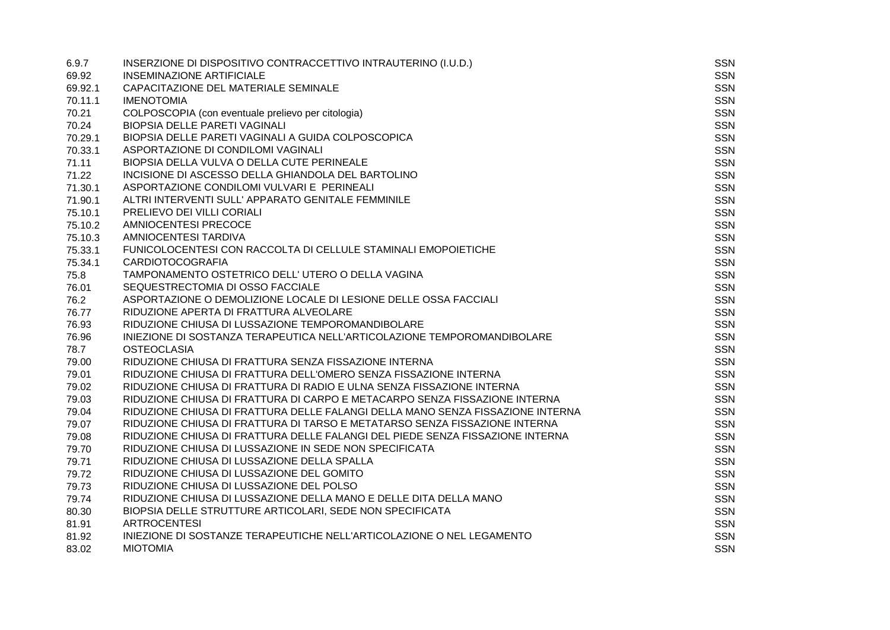| | | |
|---|---|---|
| 6.9.7 | INSERZIONE DI DISPOSITIVO CONTRACCETTIVO INTRAUTERINO (I.U.D.) | SSN |
| 69.92 | INSEMINAZIONE ARTIFICIALE | SSN |
| 69.92.1 | CAPACITAZIONE DEL MATERIALE SEMINALE | SSN |
| 70.11.1 | IMENOTOMIA | SSN |
| 70.21 | COLPOSCOPIA (con eventuale prelievo per citologia) | SSN |
| 70.24 | BIOPSIA DELLE PARETI VAGINALI | SSN |
| 70.29.1 | BIOPSIA DELLE PARETI VAGINALI A GUIDA COLPOSCOPICA | SSN |
| 70.33.1 | ASPORTAZIONE DI CONDILOMI VAGINALI | SSN |
| 71.11 | BIOPSIA DELLA VULVA O DELLA CUTE PERINEALE | SSN |
| 71.22 | INCISIONE DI ASCESSO DELLA GHIANDOLA DEL BARTOLINO | SSN |
| 71.30.1 | ASPORTAZIONE CONDILOMI VULVARI E PERINEALI | SSN |
| 71.90.1 | ALTRI INTERVENTI SULL' APPARATO GENITALE FEMMINILE | SSN |
| 75.10.1 | PRELIEVO DEI VILLI CORIALI | SSN |
| 75.10.2 | AMNIOCENTESI PRECOCE | SSN |
| 75.10.3 | AMNIOCENTESI TARDIVA | SSN |
| 75.33.1 | FUNICOLOCENTESI CON RACCOLTA DI CELLULE STAMINALI EMOPOIETICHE | SSN |
| 75.34.1 | CARDIOTOCOGRAFIA | SSN |
| 75.8 | TAMPONAMENTO OSTETRICO DELL' UTERO O DELLA VAGINA | SSN |
| 76.01 | SEQUESTRECTOMIA DI OSSO FACCIALE | SSN |
| 76.2 | ASPORTAZIONE O DEMOLIZIONE LOCALE DI LESIONE DELLE OSSA FACCIALI | SSN |
| 76.77 | RIDUZIONE APERTA DI FRATTURA ALVEOLARE | SSN |
| 76.93 | RIDUZIONE CHIUSA DI LUSSAZIONE TEMPOROMANDIBOLARE | SSN |
| 76.96 | INIEZIONE DI SOSTANZA TERAPEUTICA NELL'ARTICOLAZIONE TEMPOROMANDIBOLARE | SSN |
| 78.7 | OSTEOCLASIA | SSN |
| 79.00 | RIDUZIONE CHIUSA DI FRATTURA SENZA FISSAZIONE INTERNA | SSN |
| 79.01 | RIDUZIONE CHIUSA DI FRATTURA DELL'OMERO SENZA FISSAZIONE INTERNA | SSN |
| 79.02 | RIDUZIONE CHIUSA DI FRATTURA DI RADIO E ULNA SENZA FISSAZIONE INTERNA | SSN |
| 79.03 | RIDUZIONE CHIUSA DI FRATTURA DI CARPO E METACARPO SENZA FISSAZIONE INTERNA | SSN |
| 79.04 | RIDUZIONE CHIUSA DI FRATTURA DELLE FALANGI DELLA MANO SENZA FISSAZIONE INTERNA | SSN |
| 79.07 | RIDUZIONE CHIUSA DI FRATTURA DI TARSO E METATARSO SENZA FISSAZIONE INTERNA | SSN |
| 79.08 | RIDUZIONE CHIUSA DI FRATTURA DELLE FALANGI DEL PIEDE SENZA FISSAZIONE INTERNA | SSN |
| 79.70 | RIDUZIONE CHIUSA DI LUSSAZIONE IN SEDE NON SPECIFICATA | SSN |
| 79.71 | RIDUZIONE CHIUSA DI LUSSAZIONE DELLA SPALLA | SSN |
| 79.72 | RIDUZIONE CHIUSA DI LUSSAZIONE DEL GOMITO | SSN |
| 79.73 | RIDUZIONE CHIUSA DI LUSSAZIONE DEL POLSO | SSN |
| 79.74 | RIDUZIONE CHIUSA DI LUSSAZIONE DELLA MANO E DELLE DITA DELLA MANO | SSN |
| 80.30 | BIOPSIA DELLE STRUTTURE ARTICOLARI, SEDE NON SPECIFICATA | SSN |
| 81.91 | ARTROCENTESI | SSN |
| 81.92 | INIEZIONE DI SOSTANZE TERAPEUTICHE NELL'ARTICOLAZIONE O NEL LEGAMENTO | SSN |
| 83.02 | MIOTOMIA | SSN |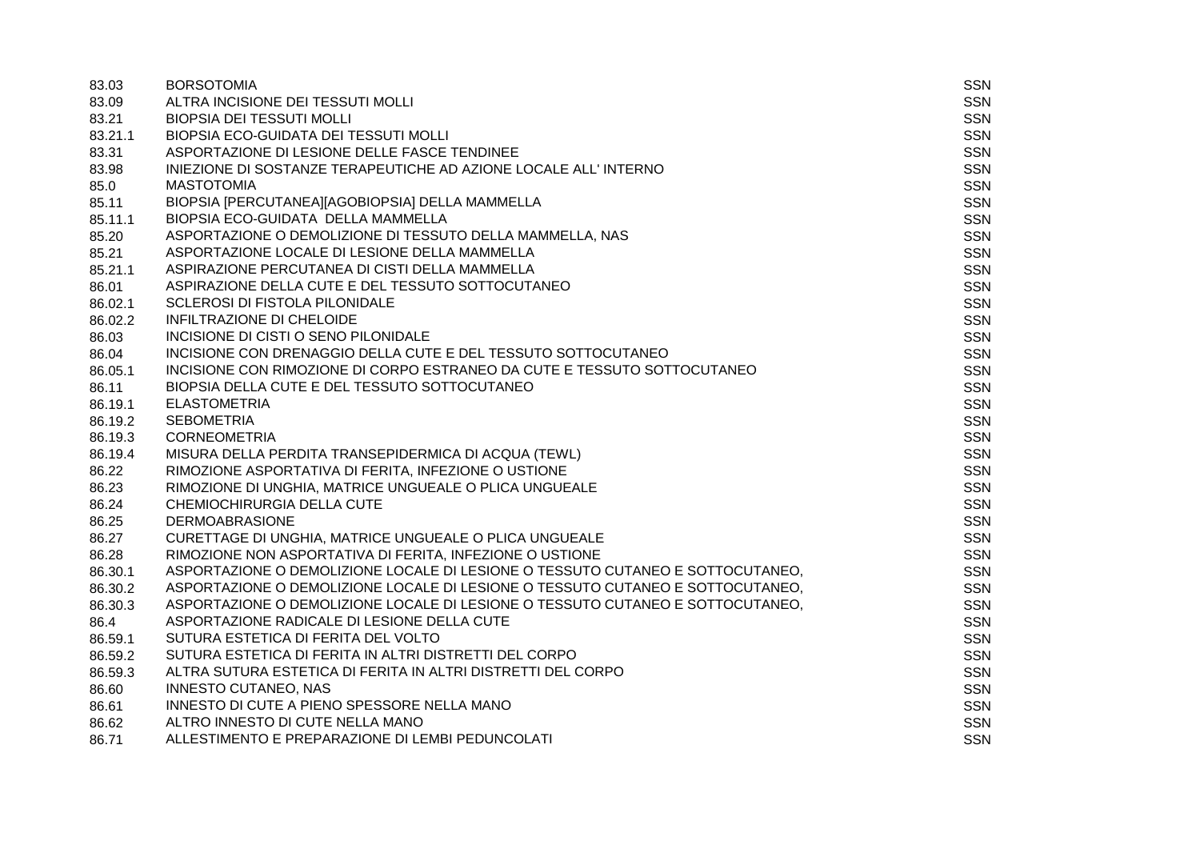| | | |
|---|---|---|
| 83.03 | BORSOTOMIA | SSN |
| 83.09 | ALTRA INCISIONE DEI TESSUTI MOLLI | SSN |
| 83.21 | BIOPSIA DEI TESSUTI MOLLI | SSN |
| 83.21.1 | BIOPSIA ECO-GUIDATA DEI TESSUTI MOLLI | SSN |
| 83.31 | ASPORTAZIONE DI LESIONE DELLE FASCE TENDINEE | SSN |
| 83.98 | INIEZIONE DI SOSTANZE TERAPEUTICHE AD AZIONE LOCALE ALL' INTERNO | SSN |
| 85.0 | MASTOTOMIA | SSN |
| 85.11 | BIOPSIA [PERCUTANEA][AGOBIOPSIA] DELLA MAMMELLA | SSN |
| 85.11.1 | BIOPSIA ECO-GUIDATA DELLA MAMMELLA | SSN |
| 85.20 | ASPORTAZIONE O DEMOLIZIONE DI TESSUTO DELLA MAMMELLA, NAS | SSN |
| 85.21 | ASPORTAZIONE LOCALE DI LESIONE DELLA MAMMELLA | SSN |
| 85.21.1 | ASPIRAZIONE PERCUTANEA DI CISTI DELLA MAMMELLA | SSN |
| 86.01 | ASPIRAZIONE DELLA CUTE E DEL TESSUTO SOTTOCUTANEO | SSN |
| 86.02.1 | SCLEROSI DI FISTOLA PILONIDALE | SSN |
| 86.02.2 | INFILTRAZIONE DI CHELOIDE | SSN |
| 86.03 | INCISIONE DI CISTI O SENO PILONIDALE | SSN |
| 86.04 | INCISIONE CON DRENAGGIO DELLA CUTE E DEL TESSUTO SOTTOCUTANEO | SSN |
| 86.05.1 | INCISIONE CON RIMOZIONE DI CORPO ESTRANEO DA CUTE E TESSUTO SOTTOCUTANEO | SSN |
| 86.11 | BIOPSIA DELLA CUTE E DEL TESSUTO SOTTOCUTANEO | SSN |
| 86.19.1 | ELASTOMETRIA | SSN |
| 86.19.2 | SEBOMETRIA | SSN |
| 86.19.3 | CORNEOMETRIA | SSN |
| 86.19.4 | MISURA DELLA PERDITA TRANSEPIDERMICA DI ACQUA (TEWL) | SSN |
| 86.22 | RIMOZIONE ASPORTATIVA DI FERITA, INFEZIONE O USTIONE | SSN |
| 86.23 | RIMOZIONE DI UNGHIA, MATRICE UNGUEALE O PLICA UNGUEALE | SSN |
| 86.24 | CHEMIOCHIRURGIA DELLA CUTE | SSN |
| 86.25 | DERMOABRASIONE | SSN |
| 86.27 | CURETTAGE DI UNGHIA, MATRICE UNGUEALE O PLICA UNGUEALE | SSN |
| 86.28 | RIMOZIONE NON ASPORTATIVA DI FERITA, INFEZIONE O USTIONE | SSN |
| 86.30.1 | ASPORTAZIONE O DEMOLIZIONE LOCALE DI LESIONE O TESSUTO CUTANEO E SOTTOCUTANEO, | SSN |
| 86.30.2 | ASPORTAZIONE O DEMOLIZIONE LOCALE DI LESIONE O TESSUTO CUTANEO E SOTTOCUTANEO, | SSN |
| 86.30.3 | ASPORTAZIONE O DEMOLIZIONE LOCALE DI LESIONE O TESSUTO CUTANEO E SOTTOCUTANEO, | SSN |
| 86.4 | ASPORTAZIONE RADICALE DI LESIONE DELLA CUTE | SSN |
| 86.59.1 | SUTURA ESTETICA DI FERITA DEL VOLTO | SSN |
| 86.59.2 | SUTURA ESTETICA DI FERITA IN ALTRI DISTRETTI DEL CORPO | SSN |
| 86.59.3 | ALTRA SUTURA ESTETICA DI FERITA IN ALTRI DISTRETTI DEL CORPO | SSN |
| 86.60 | INNESTO CUTANEO, NAS | SSN |
| 86.61 | INNESTO DI CUTE A PIENO SPESSORE NELLA MANO | SSN |
| 86.62 | ALTRO INNESTO DI CUTE NELLA MANO | SSN |
| 86.71 | ALLESTIMENTO E PREPARAZIONE DI LEMBI PEDUNCOLATI | SSN |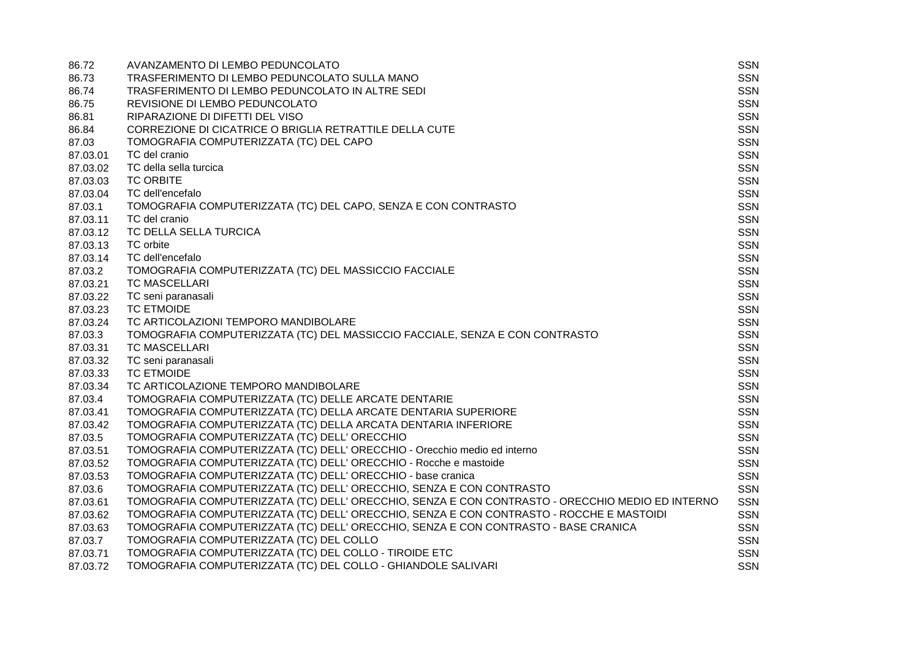| | | |
|---|---|---|
| 86.72 | AVANZAMENTO DI LEMBO PEDUNCOLATO | SSN |
| 86.73 | TRASFERIMENTO DI LEMBO PEDUNCOLATO SULLA MANO | SSN |
| 86.74 | TRASFERIMENTO DI LEMBO PEDUNCOLATO IN ALTRE SEDI | SSN |
| 86.75 | REVISIONE DI LEMBO PEDUNCOLATO | SSN |
| 86.81 | RIPARAZIONE DI DIFETTI DEL VISO | SSN |
| 86.84 | CORREZIONE DI CICATRICE O BRIGLIA RETRATTILE DELLA CUTE | SSN |
| 87.03 | TOMOGRAFIA COMPUTERIZZATA (TC) DEL CAPO | SSN |
| 87.03.01 | TC del cranio | SSN |
| 87.03.02 | TC della sella turcica | SSN |
| 87.03.03 | TC ORBITE | SSN |
| 87.03.04 | TC dell'encefalo | SSN |
| 87.03.1 | TOMOGRAFIA COMPUTERIZZATA (TC) DEL CAPO, SENZA E CON CONTRASTO | SSN |
| 87.03.11 | TC del cranio | SSN |
| 87.03.12 | TC DELLA SELLA TURCICA | SSN |
| 87.03.13 | TC orbite | SSN |
| 87.03.14 | TC dell'encefalo | SSN |
| 87.03.2 | TOMOGRAFIA COMPUTERIZZATA (TC) DEL MASSICCIO FACCIALE | SSN |
| 87.03.21 | TC MASCELLARI | SSN |
| 87.03.22 | TC seni paranasali | SSN |
| 87.03.23 | TC ETMOIDE | SSN |
| 87.03.24 | TC ARTICOLAZIONI TEMPORO MANDIBOLARE | SSN |
| 87.03.3 | TOMOGRAFIA COMPUTERIZZATA (TC) DEL MASSICCIO FACCIALE, SENZA E CON CONTRASTO | SSN |
| 87.03.31 | TC MASCELLARI | SSN |
| 87.03.32 | TC seni paranasali | SSN |
| 87.03.33 | TC ETMOIDE | SSN |
| 87.03.34 | TC ARTICOLAZIONE TEMPORO MANDIBOLARE | SSN |
| 87.03.4 | TOMOGRAFIA COMPUTERIZZATA (TC) DELLE ARCATE DENTARIE | SSN |
| 87.03.41 | TOMOGRAFIA COMPUTERIZZATA (TC) DELLA ARCATE DENTARIA SUPERIORE | SSN |
| 87.03.42 | TOMOGRAFIA COMPUTERIZZATA (TC) DELLA ARCATA DENTARIA INFERIORE | SSN |
| 87.03.5 | TOMOGRAFIA COMPUTERIZZATA (TC) DELL' ORECCHIO | SSN |
| 87.03.51 | TOMOGRAFIA COMPUTERIZZATA (TC) DELL' ORECCHIO - Orecchio medio ed interno | SSN |
| 87.03.52 | TOMOGRAFIA COMPUTERIZZATA (TC) DELL' ORECCHIO - Rocche e mastoide | SSN |
| 87.03.53 | TOMOGRAFIA COMPUTERIZZATA (TC) DELL' ORECCHIO - base cranica | SSN |
| 87.03.6 | TOMOGRAFIA COMPUTERIZZATA (TC) DELL' ORECCHIO, SENZA E CON CONTRASTO | SSN |
| 87.03.61 | TOMOGRAFIA COMPUTERIZZATA (TC) DELL' ORECCHIO, SENZA E CON CONTRASTO - ORECCHIO MEDIO ED INTERNO | SSN |
| 87.03.62 | TOMOGRAFIA COMPUTERIZZATA (TC) DELL' ORECCHIO, SENZA E CON CONTRASTO - ROCCHE E MASTOIDI | SSN |
| 87.03.63 | TOMOGRAFIA COMPUTERIZZATA (TC) DELL' ORECCHIO, SENZA E CON CONTRASTO - BASE CRANICA | SSN |
| 87.03.7 | TOMOGRAFIA COMPUTERIZZATA (TC) DEL COLLO | SSN |
| 87.03.71 | TOMOGRAFIA COMPUTERIZZATA (TC) DEL COLLO - TIROIDE ETC | SSN |
| 87.03.72 | TOMOGRAFIA COMPUTERIZZATA (TC) DEL COLLO - GHIANDOLE SALIVARI | SSN |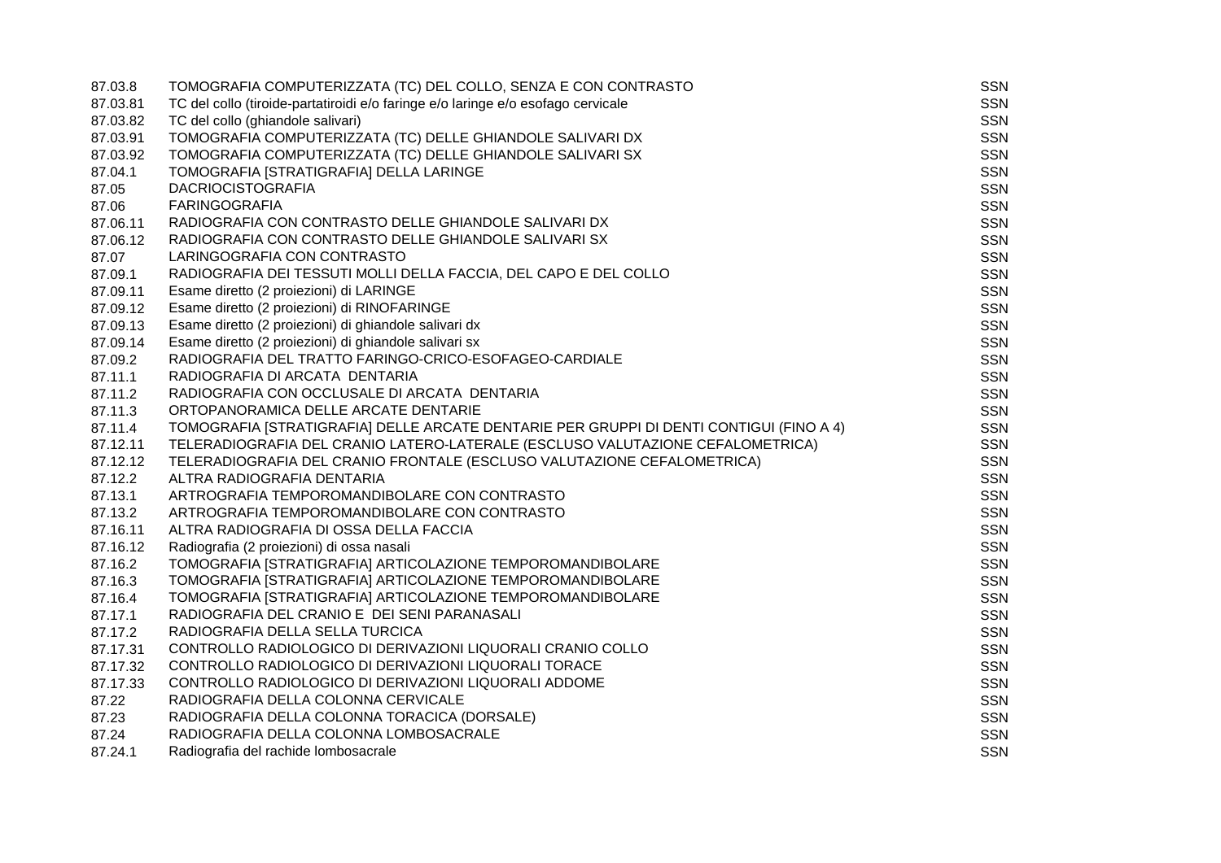| | | |
|---|---|---|
| 87.03.8 | TOMOGRAFIA COMPUTERIZZATA (TC) DEL COLLO, SENZA E CON CONTRASTO | SSN |
| 87.03.81 | TC del collo (tiroide-partatiroidi e/o faringe e/o laringe e/o esofago cervicale | SSN |
| 87.03.82 | TC del collo (ghiandole salivari) | SSN |
| 87.03.91 | TOMOGRAFIA COMPUTERIZZATA (TC) DELLE GHIANDOLE SALIVARI DX | SSN |
| 87.03.92 | TOMOGRAFIA COMPUTERIZZATA (TC) DELLE GHIANDOLE SALIVARI SX | SSN |
| 87.04.1 | TOMOGRAFIA [STRATIGRAFIA] DELLA LARINGE | SSN |
| 87.05 | DACRIOCISTOGRAFIA | SSN |
| 87.06 | FARINGOGRAFIA | SSN |
| 87.06.11 | RADIOGRAFIA CON CONTRASTO DELLE GHIANDOLE SALIVARI DX | SSN |
| 87.06.12 | RADIOGRAFIA CON CONTRASTO DELLE GHIANDOLE SALIVARI SX | SSN |
| 87.07 | LARINGOGRAFIA CON CONTRASTO | SSN |
| 87.09.1 | RADIOGRAFIA DEI TESSUTI MOLLI DELLA FACCIA, DEL CAPO E DEL COLLO | SSN |
| 87.09.11 | Esame diretto (2 proiezioni) di LARINGE | SSN |
| 87.09.12 | Esame diretto (2 proiezioni) di RINOFARINGE | SSN |
| 87.09.13 | Esame diretto (2 proiezioni) di ghiandole salivari dx | SSN |
| 87.09.14 | Esame diretto (2 proiezioni) di ghiandole salivari sx | SSN |
| 87.09.2 | RADIOGRAFIA DEL TRATTO FARINGO-CRICO-ESOFAGEO-CARDIALE | SSN |
| 87.11.1 | RADIOGRAFIA DI ARCATA DENTARIA | SSN |
| 87.11.2 | RADIOGRAFIA CON OCCLUSALE DI ARCATA DENTARIA | SSN |
| 87.11.3 | ORTOPANORAMICA DELLE ARCATE DENTARIE | SSN |
| 87.11.4 | TOMOGRAFIA [STRATIGRAFIA] DELLE ARCATE DENTARIE PER GRUPPI DI DENTI CONTIGUI (FINO A 4) | SSN |
| 87.12.11 | TELERADIOGRAFIA DEL CRANIO LATERO-LATERALE (ESCLUSO VALUTAZIONE CEFALOMETRICA) | SSN |
| 87.12.12 | TELERADIOGRAFIA DEL CRANIO FRONTALE (ESCLUSO VALUTAZIONE CEFALOMETRICA) | SSN |
| 87.12.2 | ALTRA RADIOGRAFIA DENTARIA | SSN |
| 87.13.1 | ARTROGRAFIA TEMPOROMANDIBOLARE CON CONTRASTO | SSN |
| 87.13.2 | ARTROGRAFIA TEMPOROMANDIBOLARE CON CONTRASTO | SSN |
| 87.16.11 | ALTRA RADIOGRAFIA DI OSSA DELLA FACCIA | SSN |
| 87.16.12 | Radiografia (2 proiezioni) di ossa nasali | SSN |
| 87.16.2 | TOMOGRAFIA [STRATIGRAFIA] ARTICOLAZIONE TEMPOROMANDIBOLARE | SSN |
| 87.16.3 | TOMOGRAFIA [STRATIGRAFIA] ARTICOLAZIONE TEMPOROMANDIBOLARE | SSN |
| 87.16.4 | TOMOGRAFIA [STRATIGRAFIA] ARTICOLAZIONE TEMPOROMANDIBOLARE | SSN |
| 87.17.1 | RADIOGRAFIA DEL CRANIO E DEI SENI PARANASALI | SSN |
| 87.17.2 | RADIOGRAFIA DELLA SELLA TURCICA | SSN |
| 87.17.31 | CONTROLLO RADIOLOGICO DI DERIVAZIONI LIQUORALI CRANIO COLLO | SSN |
| 87.17.32 | CONTROLLO RADIOLOGICO DI DERIVAZIONI LIQUORALI TORACE | SSN |
| 87.17.33 | CONTROLLO RADIOLOGICO DI DERIVAZIONI LIQUORALI ADDOME | SSN |
| 87.22 | RADIOGRAFIA DELLA COLONNA CERVICALE | SSN |
| 87.23 | RADIOGRAFIA DELLA COLONNA TORACICA (DORSALE) | SSN |
| 87.24 | RADIOGRAFIA DELLA COLONNA LOMBOSACRALE | SSN |
| 87.24.1 | Radiografia del rachide lombosacrale | SSN |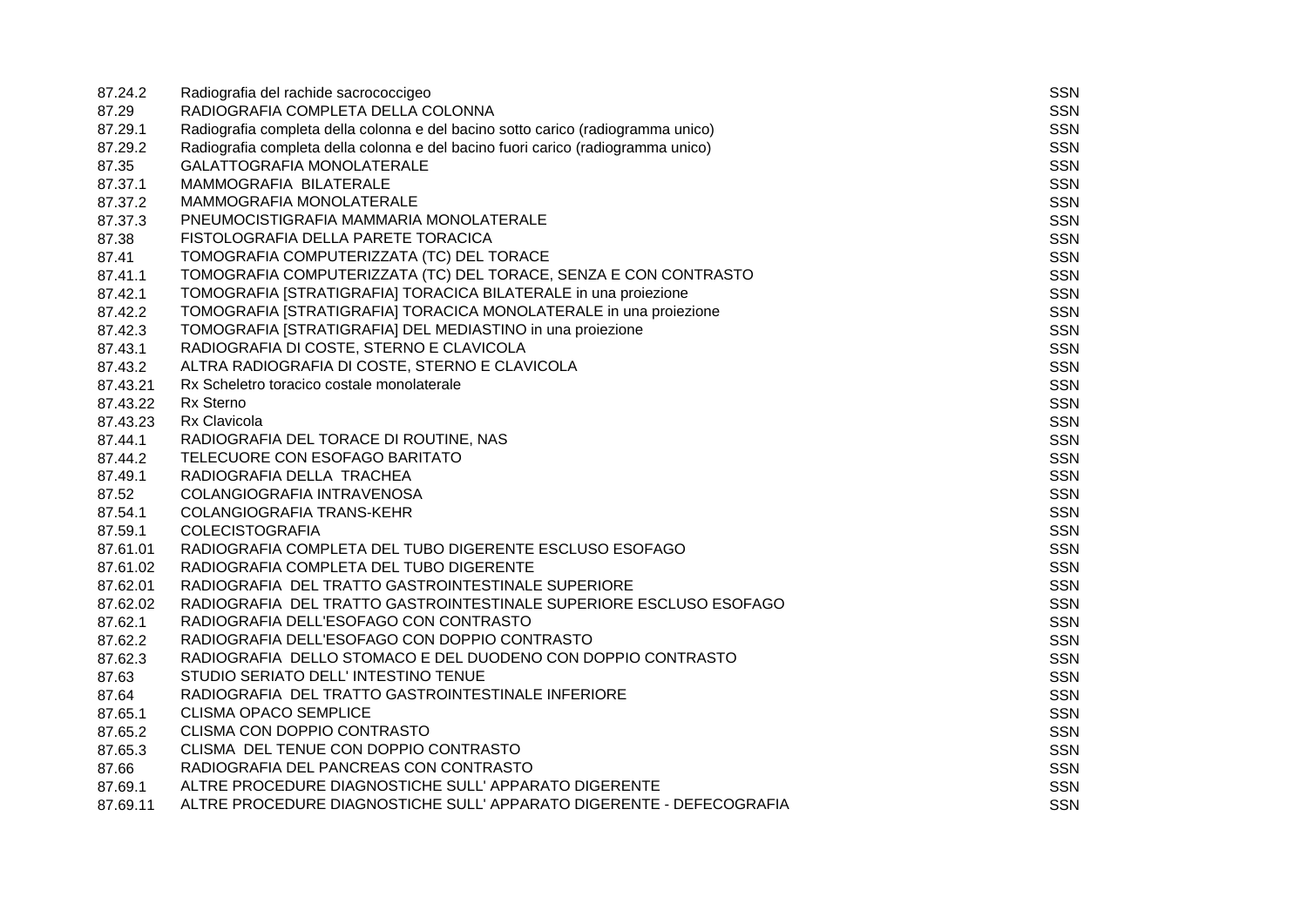| | | |
|---|---|---|
| 87.24.2 | Radiografia del rachide sacrococcigeo | SSN |
| 87.29 | RADIOGRAFIA COMPLETA DELLA COLONNA | SSN |
| 87.29.1 | Radiografia completa della colonna e del bacino sotto carico (radiogramma unico) | SSN |
| 87.29.2 | Radiografia completa della colonna e del bacino fuori carico (radiogramma unico) | SSN |
| 87.35 | GALATTOGRAFIA MONOLATERALE | SSN |
| 87.37.1 | MAMMOGRAFIA BILATERALE | SSN |
| 87.37.2 | MAMMOGRAFIA MONOLATERALE | SSN |
| 87.37.3 | PNEUMOCISTIGRAFIA MAMMARIA MONOLATERALE | SSN |
| 87.38 | FISTOLOGRAFIA DELLA PARETE TORACICA | SSN |
| 87.41 | TOMOGRAFIA COMPUTERIZZATA (TC) DEL TORACE | SSN |
| 87.41.1 | TOMOGRAFIA COMPUTERIZZATA (TC) DEL TORACE, SENZA E CON CONTRASTO | SSN |
| 87.42.1 | TOMOGRAFIA [STRATIGRAFIA] TORACICA BILATERALE in una proiezione | SSN |
| 87.42.2 | TOMOGRAFIA [STRATIGRAFIA] TORACICA MONOLATERALE in una proiezione | SSN |
| 87.42.3 | TOMOGRAFIA [STRATIGRAFIA] DEL MEDIASTINO in una proiezione | SSN |
| 87.43.1 | RADIOGRAFIA DI COSTE, STERNO E CLAVICOLA | SSN |
| 87.43.2 | ALTRA RADIOGRAFIA DI COSTE, STERNO E CLAVICOLA | SSN |
| 87.43.21 | Rx Scheletro toracico costale monolaterale | SSN |
| 87.43.22 | Rx Sterno | SSN |
| 87.43.23 | Rx Clavicola | SSN |
| 87.44.1 | RADIOGRAFIA DEL TORACE DI ROUTINE, NAS | SSN |
| 87.44.2 | TELECUORE CON ESOFAGO BARITATO | SSN |
| 87.49.1 | RADIOGRAFIA DELLA TRACHEA | SSN |
| 87.52 | COLANGIOGRAFIA INTRAVENOSA | SSN |
| 87.54.1 | COLANGIOGRAFIA TRANS-KEHR | SSN |
| 87.59.1 | COLECISTOGRAFIA | SSN |
| 87.61.01 | RADIOGRAFIA COMPLETA DEL TUBO DIGERENTE ESCLUSO ESOFAGO | SSN |
| 87.61.02 | RADIOGRAFIA COMPLETA DEL TUBO DIGERENTE | SSN |
| 87.62.01 | RADIOGRAFIA DEL TRATTO GASTROINTESTINALE SUPERIORE | SSN |
| 87.62.02 | RADIOGRAFIA DEL TRATTO GASTROINTESTINALE SUPERIORE ESCLUSO ESOFAGO | SSN |
| 87.62.1 | RADIOGRAFIA DELL'ESOFAGO CON CONTRASTO | SSN |
| 87.62.2 | RADIOGRAFIA DELL'ESOFAGO CON DOPPIO CONTRASTO | SSN |
| 87.62.3 | RADIOGRAFIA DELLO STOMACO E DEL DUODENO CON DOPPIO CONTRASTO | SSN |
| 87.63 | STUDIO SERIATO DELL' INTESTINO TENUE | SSN |
| 87.64 | RADIOGRAFIA DEL TRATTO GASTROINTESTINALE INFERIORE | SSN |
| 87.65.1 | CLISMA OPACO SEMPLICE | SSN |
| 87.65.2 | CLISMA CON DOPPIO CONTRASTO | SSN |
| 87.65.3 | CLISMA DEL TENUE CON DOPPIO CONTRASTO | SSN |
| 87.66 | RADIOGRAFIA DEL PANCREAS CON CONTRASTO | SSN |
| 87.69.1 | ALTRE PROCEDURE DIAGNOSTICHE SULL' APPARATO DIGERENTE | SSN |
| 87.69.11 | ALTRE PROCEDURE DIAGNOSTICHE SULL' APPARATO DIGERENTE - DEFECOGRAFIA | SSN |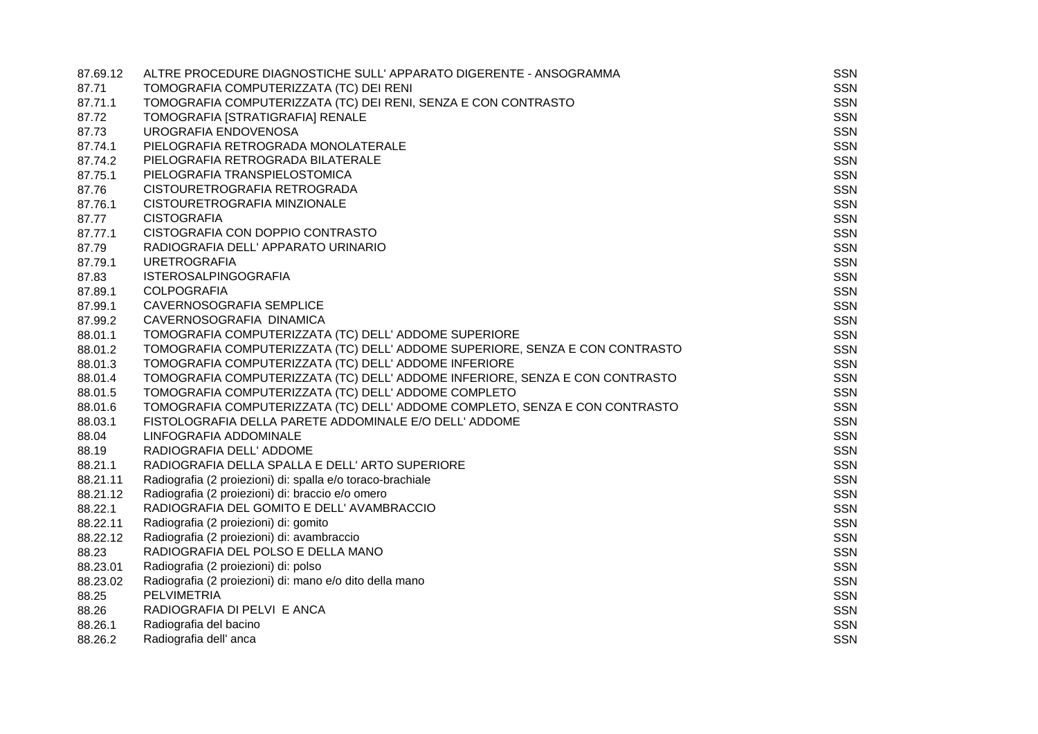| | | |
|---|---|---|
| 87.69.12 | ALTRE PROCEDURE DIAGNOSTICHE SULL' APPARATO DIGERENTE - ANSOGRAMMA | SSN |
| 87.71 | TOMOGRAFIA COMPUTERIZZATA (TC) DEI RENI | SSN |
| 87.71.1 | TOMOGRAFIA COMPUTERIZZATA (TC) DEI RENI, SENZA E CON CONTRASTO | SSN |
| 87.72 | TOMOGRAFIA [STRATIGRAFIA] RENALE | SSN |
| 87.73 | UROGRAFIA ENDOVENOSA | SSN |
| 87.74.1 | PIELOGRAFIA RETROGRADA MONOLATERALE | SSN |
| 87.74.2 | PIELOGRAFIA RETROGRADA BILATERALE | SSN |
| 87.75.1 | PIELOGRAFIA TRANSPIELOSTOMICA | SSN |
| 87.76 | CISTOURETROGRAFIA RETROGRADA | SSN |
| 87.76.1 | CISTOURETROGRAFIA MINZIONALE | SSN |
| 87.77 | CISTOGRAFIA | SSN |
| 87.77.1 | CISTOGRAFIA CON DOPPIO CONTRASTO | SSN |
| 87.79 | RADIOGRAFIA DELL' APPARATO URINARIO | SSN |
| 87.79.1 | URETROGRAFIA | SSN |
| 87.83 | ISTEROSALPINGOGRAFIA | SSN |
| 87.89.1 | COLPOGRAFIA | SSN |
| 87.99.1 | CAVERNOSOGRAFIA SEMPLICE | SSN |
| 87.99.2 | CAVERNOSOGRAFIA DINAMICA | SSN |
| 88.01.1 | TOMOGRAFIA COMPUTERIZZATA (TC) DELL' ADDOME SUPERIORE | SSN |
| 88.01.2 | TOMOGRAFIA COMPUTERIZZATA (TC) DELL' ADDOME SUPERIORE, SENZA E CON CONTRASTO | SSN |
| 88.01.3 | TOMOGRAFIA COMPUTERIZZATA (TC) DELL' ADDOME INFERIORE | SSN |
| 88.01.4 | TOMOGRAFIA COMPUTERIZZATA (TC) DELL' ADDOME INFERIORE, SENZA E CON CONTRASTO | SSN |
| 88.01.5 | TOMOGRAFIA COMPUTERIZZATA (TC) DELL' ADDOME COMPLETO | SSN |
| 88.01.6 | TOMOGRAFIA COMPUTERIZZATA (TC) DELL' ADDOME COMPLETO, SENZA E CON CONTRASTO | SSN |
| 88.03.1 | FISTOLOGRAFIA DELLA PARETE ADDOMINALE E/O DELL' ADDOME | SSN |
| 88.04 | LINFOGRAFIA ADDOMINALE | SSN |
| 88.19 | RADIOGRAFIA DELL' ADDOME | SSN |
| 88.21.1 | RADIOGRAFIA DELLA SPALLA E DELL' ARTO SUPERIORE | SSN |
| 88.21.11 | Radiografia (2 proiezioni) di: spalla e/o toraco-brachiale | SSN |
| 88.21.12 | Radiografia (2 proiezioni) di: braccio e/o omero | SSN |
| 88.22.1 | RADIOGRAFIA DEL GOMITO E DELL' AVAMBRACCIO | SSN |
| 88.22.11 | Radiografia (2 proiezioni) di: gomito | SSN |
| 88.22.12 | Radiografia (2 proiezioni) di: avambraccio | SSN |
| 88.23 | RADIOGRAFIA DEL POLSO E DELLA MANO | SSN |
| 88.23.01 | Radiografia (2 proiezioni) di: polso | SSN |
| 88.23.02 | Radiografia (2 proiezioni) di: mano e/o dito della mano | SSN |
| 88.25 | PELVIMETRIA | SSN |
| 88.26 | RADIOGRAFIA DI PELVI E ANCA | SSN |
| 88.26.1 | Radiografia del bacino | SSN |
| 88.26.2 | Radiografia dell' anca | SSN |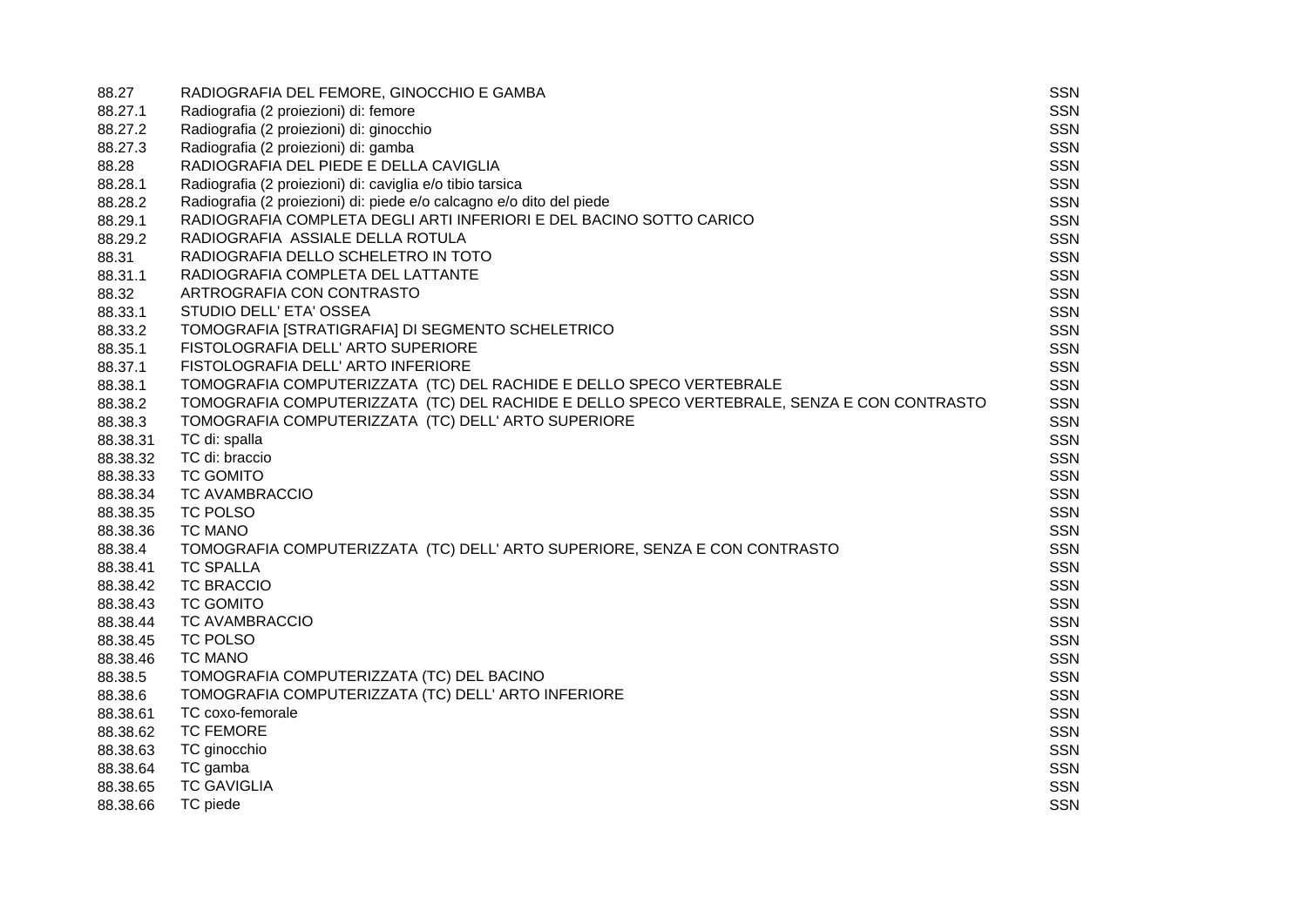| | | |
|---|---|---|
| 88.27 | RADIOGRAFIA DEL FEMORE, GINOCCHIO E GAMBA | SSN |
| 88.27.1 | Radiografia (2 proiezioni) di: femore | SSN |
| 88.27.2 | Radiografia (2 proiezioni) di: ginocchio | SSN |
| 88.27.3 | Radiografia (2 proiezioni) di: gamba | SSN |
| 88.28 | RADIOGRAFIA DEL PIEDE E DELLA CAVIGLIA | SSN |
| 88.28.1 | Radiografia (2 proiezioni) di: caviglia e/o tibio tarsica | SSN |
| 88.28.2 | Radiografia (2 proiezioni) di: piede e/o calcagno e/o dito del piede | SSN |
| 88.29.1 | RADIOGRAFIA COMPLETA DEGLI ARTI INFERIORI E DEL BACINO SOTTO CARICO | SSN |
| 88.29.2 | RADIOGRAFIA ASSIALE DELLA ROTULA | SSN |
| 88.31 | RADIOGRAFIA DELLO SCHELETRO IN TOTO | SSN |
| 88.31.1 | RADIOGRAFIA COMPLETA DEL LATTANTE | SSN |
| 88.32 | ARTROGRAFIA CON CONTRASTO | SSN |
| 88.33.1 | STUDIO DELL' ETA' OSSEA | SSN |
| 88.33.2 | TOMOGRAFIA [STRATIGRAFIA] DI SEGMENTO SCHELETRICO | SSN |
| 88.35.1 | FISTOLOGRAFIA DELL' ARTO SUPERIORE | SSN |
| 88.37.1 | FISTOLOGRAFIA DELL' ARTO INFERIORE | SSN |
| 88.38.1 | TOMOGRAFIA COMPUTERIZZATA (TC) DEL RACHIDE E DELLO SPECO VERTEBRALE | SSN |
| 88.38.2 | TOMOGRAFIA COMPUTERIZZATA (TC) DEL RACHIDE E DELLO SPECO VERTEBRALE, SENZA E CON CONTRASTO | SSN |
| 88.38.3 | TOMOGRAFIA COMPUTERIZZATA (TC) DELL' ARTO SUPERIORE | SSN |
| 88.38.31 | TC di: spalla | SSN |
| 88.38.32 | TC di: braccio | SSN |
| 88.38.33 | TC GOMITO | SSN |
| 88.38.34 | TC AVAMBRACCIO | SSN |
| 88.38.35 | TC POLSO | SSN |
| 88.38.36 | TC MANO | SSN |
| 88.38.4 | TOMOGRAFIA COMPUTERIZZATA (TC) DELL' ARTO SUPERIORE, SENZA E CON CONTRASTO | SSN |
| 88.38.41 | TC SPALLA | SSN |
| 88.38.42 | TC BRACCIO | SSN |
| 88.38.43 | TC GOMITO | SSN |
| 88.38.44 | TC AVAMBRACCIO | SSN |
| 88.38.45 | TC POLSO | SSN |
| 88.38.46 | TC MANO | SSN |
| 88.38.5 | TOMOGRAFIA COMPUTERIZZATA (TC) DEL BACINO | SSN |
| 88.38.6 | TOMOGRAFIA COMPUTERIZZATA (TC) DELL' ARTO INFERIORE | SSN |
| 88.38.61 | TC coxo-femorale | SSN |
| 88.38.62 | TC FEMORE | SSN |
| 88.38.63 | TC ginocchio | SSN |
| 88.38.64 | TC gamba | SSN |
| 88.38.65 | TC GAVIGLIA | SSN |
| 88.38.66 | TC piede | SSN |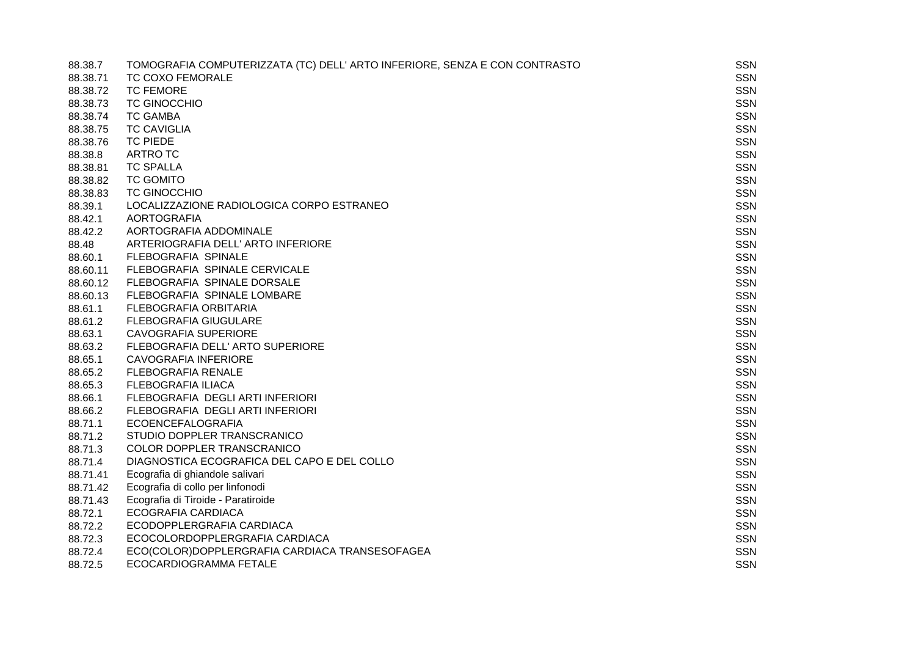| | | |
|---|---|---|
| 88.38.7 | TOMOGRAFIA COMPUTERIZZATA (TC) DELL' ARTO INFERIORE, SENZA E CON CONTRASTO | SSN |
| 88.38.71 | TC COXO FEMORALE | SSN |
| 88.38.72 | TC FEMORE | SSN |
| 88.38.73 | TC GINOCCHIO | SSN |
| 88.38.74 | TC GAMBA | SSN |
| 88.38.75 | TC CAVIGLIA | SSN |
| 88.38.76 | TC PIEDE | SSN |
| 88.38.8 | ARTRO TC | SSN |
| 88.38.81 | TC SPALLA | SSN |
| 88.38.82 | TC GOMITO | SSN |
| 88.38.83 | TC GINOCCHIO | SSN |
| 88.39.1 | LOCALIZZAZIONE RADIOLOGICA CORPO ESTRANEO | SSN |
| 88.42.1 | AORTOGRAFIA | SSN |
| 88.42.2 | AORTOGRAFIA ADDOMINALE | SSN |
| 88.48 | ARTERIOGRAFIA DELL' ARTO INFERIORE | SSN |
| 88.60.1 | FLEBOGRAFIA SPINALE | SSN |
| 88.60.11 | FLEBOGRAFIA SPINALE CERVICALE | SSN |
| 88.60.12 | FLEBOGRAFIA SPINALE DORSALE | SSN |
| 88.60.13 | FLEBOGRAFIA SPINALE LOMBARE | SSN |
| 88.61.1 | FLEBOGRAFIA ORBITARIA | SSN |
| 88.61.2 | FLEBOGRAFIA GIUGULARE | SSN |
| 88.63.1 | CAVOGRAFIA SUPERIORE | SSN |
| 88.63.2 | FLEBOGRAFIA DELL' ARTO SUPERIORE | SSN |
| 88.65.1 | CAVOGRAFIA INFERIORE | SSN |
| 88.65.2 | FLEBOGRAFIA RENALE | SSN |
| 88.65.3 | FLEBOGRAFIA ILIACA | SSN |
| 88.66.1 | FLEBOGRAFIA DEGLI ARTI INFERIORI | SSN |
| 88.66.2 | FLEBOGRAFIA DEGLI ARTI INFERIORI | SSN |
| 88.71.1 | ECOENCEFALOGRAFIA | SSN |
| 88.71.2 | STUDIO DOPPLER TRANSCRANICO | SSN |
| 88.71.3 | COLOR DOPPLER TRANSCRANICO | SSN |
| 88.71.4 | DIAGNOSTICA ECOGRAFICA DEL CAPO E DEL COLLO | SSN |
| 88.71.41 | Ecografia di ghiandole salivari | SSN |
| 88.71.42 | Ecografia di collo per linfonodi | SSN |
| 88.71.43 | Ecografia di Tiroide - Paratiroide | SSN |
| 88.72.1 | ECOGRAFIA CARDIACA | SSN |
| 88.72.2 | ECODOPPLERGRAFIA CARDIACA | SSN |
| 88.72.3 | ECOCOLORDOPPLERGRAFIA CARDIACA | SSN |
| 88.72.4 | ECO(COLOR)DOPPLERGRAFIA CARDIACA TRANSESOFAGEA | SSN |
| 88.72.5 | ECOCARDIOGRAMMA FETALE | SSN |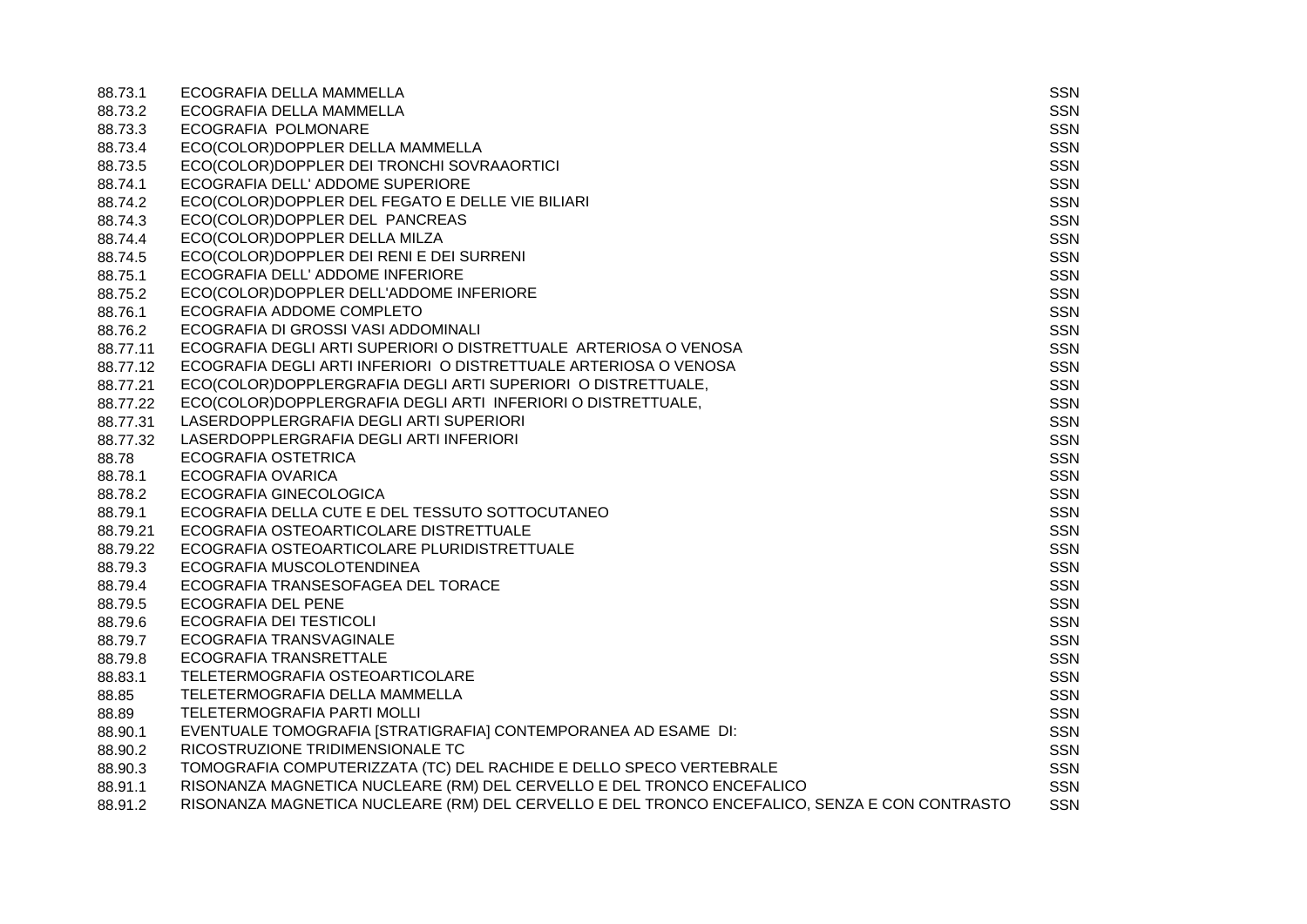| | | |
|---|---|---|
| 88.73.1 | ECOGRAFIA DELLA MAMMELLA | SSN |
| 88.73.2 | ECOGRAFIA DELLA MAMMELLA | SSN |
| 88.73.3 | ECOGRAFIA POLMONARE | SSN |
| 88.73.4 | ECO(COLOR)DOPPLER DELLA MAMMELLA | SSN |
| 88.73.5 | ECO(COLOR)DOPPLER DEI TRONCHI SOVRAAORTICI | SSN |
| 88.74.1 | ECOGRAFIA DELL' ADDOME SUPERIORE | SSN |
| 88.74.2 | ECO(COLOR)DOPPLER DEL FEGATO E DELLE VIE BILIARI | SSN |
| 88.74.3 | ECO(COLOR)DOPPLER DEL PANCREAS | SSN |
| 88.74.4 | ECO(COLOR)DOPPLER DELLA MILZA | SSN |
| 88.74.5 | ECO(COLOR)DOPPLER DEI RENI E DEI SURRENI | SSN |
| 88.75.1 | ECOGRAFIA DELL' ADDOME INFERIORE | SSN |
| 88.75.2 | ECO(COLOR)DOPPLER DELL'ADDOME INFERIORE | SSN |
| 88.76.1 | ECOGRAFIA ADDOME COMPLETO | SSN |
| 88.76.2 | ECOGRAFIA DI GROSSI VASI ADDOMINALI | SSN |
| 88.77.11 | ECOGRAFIA DEGLI ARTI SUPERIORI O DISTRETTUALE ARTERIOSA O VENOSA | SSN |
| 88.77.12 | ECOGRAFIA DEGLI ARTI INFERIORI O DISTRETTUALE ARTERIOSA O VENOSA | SSN |
| 88.77.21 | ECO(COLOR)DOPPLERGRAFIA DEGLI ARTI SUPERIORI O DISTRETTUALE, | SSN |
| 88.77.22 | ECO(COLOR)DOPPLERGRAFIA DEGLI ARTI INFERIORI O DISTRETTUALE, | SSN |
| 88.77.31 | LASERDOPPLERGRAFIA DEGLI ARTI SUPERIORI | SSN |
| 88.77.32 | LASERDOPPLERGRAFIA DEGLI ARTI INFERIORI | SSN |
| 88.78 | ECOGRAFIA OSTETRICA | SSN |
| 88.78.1 | ECOGRAFIA OVARICA | SSN |
| 88.78.2 | ECOGRAFIA GINECOLOGICA | SSN |
| 88.79.1 | ECOGRAFIA DELLA CUTE E DEL TESSUTO SOTTOCUTANEO | SSN |
| 88.79.21 | ECOGRAFIA OSTEOARTICOLARE DISTRETTUALE | SSN |
| 88.79.22 | ECOGRAFIA OSTEOARTICOLARE PLURIDISTRETTUALE | SSN |
| 88.79.3 | ECOGRAFIA MUSCOLOTENDINEA | SSN |
| 88.79.4 | ECOGRAFIA TRANSESOFAGEA DEL TORACE | SSN |
| 88.79.5 | ECOGRAFIA DEL PENE | SSN |
| 88.79.6 | ECOGRAFIA DEI TESTICOLI | SSN |
| 88.79.7 | ECOGRAFIA TRANSVAGINALE | SSN |
| 88.79.8 | ECOGRAFIA TRANSRETTALE | SSN |
| 88.83.1 | TELETERMOGRAFIA OSTEOARTICOLARE | SSN |
| 88.85 | TELETERMOGRAFIA DELLA MAMMELLA | SSN |
| 88.89 | TELETERMOGRAFIA PARTI MOLLI | SSN |
| 88.90.1 | EVENTUALE TOMOGRAFIA [STRATIGRAFIA] CONTEMPORANEA AD ESAME DI: | SSN |
| 88.90.2 | RICOSTRUZIONE TRIDIMENSIONALE TC | SSN |
| 88.90.3 | TOMOGRAFIA COMPUTERIZZATA (TC) DEL RACHIDE E DELLO SPECO VERTEBRALE | SSN |
| 88.91.1 | RISONANZA MAGNETICA NUCLEARE (RM) DEL CERVELLO E DEL TRONCO ENCEFALICO | SSN |
| 88.91.2 | RISONANZA MAGNETICA NUCLEARE (RM) DEL CERVELLO E DEL TRONCO ENCEFALICO, SENZA E CON CONTRASTO | SSN |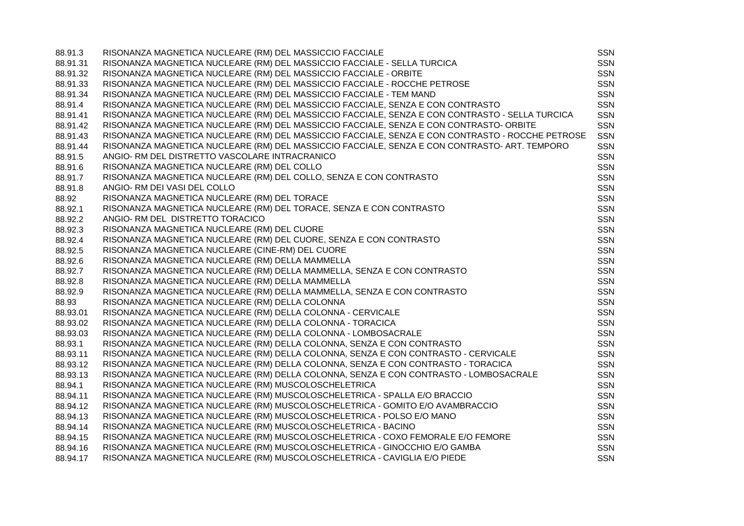| | | |
|---|---|---|
| 88.91.3 | RISONANZA MAGNETICA NUCLEARE (RM) DEL MASSICCIO FACCIALE | SSN |
| 88.91.31 | RISONANZA MAGNETICA NUCLEARE (RM) DEL MASSICCIO FACCIALE - SELLA TURCICA | SSN |
| 88.91.32 | RISONANZA MAGNETICA NUCLEARE (RM) DEL MASSICCIO FACCIALE - ORBITE | SSN |
| 88.91.33 | RISONANZA MAGNETICA NUCLEARE (RM) DEL MASSICCIO FACCIALE - ROCCHE PETROSE | SSN |
| 88.91.34 | RISONANZA MAGNETICA NUCLEARE (RM) DEL MASSICCIO FACCIALE - TEM MAND | SSN |
| 88.91.4 | RISONANZA MAGNETICA NUCLEARE (RM) DEL MASSICCIO FACCIALE, SENZA E CON CONTRASTO | SSN |
| 88.91.41 | RISONANZA MAGNETICA NUCLEARE (RM) DEL MASSICCIO FACCIALE, SENZA E CON CONTRASTO - SELLA TURCICA | SSN |
| 88.91.42 | RISONANZA MAGNETICA NUCLEARE (RM) DEL MASSICCIO FACCIALE, SENZA E CON CONTRASTO- ORBITE | SSN |
| 88.91.43 | RISONANZA MAGNETICA NUCLEARE (RM) DEL MASSICCIO FACCIALE, SENZA E CON CONTRASTO - ROCCHE PETROSE | SSN |
| 88.91.44 | RISONANZA MAGNETICA NUCLEARE (RM) DEL MASSICCIO FACCIALE, SENZA E CON CONTRASTO- ART. TEMPORO | SSN |
| 88.91.5 | ANGIO- RM DEL DISTRETTO VASCOLARE INTRACRANICO | SSN |
| 88.91.6 | RISONANZA MAGNETICA NUCLEARE (RM) DEL COLLO | SSN |
| 88.91.7 | RISONANZA MAGNETICA NUCLEARE (RM) DEL COLLO, SENZA E CON CONTRASTO | SSN |
| 88.91.8 | ANGIO- RM DEI VASI DEL COLLO | SSN |
| 88.92 | RISONANZA MAGNETICA NUCLEARE (RM) DEL TORACE | SSN |
| 88.92.1 | RISONANZA MAGNETICA NUCLEARE (RM) DEL TORACE, SENZA E CON CONTRASTO | SSN |
| 88.92.2 | ANGIO- RM DEL DISTRETTO TORACICO | SSN |
| 88.92.3 | RISONANZA MAGNETICA NUCLEARE (RM) DEL CUORE | SSN |
| 88.92.4 | RISONANZA MAGNETICA NUCLEARE (RM) DEL CUORE, SENZA E CON CONTRASTO | SSN |
| 88.92.5 | RISONANZA MAGNETICA NUCLEARE (CINE-RM) DEL CUORE | SSN |
| 88.92.6 | RISONANZA MAGNETICA NUCLEARE (RM) DELLA MAMMELLA | SSN |
| 88.92.7 | RISONANZA MAGNETICA NUCLEARE (RM) DELLA MAMMELLA, SENZA E CON CONTRASTO | SSN |
| 88.92.8 | RISONANZA MAGNETICA NUCLEARE (RM) DELLA MAMMELLA | SSN |
| 88.92.9 | RISONANZA MAGNETICA NUCLEARE (RM) DELLA MAMMELLA, SENZA E CON CONTRASTO | SSN |
| 88.93 | RISONANZA MAGNETICA NUCLEARE (RM) DELLA COLONNA | SSN |
| 88.93.01 | RISONANZA MAGNETICA NUCLEARE (RM) DELLA COLONNA - CERVICALE | SSN |
| 88.93.02 | RISONANZA MAGNETICA NUCLEARE (RM) DELLA COLONNA - TORACICA | SSN |
| 88.93.03 | RISONANZA MAGNETICA NUCLEARE (RM) DELLA COLONNA - LOMBOSACRALE | SSN |
| 88.93.1 | RISONANZA MAGNETICA NUCLEARE (RM) DELLA COLONNA, SENZA E CON CONTRASTO | SSN |
| 88.93.11 | RISONANZA MAGNETICA NUCLEARE (RM) DELLA COLONNA, SENZA E CON CONTRASTO - CERVICALE | SSN |
| 88.93.12 | RISONANZA MAGNETICA NUCLEARE (RM) DELLA COLONNA, SENZA E CON CONTRASTO - TORACICA | SSN |
| 88.93.13 | RISONANZA MAGNETICA NUCLEARE (RM) DELLA COLONNA, SENZA E CON CONTRASTO - LOMBOSACRALE | SSN |
| 88.94.1 | RISONANZA MAGNETICA NUCLEARE (RM) MUSCOLOSCHELETRICA | SSN |
| 88.94.11 | RISONANZA MAGNETICA NUCLEARE (RM) MUSCOLOSCHELETRICA - SPALLA E/O BRACCIO | SSN |
| 88.94.12 | RISONANZA MAGNETICA NUCLEARE (RM) MUSCOLOSCHELETRICA - GOMITO E/O AVAMBRACCIO | SSN |
| 88.94.13 | RISONANZA MAGNETICA NUCLEARE (RM) MUSCOLOSCHELETRICA - POLSO E/O MANO | SSN |
| 88.94.14 | RISONANZA MAGNETICA NUCLEARE (RM) MUSCOLOSCHELETRICA - BACINO | SSN |
| 88.94.15 | RISONANZA MAGNETICA NUCLEARE (RM) MUSCOLOSCHELETRICA - COXO FEMORALE E/O FEMORE | SSN |
| 88.94.16 | RISONANZA MAGNETICA NUCLEARE (RM) MUSCOLOSCHELETRICA - GINOCCHIO E/O GAMBA | SSN |
| 88.94.17 | RISONANZA MAGNETICA NUCLEARE (RM) MUSCOLOSCHELETRICA - CAVIGLIA E/O PIEDE | SSN |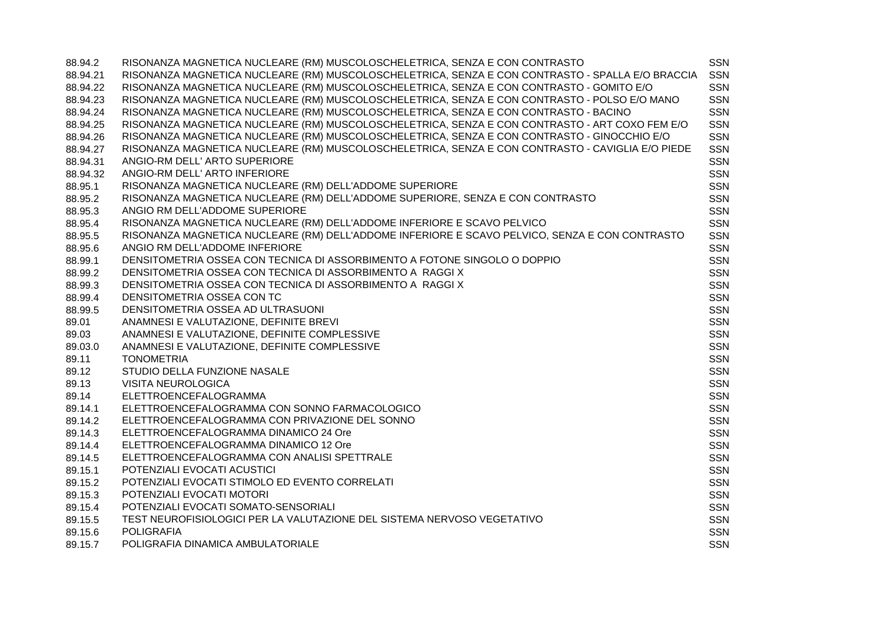| | | |
|---|---|---|
| 88.94.2 | RISONANZA MAGNETICA NUCLEARE (RM) MUSCOLOSCHELETRICA, SENZA E CON CONTRASTO | SSN |
| 88.94.21 | RISONANZA MAGNETICA NUCLEARE (RM) MUSCOLOSCHELETRICA, SENZA E CON CONTRASTO - SPALLA E/O BRACCIA | SSN |
| 88.94.22 | RISONANZA MAGNETICA NUCLEARE (RM) MUSCOLOSCHELETRICA, SENZA E CON CONTRASTO - GOMITO E/O | SSN |
| 88.94.23 | RISONANZA MAGNETICA NUCLEARE (RM) MUSCOLOSCHELETRICA, SENZA E CON CONTRASTO - POLSO E/O MANO | SSN |
| 88.94.24 | RISONANZA MAGNETICA NUCLEARE (RM) MUSCOLOSCHELETRICA, SENZA E CON CONTRASTO - BACINO | SSN |
| 88.94.25 | RISONANZA MAGNETICA NUCLEARE (RM) MUSCOLOSCHELETRICA, SENZA E CON CONTRASTO - ART COXO FEM E/O | SSN |
| 88.94.26 | RISONANZA MAGNETICA NUCLEARE (RM) MUSCOLOSCHELETRICA, SENZA E CON CONTRASTO - GINOCCHIO E/O | SSN |
| 88.94.27 | RISONANZA MAGNETICA NUCLEARE (RM) MUSCOLOSCHELETRICA, SENZA E CON CONTRASTO - CAVIGLIA E/O PIEDE | SSN |
| 88.94.31 | ANGIO-RM DELL' ARTO SUPERIORE | SSN |
| 88.94.32 | ANGIO-RM DELL' ARTO INFERIORE | SSN |
| 88.95.1 | RISONANZA MAGNETICA NUCLEARE (RM) DELL'ADDOME SUPERIORE | SSN |
| 88.95.2 | RISONANZA MAGNETICA NUCLEARE (RM) DELL'ADDOME SUPERIORE, SENZA E CON CONTRASTO | SSN |
| 88.95.3 | ANGIO RM DELL'ADDOME SUPERIORE | SSN |
| 88.95.4 | RISONANZA MAGNETICA NUCLEARE (RM) DELL'ADDOME INFERIORE E SCAVO PELVICO | SSN |
| 88.95.5 | RISONANZA MAGNETICA NUCLEARE (RM) DELL'ADDOME INFERIORE E SCAVO PELVICO, SENZA E CON CONTRASTO | SSN |
| 88.95.6 | ANGIO RM DELL'ADDOME INFERIORE | SSN |
| 88.99.1 | DENSITOMETRIA OSSEA CON TECNICA DI ASSORBIMENTO A FOTONE SINGOLO O DOPPIO | SSN |
| 88.99.2 | DENSITOMETRIA OSSEA CON TECNICA DI ASSORBIMENTO A RAGGI X | SSN |
| 88.99.3 | DENSITOMETRIA OSSEA CON TECNICA DI ASSORBIMENTO A RAGGI X | SSN |
| 88.99.4 | DENSITOMETRIA OSSEA CON TC | SSN |
| 88.99.5 | DENSITOMETRIA OSSEA AD ULTRASUONI | SSN |
| 89.01 | ANAMNESI E VALUTAZIONE, DEFINITE BREVI | SSN |
| 89.03 | ANAMNESI E VALUTAZIONE, DEFINITE COMPLESSIVE | SSN |
| 89.03.0 | ANAMNESI E VALUTAZIONE, DEFINITE COMPLESSIVE | SSN |
| 89.11 | TONOMETRIA | SSN |
| 89.12 | STUDIO DELLA FUNZIONE NASALE | SSN |
| 89.13 | VISITA NEUROLOGICA | SSN |
| 89.14 | ELETTROENCEFALOGRAMMA | SSN |
| 89.14.1 | ELETTROENCEFALOGRAMMA CON SONNO FARMACOLOGICO | SSN |
| 89.14.2 | ELETTROENCEFALOGRAMMA CON PRIVAZIONE DEL SONNO | SSN |
| 89.14.3 | ELETTROENCEFALOGRAMMA DINAMICO 24 Ore | SSN |
| 89.14.4 | ELETTROENCEFALOGRAMMA DINAMICO 12 Ore | SSN |
| 89.14.5 | ELETTROENCEFALOGRAMMA CON ANALISI SPETTRALE | SSN |
| 89.15.1 | POTENZIALI EVOCATI ACUSTICI | SSN |
| 89.15.2 | POTENZIALI EVOCATI STIMOLO ED EVENTO CORRELATI | SSN |
| 89.15.3 | POTENZIALI EVOCATI MOTORI | SSN |
| 89.15.4 | POTENZIALI EVOCATI SOMATO-SENSORIALI | SSN |
| 89.15.5 | TEST NEUROFISIOLOGICI PER LA VALUTAZIONE DEL SISTEMA NERVOSO VEGETATIVO | SSN |
| 89.15.6 | POLIGRAFIA | SSN |
| 89.15.7 | POLIGRAFIA DINAMICA AMBULATORIALE | SSN |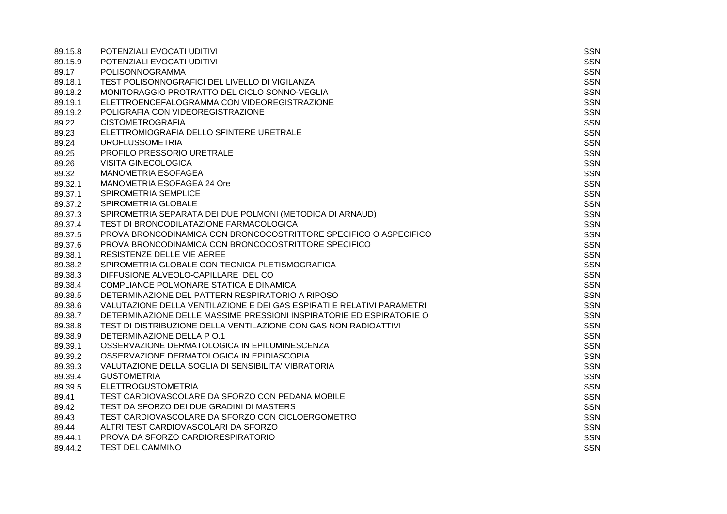| | | |
|---|---|---|
| 89.15.8 | POTENZIALI EVOCATI UDITIVI | SSN |
| 89.15.9 | POTENZIALI EVOCATI UDITIVI | SSN |
| 89.17 | POLISONNOGRAMMA | SSN |
| 89.18.1 | TEST POLISONNOGRAFICI DEL LIVELLO DI VIGILANZA | SSN |
| 89.18.2 | MONITORAGGIO PROTRATTO DEL CICLO SONNO-VEGLIA | SSN |
| 89.19.1 | ELETTROENCEFALOGRAMMA CON VIDEOREGISTRAZIONE | SSN |
| 89.19.2 | POLIGRAFIA CON VIDEOREGISTRAZIONE | SSN |
| 89.22 | CISTOMETROGRAFIA | SSN |
| 89.23 | ELETTROMIOGRAFIA DELLO SFINTERE URETRALE | SSN |
| 89.24 | UROFLUSSOMETRIA | SSN |
| 89.25 | PROFILO PRESSORIO URETRALE | SSN |
| 89.26 | VISITA GINECOLOGICA | SSN |
| 89.32 | MANOMETRIA ESOFAGEA | SSN |
| 89.32.1 | MANOMETRIA ESOFAGEA 24 Ore | SSN |
| 89.37.1 | SPIROMETRIA SEMPLICE | SSN |
| 89.37.2 | SPIROMETRIA GLOBALE | SSN |
| 89.37.3 | SPIROMETRIA SEPARATA DEI DUE POLMONI (METODICA DI ARNAUD) | SSN |
| 89.37.4 | TEST DI BRONCODILATAZIONE FARMACOLOGICA | SSN |
| 89.37.5 | PROVA BRONCODINAMICA CON BRONCOCOSTRITTORE SPECIFICO O ASPECIFICO | SSN |
| 89.37.6 | PROVA BRONCODINAMICA CON BRONCOCOSTRITTORE SPECIFICO | SSN |
| 89.38.1 | RESISTENZE DELLE VIE AEREE | SSN |
| 89.38.2 | SPIROMETRIA GLOBALE CON TECNICA PLETISMOGRAFICA | SSN |
| 89.38.3 | DIFFUSIONE ALVEOLO-CAPILLARE DEL CO | SSN |
| 89.38.4 | COMPLIANCE POLMONARE STATICA E DINAMICA | SSN |
| 89.38.5 | DETERMINAZIONE DEL PATTERN RESPIRATORIO A RIPOSO | SSN |
| 89.38.6 | VALUTAZIONE DELLA VENTILAZIONE E DEI GAS ESPIRATI E RELATIVI PARAMETRI | SSN |
| 89.38.7 | DETERMINAZIONE DELLE MASSIME PRESSIONI INSPIRATORIE ED ESPIRATORIE O | SSN |
| 89.38.8 | TEST DI DISTRIBUZIONE DELLA VENTILAZIONE CON GAS NON RADIOATTIVI | SSN |
| 89.38.9 | DETERMINAZIONE DELLA P O.1 | SSN |
| 89.39.1 | OSSERVAZIONE DERMATOLOGICA IN EPILUMINESCENZA | SSN |
| 89.39.2 | OSSERVAZIONE DERMATOLOGICA IN EPIDIASCOPIA | SSN |
| 89.39.3 | VALUTAZIONE DELLA SOGLIA DI SENSIBILITA' VIBRATORIA | SSN |
| 89.39.4 | GUSTOMETRIA | SSN |
| 89.39.5 | ELETTROGUSTOMETRIA | SSN |
| 89.41 | TEST CARDIOVASCOLARE DA SFORZO CON PEDANA MOBILE | SSN |
| 89.42 | TEST DA SFORZO DEI DUE GRADINI DI MASTERS | SSN |
| 89.43 | TEST CARDIOVASCOLARE DA SFORZO CON CICLOERGOMETRO | SSN |
| 89.44 | ALTRI TEST CARDIOVASCOLARI DA SFORZO | SSN |
| 89.44.1 | PROVA DA SFORZO CARDIORESPIRATORIO | SSN |
| 89.44.2 | TEST DEL CAMMINO | SSN |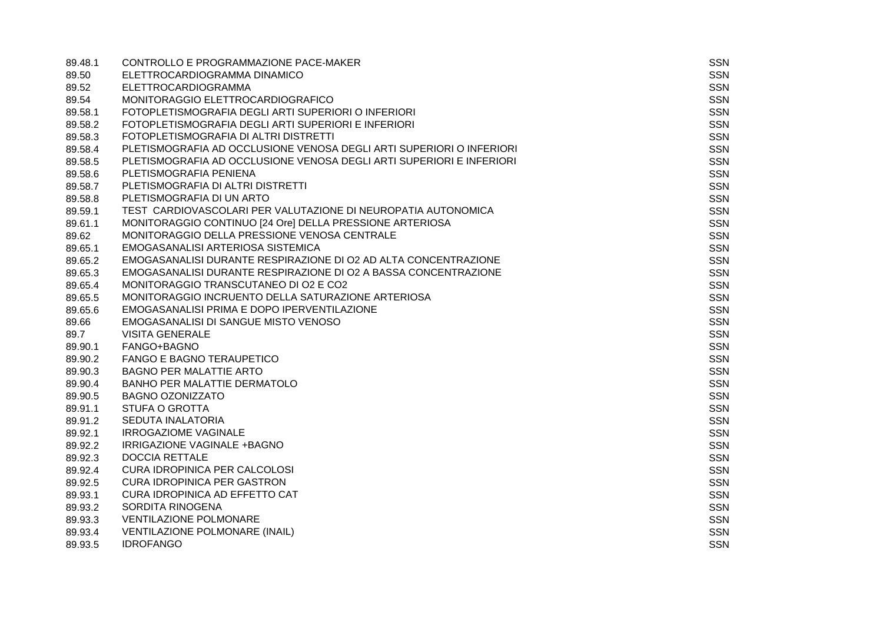| | | |
|---|---|---|
| 89.48.1 | CONTROLLO E PROGRAMMAZIONE PACE-MAKER | SSN |
| 89.50 | ELETTROCARDIOGRAMMA DINAMICO | SSN |
| 89.52 | ELETTROCARDIOGRAMMA | SSN |
| 89.54 | MONITORAGGIO ELETTROCARDIOGRAFICO | SSN |
| 89.58.1 | FOTOPLETISMOGRAFIA DEGLI ARTI SUPERIORI O INFERIORI | SSN |
| 89.58.2 | FOTOPLETISMOGRAFIA DEGLI ARTI SUPERIORI E INFERIORI | SSN |
| 89.58.3 | FOTOPLETISMOGRAFIA DI ALTRI DISTRETTI | SSN |
| 89.58.4 | PLETISMOGRAFIA AD OCCLUSIONE VENOSA DEGLI ARTI SUPERIORI O INFERIORI | SSN |
| 89.58.5 | PLETISMOGRAFIA AD OCCLUSIONE VENOSA DEGLI ARTI SUPERIORI E INFERIORI | SSN |
| 89.58.6 | PLETISMOGRAFIA PENIENA | SSN |
| 89.58.7 | PLETISMOGRAFIA DI ALTRI DISTRETTI | SSN |
| 89.58.8 | PLETISMOGRAFIA DI UN ARTO | SSN |
| 89.59.1 | TEST CARDIOVASCOLARI PER VALUTAZIONE DI NEUROPATIA AUTONOMICA | SSN |
| 89.61.1 | MONITORAGGIO CONTINUO [24 Ore] DELLA PRESSIONE ARTERIOSA | SSN |
| 89.62 | MONITORAGGIO DELLA PRESSIONE VENOSA CENTRALE | SSN |
| 89.65.1 | EMOGASANALISI ARTERIOSA SISTEMICA | SSN |
| 89.65.2 | EMOGASANALISI DURANTE RESPIRAZIONE DI O2 AD ALTA CONCENTRAZIONE | SSN |
| 89.65.3 | EMOGASANALISI DURANTE RESPIRAZIONE DI O2 A BASSA CONCENTRAZIONE | SSN |
| 89.65.4 | MONITORAGGIO TRANSCUTANEO DI O2 E CO2 | SSN |
| 89.65.5 | MONITORAGGIO INCRUENTO DELLA SATURAZIONE ARTERIOSA | SSN |
| 89.65.6 | EMOGASANALISI PRIMA E DOPO IPERVENTILAZIONE | SSN |
| 89.66 | EMOGASANALISI DI SANGUE MISTO VENOSO | SSN |
| 89.7 | VISITA GENERALE | SSN |
| 89.90.1 | FANGO+BAGNO | SSN |
| 89.90.2 | FANGO E BAGNO TERAUPETICO | SSN |
| 89.90.3 | BAGNO PER MALATTIE ARTO | SSN |
| 89.90.4 | BANHO PER MALATTIE DERMATOLO | SSN |
| 89.90.5 | BAGNO OZONIZZATO | SSN |
| 89.91.1 | STUFA O GROTTA | SSN |
| 89.91.2 | SEDUTA INALATORIA | SSN |
| 89.92.1 | IRROGAZIOME VAGINALE | SSN |
| 89.92.2 | IRRIGAZIONE VAGINALE +BAGNO | SSN |
| 89.92.3 | DOCCIA RETTALE | SSN |
| 89.92.4 | CURA IDROPINICA PER CALCOLOSI | SSN |
| 89.92.5 | CURA IDROPINICA PER GASTRON | SSN |
| 89.93.1 | CURA IDROPINICA AD EFFETTO CAT | SSN |
| 89.93.2 | SORDITA RINOGENA | SSN |
| 89.93.3 | VENTILAZIONE POLMONARE | SSN |
| 89.93.4 | VENTILAZIONE POLMONARE (INAIL) | SSN |
| 89.93.5 | IDROFANGO | SSN |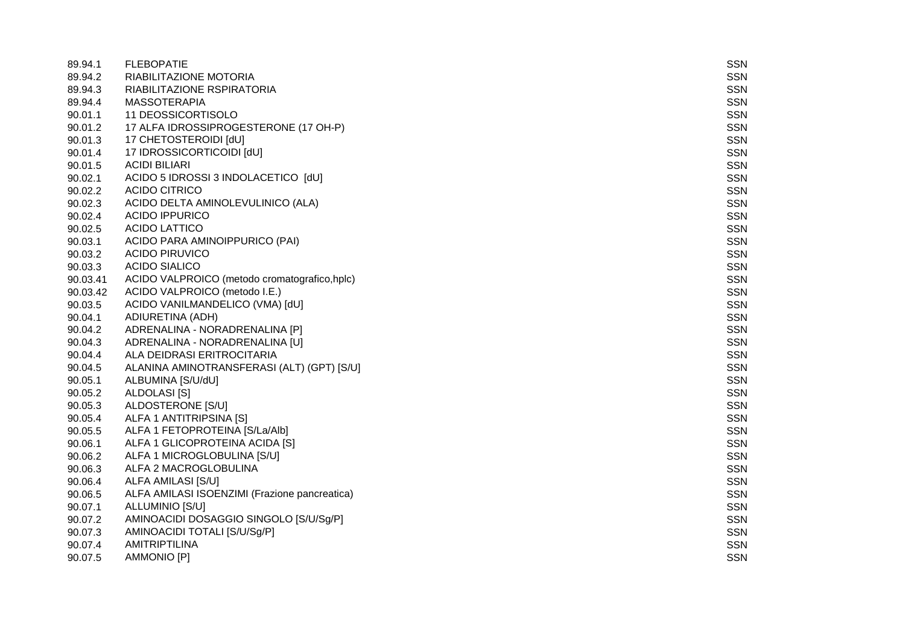| | | |
|---|---|---|
| 89.94.1 | FLEBOPATIE | SSN |
| 89.94.2 | RIABILITAZIONE MOTORIA | SSN |
| 89.94.3 | RIABILITAZIONE RSPIRATORIA | SSN |
| 89.94.4 | MASSOTERAPIA | SSN |
| 90.01.1 | 11 DEOSSICORTISOLO | SSN |
| 90.01.2 | 17 ALFA IDROSSIPROGESTERONE (17 OH-P) | SSN |
| 90.01.3 | 17 CHETOSTEROIDI [dU] | SSN |
| 90.01.4 | 17 IDROSSICORTICOIDI [dU] | SSN |
| 90.01.5 | ACIDI BILIARI | SSN |
| 90.02.1 | ACIDO 5 IDROSSI 3 INDOLACETICO [dU] | SSN |
| 90.02.2 | ACIDO CITRICO | SSN |
| 90.02.3 | ACIDO DELTA AMINOLEVULINICO (ALA) | SSN |
| 90.02.4 | ACIDO IPPURICO | SSN |
| 90.02.5 | ACIDO LATTICO | SSN |
| 90.03.1 | ACIDO PARA AMINOIPPURICO (PAI) | SSN |
| 90.03.2 | ACIDO PIRUVICO | SSN |
| 90.03.3 | ACIDO SIALICO | SSN |
| 90.03.41 | ACIDO VALPROICO (metodo cromatografico,hplc) | SSN |
| 90.03.42 | ACIDO VALPROICO (metodo I.E.) | SSN |
| 90.03.5 | ACIDO VANILMANDELICO (VMA) [dU] | SSN |
| 90.04.1 | ADIURETINA (ADH) | SSN |
| 90.04.2 | ADRENALINA - NORADRENALINA [P] | SSN |
| 90.04.3 | ADRENALINA - NORADRENALINA [U] | SSN |
| 90.04.4 | ALA DEIDRASI ERITROCITARIA | SSN |
| 90.04.5 | ALANINA AMINOTRANSFERASI (ALT) (GPT) [S/U] | SSN |
| 90.05.1 | ALBUMINA [S/U/dU] | SSN |
| 90.05.2 | ALDOLASI [S] | SSN |
| 90.05.3 | ALDOSTERONE [S/U] | SSN |
| 90.05.4 | ALFA 1 ANTITRIPSINA [S] | SSN |
| 90.05.5 | ALFA 1 FETOPROTEINA [S/La/Alb] | SSN |
| 90.06.1 | ALFA 1 GLICOPROTEINA ACIDA [S] | SSN |
| 90.06.2 | ALFA 1 MICROGLOBULINA [S/U] | SSN |
| 90.06.3 | ALFA 2 MACROGLOBULINA | SSN |
| 90.06.4 | ALFA AMILASI [S/U] | SSN |
| 90.06.5 | ALFA AMILASI ISOENZIMI (Frazione pancreatica) | SSN |
| 90.07.1 | ALLUMINIO [S/U] | SSN |
| 90.07.2 | AMINOACIDI DOSAGGIO SINGOLO [S/U/Sg/P] | SSN |
| 90.07.3 | AMINOACIDI TOTALI [S/U/Sg/P] | SSN |
| 90.07.4 | AMITRIPTILINA | SSN |
| 90.07.5 | AMMONIO [P] | SSN |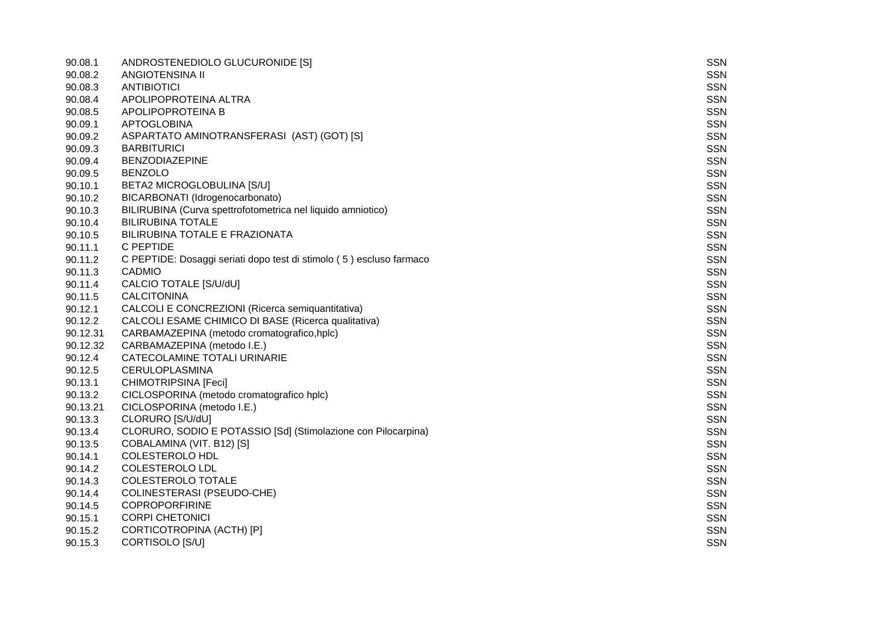| | | |
|---|---|---|
| 90.08.1 | ANDROSTENEDIOLO GLUCURONIDE [S] | SSN |
| 90.08.2 | ANGIOTENSINA II | SSN |
| 90.08.3 | ANTIBIOTICI | SSN |
| 90.08.4 | APOLIPOPROTEINA ALTRA | SSN |
| 90.08.5 | APOLIPOPROTEINA B | SSN |
| 90.09.1 | APTOGLOBINA | SSN |
| 90.09.2 | ASPARTATO AMINOTRANSFERASI (AST) (GOT) [S] | SSN |
| 90.09.3 | BARBITURICI | SSN |
| 90.09.4 | BENZODIAZEPINE | SSN |
| 90.09.5 | BENZOLO | SSN |
| 90.10.1 | BETA2 MICROGLOBULINA [S/U] | SSN |
| 90.10.2 | BICARBONATI (Idrogenocarbonato) | SSN |
| 90.10.3 | BILIRUBINA (Curva spettrofotometrica nel liquido amniotico) | SSN |
| 90.10.4 | BILIRUBINA TOTALE | SSN |
| 90.10.5 | BILIRUBINA TOTALE E FRAZIONATA | SSN |
| 90.11.1 | C PEPTIDE | SSN |
| 90.11.2 | C PEPTIDE: Dosaggi seriati dopo test di stimolo ( 5 ) escluso farmaco | SSN |
| 90.11.3 | CADMIO | SSN |
| 90.11.4 | CALCIO TOTALE [S/U/dU] | SSN |
| 90.11.5 | CALCITONINA | SSN |
| 90.12.1 | CALCOLI E CONCREZIONI (Ricerca semiquantitativa) | SSN |
| 90.12.2 | CALCOLI ESAME CHIMICO DI BASE (Ricerca qualitativa) | SSN |
| 90.12.31 | CARBAMAZEPINA (metodo cromatografico,hplc) | SSN |
| 90.12.32 | CARBAMAZEPINA (metodo I.E.) | SSN |
| 90.12.4 | CATECOLAMINE TOTALI URINARIE | SSN |
| 90.12.5 | CERULOPLASMINA | SSN |
| 90.13.1 | CHIMOTRIPSINA [Feci] | SSN |
| 90.13.2 | CICLOSPORINA (metodo cromatografico hplc) | SSN |
| 90.13.21 | CICLOSPORINA (metodo I.E.) | SSN |
| 90.13.3 | CLORURO [S/U/dU] | SSN |
| 90.13.4 | CLORURO, SODIO E POTASSIO [Sd] (Stimolazione con Pilocarpina) | SSN |
| 90.13.5 | COBALAMINA (VIT. B12) [S] | SSN |
| 90.14.1 | COLESTEROLO HDL | SSN |
| 90.14.2 | COLESTEROLO LDL | SSN |
| 90.14.3 | COLESTEROLO TOTALE | SSN |
| 90.14.4 | COLINESTERASI (PSEUDO-CHE) | SSN |
| 90.14.5 | COPROPORFIRINE | SSN |
| 90.15.1 | CORPI CHETONICI | SSN |
| 90.15.2 | CORTICOTROPINA (ACTH) [P] | SSN |
| 90.15.3 | CORTISOLO [S/U] | SSN |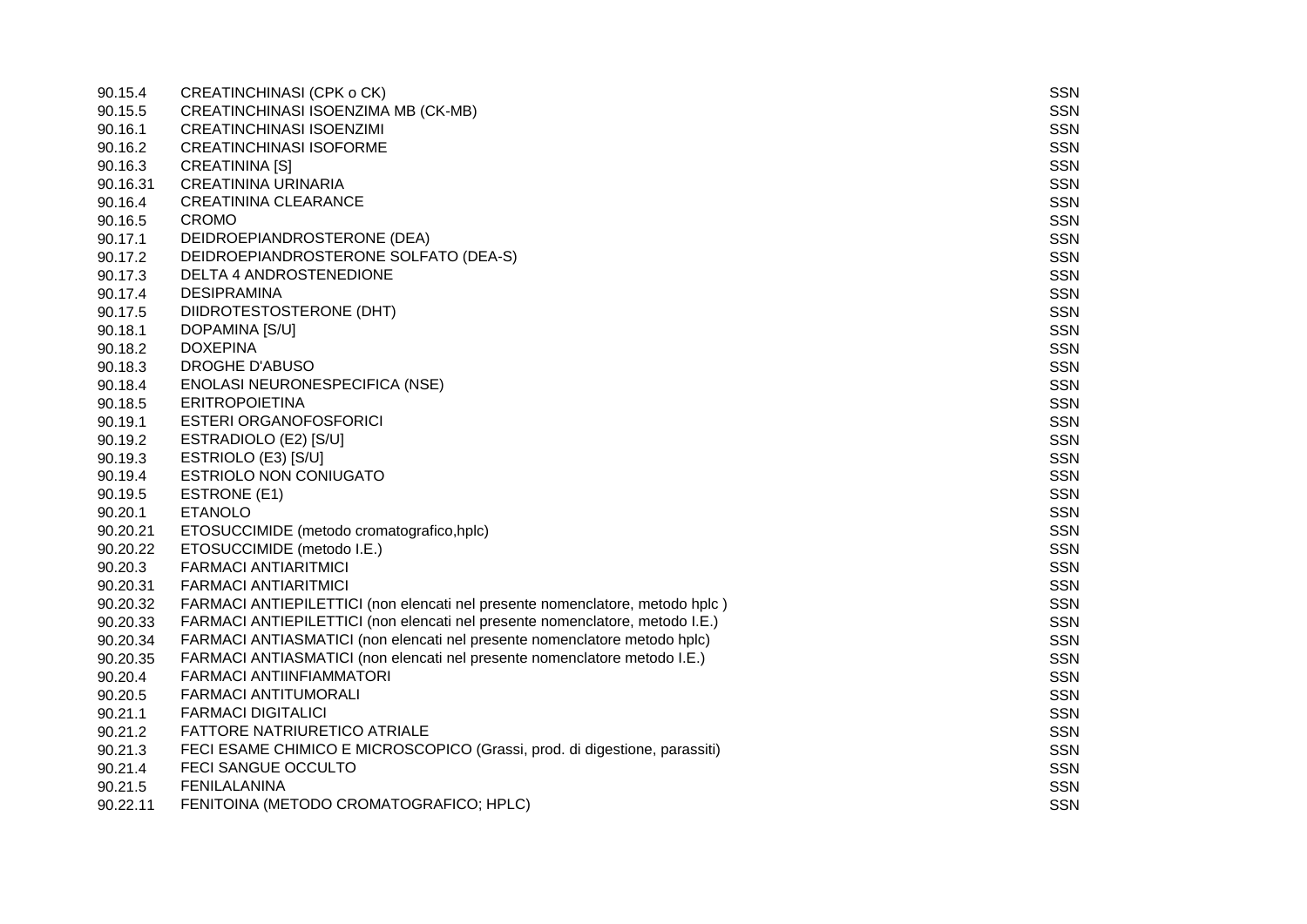| | | |
|---|---|---|
| 90.15.4 | CREATINCHINASI (CPK o CK) | SSN |
| 90.15.5 | CREATINCHINASI ISOENZIMA MB (CK-MB) | SSN |
| 90.16.1 | CREATINCHINASI ISOENZIMI | SSN |
| 90.16.2 | CREATINCHINASI ISOFORME | SSN |
| 90.16.3 | CREATININA [S] | SSN |
| 90.16.31 | CREATININA URINARIA | SSN |
| 90.16.4 | CREATININA CLEARANCE | SSN |
| 90.16.5 | CROMO | SSN |
| 90.17.1 | DEIDROEPIANDROSTERONE (DEA) | SSN |
| 90.17.2 | DEIDROEPIANDROSTERONE SOLFATO (DEA-S) | SSN |
| 90.17.3 | DELTA 4 ANDROSTENEDIONE | SSN |
| 90.17.4 | DESIPRAMINA | SSN |
| 90.17.5 | DIIDROTESTOSTERONE (DHT) | SSN |
| 90.18.1 | DOPAMINA [S/U] | SSN |
| 90.18.2 | DOXEPINA | SSN |
| 90.18.3 | DROGHE D'ABUSO | SSN |
| 90.18.4 | ENOLASI NEURONESPECIFICA (NSE) | SSN |
| 90.18.5 | ERITROPOIETINA | SSN |
| 90.19.1 | ESTERI ORGANOFOSFORICI | SSN |
| 90.19.2 | ESTRADIOLO (E2) [S/U] | SSN |
| 90.19.3 | ESTRIOLO (E3) [S/U] | SSN |
| 90.19.4 | ESTRIOLO NON CONIUGATO | SSN |
| 90.19.5 | ESTRONE (E1) | SSN |
| 90.20.1 | ETANOLO | SSN |
| 90.20.21 | ETOSUCCIMIDE (metodo cromatografico,hplc) | SSN |
| 90.20.22 | ETOSUCCIMIDE (metodo I.E.) | SSN |
| 90.20.3 | FARMACI ANTIARITMICI | SSN |
| 90.20.31 | FARMACI ANTIARITMICI | SSN |
| 90.20.32 | FARMACI ANTIEPILETTICI (non elencati nel presente nomenclatore, metodo hplc ) | SSN |
| 90.20.33 | FARMACI ANTIEPILETTICI (non elencati nel presente nomenclatore, metodo I.E.) | SSN |
| 90.20.34 | FARMACI ANTIASMATICI (non elencati nel presente nomenclatore metodo hplc) | SSN |
| 90.20.35 | FARMACI ANTIASMATICI (non elencati nel presente nomenclatore metodo I.E.) | SSN |
| 90.20.4 | FARMACI ANTIINFIAMMATORI | SSN |
| 90.20.5 | FARMACI ANTITUMORALI | SSN |
| 90.21.1 | FARMACI DIGITALICI | SSN |
| 90.21.2 | FATTORE NATRIURETICO ATRIALE | SSN |
| 90.21.3 | FECI ESAME CHIMICO E MICROSCOPICO (Grassi, prod. di digestione, parassiti) | SSN |
| 90.21.4 | FECI SANGUE OCCULTO | SSN |
| 90.21.5 | FENILALANINA | SSN |
| 90.22.11 | FENITOINA (METODO CROMATOGRAFICO; HPLC) | SSN |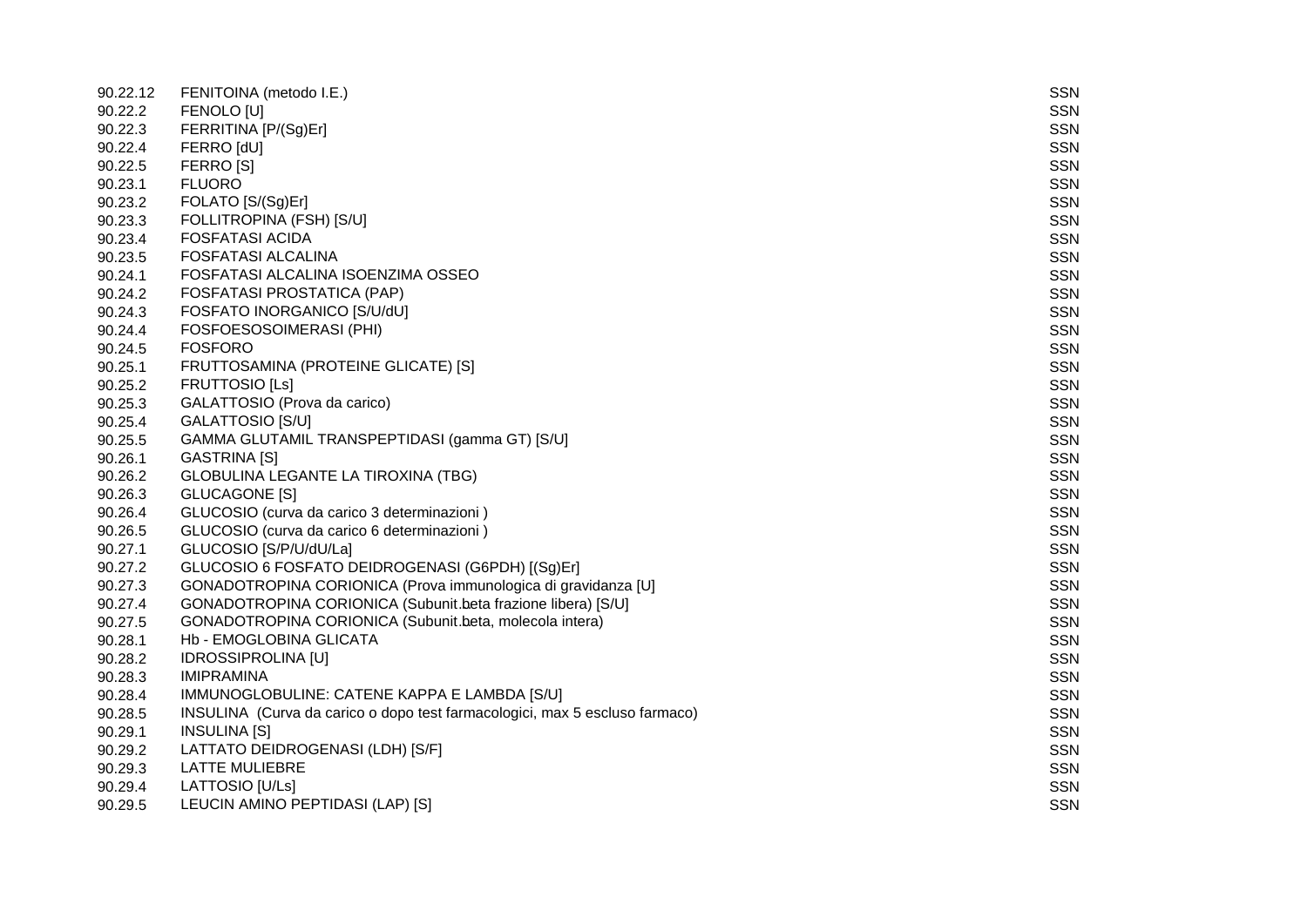| | | |
|---|---|---|
| 90.22.12 | FENITOINA (metodo I.E.) | SSN |
| 90.22.2 | FENOLO [U] | SSN |
| 90.22.3 | FERRITINA [P/(Sg)Er] | SSN |
| 90.22.4 | FERRO [dU] | SSN |
| 90.22.5 | FERRO [S] | SSN |
| 90.23.1 | FLUORO | SSN |
| 90.23.2 | FOLATO [S/(Sg)Er] | SSN |
| 90.23.3 | FOLLITROPINA (FSH) [S/U] | SSN |
| 90.23.4 | FOSFATASI ACIDA | SSN |
| 90.23.5 | FOSFATASI ALCALINA | SSN |
| 90.24.1 | FOSFATASI ALCALINA ISOENZIMA OSSEO | SSN |
| 90.24.2 | FOSFATASI PROSTATICA (PAP) | SSN |
| 90.24.3 | FOSFATO INORGANICO [S/U/dU] | SSN |
| 90.24.4 | FOSFOESOSOIMERASI (PHI) | SSN |
| 90.24.5 | FOSFORO | SSN |
| 90.25.1 | FRUTTOSAMINA (PROTEINE GLICATE) [S] | SSN |
| 90.25.2 | FRUTTOSIO [Ls] | SSN |
| 90.25.3 | GALATTOSIO (Prova da carico) | SSN |
| 90.25.4 | GALATTOSIO [S/U] | SSN |
| 90.25.5 | GAMMA GLUTAMIL TRANSPEPTIDASI (gamma GT) [S/U] | SSN |
| 90.26.1 | GASTRINA [S] | SSN |
| 90.26.2 | GLOBULINA LEGANTE LA TIROXINA (TBG) | SSN |
| 90.26.3 | GLUCAGONE [S] | SSN |
| 90.26.4 | GLUCOSIO (curva da carico 3 determinazioni ) | SSN |
| 90.26.5 | GLUCOSIO (curva da carico 6 determinazioni ) | SSN |
| 90.27.1 | GLUCOSIO [S/P/U/dU/La] | SSN |
| 90.27.2 | GLUCOSIO 6 FOSFATO DEIDROGENASI (G6PDH) [(Sg)Er] | SSN |
| 90.27.3 | GONADOTROPINA CORIONICA (Prova immunologica di gravidanza [U] | SSN |
| 90.27.4 | GONADOTROPINA CORIONICA (Subunit.beta frazione libera) [S/U] | SSN |
| 90.27.5 | GONADOTROPINA CORIONICA (Subunit.beta, molecola intera) | SSN |
| 90.28.1 | Hb - EMOGLOBINA GLICATA | SSN |
| 90.28.2 | IDROSSIPROLINA [U] | SSN |
| 90.28.3 | IMIPRAMINA | SSN |
| 90.28.4 | IMMUNOGLOBULINE: CATENE KAPPA E LAMBDA [S/U] | SSN |
| 90.28.5 | INSULINA (Curva da carico o dopo test farmacologici, max 5 escluso farmaco) | SSN |
| 90.29.1 | INSULINA [S] | SSN |
| 90.29.2 | LATTATO DEIDROGENASI (LDH) [S/F] | SSN |
| 90.29.3 | LATTE MULIEBRE | SSN |
| 90.29.4 | LATTOSIO [U/Ls] | SSN |
| 90.29.5 | LEUCIN AMINO PEPTIDASI (LAP) [S] | SSN |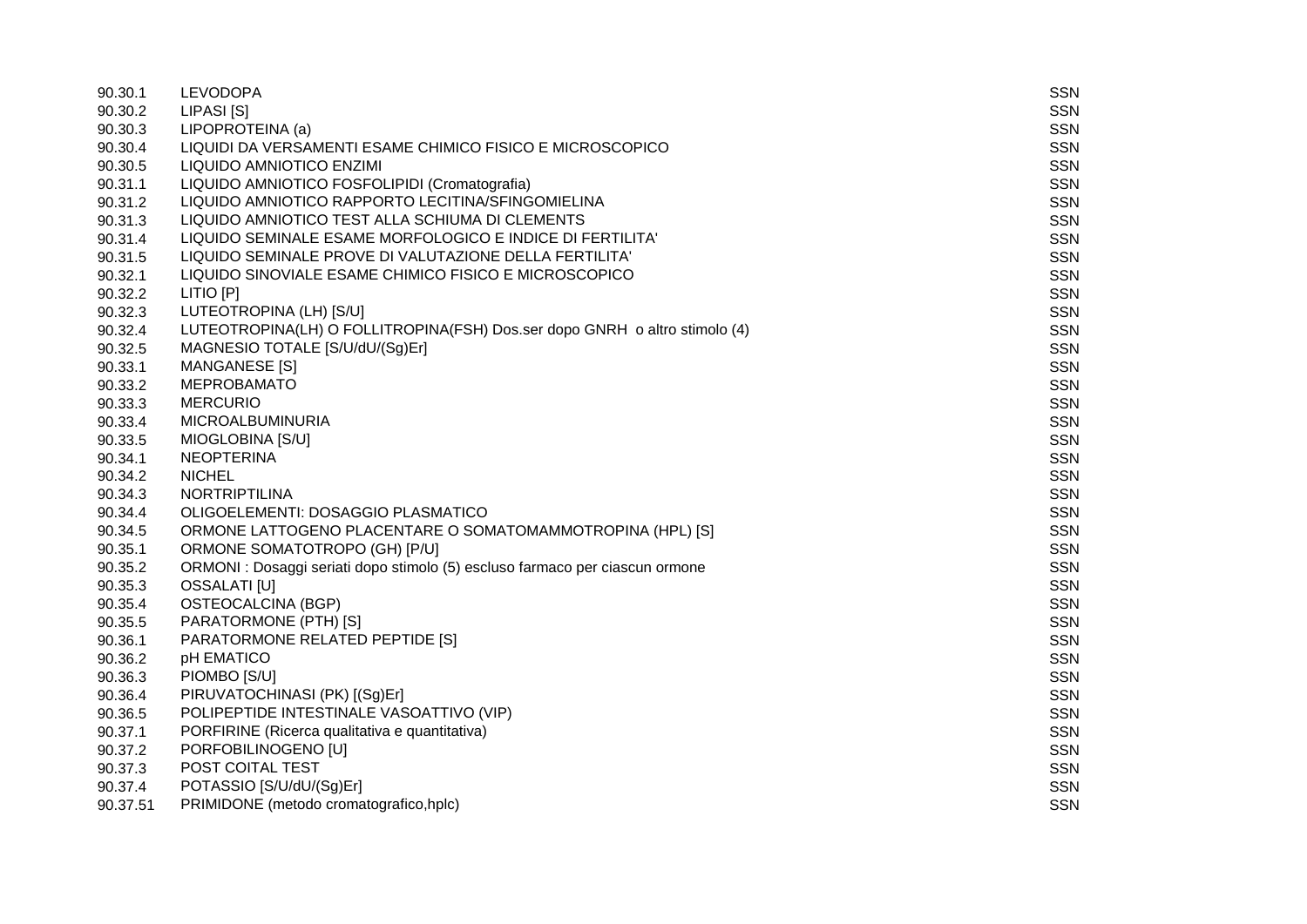| | | |
|---|---|---|
| 90.30.1 | LEVODOPA | SSN |
| 90.30.2 | LIPASI [S] | SSN |
| 90.30.3 | LIPOPROTEINA (a) | SSN |
| 90.30.4 | LIQUIDI DA VERSAMENTI ESAME CHIMICO FISICO E MICROSCOPICO | SSN |
| 90.30.5 | LIQUIDO AMNIOTICO ENZIMI | SSN |
| 90.31.1 | LIQUIDO AMNIOTICO FOSFOLIPIDI (Cromatografia) | SSN |
| 90.31.2 | LIQUIDO AMNIOTICO RAPPORTO LECITINA/SFINGOMIELINA | SSN |
| 90.31.3 | LIQUIDO AMNIOTICO TEST ALLA SCHIUMA DI CLEMENTS | SSN |
| 90.31.4 | LIQUIDO SEMINALE ESAME MORFOLOGICO E INDICE DI FERTILITA' | SSN |
| 90.31.5 | LIQUIDO SEMINALE PROVE DI VALUTAZIONE DELLA FERTILITA' | SSN |
| 90.32.1 | LIQUIDO SINOVIALE ESAME CHIMICO FISICO E MICROSCOPICO | SSN |
| 90.32.2 | LITIO [P] | SSN |
| 90.32.3 | LUTEOTROPINA (LH) [S/U] | SSN |
| 90.32.4 | LUTEOTROPINA(LH) O FOLLITROPINA(FSH) Dos.ser dopo GNRH o altro stimolo (4) | SSN |
| 90.32.5 | MAGNESIO TOTALE [S/U/dU/(Sg)Er] | SSN |
| 90.33.1 | MANGANESE [S] | SSN |
| 90.33.2 | MEPROBAMATO | SSN |
| 90.33.3 | MERCURIO | SSN |
| 90.33.4 | MICROALBUMINURIA | SSN |
| 90.33.5 | MIOGLOBINA [S/U] | SSN |
| 90.34.1 | NEOPTERINA | SSN |
| 90.34.2 | NICHEL | SSN |
| 90.34.3 | NORTRIPTILINA | SSN |
| 90.34.4 | OLIGOELEMENTI: DOSAGGIO PLASMATICO | SSN |
| 90.34.5 | ORMONE LATTOGENO PLACENTARE O SOMATOMAMMOTROPINA (HPL) [S] | SSN |
| 90.35.1 | ORMONE SOMATOTROPO (GH) [P/U] | SSN |
| 90.35.2 | ORMONI : Dosaggi seriati dopo stimolo (5) escluso farmaco per ciascun ormone | SSN |
| 90.35.3 | OSSALATI [U] | SSN |
| 90.35.4 | OSTEOCALCINA (BGP) | SSN |
| 90.35.5 | PARATORMONE (PTH) [S] | SSN |
| 90.36.1 | PARATORMONE RELATED PEPTIDE [S] | SSN |
| 90.36.2 | pH EMATICO | SSN |
| 90.36.3 | PIOMBO [S/U] | SSN |
| 90.36.4 | PIRUVATOCHINASI (PK) [(Sg)Er] | SSN |
| 90.36.5 | POLIPEPTIDE INTESTINALE VASOATTIVO (VIP) | SSN |
| 90.37.1 | PORFIRINE (Ricerca qualitativa e quantitativa) | SSN |
| 90.37.2 | PORFOBILINOGENO [U] | SSN |
| 90.37.3 | POST COITAL TEST | SSN |
| 90.37.4 | POTASSIO [S/U/dU/(Sg)Er] | SSN |
| 90.37.51 | PRIMIDONE (metodo cromatografico,hplc) | SSN |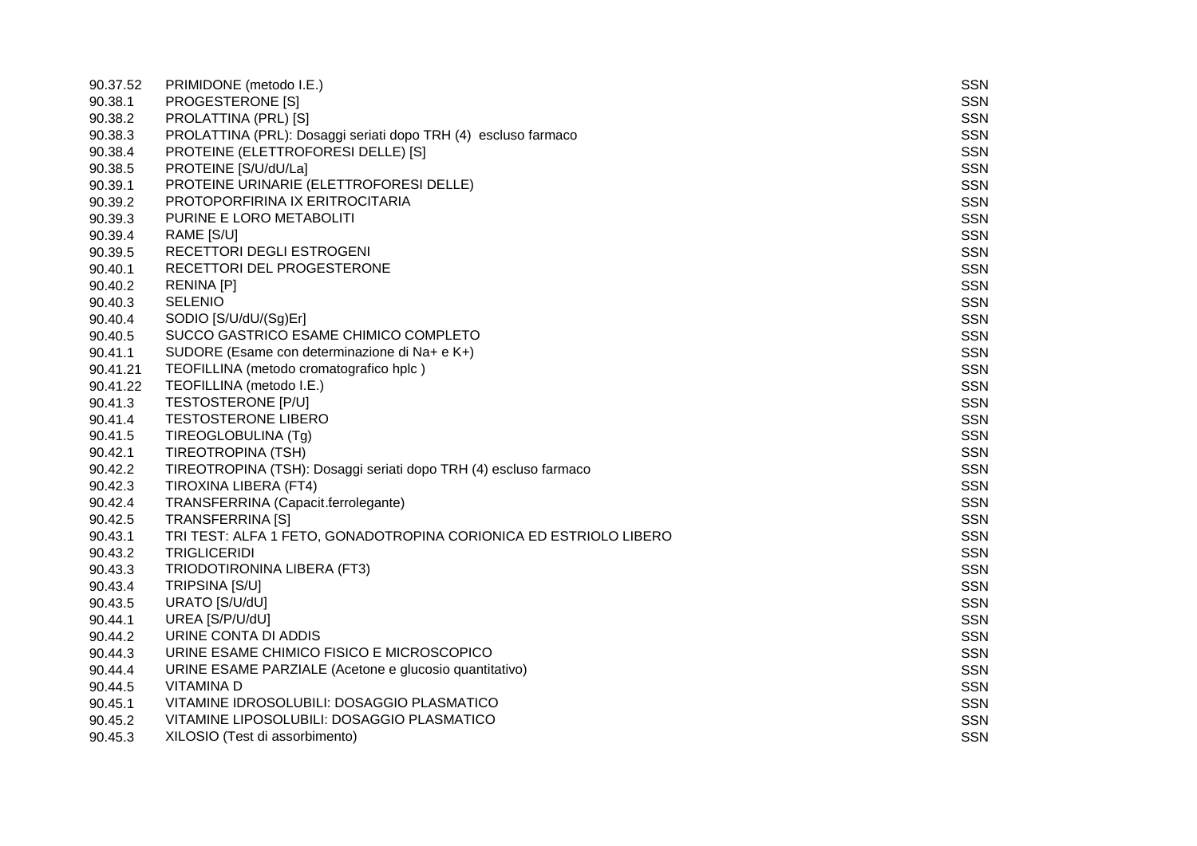| | | |
|---|---|---|
| 90.37.52 | PRIMIDONE (metodo I.E.) | SSN |
| 90.38.1 | PROGESTERONE [S] | SSN |
| 90.38.2 | PROLATTINA (PRL) [S] | SSN |
| 90.38.3 | PROLATTINA (PRL): Dosaggi seriati dopo TRH (4) escluso farmaco | SSN |
| 90.38.4 | PROTEINE (ELETTROFORESI DELLE) [S] | SSN |
| 90.38.5 | PROTEINE [S/U/dU/La] | SSN |
| 90.39.1 | PROTEINE URINARIE (ELETTROFORESI DELLE) | SSN |
| 90.39.2 | PROTOPORFIRINA IX ERITROCITARIA | SSN |
| 90.39.3 | PURINE E LORO METABOLITI | SSN |
| 90.39.4 | RAME [S/U] | SSN |
| 90.39.5 | RECETTORI DEGLI ESTROGENI | SSN |
| 90.40.1 | RECETTORI DEL PROGESTERONE | SSN |
| 90.40.2 | RENINA [P] | SSN |
| 90.40.3 | SELENIO | SSN |
| 90.40.4 | SODIO [S/U/dU/(Sg)Er] | SSN |
| 90.40.5 | SUCCO GASTRICO ESAME CHIMICO COMPLETO | SSN |
| 90.41.1 | SUDORE (Esame con determinazione di Na+ e K+) | SSN |
| 90.41.21 | TEOFILLINA (metodo cromatografico hplc ) | SSN |
| 90.41.22 | TEOFILLINA (metodo I.E.) | SSN |
| 90.41.3 | TESTOSTERONE [P/U] | SSN |
| 90.41.4 | TESTOSTERONE LIBERO | SSN |
| 90.41.5 | TIREOGLOBULINA (Tg) | SSN |
| 90.42.1 | TIREOTROPINA (TSH) | SSN |
| 90.42.2 | TIREOTROPINA (TSH): Dosaggi seriati dopo TRH (4) escluso farmaco | SSN |
| 90.42.3 | TIROXINA LIBERA (FT4) | SSN |
| 90.42.4 | TRANSFERRINA (Capacit.ferrolegante) | SSN |
| 90.42.5 | TRANSFERRINA [S] | SSN |
| 90.43.1 | TRI TEST: ALFA 1 FETO, GONADOTROPINA CORIONICA ED ESTRIOLO LIBERO | SSN |
| 90.43.2 | TRIGLICERIDI | SSN |
| 90.43.3 | TRIODOTIRONINA LIBERA (FT3) | SSN |
| 90.43.4 | TRIPSINA [S/U] | SSN |
| 90.43.5 | URATO [S/U/dU] | SSN |
| 90.44.1 | UREA [S/P/U/dU] | SSN |
| 90.44.2 | URINE CONTA DI ADDIS | SSN |
| 90.44.3 | URINE ESAME CHIMICO FISICO E MICROSCOPICO | SSN |
| 90.44.4 | URINE ESAME PARZIALE (Acetone e glucosio quantitativo) | SSN |
| 90.44.5 | VITAMINA D | SSN |
| 90.45.1 | VITAMINE IDROSOLUBILI: DOSAGGIO PLASMATICO | SSN |
| 90.45.2 | VITAMINE LIPOSOLUBILI: DOSAGGIO PLASMATICO | SSN |
| 90.45.3 | XILOSIO (Test di assorbimento) | SSN |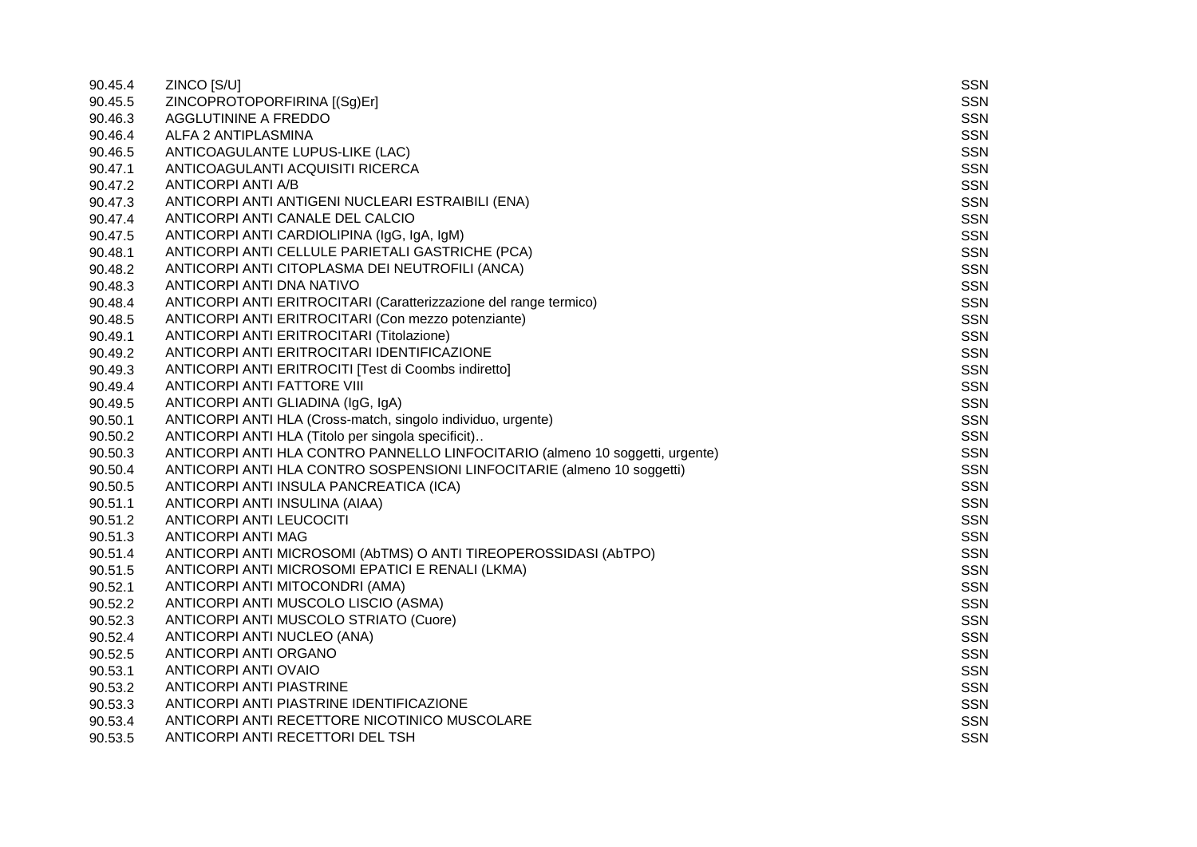| | | |
|---|---|---|
| 90.45.4 | ZINCO [S/U] | SSN |
| 90.45.5 | ZINCOPROTOPORFIRINA [(Sg)Er] | SSN |
| 90.46.3 | AGGLUTININE A FREDDO | SSN |
| 90.46.4 | ALFA 2 ANTIPLASMINA | SSN |
| 90.46.5 | ANTICOAGULANTE LUPUS-LIKE (LAC) | SSN |
| 90.47.1 | ANTICOAGULANTI ACQUISITI RICERCA | SSN |
| 90.47.2 | ANTICORPI ANTI A/B | SSN |
| 90.47.3 | ANTICORPI ANTI ANTIGENI NUCLEARI ESTRAIBILI (ENA) | SSN |
| 90.47.4 | ANTICORPI ANTI CANALE DEL CALCIO | SSN |
| 90.47.5 | ANTICORPI ANTI CARDIOLIPINA (IgG, IgA, IgM) | SSN |
| 90.48.1 | ANTICORPI ANTI CELLULE PARIETALI GASTRICHE (PCA) | SSN |
| 90.48.2 | ANTICORPI ANTI CITOPLASMA DEI NEUTROFILI (ANCA) | SSN |
| 90.48.3 | ANTICORPI ANTI DNA NATIVO | SSN |
| 90.48.4 | ANTICORPI ANTI ERITROCITARI (Caratterizzazione del range termico) | SSN |
| 90.48.5 | ANTICORPI ANTI ERITROCITARI (Con mezzo potenziante) | SSN |
| 90.49.1 | ANTICORPI ANTI ERITROCITARI (Titolazione) | SSN |
| 90.49.2 | ANTICORPI ANTI ERITROCITARI IDENTIFICAZIONE | SSN |
| 90.49.3 | ANTICORPI ANTI ERITROCITI [Test di Coombs indiretto] | SSN |
| 90.49.4 | ANTICORPI ANTI FATTORE VIII | SSN |
| 90.49.5 | ANTICORPI ANTI GLIADINA (IgG, IgA) | SSN |
| 90.50.1 | ANTICORPI ANTI HLA (Cross-match, singolo individuo, urgente) | SSN |
| 90.50.2 | ANTICORPI ANTI HLA (Titolo per singola specificit).. | SSN |
| 90.50.3 | ANTICORPI ANTI HLA CONTRO PANNELLO LINFOCITARIO (almeno 10 soggetti, urgente) | SSN |
| 90.50.4 | ANTICORPI ANTI HLA CONTRO SOSPENSIONI LINFOCITARIE (almeno 10 soggetti) | SSN |
| 90.50.5 | ANTICORPI ANTI INSULA PANCREATICA (ICA) | SSN |
| 90.51.1 | ANTICORPI ANTI INSULINA (AIAA) | SSN |
| 90.51.2 | ANTICORPI ANTI LEUCOCITI | SSN |
| 90.51.3 | ANTICORPI ANTI MAG | SSN |
| 90.51.4 | ANTICORPI ANTI MICROSOMI (AbTMS) O ANTI TIREOPEROSSIDASI (AbTPO) | SSN |
| 90.51.5 | ANTICORPI ANTI MICROSOMI EPATICI E RENALI (LKMA) | SSN |
| 90.52.1 | ANTICORPI ANTI MITOCONDRI (AMA) | SSN |
| 90.52.2 | ANTICORPI ANTI MUSCOLO LISCIO (ASMA) | SSN |
| 90.52.3 | ANTICORPI ANTI MUSCOLO STRIATO (Cuore) | SSN |
| 90.52.4 | ANTICORPI ANTI NUCLEO (ANA) | SSN |
| 90.52.5 | ANTICORPI ANTI ORGANO | SSN |
| 90.53.1 | ANTICORPI ANTI OVAIO | SSN |
| 90.53.2 | ANTICORPI ANTI PIASTRINE | SSN |
| 90.53.3 | ANTICORPI ANTI PIASTRINE IDENTIFICAZIONE | SSN |
| 90.53.4 | ANTICORPI ANTI RECETTORE NICOTINICO MUSCOLARE | SSN |
| 90.53.5 | ANTICORPI ANTI RECETTORI DEL TSH | SSN |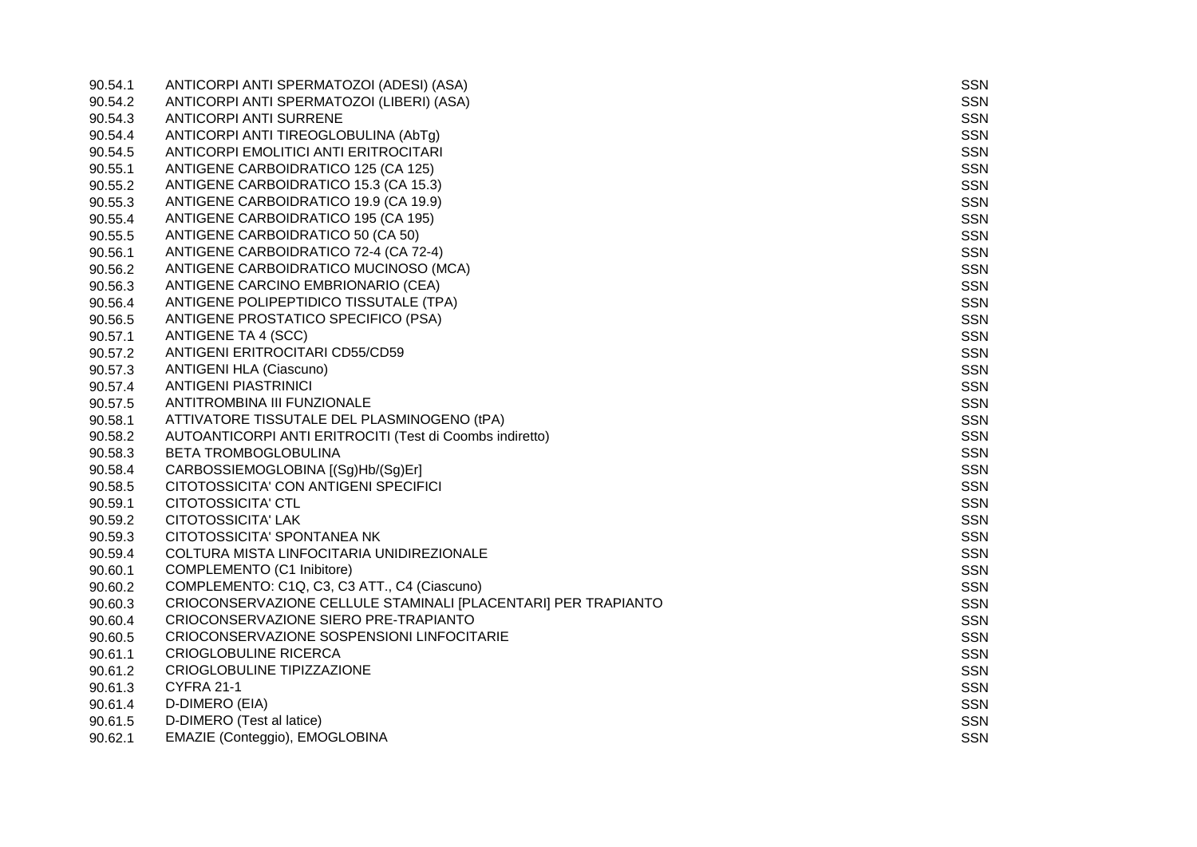| | | |
|---|---|---|
| 90.54.1 | ANTICORPI ANTI SPERMATOZOI (ADESI) (ASA) | SSN |
| 90.54.2 | ANTICORPI ANTI SPERMATOZOI (LIBERI) (ASA) | SSN |
| 90.54.3 | ANTICORPI ANTI SURRENE | SSN |
| 90.54.4 | ANTICORPI ANTI TIREOGLOBULINA (AbTg) | SSN |
| 90.54.5 | ANTICORPI EMOLITICI ANTI ERITROCITARI | SSN |
| 90.55.1 | ANTIGENE CARBOIDRATICO 125 (CA 125) | SSN |
| 90.55.2 | ANTIGENE CARBOIDRATICO 15.3 (CA 15.3) | SSN |
| 90.55.3 | ANTIGENE CARBOIDRATICO 19.9 (CA 19.9) | SSN |
| 90.55.4 | ANTIGENE CARBOIDRATICO 195 (CA 195) | SSN |
| 90.55.5 | ANTIGENE CARBOIDRATICO 50 (CA 50) | SSN |
| 90.56.1 | ANTIGENE CARBOIDRATICO 72-4 (CA 72-4) | SSN |
| 90.56.2 | ANTIGENE CARBOIDRATICO MUCINOSO (MCA) | SSN |
| 90.56.3 | ANTIGENE CARCINO EMBRIONARIO (CEA) | SSN |
| 90.56.4 | ANTIGENE POLIPEPTIDICO TISSUTALE (TPA) | SSN |
| 90.56.5 | ANTIGENE PROSTATICO SPECIFICO (PSA) | SSN |
| 90.57.1 | ANTIGENE TA 4 (SCC) | SSN |
| 90.57.2 | ANTIGENI ERITROCITARI CD55/CD59 | SSN |
| 90.57.3 | ANTIGENI HLA (Ciascuno) | SSN |
| 90.57.4 | ANTIGENI PIASTRINICI | SSN |
| 90.57.5 | ANTITROMBINA III FUNZIONALE | SSN |
| 90.58.1 | ATTIVATORE TISSUTALE DEL PLASMINOGENO (tPA) | SSN |
| 90.58.2 | AUTOANTICORPI ANTI ERITROCITI (Test di Coombs indiretto) | SSN |
| 90.58.3 | BETA TROMBOGLOBULINA | SSN |
| 90.58.4 | CARBOSSIEMOGLOBINA [(Sg)Hb/(Sg)Er] | SSN |
| 90.58.5 | CITOTOSSICITA' CON ANTIGENI SPECIFICI | SSN |
| 90.59.1 | CITOTOSSICITA' CTL | SSN |
| 90.59.2 | CITOTOSSICITA' LAK | SSN |
| 90.59.3 | CITOTOSSICITA' SPONTANEA NK | SSN |
| 90.59.4 | COLTURA MISTA LINFOCITARIA UNIDIREZIONALE | SSN |
| 90.60.1 | COMPLEMENTO (C1 Inibitore) | SSN |
| 90.60.2 | COMPLEMENTO: C1Q, C3, C3 ATT., C4 (Ciascuno) | SSN |
| 90.60.3 | CRIOCONSERVAZIONE CELLULE STAMINALI [PLACENTARI] PER TRAPIANTO | SSN |
| 90.60.4 | CRIOCONSERVAZIONE SIERO PRE-TRAPIANTO | SSN |
| 90.60.5 | CRIOCONSERVAZIONE SOSPENSIONI LINFOCITARIE | SSN |
| 90.61.1 | CRIOGLOBULINE RICERCA | SSN |
| 90.61.2 | CRIOGLOBULINE TIPIZZAZIONE | SSN |
| 90.61.3 | CYFRA 21-1 | SSN |
| 90.61.4 | D-DIMERO (EIA) | SSN |
| 90.61.5 | D-DIMERO (Test al latice) | SSN |
| 90.62.1 | EMAZIE (Conteggio), EMOGLOBINA | SSN |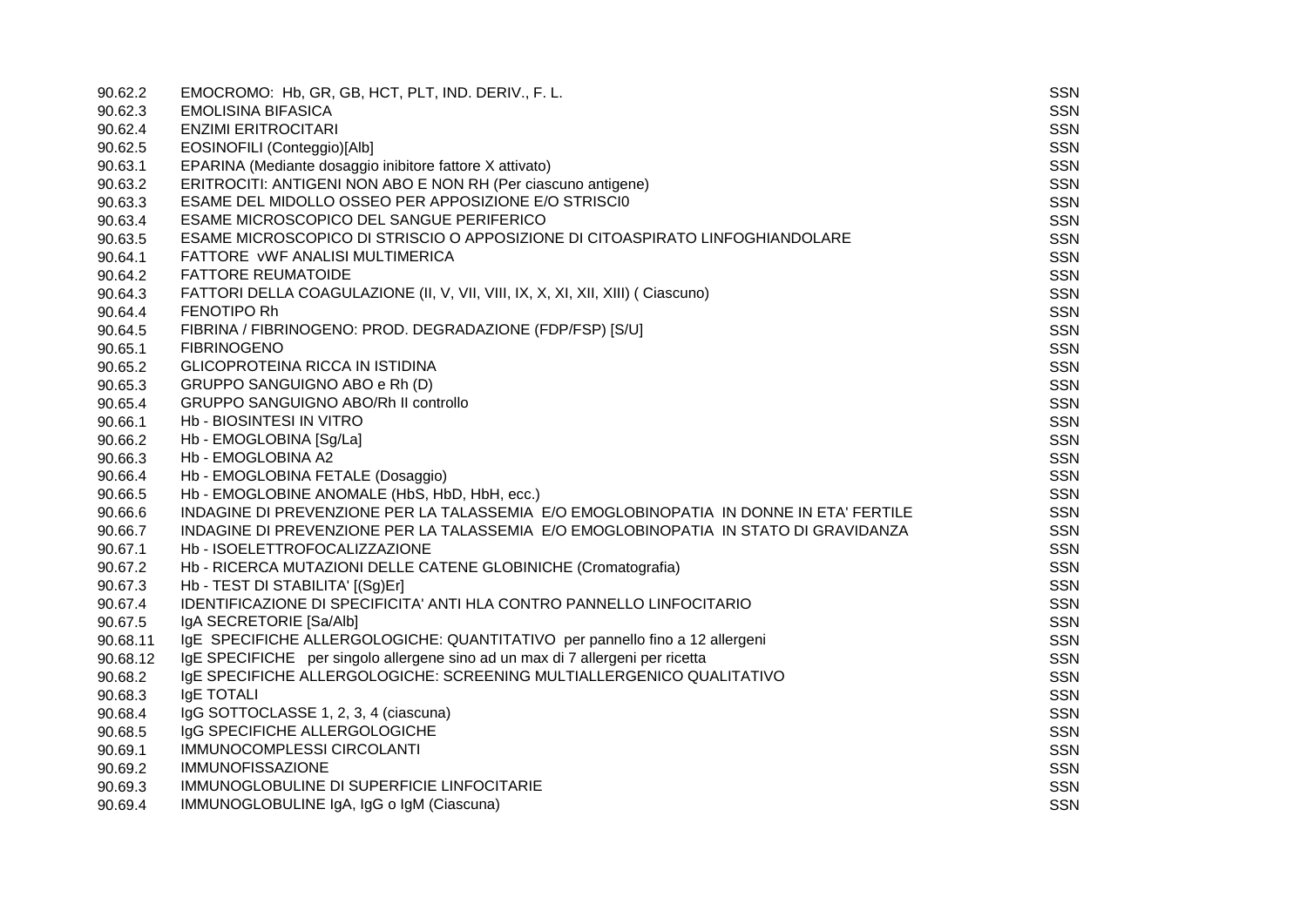| | | |
|---|---|---|
| 90.62.2 | EMOCROMO: Hb, GR, GB, HCT, PLT, IND. DERIV., F. L. | SSN |
| 90.62.3 | EMOLISINA BIFASICA | SSN |
| 90.62.4 | ENZIMI ERITROCITARI | SSN |
| 90.62.5 | EOSINOFILI (Conteggio)[Alb] | SSN |
| 90.63.1 | EPARINA (Mediante dosaggio inibitore fattore X attivato) | SSN |
| 90.63.2 | ERITROCITI: ANTIGENI NON ABO E NON RH (Per ciascuno antigene) | SSN |
| 90.63.3 | ESAME DEL MIDOLLO OSSEO PER APPOSIZIONE E/O STRISCI0 | SSN |
| 90.63.4 | ESAME MICROSCOPICO DEL SANGUE PERIFERICO | SSN |
| 90.63.5 | ESAME MICROSCOPICO DI STRISCIO O APPOSIZIONE DI CITOASPIRATO LINFOGHIANDOLARE | SSN |
| 90.64.1 | FATTORE vWF ANALISI MULTIMERICA | SSN |
| 90.64.2 | FATTORE REUMATOIDE | SSN |
| 90.64.3 | FATTORI DELLA COAGULAZIONE (II, V, VII, VIII, IX, X, XI, XII, XIII) ( Ciascuno) | SSN |
| 90.64.4 | FENOTIPO Rh | SSN |
| 90.64.5 | FIBRINA / FIBRINOGENO: PROD. DEGRADAZIONE (FDP/FSP) [S/U] | SSN |
| 90.65.1 | FIBRINOGENO | SSN |
| 90.65.2 | GLICOPROTEINA RICCA IN ISTIDINA | SSN |
| 90.65.3 | GRUPPO SANGUIGNO ABO e Rh (D) | SSN |
| 90.65.4 | GRUPPO SANGUIGNO ABO/Rh II controllo | SSN |
| 90.66.1 | Hb - BIOSINTESI IN VITRO | SSN |
| 90.66.2 | Hb - EMOGLOBINA [Sg/La] | SSN |
| 90.66.3 | Hb - EMOGLOBINA A2 | SSN |
| 90.66.4 | Hb - EMOGLOBINA FETALE (Dosaggio) | SSN |
| 90.66.5 | Hb - EMOGLOBINE ANOMALE (HbS, HbD, HbH, ecc.) | SSN |
| 90.66.6 | INDAGINE DI PREVENZIONE PER LA TALASSEMIA E/O EMOGLOBINOPATIA IN DONNE IN ETA' FERTILE | SSN |
| 90.66.7 | INDAGINE DI PREVENZIONE PER LA TALASSEMIA E/O EMOGLOBINOPATIA IN STATO DI GRAVIDANZA | SSN |
| 90.67.1 | Hb - ISOELETTROFOCALIZZAZIONE | SSN |
| 90.67.2 | Hb - RICERCA MUTAZIONI DELLE CATENE GLOBINICHE (Cromatografia) | SSN |
| 90.67.3 | Hb - TEST DI STABILITA' [(Sg)Er] | SSN |
| 90.67.4 | IDENTIFICAZIONE DI SPECIFICITA' ANTI HLA CONTRO PANNELLO LINFOCITARIO | SSN |
| 90.67.5 | IgA SECRETORIE [Sa/Alb] | SSN |
| 90.68.11 | IgE SPECIFICHE ALLERGOLOGICHE: QUANTITATIVO per pannello fino a 12 allergeni | SSN |
| 90.68.12 | IgE SPECIFICHE per singolo allergene sino ad un max di 7 allergeni per ricetta | SSN |
| 90.68.2 | IgE SPECIFICHE ALLERGOLOGICHE: SCREENING MULTIALLERGENICO QUALITATIVO | SSN |
| 90.68.3 | IgE TOTALI | SSN |
| 90.68.4 | IgG SOTTOCLASSE 1, 2, 3, 4 (ciascuna) | SSN |
| 90.68.5 | IgG SPECIFICHE ALLERGOLOGICHE | SSN |
| 90.69.1 | IMMUNOCOMPLESSI CIRCOLANTI | SSN |
| 90.69.2 | IMMUNOFISSAZIONE | SSN |
| 90.69.3 | IMMUNOGLOBULINE DI SUPERFICIE LINFOCITARIE | SSN |
| 90.69.4 | IMMUNOGLOBULINE IgA, IgG o IgM (Ciascuna) | SSN |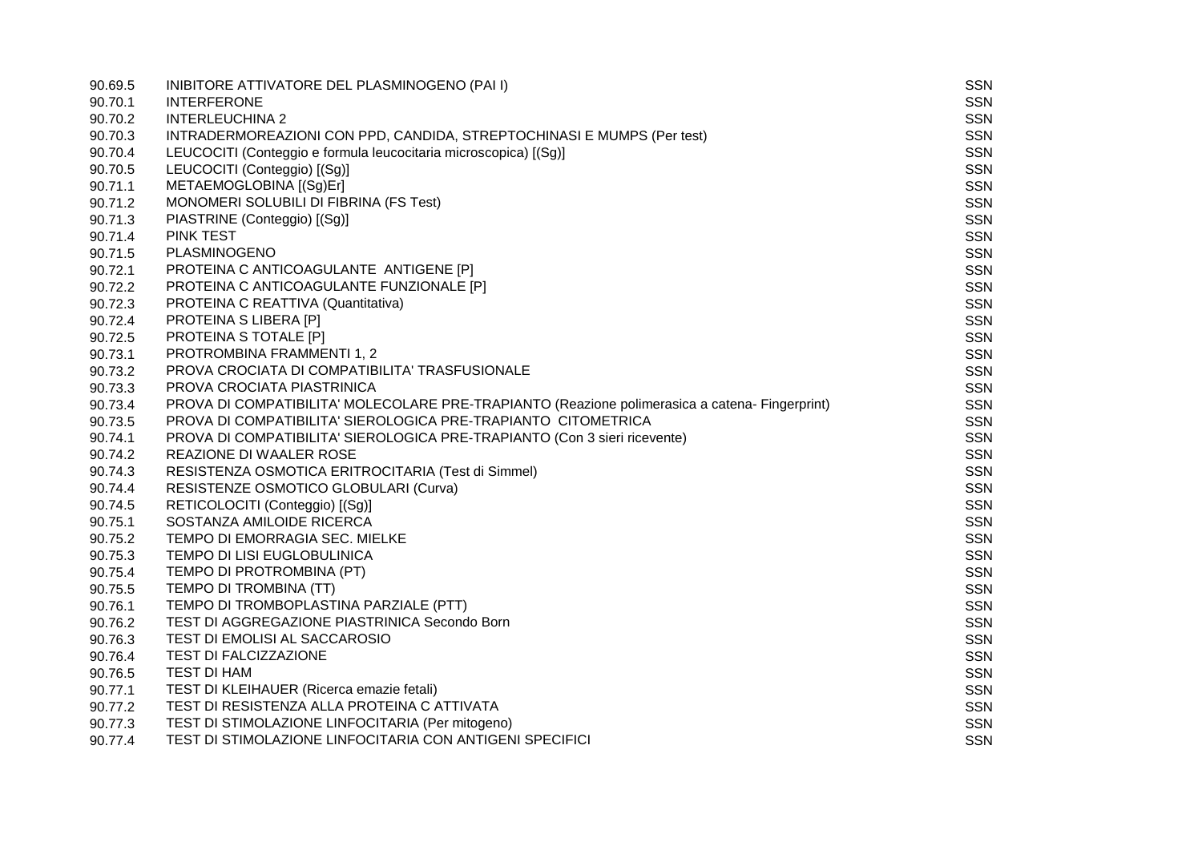| | | |
|---|---|---|
| 90.69.5 | INIBITORE ATTIVATORE DEL PLASMINOGENO (PAI I) | SSN |
| 90.70.1 | INTERFERONE | SSN |
| 90.70.2 | INTERLEUCHINA 2 | SSN |
| 90.70.3 | INTRADERMOREAZIONI CON PPD, CANDIDA, STREPTOCHINASI E MUMPS (Per test) | SSN |
| 90.70.4 | LEUCOCITI (Conteggio e formula leucocitaria microscopica) [(Sg)] | SSN |
| 90.70.5 | LEUCOCITI (Conteggio) [(Sg)] | SSN |
| 90.71.1 | METAEMOGLOBINA [(Sg)Er] | SSN |
| 90.71.2 | MONOMERI SOLUBILI DI FIBRINA (FS Test) | SSN |
| 90.71.3 | PIASTRINE (Conteggio) [(Sg)] | SSN |
| 90.71.4 | PINK TEST | SSN |
| 90.71.5 | PLASMINOGENO | SSN |
| 90.72.1 | PROTEINA C ANTICOAGULANTE ANTIGENE [P] | SSN |
| 90.72.2 | PROTEINA C ANTICOAGULANTE FUNZIONALE [P] | SSN |
| 90.72.3 | PROTEINA C REATTIVA (Quantitativa) | SSN |
| 90.72.4 | PROTEINA S LIBERA [P] | SSN |
| 90.72.5 | PROTEINA S TOTALE [P] | SSN |
| 90.73.1 | PROTROMBINA FRAMMENTI 1, 2 | SSN |
| 90.73.2 | PROVA CROCIATA DI COMPATIBILITA' TRASFUSIONALE | SSN |
| 90.73.3 | PROVA CROCIATA PIASTRINICA | SSN |
| 90.73.4 | PROVA DI COMPATIBILITA' MOLECOLARE PRE-TRAPIANTO (Reazione polimerasica a catena- Fingerprint) | SSN |
| 90.73.5 | PROVA DI COMPATIBILITA' SIEROLOGICA PRE-TRAPIANTO CITOMETRICA | SSN |
| 90.74.1 | PROVA DI COMPATIBILITA' SIEROLOGICA PRE-TRAPIANTO (Con 3 sieri ricevente) | SSN |
| 90.74.2 | REAZIONE DI WAALER ROSE | SSN |
| 90.74.3 | RESISTENZA OSMOTICA ERITROCITARIA (Test di Simmel) | SSN |
| 90.74.4 | RESISTENZE OSMOTICO GLOBULARI (Curva) | SSN |
| 90.74.5 | RETICOLOCITI (Conteggio) [(Sg)] | SSN |
| 90.75.1 | SOSTANZA AMILOIDE RICERCA | SSN |
| 90.75.2 | TEMPO DI EMORRAGIA SEC. MIELKE | SSN |
| 90.75.3 | TEMPO DI LISI EUGLOBULINICA | SSN |
| 90.75.4 | TEMPO DI PROTROMBINA (PT) | SSN |
| 90.75.5 | TEMPO DI TROMBINA (TT) | SSN |
| 90.76.1 | TEMPO DI TROMBOPLASTINA PARZIALE (PTT) | SSN |
| 90.76.2 | TEST DI AGGREGAZIONE PIASTRINICA Secondo Born | SSN |
| 90.76.3 | TEST DI EMOLISI AL SACCAROSIO | SSN |
| 90.76.4 | TEST DI FALCIZZAZIONE | SSN |
| 90.76.5 | TEST DI HAM | SSN |
| 90.77.1 | TEST DI KLEIHAUER (Ricerca emazie fetali) | SSN |
| 90.77.2 | TEST DI RESISTENZA ALLA PROTEINA C ATTIVATA | SSN |
| 90.77.3 | TEST DI STIMOLAZIONE LINFOCITARIA (Per mitogeno) | SSN |
| 90.77.4 | TEST DI STIMOLAZIONE LINFOCITARIA CON ANTIGENI SPECIFICI | SSN |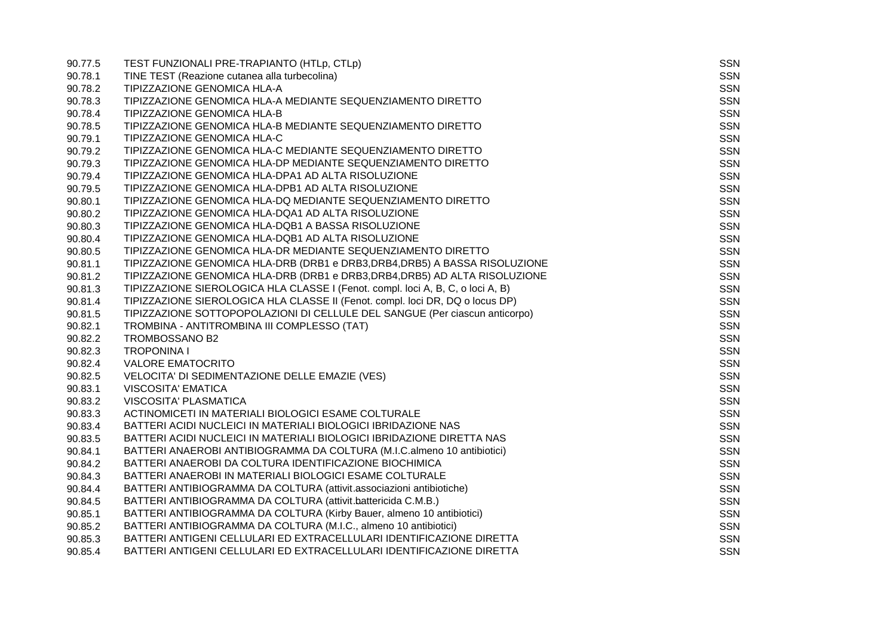| | | |
|---|---|---|
| 90.77.5 | TEST FUNZIONALI PRE-TRAPIANTO (HTLp, CTLp) | SSN |
| 90.78.1 | TINE TEST (Reazione cutanea alla turbecolina) | SSN |
| 90.78.2 | TIPIZZAZIONE GENOMICA HLA-A | SSN |
| 90.78.3 | TIPIZZAZIONE GENOMICA HLA-A MEDIANTE SEQUENZIAMENTO DIRETTO | SSN |
| 90.78.4 | TIPIZZAZIONE GENOMICA HLA-B | SSN |
| 90.78.5 | TIPIZZAZIONE GENOMICA HLA-B MEDIANTE SEQUENZIAMENTO DIRETTO | SSN |
| 90.79.1 | TIPIZZAZIONE GENOMICA HLA-C | SSN |
| 90.79.2 | TIPIZZAZIONE GENOMICA HLA-C MEDIANTE SEQUENZIAMENTO DIRETTO | SSN |
| 90.79.3 | TIPIZZAZIONE GENOMICA HLA-DP MEDIANTE SEQUENZIAMENTO DIRETTO | SSN |
| 90.79.4 | TIPIZZAZIONE GENOMICA HLA-DPA1 AD ALTA RISOLUZIONE | SSN |
| 90.79.5 | TIPIZZAZIONE GENOMICA HLA-DPB1 AD ALTA RISOLUZIONE | SSN |
| 90.80.1 | TIPIZZAZIONE GENOMICA HLA-DQ MEDIANTE SEQUENZIAMENTO DIRETTO | SSN |
| 90.80.2 | TIPIZZAZIONE GENOMICA HLA-DQA1 AD ALTA RISOLUZIONE | SSN |
| 90.80.3 | TIPIZZAZIONE GENOMICA HLA-DQB1 A BASSA RISOLUZIONE | SSN |
| 90.80.4 | TIPIZZAZIONE GENOMICA HLA-DQB1 AD ALTA RISOLUZIONE | SSN |
| 90.80.5 | TIPIZZAZIONE GENOMICA HLA-DR MEDIANTE SEQUENZIAMENTO DIRETTO | SSN |
| 90.81.1 | TIPIZZAZIONE GENOMICA HLA-DRB (DRB1 e DRB3,DRB4,DRB5) A BASSA RISOLUZIONE | SSN |
| 90.81.2 | TIPIZZAZIONE GENOMICA HLA-DRB (DRB1 e DRB3,DRB4,DRB5) AD ALTA RISOLUZIONE | SSN |
| 90.81.3 | TIPIZZAZIONE SIEROLOGICA HLA CLASSE I (Fenot. compl. loci A, B, C, o loci A, B) | SSN |
| 90.81.4 | TIPIZZAZIONE SIEROLOGICA HLA CLASSE II (Fenot. compl. loci DR, DQ o locus DP) | SSN |
| 90.81.5 | TIPIZZAZIONE SOTTOPOPOLAZIONI DI CELLULE DEL SANGUE (Per ciascun anticorpo) | SSN |
| 90.82.1 | TROMBINA - ANTITROMBINA III COMPLESSO (TAT) | SSN |
| 90.82.2 | TROMBOSSANO B2 | SSN |
| 90.82.3 | TROPONINA I | SSN |
| 90.82.4 | VALORE EMATOCRITO | SSN |
| 90.82.5 | VELOCITA' DI SEDIMENTAZIONE DELLE EMAZIE (VES) | SSN |
| 90.83.1 | VISCOSITA' EMATICA | SSN |
| 90.83.2 | VISCOSITA' PLASMATICA | SSN |
| 90.83.3 | ACTINOMICETI IN MATERIALI BIOLOGICI ESAME COLTURALE | SSN |
| 90.83.4 | BATTERI ACIDI NUCLEICI IN MATERIALI BIOLOGICI IBRIDAZIONE NAS | SSN |
| 90.83.5 | BATTERI ACIDI NUCLEICI IN MATERIALI BIOLOGICI IBRIDAZIONE DIRETTA NAS | SSN |
| 90.84.1 | BATTERI ANAEROBI ANTIBIOGRAMMA DA COLTURA (M.I.C.almeno 10 antibiotici) | SSN |
| 90.84.2 | BATTERI ANAEROBI DA COLTURA IDENTIFICAZIONE BIOCHIMICA | SSN |
| 90.84.3 | BATTERI ANAEROBI IN MATERIALI BIOLOGICI ESAME COLTURALE | SSN |
| 90.84.4 | BATTERI ANTIBIOGRAMMA DA COLTURA (attivit.associazioni antibiotiche) | SSN |
| 90.84.5 | BATTERI ANTIBIOGRAMMA DA COLTURA (attivit.battericida C.M.B.) | SSN |
| 90.85.1 | BATTERI ANTIBIOGRAMMA DA COLTURA (Kirby Bauer, almeno 10 antibiotici) | SSN |
| 90.85.2 | BATTERI ANTIBIOGRAMMA DA COLTURA (M.I.C., almeno 10 antibiotici) | SSN |
| 90.85.3 | BATTERI ANTIGENI CELLULARI ED EXTRACELLULARI IDENTIFICAZIONE DIRETTA | SSN |
| 90.85.4 | BATTERI ANTIGENI CELLULARI ED EXTRACELLULARI IDENTIFICAZIONE DIRETTA | SSN |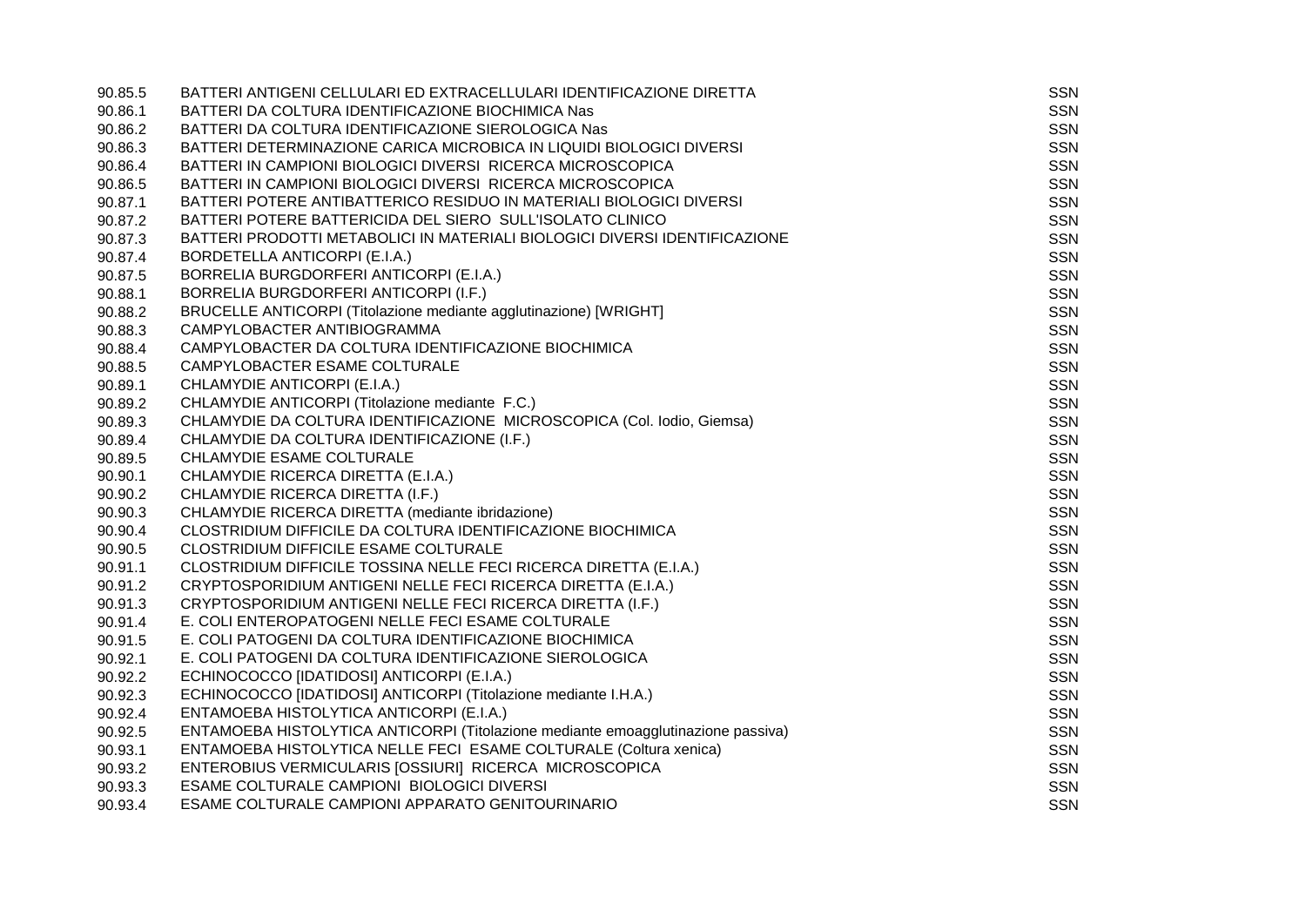| | | |
|---|---|---|
| 90.85.5 | BATTERI ANTIGENI CELLULARI ED EXTRACELLULARI IDENTIFICAZIONE DIRETTA | SSN |
| 90.86.1 | BATTERI DA COLTURA IDENTIFICAZIONE BIOCHIMICA Nas | SSN |
| 90.86.2 | BATTERI DA COLTURA IDENTIFICAZIONE SIEROLOGICA Nas | SSN |
| 90.86.3 | BATTERI DETERMINAZIONE CARICA MICROBICA IN LIQUIDI BIOLOGICI DIVERSI | SSN |
| 90.86.4 | BATTERI IN CAMPIONI BIOLOGICI DIVERSI RICERCA MICROSCOPICA | SSN |
| 90.86.5 | BATTERI IN CAMPIONI BIOLOGICI DIVERSI RICERCA MICROSCOPICA | SSN |
| 90.87.1 | BATTERI POTERE ANTIBATTERICO RESIDUO IN MATERIALI BIOLOGICI DIVERSI | SSN |
| 90.87.2 | BATTERI POTERE BATTERICIDA DEL SIERO SULL'ISOLATO CLINICO | SSN |
| 90.87.3 | BATTERI PRODOTTI METABOLICI IN MATERIALI BIOLOGICI DIVERSI IDENTIFICAZIONE | SSN |
| 90.87.4 | BORDETELLA ANTICORPI (E.I.A.) | SSN |
| 90.87.5 | BORRELIA BURGDORFERI ANTICORPI (E.I.A.) | SSN |
| 90.88.1 | BORRELIA BURGDORFERI ANTICORPI (I.F.) | SSN |
| 90.88.2 | BRUCELLE ANTICORPI (Titolazione mediante agglutinazione) [WRIGHT] | SSN |
| 90.88.3 | CAMPYLOBACTER ANTIBIOGRAMMA | SSN |
| 90.88.4 | CAMPYLOBACTER DA COLTURA IDENTIFICAZIONE BIOCHIMICA | SSN |
| 90.88.5 | CAMPYLOBACTER ESAME COLTURALE | SSN |
| 90.89.1 | CHLAMYDIE ANTICORPI (E.I.A.) | SSN |
| 90.89.2 | CHLAMYDIE ANTICORPI (Titolazione mediante F.C.) | SSN |
| 90.89.3 | CHLAMYDIE DA COLTURA IDENTIFICAZIONE MICROSCOPICA (Col. Iodio, Giemsa) | SSN |
| 90.89.4 | CHLAMYDIE DA COLTURA IDENTIFICAZIONE (I.F.) | SSN |
| 90.89.5 | CHLAMYDIE ESAME COLTURALE | SSN |
| 90.90.1 | CHLAMYDIE RICERCA DIRETTA (E.I.A.) | SSN |
| 90.90.2 | CHLAMYDIE RICERCA DIRETTA (I.F.) | SSN |
| 90.90.3 | CHLAMYDIE RICERCA DIRETTA (mediante ibridazione) | SSN |
| 90.90.4 | CLOSTRIDIUM DIFFICILE DA COLTURA IDENTIFICAZIONE BIOCHIMICA | SSN |
| 90.90.5 | CLOSTRIDIUM DIFFICILE ESAME COLTURALE | SSN |
| 90.91.1 | CLOSTRIDIUM DIFFICILE TOSSINA NELLE FECI RICERCA DIRETTA (E.I.A.) | SSN |
| 90.91.2 | CRYPTOSPORIDIUM ANTIGENI NELLE FECI RICERCA DIRETTA (E.I.A.) | SSN |
| 90.91.3 | CRYPTOSPORIDIUM ANTIGENI NELLE FECI RICERCA DIRETTA (I.F.) | SSN |
| 90.91.4 | E. COLI ENTEROPATOGENI NELLE FECI ESAME COLTURALE | SSN |
| 90.91.5 | E. COLI PATOGENI DA COLTURA IDENTIFICAZIONE BIOCHIMICA | SSN |
| 90.92.1 | E. COLI PATOGENI DA COLTURA IDENTIFICAZIONE SIEROLOGICA | SSN |
| 90.92.2 | ECHINOCOCCO [IDATIDOSI] ANTICORPI (E.I.A.) | SSN |
| 90.92.3 | ECHINOCOCCO [IDATIDOSI] ANTICORPI (Titolazione mediante I.H.A.) | SSN |
| 90.92.4 | ENTAMOEBA HISTOLYTICA ANTICORPI (E.I.A.) | SSN |
| 90.92.5 | ENTAMOEBA HISTOLYTICA ANTICORPI (Titolazione mediante emoagglutinazione passiva) | SSN |
| 90.93.1 | ENTAMOEBA HISTOLYTICA NELLE FECI ESAME COLTURALE (Coltura xenica) | SSN |
| 90.93.2 | ENTEROBIUS VERMICULARIS [OSSIURI] RICERCA MICROSCOPICA | SSN |
| 90.93.3 | ESAME COLTURALE CAMPIONI BIOLOGICI DIVERSI | SSN |
| 90.93.4 | ESAME COLTURALE CAMPIONI APPARATO GENITOURINARIO | SSN |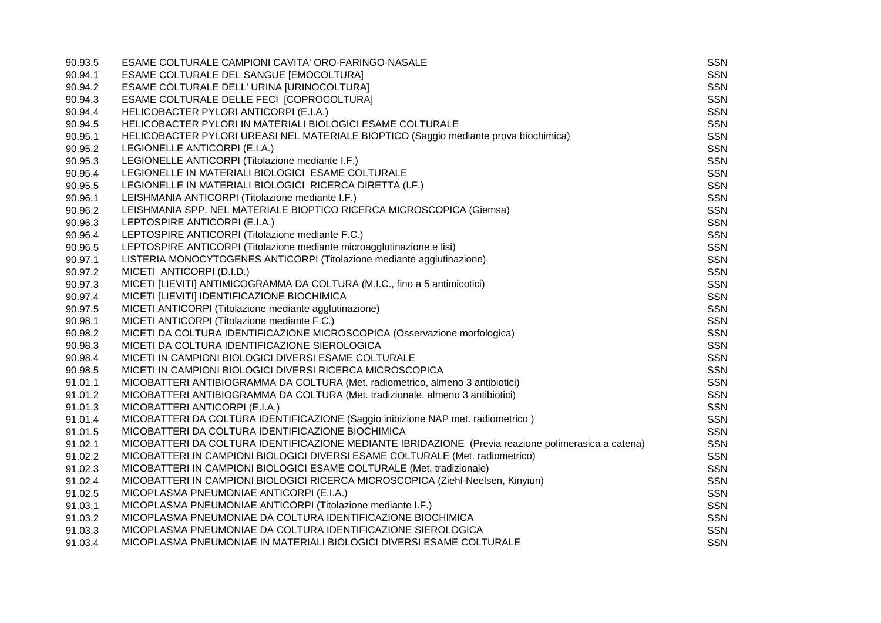| | | |
|---|---|---|
| 90.93.5 | ESAME COLTURALE CAMPIONI CAVITA' ORO-FARINGO-NASALE | SSN |
| 90.94.1 | ESAME COLTURALE DEL SANGUE [EMOCOLTURA] | SSN |
| 90.94.2 | ESAME COLTURALE DELL' URINA [URINOCOLTURA] | SSN |
| 90.94.3 | ESAME COLTURALE DELLE FECI [COPROCOLTURA] | SSN |
| 90.94.4 | HELICOBACTER PYLORI ANTICORPI (E.I.A.) | SSN |
| 90.94.5 | HELICOBACTER PYLORI IN MATERIALI BIOLOGICI ESAME COLTURALE | SSN |
| 90.95.1 | HELICOBACTER PYLORI UREASI NEL MATERIALE BIOPTICO (Saggio mediante prova biochimica) | SSN |
| 90.95.2 | LEGIONELLE ANTICORPI (E.I.A.) | SSN |
| 90.95.3 | LEGIONELLE ANTICORPI (Titolazione mediante I.F.) | SSN |
| 90.95.4 | LEGIONELLE IN MATERIALI BIOLOGICI ESAME COLTURALE | SSN |
| 90.95.5 | LEGIONELLE IN MATERIALI BIOLOGICI RICERCA DIRETTA (I.F.) | SSN |
| 90.96.1 | LEISHMANIA ANTICORPI (Titolazione mediante I.F.) | SSN |
| 90.96.2 | LEISHMANIA SPP. NEL MATERIALE BIOPTICO RICERCA MICROSCOPICA (Giemsa) | SSN |
| 90.96.3 | LEPTOSPIRE ANTICORPI (E.I.A.) | SSN |
| 90.96.4 | LEPTOSPIRE ANTICORPI (Titolazione mediante F.C.) | SSN |
| 90.96.5 | LEPTOSPIRE ANTICORPI (Titolazione mediante microagglutinazione e lisi) | SSN |
| 90.97.1 | LISTERIA MONOCYTOGENES ANTICORPI (Titolazione mediante agglutinazione) | SSN |
| 90.97.2 | MICETI ANTICORPI (D.I.D.) | SSN |
| 90.97.3 | MICETI [LIEVITI] ANTIMICOGRAMMA DA COLTURA (M.I.C., fino a 5 antimicotici) | SSN |
| 90.97.4 | MICETI [LIEVITI] IDENTIFICAZIONE BIOCHIMICA | SSN |
| 90.97.5 | MICETI ANTICORPI (Titolazione mediante agglutinazione) | SSN |
| 90.98.1 | MICETI ANTICORPI (Titolazione mediante F.C.) | SSN |
| 90.98.2 | MICETI DA COLTURA IDENTIFICAZIONE MICROSCOPICA (Osservazione morfologica) | SSN |
| 90.98.3 | MICETI DA COLTURA IDENTIFICAZIONE SIEROLOGICA | SSN |
| 90.98.4 | MICETI IN CAMPIONI BIOLOGICI DIVERSI ESAME COLTURALE | SSN |
| 90.98.5 | MICETI IN CAMPIONI BIOLOGICI DIVERSI RICERCA MICROSCOPICA | SSN |
| 91.01.1 | MICOBATTERI ANTIBIOGRAMMA DA COLTURA (Met. radiometrico, almeno 3 antibiotici) | SSN |
| 91.01.2 | MICOBATTERI ANTIBIOGRAMMA DA COLTURA (Met. tradizionale, almeno 3 antibiotici) | SSN |
| 91.01.3 | MICOBATTERI ANTICORPI (E.I.A.) | SSN |
| 91.01.4 | MICOBATTERI DA COLTURA IDENTIFICAZIONE (Saggio inibizione NAP met. radiometrico ) | SSN |
| 91.01.5 | MICOBATTERI DA COLTURA IDENTIFICAZIONE BIOCHIMICA | SSN |
| 91.02.1 | MICOBATTERI DA COLTURA IDENTIFICAZIONE MEDIANTE IBRIDAZIONE (Previa reazione polimerasica a catena) | SSN |
| 91.02.2 | MICOBATTERI IN CAMPIONI BIOLOGICI DIVERSI ESAME COLTURALE (Met. radiometrico) | SSN |
| 91.02.3 | MICOBATTERI IN CAMPIONI BIOLOGICI ESAME COLTURALE (Met. tradizionale) | SSN |
| 91.02.4 | MICOBATTERI IN CAMPIONI BIOLOGICI RICERCA MICROSCOPICA (Ziehl-Neelsen, Kinyiun) | SSN |
| 91.02.5 | MICOPLASMA PNEUMONIAE ANTICORPI (E.I.A.) | SSN |
| 91.03.1 | MICOPLASMA PNEUMONIAE ANTICORPI (Titolazione mediante I.F.) | SSN |
| 91.03.2 | MICOPLASMA PNEUMONIAE DA COLTURA IDENTIFICAZIONE BIOCHIMICA | SSN |
| 91.03.3 | MICOPLASMA PNEUMONIAE DA COLTURA IDENTIFICAZIONE SIEROLOGICA | SSN |
| 91.03.4 | MICOPLASMA PNEUMONIAE IN MATERIALI BIOLOGICI DIVERSI ESAME COLTURALE | SSN |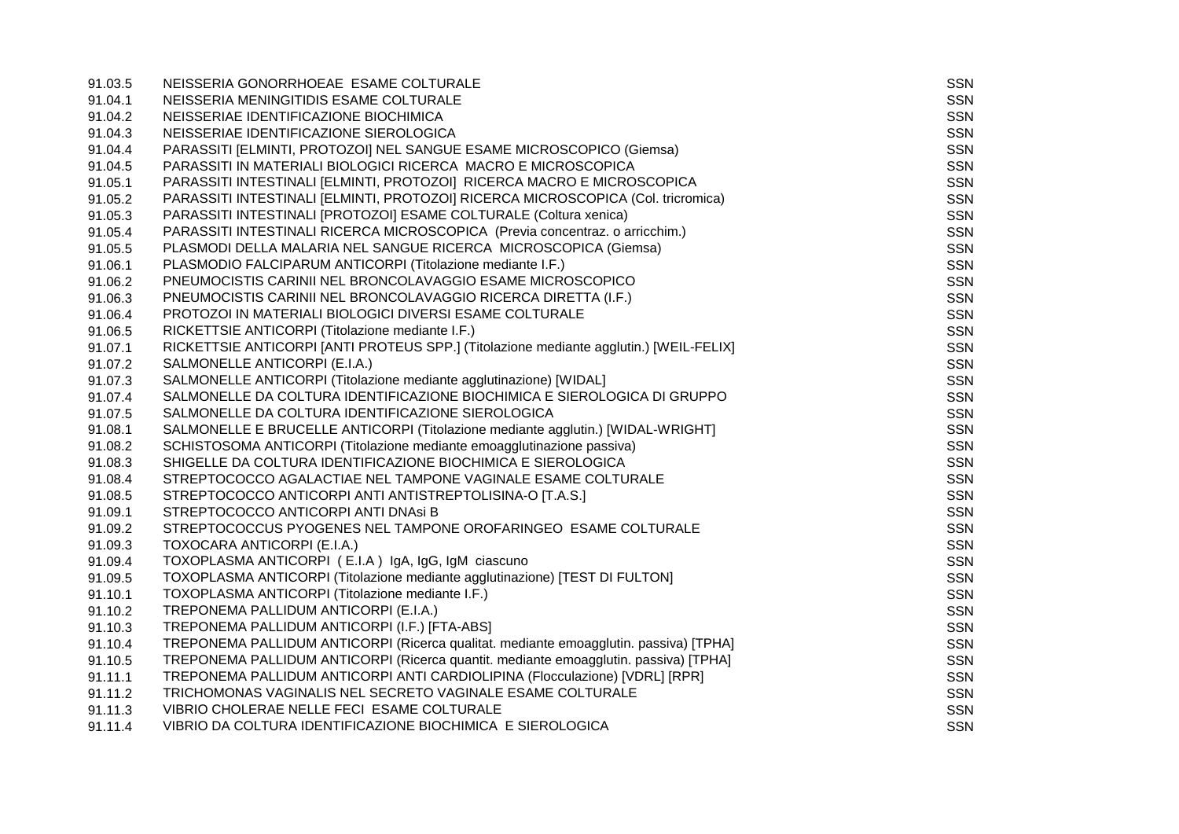| | | |
|---|---|---|
| 91.03.5 | NEISSERIA GONORRHOEAE ESAME COLTURALE | SSN |
| 91.04.1 | NEISSERIA MENINGITIDIS ESAME COLTURALE | SSN |
| 91.04.2 | NEISSERIAE IDENTIFICAZIONE BIOCHIMICA | SSN |
| 91.04.3 | NEISSERIAE IDENTIFICAZIONE SIEROLOGICA | SSN |
| 91.04.4 | PARASSITI [ELMINTI, PROTOZOI] NEL SANGUE ESAME MICROSCOPICO (Giemsa) | SSN |
| 91.04.5 | PARASSITI IN MATERIALI BIOLOGICI RICERCA MACRO E MICROSCOPICA | SSN |
| 91.05.1 | PARASSITI INTESTINALI [ELMINTI, PROTOZOI] RICERCA MACRO E MICROSCOPICA | SSN |
| 91.05.2 | PARASSITI INTESTINALI [ELMINTI, PROTOZOI] RICERCA MICROSCOPICA (Col. tricromica) | SSN |
| 91.05.3 | PARASSITI INTESTINALI [PROTOZOI] ESAME COLTURALE (Coltura xenica) | SSN |
| 91.05.4 | PARASSITI INTESTINALI RICERCA MICROSCOPICA (Previa concentraz. o arricchim.) | SSN |
| 91.05.5 | PLASMODI DELLA MALARIA NEL SANGUE RICERCA MICROSCOPICA (Giemsa) | SSN |
| 91.06.1 | PLASMODIO FALCIPARUM ANTICORPI (Titolazione mediante I.F.) | SSN |
| 91.06.2 | PNEUMOCISTIS CARINII NEL BRONCOLAVAGGIO ESAME MICROSCOPICO | SSN |
| 91.06.3 | PNEUMOCISTIS CARINII NEL BRONCOLAVAGGIO RICERCA DIRETTA (I.F.) | SSN |
| 91.06.4 | PROTOZOI IN MATERIALI BIOLOGICI DIVERSI ESAME COLTURALE | SSN |
| 91.06.5 | RICKETTSIE ANTICORPI (Titolazione mediante I.F.) | SSN |
| 91.07.1 | RICKETTSIE ANTICORPI [ANTI PROTEUS SPP.] (Titolazione mediante agglutin.) [WEIL-FELIX] | SSN |
| 91.07.2 | SALMONELLE ANTICORPI (E.I.A.) | SSN |
| 91.07.3 | SALMONELLE ANTICORPI (Titolazione mediante agglutinazione) [WIDAL] | SSN |
| 91.07.4 | SALMONELLE DA COLTURA IDENTIFICAZIONE BIOCHIMICA E SIEROLOGICA DI GRUPPO | SSN |
| 91.07.5 | SALMONELLE DA COLTURA IDENTIFICAZIONE SIEROLOGICA | SSN |
| 91.08.1 | SALMONELLE E BRUCELLE ANTICORPI (Titolazione mediante agglutin.) [WIDAL-WRIGHT] | SSN |
| 91.08.2 | SCHISTOSOMA ANTICORPI (Titolazione mediante emoagglutinazione passiva) | SSN |
| 91.08.3 | SHIGELLE DA COLTURA IDENTIFICAZIONE BIOCHIMICA E SIEROLOGICA | SSN |
| 91.08.4 | STREPTOCOCCO AGALACTIAE NEL TAMPONE VAGINALE ESAME COLTURALE | SSN |
| 91.08.5 | STREPTOCOCCO ANTICORPI ANTI ANTISTREPTOLISINA-O [T.A.S.] | SSN |
| 91.09.1 | STREPTOCOCCO ANTICORPI ANTI DNAsi B | SSN |
| 91.09.2 | STREPTOCOCCUS PYOGENES NEL TAMPONE OROFARINGEO ESAME COLTURALE | SSN |
| 91.09.3 | TOXOCARA ANTICORPI (E.I.A.) | SSN |
| 91.09.4 | TOXOPLASMA ANTICORPI ( E.I.A ) IgA, IgG, IgM ciascuno | SSN |
| 91.09.5 | TOXOPLASMA ANTICORPI (Titolazione mediante agglutinazione) [TEST DI FULTON] | SSN |
| 91.10.1 | TOXOPLASMA ANTICORPI (Titolazione mediante I.F.) | SSN |
| 91.10.2 | TREPONEMA PALLIDUM ANTICORPI (E.I.A.) | SSN |
| 91.10.3 | TREPONEMA PALLIDUM ANTICORPI (I.F.) [FTA-ABS] | SSN |
| 91.10.4 | TREPONEMA PALLIDUM ANTICORPI (Ricerca qualitat. mediante emoagglutin. passiva) [TPHA] | SSN |
| 91.10.5 | TREPONEMA PALLIDUM ANTICORPI (Ricerca quantit. mediante emoagglutin. passiva) [TPHA] | SSN |
| 91.11.1 | TREPONEMA PALLIDUM ANTICORPI ANTI CARDIOLIPINA (Flocculazione) [VDRL] [RPR] | SSN |
| 91.11.2 | TRICHOMONAS VAGINALIS NEL SECRETO VAGINALE ESAME COLTURALE | SSN |
| 91.11.3 | VIBRIO CHOLERAE NELLE FECI ESAME COLTURALE | SSN |
| 91.11.4 | VIBRIO DA COLTURA IDENTIFICAZIONE BIOCHIMICA E SIEROLOGICA | SSN |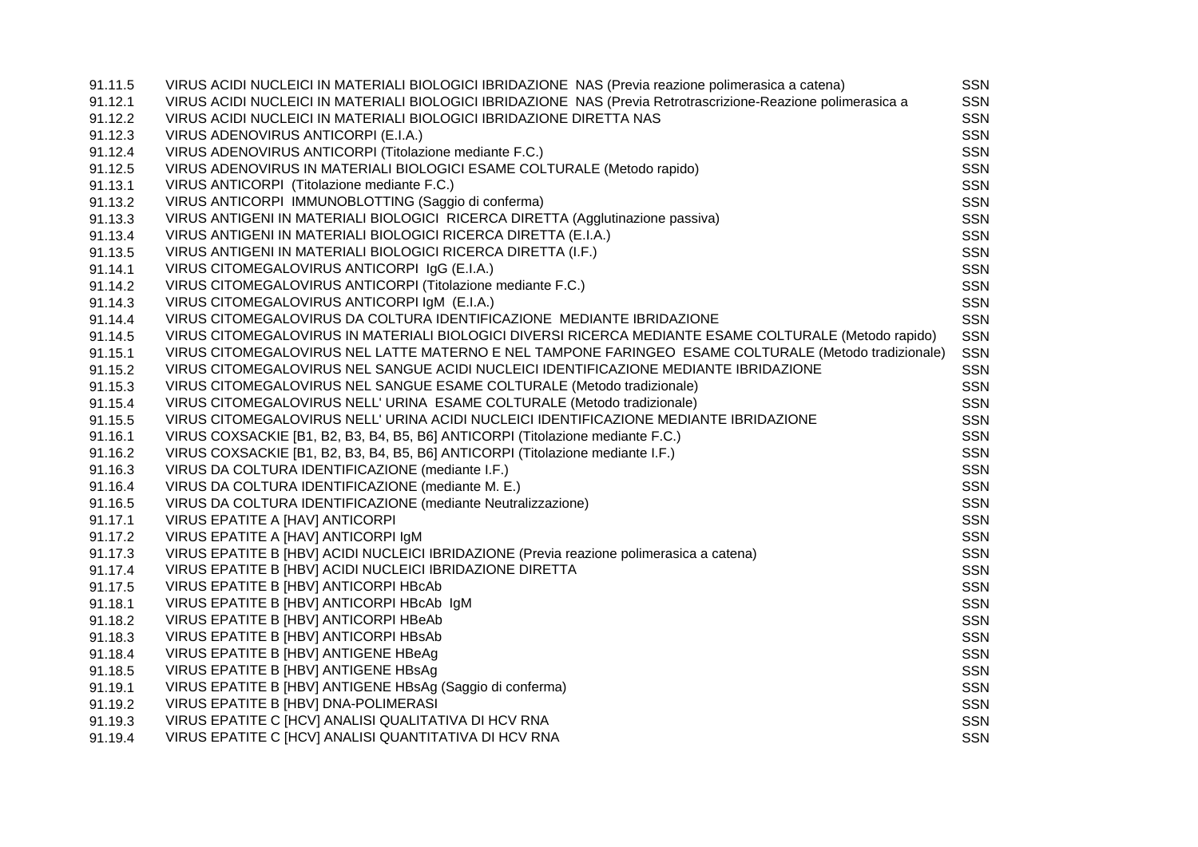| | | |
|---|---|---|
| 91.11.5 | VIRUS ACIDI NUCLEICI IN MATERIALI BIOLOGICI IBRIDAZIONE NAS (Previa reazione polimerasica a catena) | SSN |
| 91.12.1 | VIRUS ACIDI NUCLEICI IN MATERIALI BIOLOGICI IBRIDAZIONE NAS (Previa Retrotrascrizione-Reazione polimerasica a | SSN |
| 91.12.2 | VIRUS ACIDI NUCLEICI IN MATERIALI BIOLOGICI IBRIDAZIONE DIRETTA NAS | SSN |
| 91.12.3 | VIRUS ADENOVIRUS ANTICORPI (E.I.A.) | SSN |
| 91.12.4 | VIRUS ADENOVIRUS ANTICORPI (Titolazione mediante F.C.) | SSN |
| 91.12.5 | VIRUS ADENOVIRUS IN MATERIALI BIOLOGICI ESAME COLTURALE (Metodo rapido) | SSN |
| 91.13.1 | VIRUS ANTICORPI (Titolazione mediante F.C.) | SSN |
| 91.13.2 | VIRUS ANTICORPI IMMUNOBLOTTING (Saggio di conferma) | SSN |
| 91.13.3 | VIRUS ANTIGENI IN MATERIALI BIOLOGICI RICERCA DIRETTA (Agglutinazione passiva) | SSN |
| 91.13.4 | VIRUS ANTIGENI IN MATERIALI BIOLOGICI RICERCA DIRETTA (E.I.A.) | SSN |
| 91.13.5 | VIRUS ANTIGENI IN MATERIALI BIOLOGICI RICERCA DIRETTA (I.F.) | SSN |
| 91.14.1 | VIRUS CITOMEGALOVIRUS ANTICORPI IgG (E.I.A.) | SSN |
| 91.14.2 | VIRUS CITOMEGALOVIRUS ANTICORPI (Titolazione mediante F.C.) | SSN |
| 91.14.3 | VIRUS CITOMEGALOVIRUS ANTICORPI IgM (E.I.A.) | SSN |
| 91.14.4 | VIRUS CITOMEGALOVIRUS DA COLTURA IDENTIFICAZIONE MEDIANTE IBRIDAZIONE | SSN |
| 91.14.5 | VIRUS CITOMEGALOVIRUS IN MATERIALI BIOLOGICI DIVERSI RICERCA MEDIANTE ESAME COLTURALE (Metodo rapido) | SSN |
| 91.15.1 | VIRUS CITOMEGALOVIRUS NEL LATTE MATERNO E NEL TAMPONE FARINGEO ESAME COLTURALE (Metodo tradizionale) | SSN |
| 91.15.2 | VIRUS CITOMEGALOVIRUS NEL SANGUE ACIDI NUCLEICI IDENTIFICAZIONE MEDIANTE IBRIDAZIONE | SSN |
| 91.15.3 | VIRUS CITOMEGALOVIRUS NEL SANGUE ESAME COLTURALE (Metodo tradizionale) | SSN |
| 91.15.4 | VIRUS CITOMEGALOVIRUS NELL' URINA ESAME COLTURALE (Metodo tradizionale) | SSN |
| 91.15.5 | VIRUS CITOMEGALOVIRUS NELL' URINA ACIDI NUCLEICI IDENTIFICAZIONE MEDIANTE IBRIDAZIONE | SSN |
| 91.16.1 | VIRUS COXSACKIE [B1, B2, B3, B4, B5, B6] ANTICORPI (Titolazione mediante F.C.) | SSN |
| 91.16.2 | VIRUS COXSACKIE [B1, B2, B3, B4, B5, B6] ANTICORPI (Titolazione mediante I.F.) | SSN |
| 91.16.3 | VIRUS DA COLTURA IDENTIFICAZIONE (mediante I.F.) | SSN |
| 91.16.4 | VIRUS DA COLTURA IDENTIFICAZIONE (mediante M. E.) | SSN |
| 91.16.5 | VIRUS DA COLTURA IDENTIFICAZIONE (mediante Neutralizzazione) | SSN |
| 91.17.1 | VIRUS EPATITE A [HAV] ANTICORPI | SSN |
| 91.17.2 | VIRUS EPATITE A [HAV] ANTICORPI IgM | SSN |
| 91.17.3 | VIRUS EPATITE B [HBV] ACIDI NUCLEICI IBRIDAZIONE (Previa reazione polimerasica a catena) | SSN |
| 91.17.4 | VIRUS EPATITE B [HBV] ACIDI NUCLEICI IBRIDAZIONE DIRETTA | SSN |
| 91.17.5 | VIRUS EPATITE B [HBV] ANTICORPI HBcAb | SSN |
| 91.18.1 | VIRUS EPATITE B [HBV] ANTICORPI HBcAb IgM | SSN |
| 91.18.2 | VIRUS EPATITE B [HBV] ANTICORPI HBeAb | SSN |
| 91.18.3 | VIRUS EPATITE B [HBV] ANTICORPI HBsAb | SSN |
| 91.18.4 | VIRUS EPATITE B [HBV] ANTIGENE HBeAg | SSN |
| 91.18.5 | VIRUS EPATITE B [HBV] ANTIGENE HBsAg | SSN |
| 91.19.1 | VIRUS EPATITE B [HBV] ANTIGENE HBsAg (Saggio di conferma) | SSN |
| 91.19.2 | VIRUS EPATITE B [HBV] DNA-POLIMERASI | SSN |
| 91.19.3 | VIRUS EPATITE C [HCV] ANALISI QUALITATIVA DI HCV RNA | SSN |
| 91.19.4 | VIRUS EPATITE C [HCV] ANALISI QUANTITATIVA DI HCV RNA | SSN |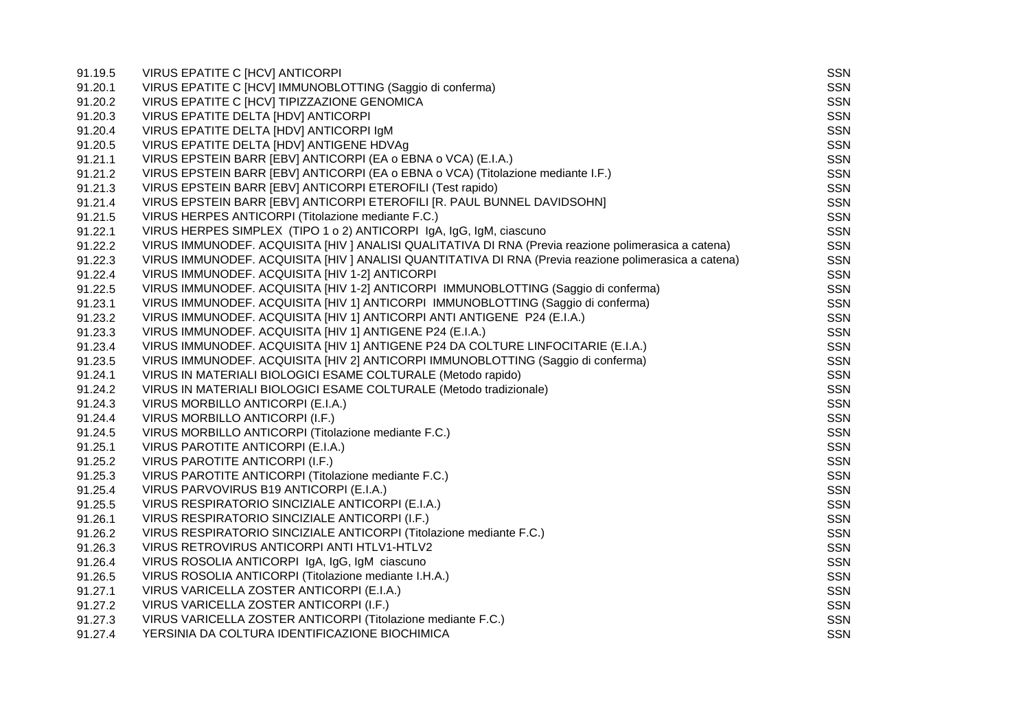| | | |
|---|---|---|
| 91.19.5 | VIRUS EPATITE C [HCV] ANTICORPI | SSN |
| 91.20.1 | VIRUS EPATITE C [HCV] IMMUNOBLOTTING (Saggio di conferma) | SSN |
| 91.20.2 | VIRUS EPATITE C [HCV] TIPIZZAZIONE GENOMICA | SSN |
| 91.20.3 | VIRUS EPATITE DELTA [HDV] ANTICORPI | SSN |
| 91.20.4 | VIRUS EPATITE DELTA [HDV] ANTICORPI IgM | SSN |
| 91.20.5 | VIRUS EPATITE DELTA [HDV] ANTIGENE HDVAg | SSN |
| 91.21.1 | VIRUS EPSTEIN BARR [EBV] ANTICORPI (EA o EBNA o VCA) (E.I.A.) | SSN |
| 91.21.2 | VIRUS EPSTEIN BARR [EBV] ANTICORPI (EA o EBNA o VCA) (Titolazione mediante I.F.) | SSN |
| 91.21.3 | VIRUS EPSTEIN BARR [EBV] ANTICORPI ETEROFILI (Test rapido) | SSN |
| 91.21.4 | VIRUS EPSTEIN BARR [EBV] ANTICORPI ETEROFILI [R. PAUL BUNNEL DAVIDSOHN] | SSN |
| 91.21.5 | VIRUS HERPES ANTICORPI (Titolazione mediante F.C.) | SSN |
| 91.22.1 | VIRUS HERPES SIMPLEX (TIPO 1 o 2) ANTICORPI IgA, IgG, IgM, ciascuno | SSN |
| 91.22.2 | VIRUS IMMUNODEF. ACQUISITA [HIV ] ANALISI QUALITATIVA DI RNA (Previa reazione polimerasica a catena) | SSN |
| 91.22.3 | VIRUS IMMUNODEF. ACQUISITA [HIV ] ANALISI QUANTITATIVA DI RNA (Previa reazione polimerasica a catena) | SSN |
| 91.22.4 | VIRUS IMMUNODEF. ACQUISITA [HIV 1-2] ANTICORPI | SSN |
| 91.22.5 | VIRUS IMMUNODEF. ACQUISITA [HIV 1-2] ANTICORPI IMMUNOBLOTTING (Saggio di conferma) | SSN |
| 91.23.1 | VIRUS IMMUNODEF. ACQUISITA [HIV 1] ANTICORPI IMMUNOBLOTTING (Saggio di conferma) | SSN |
| 91.23.2 | VIRUS IMMUNODEF. ACQUISITA [HIV 1] ANTICORPI ANTI ANTIGENE P24 (E.I.A.) | SSN |
| 91.23.3 | VIRUS IMMUNODEF. ACQUISITA [HIV 1] ANTIGENE P24 (E.I.A.) | SSN |
| 91.23.4 | VIRUS IMMUNODEF. ACQUISITA [HIV 1] ANTIGENE P24 DA COLTURE LINFOCITARIE (E.I.A.) | SSN |
| 91.23.5 | VIRUS IMMUNODEF. ACQUISITA [HIV 2] ANTICORPI IMMUNOBLOTTING (Saggio di conferma) | SSN |
| 91.24.1 | VIRUS IN MATERIALI BIOLOGICI ESAME COLTURALE (Metodo rapido) | SSN |
| 91.24.2 | VIRUS IN MATERIALI BIOLOGICI ESAME COLTURALE (Metodo tradizionale) | SSN |
| 91.24.3 | VIRUS MORBILLO ANTICORPI (E.I.A.) | SSN |
| 91.24.4 | VIRUS MORBILLO ANTICORPI (I.F.) | SSN |
| 91.24.5 | VIRUS MORBILLO ANTICORPI (Titolazione mediante F.C.) | SSN |
| 91.25.1 | VIRUS PAROTITE ANTICORPI (E.I.A.) | SSN |
| 91.25.2 | VIRUS PAROTITE ANTICORPI (I.F.) | SSN |
| 91.25.3 | VIRUS PAROTITE ANTICORPI (Titolazione mediante F.C.) | SSN |
| 91.25.4 | VIRUS PARVOVIRUS B19 ANTICORPI (E.I.A.) | SSN |
| 91.25.5 | VIRUS RESPIRATORIO SINCIZIALE ANTICORPI (E.I.A.) | SSN |
| 91.26.1 | VIRUS RESPIRATORIO SINCIZIALE ANTICORPI (I.F.) | SSN |
| 91.26.2 | VIRUS RESPIRATORIO SINCIZIALE ANTICORPI (Titolazione mediante F.C.) | SSN |
| 91.26.3 | VIRUS RETROVIRUS ANTICORPI ANTI HTLV1-HTLV2 | SSN |
| 91.26.4 | VIRUS ROSOLIA ANTICORPI IgA, IgG, IgM ciascuno | SSN |
| 91.26.5 | VIRUS ROSOLIA ANTICORPI (Titolazione mediante I.H.A.) | SSN |
| 91.27.1 | VIRUS VARICELLA ZOSTER ANTICORPI (E.I.A.) | SSN |
| 91.27.2 | VIRUS VARICELLA ZOSTER ANTICORPI (I.F.) | SSN |
| 91.27.3 | VIRUS VARICELLA ZOSTER ANTICORPI (Titolazione mediante F.C.) | SSN |
| 91.27.4 | YERSINIA DA COLTURA IDENTIFICAZIONE BIOCHIMICA | SSN |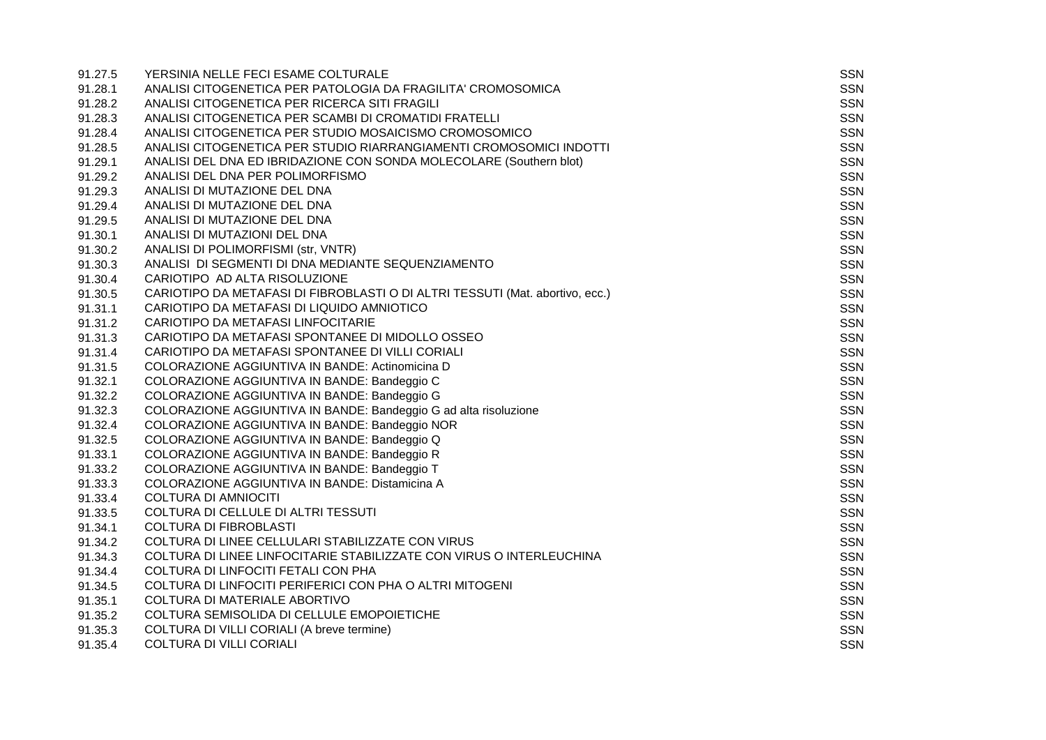| | | |
|---|---|---|
| 91.27.5 | YERSINIA NELLE FECI ESAME COLTURALE | SSN |
| 91.28.1 | ANALISI CITOGENETICA PER PATOLOGIA DA FRAGILITA' CROMOSOMICA | SSN |
| 91.28.2 | ANALISI CITOGENETICA PER RICERCA SITI FRAGILI | SSN |
| 91.28.3 | ANALISI CITOGENETICA PER SCAMBI DI CROMATIDI FRATELLI | SSN |
| 91.28.4 | ANALISI CITOGENETICA PER STUDIO MOSAICISMO CROMOSOMICO | SSN |
| 91.28.5 | ANALISI CITOGENETICA PER STUDIO RIARRANGIAMENTI CROMOSOMICI INDOTTI | SSN |
| 91.29.1 | ANALISI DEL DNA ED IBRIDAZIONE CON SONDA MOLECOLARE (Southern blot) | SSN |
| 91.29.2 | ANALISI DEL DNA PER POLIMORFISMO | SSN |
| 91.29.3 | ANALISI DI MUTAZIONE DEL DNA | SSN |
| 91.29.4 | ANALISI DI MUTAZIONE DEL DNA | SSN |
| 91.29.5 | ANALISI DI MUTAZIONE DEL DNA | SSN |
| 91.30.1 | ANALISI DI MUTAZIONI DEL DNA | SSN |
| 91.30.2 | ANALISI DI POLIMORFISMI (str, VNTR) | SSN |
| 91.30.3 | ANALISI DI SEGMENTI DI DNA MEDIANTE SEQUENZIAMENTO | SSN |
| 91.30.4 | CARIOTIPO AD ALTA RISOLUZIONE | SSN |
| 91.30.5 | CARIOTIPO DA METAFASI DI FIBROBLASTI O DI ALTRI TESSUTI (Mat. abortivo, ecc.) | SSN |
| 91.31.1 | CARIOTIPO DA METAFASI DI LIQUIDO AMNIOTICO | SSN |
| 91.31.2 | CARIOTIPO DA METAFASI LINFOCITARIE | SSN |
| 91.31.3 | CARIOTIPO DA METAFASI SPONTANEE DI MIDOLLO OSSEO | SSN |
| 91.31.4 | CARIOTIPO DA METAFASI SPONTANEE DI VILLI CORIALI | SSN |
| 91.31.5 | COLORAZIONE AGGIUNTIVA IN BANDE: Actinomicina D | SSN |
| 91.32.1 | COLORAZIONE AGGIUNTIVA IN BANDE: Bandeggio C | SSN |
| 91.32.2 | COLORAZIONE AGGIUNTIVA IN BANDE: Bandeggio G | SSN |
| 91.32.3 | COLORAZIONE AGGIUNTIVA IN BANDE: Bandeggio G ad alta risoluzione | SSN |
| 91.32.4 | COLORAZIONE AGGIUNTIVA IN BANDE: Bandeggio NOR | SSN |
| 91.32.5 | COLORAZIONE AGGIUNTIVA IN BANDE: Bandeggio Q | SSN |
| 91.33.1 | COLORAZIONE AGGIUNTIVA IN BANDE: Bandeggio R | SSN |
| 91.33.2 | COLORAZIONE AGGIUNTIVA IN BANDE: Bandeggio T | SSN |
| 91.33.3 | COLORAZIONE AGGIUNTIVA IN BANDE: Distamicina A | SSN |
| 91.33.4 | COLTURA DI AMNIOCITI | SSN |
| 91.33.5 | COLTURA DI CELLULE DI ALTRI TESSUTI | SSN |
| 91.34.1 | COLTURA DI FIBROBLASTI | SSN |
| 91.34.2 | COLTURA DI LINEE CELLULARI STABILIZZATE CON VIRUS | SSN |
| 91.34.3 | COLTURA DI LINEE LINFOCITARIE STABILIZZATE CON VIRUS O INTERLEUCHINA | SSN |
| 91.34.4 | COLTURA DI LINFOCITI FETALI CON PHA | SSN |
| 91.34.5 | COLTURA DI LINFOCITI PERIFERICI CON PHA O ALTRI MITOGENI | SSN |
| 91.35.1 | COLTURA DI MATERIALE ABORTIVO | SSN |
| 91.35.2 | COLTURA SEMISOLIDA DI CELLULE EMOPOIETICHE | SSN |
| 91.35.3 | COLTURA DI VILLI CORIALI (A breve termine) | SSN |
| 91.35.4 | COLTURA DI VILLI CORIALI | SSN |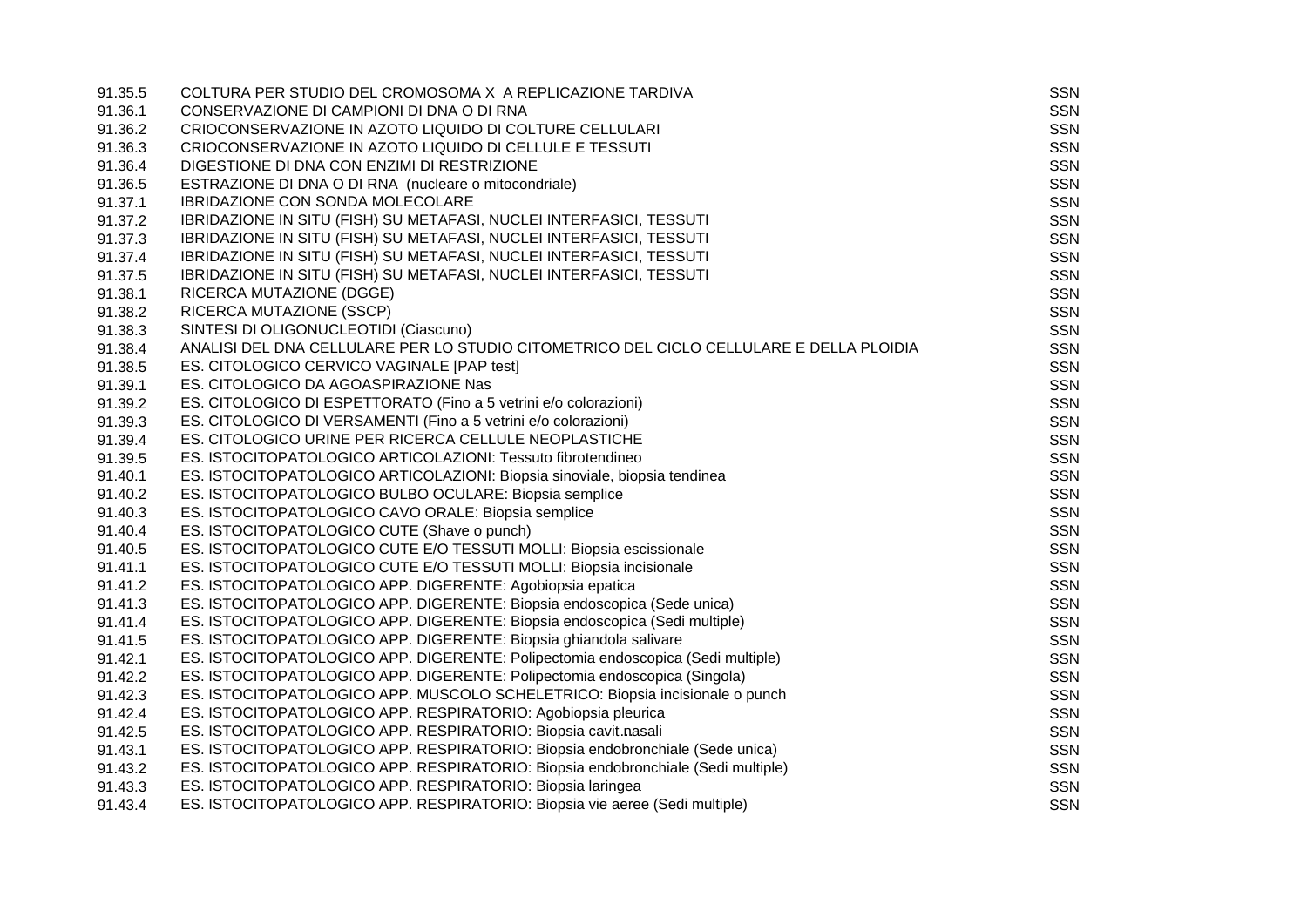| | | |
|---|---|---|
| 91.35.5 | COLTURA PER STUDIO DEL CROMOSOMA X A REPLICAZIONE TARDIVA | SSN |
| 91.36.1 | CONSERVAZIONE DI CAMPIONI DI DNA O DI RNA | SSN |
| 91.36.2 | CRIOCONSERVAZIONE IN AZOTO LIQUIDO DI COLTURE CELLULARI | SSN |
| 91.36.3 | CRIOCONSERVAZIONE IN AZOTO LIQUIDO DI CELLULE E TESSUTI | SSN |
| 91.36.4 | DIGESTIONE DI DNA CON ENZIMI DI RESTRIZIONE | SSN |
| 91.36.5 | ESTRAZIONE DI DNA O DI RNA (nucleare o mitocondriale) | SSN |
| 91.37.1 | IBRIDAZIONE CON SONDA MOLECOLARE | SSN |
| 91.37.2 | IBRIDAZIONE IN SITU (FISH) SU METAFASI, NUCLEI INTERFASICI, TESSUTI | SSN |
| 91.37.3 | IBRIDAZIONE IN SITU (FISH) SU METAFASI, NUCLEI INTERFASICI, TESSUTI | SSN |
| 91.37.4 | IBRIDAZIONE IN SITU (FISH) SU METAFASI, NUCLEI INTERFASICI, TESSUTI | SSN |
| 91.37.5 | IBRIDAZIONE IN SITU (FISH) SU METAFASI, NUCLEI INTERFASICI, TESSUTI | SSN |
| 91.38.1 | RICERCA MUTAZIONE (DGGE) | SSN |
| 91.38.2 | RICERCA MUTAZIONE (SSCP) | SSN |
| 91.38.3 | SINTESI DI OLIGONUCLEOTIDI (Ciascuno) | SSN |
| 91.38.4 | ANALISI DEL DNA CELLULARE PER LO STUDIO CITOMETRICO DEL CICLO CELLULARE E DELLA PLOIDIA | SSN |
| 91.38.5 | ES. CITOLOGICO CERVICO VAGINALE [PAP test] | SSN |
| 91.39.1 | ES. CITOLOGICO DA AGOASPIRAZIONE Nas | SSN |
| 91.39.2 | ES. CITOLOGICO DI ESPETTORATO (Fino a 5 vetrini e/o colorazioni) | SSN |
| 91.39.3 | ES. CITOLOGICO DI VERSAMENTI (Fino a 5 vetrini e/o colorazioni) | SSN |
| 91.39.4 | ES. CITOLOGICO URINE PER RICERCA CELLULE NEOPLASTICHE | SSN |
| 91.39.5 | ES. ISTOCITOPATOLOGICO ARTICOLAZIONI: Tessuto fibrotendineo | SSN |
| 91.40.1 | ES. ISTOCITOPATOLOGICO ARTICOLAZIONI: Biopsia sinoviale, biopsia tendinea | SSN |
| 91.40.2 | ES. ISTOCITOPATOLOGICO BULBO OCULARE: Biopsia semplice | SSN |
| 91.40.3 | ES. ISTOCITOPATOLOGICO CAVO ORALE: Biopsia semplice | SSN |
| 91.40.4 | ES. ISTOCITOPATOLOGICO CUTE (Shave o punch) | SSN |
| 91.40.5 | ES. ISTOCITOPATOLOGICO CUTE E/O TESSUTI MOLLI: Biopsia escissionale | SSN |
| 91.41.1 | ES. ISTOCITOPATOLOGICO CUTE E/O TESSUTI MOLLI: Biopsia incisionale | SSN |
| 91.41.2 | ES. ISTOCITOPATOLOGICO APP. DIGERENTE: Agobiopsia epatica | SSN |
| 91.41.3 | ES. ISTOCITOPATOLOGICO APP. DIGERENTE: Biopsia endoscopica (Sede unica) | SSN |
| 91.41.4 | ES. ISTOCITOPATOLOGICO APP. DIGERENTE: Biopsia endoscopica (Sedi multiple) | SSN |
| 91.41.5 | ES. ISTOCITOPATOLOGICO APP. DIGERENTE: Biopsia ghiandola salivare | SSN |
| 91.42.1 | ES. ISTOCITOPATOLOGICO APP. DIGERENTE: Polipectomia endoscopica (Sedi multiple) | SSN |
| 91.42.2 | ES. ISTOCITOPATOLOGICO APP. DIGERENTE: Polipectomia endoscopica (Singola) | SSN |
| 91.42.3 | ES. ISTOCITOPATOLOGICO APP. MUSCOLO SCHELETRICO: Biopsia incisionale o punch | SSN |
| 91.42.4 | ES. ISTOCITOPATOLOGICO APP. RESPIRATORIO: Agobiopsia pleurica | SSN |
| 91.42.5 | ES. ISTOCITOPATOLOGICO APP. RESPIRATORIO: Biopsia cavit.nasali | SSN |
| 91.43.1 | ES. ISTOCITOPATOLOGICO APP. RESPIRATORIO: Biopsia endobronchiale (Sede unica) | SSN |
| 91.43.2 | ES. ISTOCITOPATOLOGICO APP. RESPIRATORIO: Biopsia endobronchiale (Sedi multiple) | SSN |
| 91.43.3 | ES. ISTOCITOPATOLOGICO APP. RESPIRATORIO: Biopsia laringea | SSN |
| 91.43.4 | ES. ISTOCITOPATOLOGICO APP. RESPIRATORIO: Biopsia vie aeree (Sedi multiple) | SSN |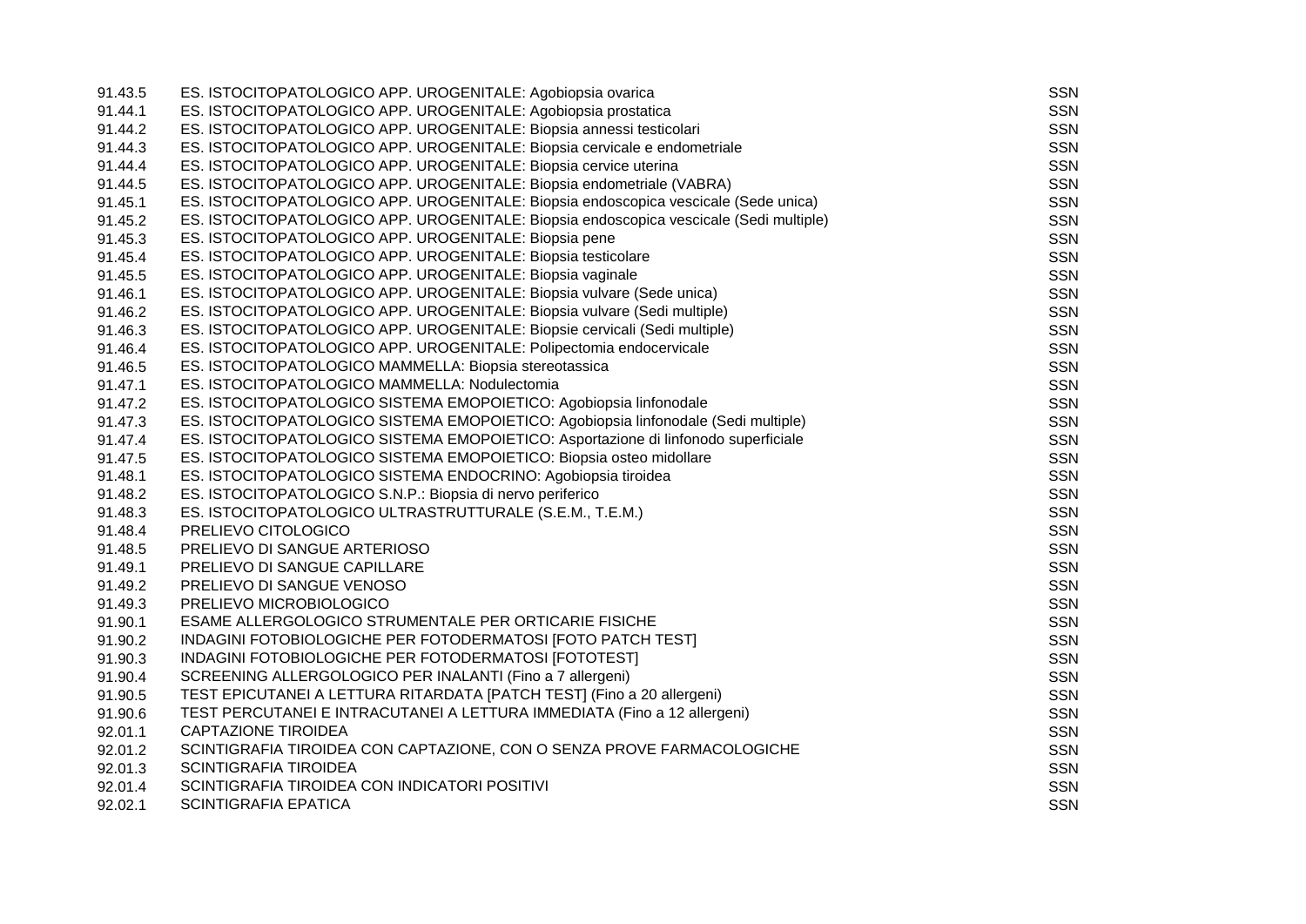| | | |
|---|---|---|
| 91.43.5 | ES. ISTOCITOPATOLOGICO APP. UROGENITALE: Agobiopsia ovarica | SSN |
| 91.44.1 | ES. ISTOCITOPATOLOGICO APP. UROGENITALE: Agobiopsia prostatica | SSN |
| 91.44.2 | ES. ISTOCITOPATOLOGICO APP. UROGENITALE: Biopsia annessi testicolari | SSN |
| 91.44.3 | ES. ISTOCITOPATOLOGICO APP. UROGENITALE: Biopsia cervicale e endometriale | SSN |
| 91.44.4 | ES. ISTOCITOPATOLOGICO APP. UROGENITALE: Biopsia cervice uterina | SSN |
| 91.44.5 | ES. ISTOCITOPATOLOGICO APP. UROGENITALE: Biopsia endometriale (VABRA) | SSN |
| 91.45.1 | ES. ISTOCITOPATOLOGICO APP. UROGENITALE: Biopsia endoscopica vescicale (Sede unica) | SSN |
| 91.45.2 | ES. ISTOCITOPATOLOGICO APP. UROGENITALE: Biopsia endoscopica vescicale (Sedi multiple) | SSN |
| 91.45.3 | ES. ISTOCITOPATOLOGICO APP. UROGENITALE: Biopsia pene | SSN |
| 91.45.4 | ES. ISTOCITOPATOLOGICO APP. UROGENITALE: Biopsia testicolare | SSN |
| 91.45.5 | ES. ISTOCITOPATOLOGICO APP. UROGENITALE: Biopsia vaginale | SSN |
| 91.46.1 | ES. ISTOCITOPATOLOGICO APP. UROGENITALE: Biopsia vulvare (Sede unica) | SSN |
| 91.46.2 | ES. ISTOCITOPATOLOGICO APP. UROGENITALE: Biopsia vulvare (Sedi multiple) | SSN |
| 91.46.3 | ES. ISTOCITOPATOLOGICO APP. UROGENITALE: Biopsie cervicali (Sedi multiple) | SSN |
| 91.46.4 | ES. ISTOCITOPATOLOGICO APP. UROGENITALE: Polipectomia endocervicale | SSN |
| 91.46.5 | ES. ISTOCITOPATOLOGICO MAMMELLA: Biopsia stereotassica | SSN |
| 91.47.1 | ES. ISTOCITOPATOLOGICO MAMMELLA: Nodulectomia | SSN |
| 91.47.2 | ES. ISTOCITOPATOLOGICO SISTEMA EMOPOIETICO: Agobiopsia linfonodale | SSN |
| 91.47.3 | ES. ISTOCITOPATOLOGICO SISTEMA EMOPOIETICO: Agobiopsia linfonodale (Sedi multiple) | SSN |
| 91.47.4 | ES. ISTOCITOPATOLOGICO SISTEMA EMOPOIETICO: Asportazione di linfonodo superficiale | SSN |
| 91.47.5 | ES. ISTOCITOPATOLOGICO SISTEMA EMOPOIETICO: Biopsia osteo midollare | SSN |
| 91.48.1 | ES. ISTOCITOPATOLOGICO SISTEMA ENDOCRINO: Agobiopsia tiroidea | SSN |
| 91.48.2 | ES. ISTOCITOPATOLOGICO S.N.P.: Biopsia di nervo periferico | SSN |
| 91.48.3 | ES. ISTOCITOPATOLOGICO ULTRASTRUTTURALE (S.E.M., T.E.M.) | SSN |
| 91.48.4 | PRELIEVO CITOLOGICO | SSN |
| 91.48.5 | PRELIEVO DI SANGUE ARTERIOSO | SSN |
| 91.49.1 | PRELIEVO DI SANGUE CAPILLARE | SSN |
| 91.49.2 | PRELIEVO DI SANGUE VENOSO | SSN |
| 91.49.3 | PRELIEVO MICROBIOLOGICO | SSN |
| 91.90.1 | ESAME ALLERGOLOGICO STRUMENTALE PER ORTICARIE FISICHE | SSN |
| 91.90.2 | INDAGINI FOTOBIOLOGICHE PER FOTODERMATOSI [FOTO PATCH TEST] | SSN |
| 91.90.3 | INDAGINI FOTOBIOLOGICHE PER FOTODERMATOSI [FOTOTEST] | SSN |
| 91.90.4 | SCREENING ALLERGOLOGICO PER INALANTI (Fino a 7 allergeni) | SSN |
| 91.90.5 | TEST EPICUTANEI A LETTURA RITARDATA [PATCH TEST] (Fino a 20 allergeni) | SSN |
| 91.90.6 | TEST PERCUTANEI E INTRACUTANEI A LETTURA IMMEDIATA (Fino a 12 allergeni) | SSN |
| 92.01.1 | CAPTAZIONE TIROIDEA | SSN |
| 92.01.2 | SCINTIGRAFIA TIROIDEA CON CAPTAZIONE, CON O SENZA PROVE FARMACOLOGICHE | SSN |
| 92.01.3 | SCINTIGRAFIA TIROIDEA | SSN |
| 92.01.4 | SCINTIGRAFIA TIROIDEA CON INDICATORI POSITIVI | SSN |
| 92.02.1 | SCINTIGRAFIA EPATICA | SSN |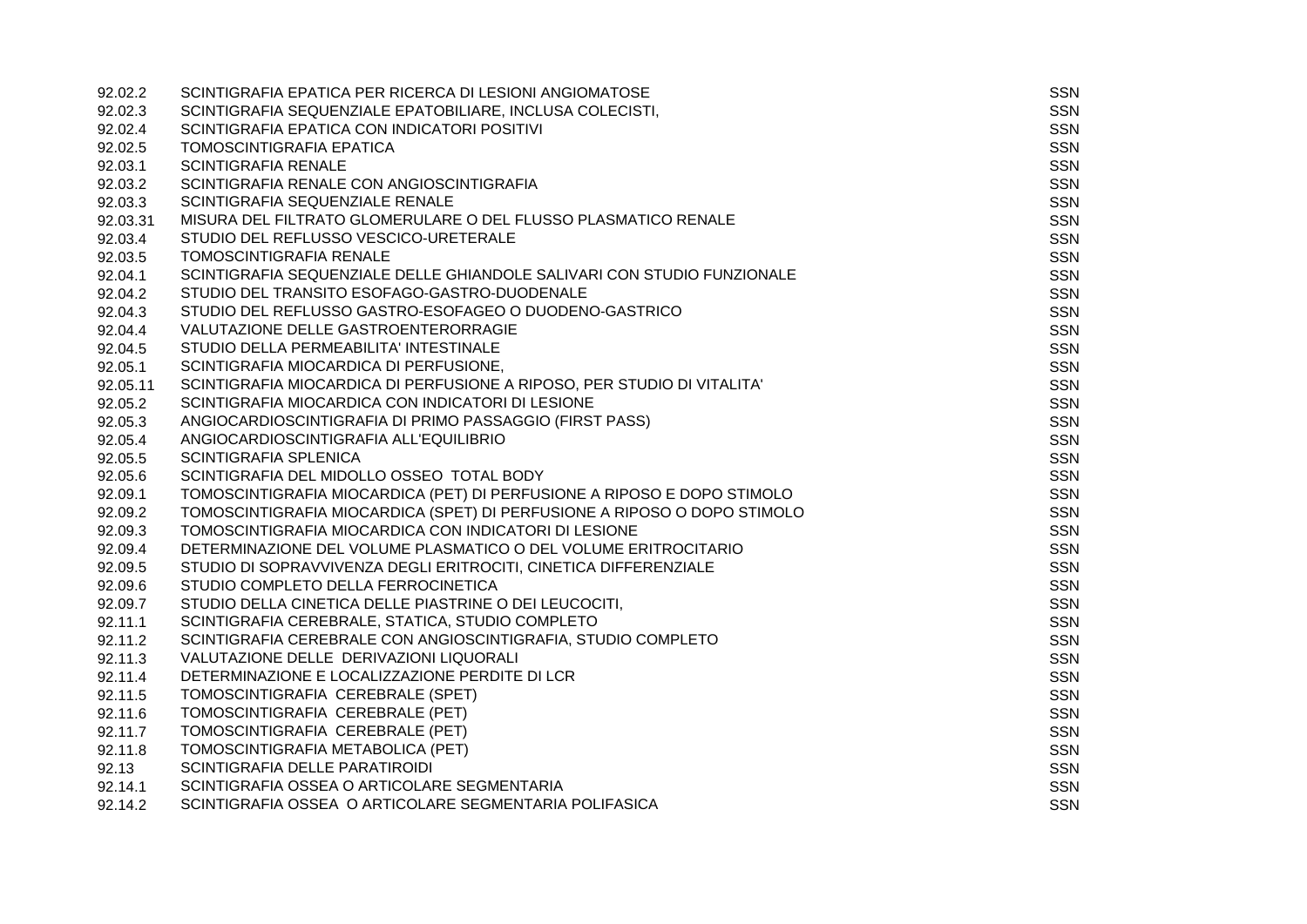| | | |
|---|---|---|
| 92.02.2 | SCINTIGRAFIA EPATICA PER RICERCA DI LESIONI ANGIOMATOSE | SSN |
| 92.02.3 | SCINTIGRAFIA SEQUENZIALE EPATOBILIARE, INCLUSA COLECISTI, | SSN |
| 92.02.4 | SCINTIGRAFIA EPATICA CON INDICATORI POSITIVI | SSN |
| 92.02.5 | TOMOSCINTIGRAFIA EPATICA | SSN |
| 92.03.1 | SCINTIGRAFIA RENALE | SSN |
| 92.03.2 | SCINTIGRAFIA RENALE CON ANGIOSCINTIGRAFIA | SSN |
| 92.03.3 | SCINTIGRAFIA SEQUENZIALE RENALE | SSN |
| 92.03.31 | MISURA DEL FILTRATO GLOMERULARE O DEL FLUSSO PLASMATICO RENALE | SSN |
| 92.03.4 | STUDIO DEL REFLUSSO VESCICO-URETERALE | SSN |
| 92.03.5 | TOMOSCINTIGRAFIA RENALE | SSN |
| 92.04.1 | SCINTIGRAFIA SEQUENZIALE DELLE GHIANDOLE SALIVARI CON STUDIO FUNZIONALE | SSN |
| 92.04.2 | STUDIO DEL TRANSITO ESOFAGO-GASTRO-DUODENALE | SSN |
| 92.04.3 | STUDIO DEL REFLUSSO GASTRO-ESOFAGEO O DUODENO-GASTRICO | SSN |
| 92.04.4 | VALUTAZIONE DELLE GASTROENTERORRAGIE | SSN |
| 92.04.5 | STUDIO DELLA PERMEABILITA' INTESTINALE | SSN |
| 92.05.1 | SCINTIGRAFIA MIOCARDICA DI PERFUSIONE, | SSN |
| 92.05.11 | SCINTIGRAFIA MIOCARDICA DI PERFUSIONE A RIPOSO, PER STUDIO DI VITALITA' | SSN |
| 92.05.2 | SCINTIGRAFIA MIOCARDICA CON INDICATORI DI LESIONE | SSN |
| 92.05.3 | ANGIOCARDIOSCINTIGRAFIA DI PRIMO PASSAGGIO (FIRST PASS) | SSN |
| 92.05.4 | ANGIOCARDIOSCINTIGRAFIA ALL'EQUILIBRIO | SSN |
| 92.05.5 | SCINTIGRAFIA SPLENICA | SSN |
| 92.05.6 | SCINTIGRAFIA DEL MIDOLLO OSSEO TOTAL BODY | SSN |
| 92.09.1 | TOMOSCINTIGRAFIA MIOCARDICA (PET) DI PERFUSIONE A RIPOSO E DOPO STIMOLO | SSN |
| 92.09.2 | TOMOSCINTIGRAFIA MIOCARDICA (SPET) DI PERFUSIONE A RIPOSO O DOPO STIMOLO | SSN |
| 92.09.3 | TOMOSCINTIGRAFIA MIOCARDICA CON INDICATORI DI LESIONE | SSN |
| 92.09.4 | DETERMINAZIONE DEL VOLUME PLASMATICO O DEL VOLUME ERITROCITARIO | SSN |
| 92.09.5 | STUDIO DI SOPRAVVIVENZA DEGLI ERITROCITI, CINETICA DIFFERENZIALE | SSN |
| 92.09.6 | STUDIO COMPLETO DELLA FERROCINETICA | SSN |
| 92.09.7 | STUDIO DELLA CINETICA DELLE PIASTRINE O DEI LEUCOCITI, | SSN |
| 92.11.1 | SCINTIGRAFIA CEREBRALE, STATICA, STUDIO COMPLETO | SSN |
| 92.11.2 | SCINTIGRAFIA CEREBRALE CON ANGIOSCINTIGRAFIA, STUDIO COMPLETO | SSN |
| 92.11.3 | VALUTAZIONE DELLE DERIVAZIONI LIQUORALI | SSN |
| 92.11.4 | DETERMINAZIONE E LOCALIZZAZIONE PERDITE DI LCR | SSN |
| 92.11.5 | TOMOSCINTIGRAFIA CEREBRALE (SPET) | SSN |
| 92.11.6 | TOMOSCINTIGRAFIA CEREBRALE (PET) | SSN |
| 92.11.7 | TOMOSCINTIGRAFIA CEREBRALE (PET) | SSN |
| 92.11.8 | TOMOSCINTIGRAFIA METABOLICA (PET) | SSN |
| 92.13 | SCINTIGRAFIA DELLE PARATIROIDI | SSN |
| 92.14.1 | SCINTIGRAFIA OSSEA O ARTICOLARE SEGMENTARIA | SSN |
| 92.14.2 | SCINTIGRAFIA OSSEA O ARTICOLARE SEGMENTARIA POLIFASICA | SSN |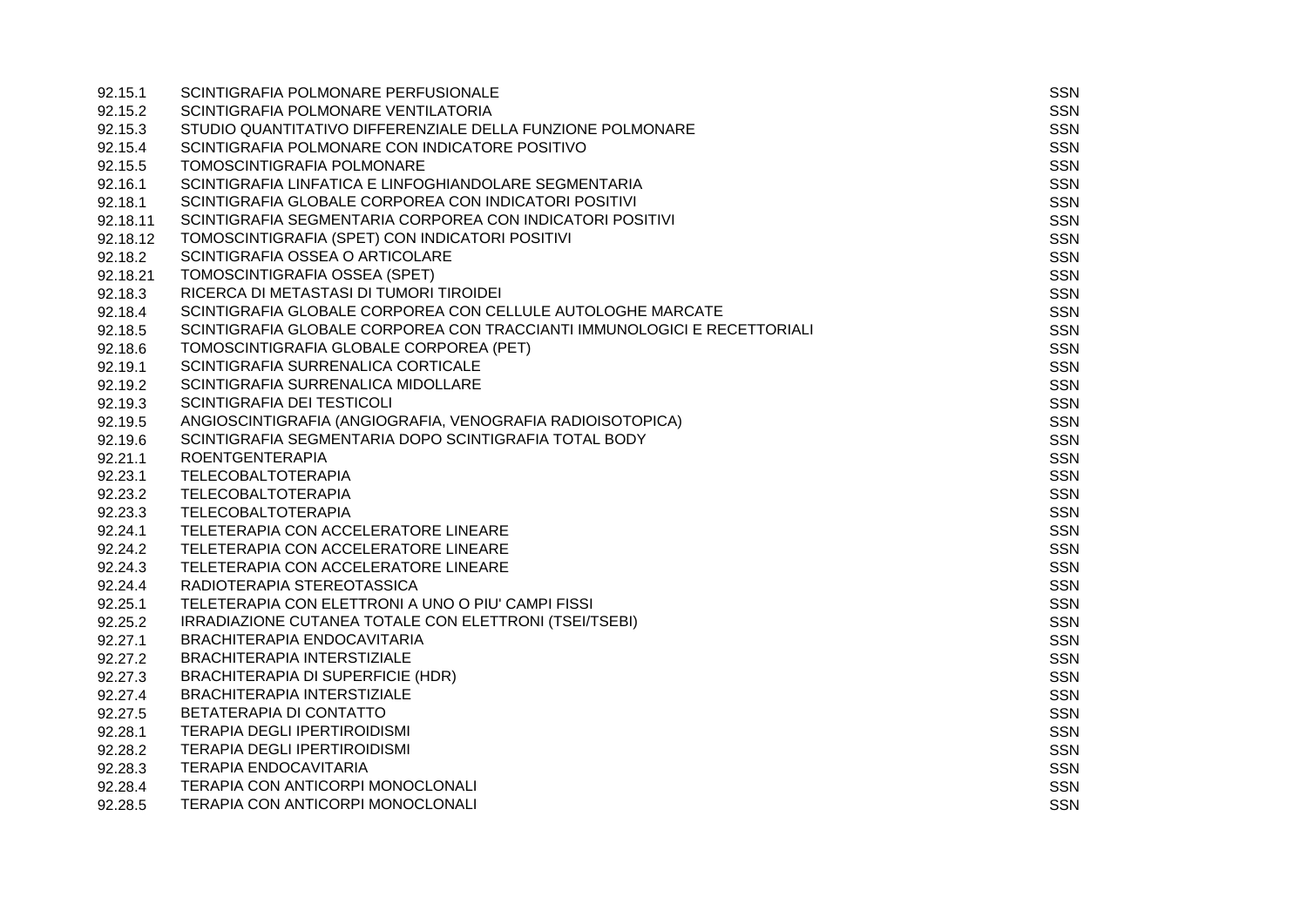| | | |
|---|---|---|
| 92.15.1 | SCINTIGRAFIA POLMONARE PERFUSIONALE | SSN |
| 92.15.2 | SCINTIGRAFIA POLMONARE VENTILATORIA | SSN |
| 92.15.3 | STUDIO QUANTITATIVO DIFFERENZIALE DELLA FUNZIONE POLMONARE | SSN |
| 92.15.4 | SCINTIGRAFIA POLMONARE CON INDICATORE POSITIVO | SSN |
| 92.15.5 | TOMOSCINTIGRAFIA POLMONARE | SSN |
| 92.16.1 | SCINTIGRAFIA LINFATICA E LINFOGHIANDOLARE SEGMENTARIA | SSN |
| 92.18.1 | SCINTIGRAFIA GLOBALE CORPOREA CON INDICATORI POSITIVI | SSN |
| 92.18.11 | SCINTIGRAFIA SEGMENTARIA CORPOREA CON INDICATORI POSITIVI | SSN |
| 92.18.12 | TOMOSCINTIGRAFIA (SPET) CON INDICATORI POSITIVI | SSN |
| 92.18.2 | SCINTIGRAFIA OSSEA O ARTICOLARE | SSN |
| 92.18.21 | TOMOSCINTIGRAFIA OSSEA (SPET) | SSN |
| 92.18.3 | RICERCA DI METASTASI DI TUMORI TIROIDEI | SSN |
| 92.18.4 | SCINTIGRAFIA GLOBALE CORPOREA CON CELLULE AUTOLOGHE MARCATE | SSN |
| 92.18.5 | SCINTIGRAFIA GLOBALE CORPOREA CON TRACCIANTI IMMUNOLOGICI E RECETTORIALI | SSN |
| 92.18.6 | TOMOSCINTIGRAFIA GLOBALE CORPOREA (PET) | SSN |
| 92.19.1 | SCINTIGRAFIA SURRENALICA CORTICALE | SSN |
| 92.19.2 | SCINTIGRAFIA SURRENALICA MIDOLLARE | SSN |
| 92.19.3 | SCINTIGRAFIA DEI TESTICOLI | SSN |
| 92.19.5 | ANGIOSCINTIGRAFIA (ANGIOGRAFIA, VENOGRAFIA RADIOISOTOPICA) | SSN |
| 92.19.6 | SCINTIGRAFIA SEGMENTARIA DOPO SCINTIGRAFIA TOTAL BODY | SSN |
| 92.21.1 | ROENTGENTERAPIA | SSN |
| 92.23.1 | TELECOBALTOTERAPIA | SSN |
| 92.23.2 | TELECOBALTOTERAPIA | SSN |
| 92.23.3 | TELECOBALTOTERAPIA | SSN |
| 92.24.1 | TELETERAPIA CON ACCELERATORE LINEARE | SSN |
| 92.24.2 | TELETERAPIA CON ACCELERATORE LINEARE | SSN |
| 92.24.3 | TELETERAPIA CON ACCELERATORE LINEARE | SSN |
| 92.24.4 | RADIOTERAPIA STEREOTASSICA | SSN |
| 92.25.1 | TELETERAPIA CON ELETTRONI A UNO O PIU' CAMPI FISSI | SSN |
| 92.25.2 | IRRADIAZIONE CUTANEA TOTALE CON ELETTRONI (TSEI/TSEBI) | SSN |
| 92.27.1 | BRACHITERAPIA ENDOCAVITARIA | SSN |
| 92.27.2 | BRACHITERAPIA INTERSTIZIALE | SSN |
| 92.27.3 | BRACHITERAPIA DI SUPERFICIE (HDR) | SSN |
| 92.27.4 | BRACHITERAPIA INTERSTIZIALE | SSN |
| 92.27.5 | BETATERAPIA DI CONTATTO | SSN |
| 92.28.1 | TERAPIA DEGLI IPERTIROIDISMI | SSN |
| 92.28.2 | TERAPIA DEGLI IPERTIROIDISMI | SSN |
| 92.28.3 | TERAPIA ENDOCAVITARIA | SSN |
| 92.28.4 | TERAPIA CON ANTICORPI MONOCLONALI | SSN |
| 92.28.5 | TERAPIA CON ANTICORPI MONOCLONALI | SSN |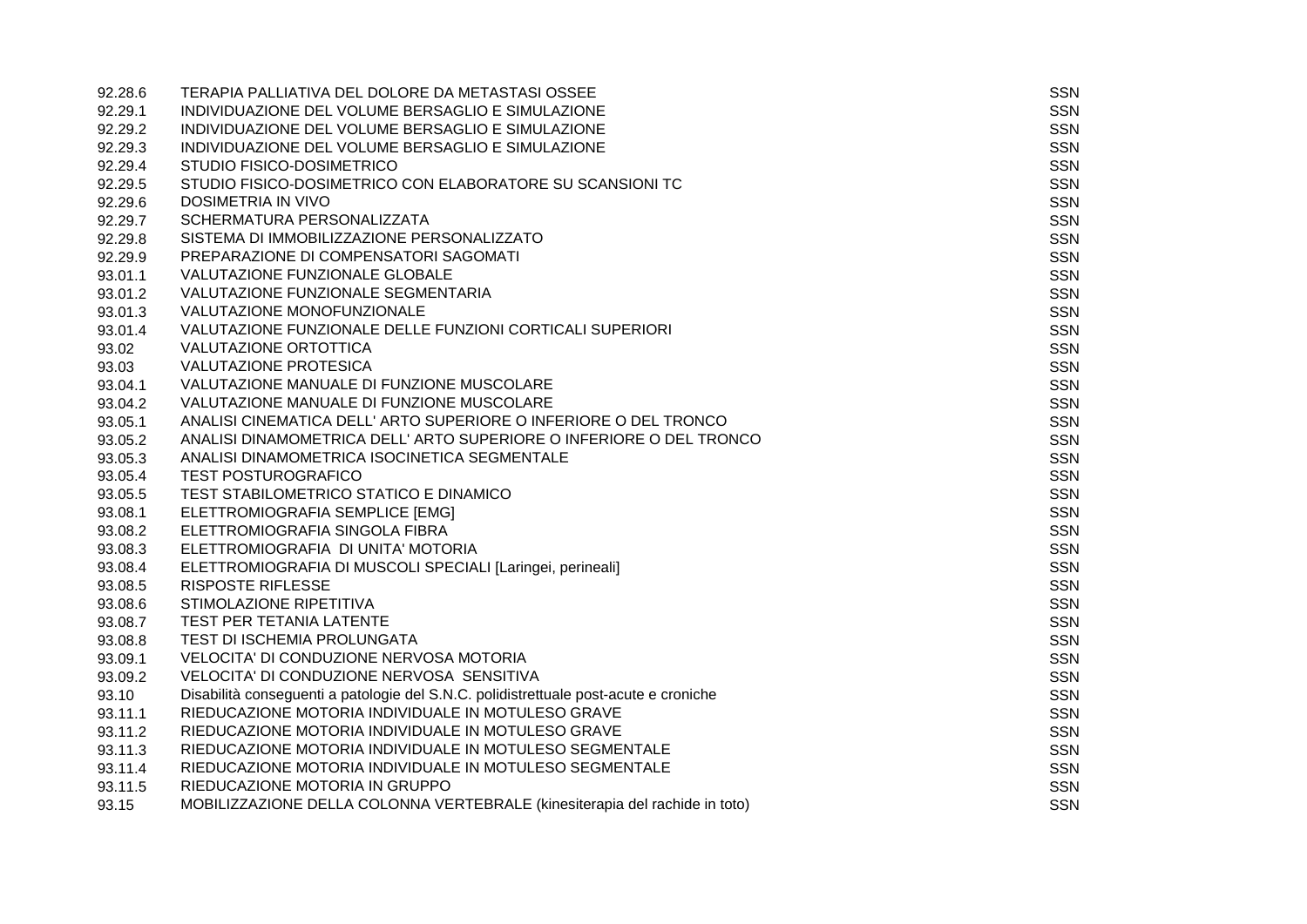| | | |
|---|---|---|
| 92.28.6 | TERAPIA PALLIATIVA DEL DOLORE DA METASTASI OSSEE | SSN |
| 92.29.1 | INDIVIDUAZIONE DEL VOLUME BERSAGLIO E SIMULAZIONE | SSN |
| 92.29.2 | INDIVIDUAZIONE DEL VOLUME BERSAGLIO E SIMULAZIONE | SSN |
| 92.29.3 | INDIVIDUAZIONE DEL VOLUME BERSAGLIO E SIMULAZIONE | SSN |
| 92.29.4 | STUDIO FISICO-DOSIMETRICO | SSN |
| 92.29.5 | STUDIO FISICO-DOSIMETRICO CON ELABORATORE SU SCANSIONI TC | SSN |
| 92.29.6 | DOSIMETRIA IN VIVO | SSN |
| 92.29.7 | SCHERMATURA PERSONALIZZATA | SSN |
| 92.29.8 | SISTEMA DI IMMOBILIZZAZIONE PERSONALIZZATO | SSN |
| 92.29.9 | PREPARAZIONE DI COMPENSATORI SAGOMATI | SSN |
| 93.01.1 | VALUTAZIONE FUNZIONALE GLOBALE | SSN |
| 93.01.2 | VALUTAZIONE FUNZIONALE SEGMENTARIA | SSN |
| 93.01.3 | VALUTAZIONE MONOFUNZIONALE | SSN |
| 93.01.4 | VALUTAZIONE FUNZIONALE DELLE FUNZIONI CORTICALI SUPERIORI | SSN |
| 93.02 | VALUTAZIONE ORTOTTICA | SSN |
| 93.03 | VALUTAZIONE PROTESICA | SSN |
| 93.04.1 | VALUTAZIONE MANUALE DI FUNZIONE MUSCOLARE | SSN |
| 93.04.2 | VALUTAZIONE MANUALE DI FUNZIONE MUSCOLARE | SSN |
| 93.05.1 | ANALISI CINEMATICA DELL' ARTO SUPERIORE O INFERIORE O DEL TRONCO | SSN |
| 93.05.2 | ANALISI DINAMOMETRICA DELL' ARTO SUPERIORE O INFERIORE O DEL TRONCO | SSN |
| 93.05.3 | ANALISI DINAMOMETRICA ISOCINETICA SEGMENTALE | SSN |
| 93.05.4 | TEST POSTUROGRAFICO | SSN |
| 93.05.5 | TEST STABILOMETRICO STATICO E DINAMICO | SSN |
| 93.08.1 | ELETTROMIOGRAFIA SEMPLICE [EMG] | SSN |
| 93.08.2 | ELETTROMIOGRAFIA SINGOLA FIBRA | SSN |
| 93.08.3 | ELETTROMIOGRAFIA DI UNITA' MOTORIA | SSN |
| 93.08.4 | ELETTROMIOGRAFIA DI MUSCOLI SPECIALI [Laringei, perineali] | SSN |
| 93.08.5 | RISPOSTE RIFLESSE | SSN |
| 93.08.6 | STIMOLAZIONE RIPETITIVA | SSN |
| 93.08.7 | TEST PER TETANIA LATENTE | SSN |
| 93.08.8 | TEST DI ISCHEMIA PROLUNGATA | SSN |
| 93.09.1 | VELOCITA' DI CONDUZIONE NERVOSA MOTORIA | SSN |
| 93.09.2 | VELOCITA' DI CONDUZIONE NERVOSA SENSITIVA | SSN |
| 93.10 | Disabilità conseguenti a patologie del S.N.C. polidistrettuale post-acute e croniche | SSN |
| 93.11.1 | RIEDUCAZIONE MOTORIA INDIVIDUALE IN MOTULESO GRAVE | SSN |
| 93.11.2 | RIEDUCAZIONE MOTORIA INDIVIDUALE IN MOTULESO GRAVE | SSN |
| 93.11.3 | RIEDUCAZIONE MOTORIA INDIVIDUALE IN MOTULESO SEGMENTALE | SSN |
| 93.11.4 | RIEDUCAZIONE MOTORIA INDIVIDUALE IN MOTULESO SEGMENTALE | SSN |
| 93.11.5 | RIEDUCAZIONE MOTORIA IN GRUPPO | SSN |
| 93.15 | MOBILIZZAZIONE DELLA COLONNA VERTEBRALE (kinesiterapia del rachide in toto) | SSN |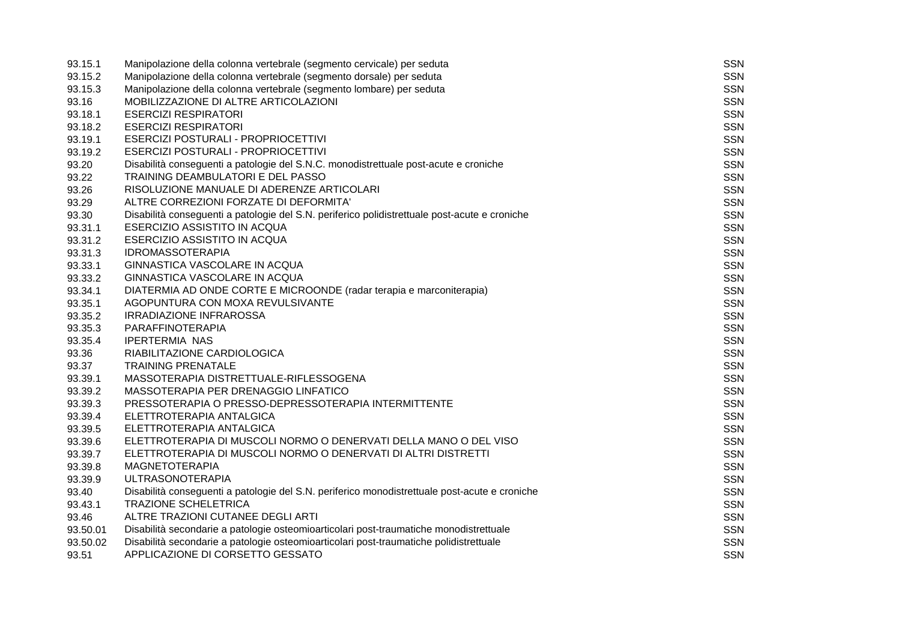| | | |
|---|---|---|
| 93.15.1 | Manipolazione della colonna vertebrale (segmento cervicale) per seduta | SSN |
| 93.15.2 | Manipolazione della colonna vertebrale (segmento dorsale) per seduta | SSN |
| 93.15.3 | Manipolazione della colonna vertebrale (segmento lombare) per seduta | SSN |
| 93.16 | MOBILIZZAZIONE DI ALTRE ARTICOLAZIONI | SSN |
| 93.18.1 | ESERCIZI RESPIRATORI | SSN |
| 93.18.2 | ESERCIZI RESPIRATORI | SSN |
| 93.19.1 | ESERCIZI POSTURALI - PROPRIOCETTIVI | SSN |
| 93.19.2 | ESERCIZI POSTURALI - PROPRIOCETTIVI | SSN |
| 93.20 | Disabilità conseguenti a patologie del S.N.C. monodistrettuale post-acute e croniche | SSN |
| 93.22 | TRAINING DEAMBULATORI E DEL PASSO | SSN |
| 93.26 | RISOLUZIONE MANUALE DI ADERENZE ARTICOLARI | SSN |
| 93.29 | ALTRE CORREZIONI FORZATE DI DEFORMITA' | SSN |
| 93.30 | Disabilità conseguenti a patologie del S.N. periferico polidistrettuale post-acute e croniche | SSN |
| 93.31.1 | ESERCIZIO ASSISTITO IN ACQUA | SSN |
| 93.31.2 | ESERCIZIO ASSISTITO IN ACQUA | SSN |
| 93.31.3 | IDROMASSOTERAPIA | SSN |
| 93.33.1 | GINNASTICA VASCOLARE IN ACQUA | SSN |
| 93.33.2 | GINNASTICA VASCOLARE IN ACQUA | SSN |
| 93.34.1 | DIATERMIA AD ONDE CORTE E MICROONDE (radar terapia e marconiterapia) | SSN |
| 93.35.1 | AGOPUNTURA CON MOXA REVULSIVANTE | SSN |
| 93.35.2 | IRRADIAZIONE INFRAROSSA | SSN |
| 93.35.3 | PARAFFINOTERAPIA | SSN |
| 93.35.4 | IPERTERMIA NAS | SSN |
| 93.36 | RIABILITAZIONE CARDIOLOGICA | SSN |
| 93.37 | TRAINING PRENATALE | SSN |
| 93.39.1 | MASSOTERAPIA DISTRETTUALE-RIFLESSOGENA | SSN |
| 93.39.2 | MASSOTERAPIA PER DRENAGGIO LINFATICO | SSN |
| 93.39.3 | PRESSOTERAPIA O PRESSO-DEPRESSOTERAPIA INTERMITTENTE | SSN |
| 93.39.4 | ELETTROTERAPIA ANTALGICA | SSN |
| 93.39.5 | ELETTROTERAPIA ANTALGICA | SSN |
| 93.39.6 | ELETTROTERAPIA DI MUSCOLI NORMO O DENERVATI DELLA MANO O DEL VISO | SSN |
| 93.39.7 | ELETTROTERAPIA DI MUSCOLI NORMO O DENERVATI DI ALTRI DISTRETTI | SSN |
| 93.39.8 | MAGNETOTERAPIA | SSN |
| 93.39.9 | ULTRASONOTERAPIA | SSN |
| 93.40 | Disabilità conseguenti a patologie del S.N. periferico monodistrettuale post-acute e croniche | SSN |
| 93.43.1 | TRAZIONE SCHELETRICA | SSN |
| 93.46 | ALTRE TRAZIONI CUTANEE DEGLI ARTI | SSN |
| 93.50.01 | Disabilità secondarie a patologie osteomioarticolari post-traumatiche monodistrettuale | SSN |
| 93.50.02 | Disabilità secondarie a patologie osteomioarticolari post-traumatiche polidistrettuale | SSN |
| 93.51 | APPLICAZIONE DI CORSETTO GESSATO | SSN |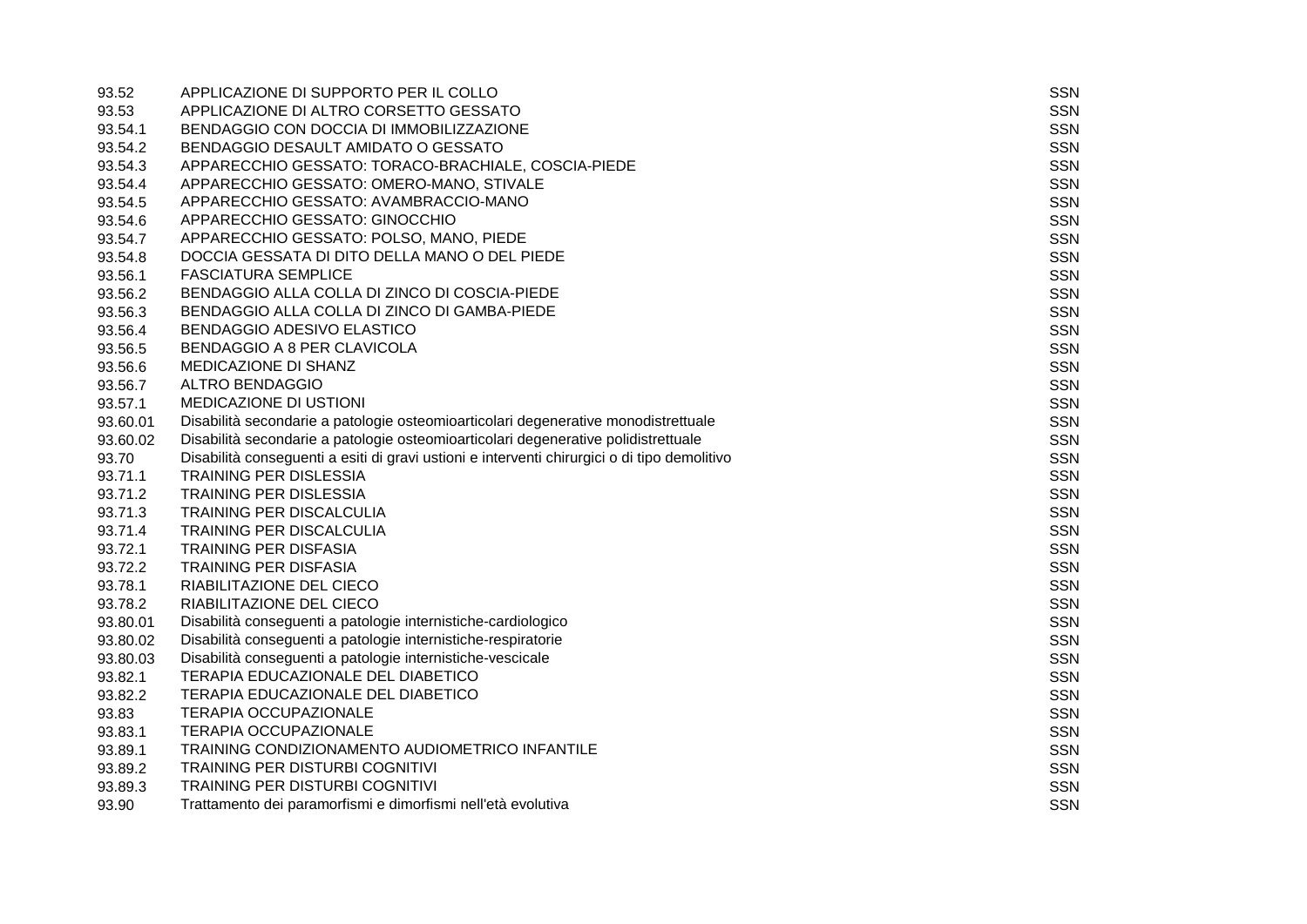| | | |
|---|---|---|
| 93.52 | APPLICAZIONE DI SUPPORTO PER IL COLLO | SSN |
| 93.53 | APPLICAZIONE DI ALTRO CORSETTO GESSATO | SSN |
| 93.54.1 | BENDAGGIO CON DOCCIA DI IMMOBILIZZAZIONE | SSN |
| 93.54.2 | BENDAGGIO DESAULT AMIDATO O GESSATO | SSN |
| 93.54.3 | APPARECCHIO GESSATO: TORACO-BRACHIALE, COSCIA-PIEDE | SSN |
| 93.54.4 | APPARECCHIO GESSATO: OMERO-MANO, STIVALE | SSN |
| 93.54.5 | APPARECCHIO GESSATO: AVAMBRACCIO-MANO | SSN |
| 93.54.6 | APPARECCHIO GESSATO: GINOCCHIO | SSN |
| 93.54.7 | APPARECCHIO GESSATO: POLSO, MANO, PIEDE | SSN |
| 93.54.8 | DOCCIA GESSATA DI DITO DELLA MANO O DEL PIEDE | SSN |
| 93.56.1 | FASCIATURA SEMPLICE | SSN |
| 93.56.2 | BENDAGGIO ALLA COLLA DI ZINCO DI COSCIA-PIEDE | SSN |
| 93.56.3 | BENDAGGIO ALLA COLLA DI ZINCO DI GAMBA-PIEDE | SSN |
| 93.56.4 | BENDAGGIO ADESIVO ELASTICO | SSN |
| 93.56.5 | BENDAGGIO A 8 PER CLAVICOLA | SSN |
| 93.56.6 | MEDICAZIONE DI SHANZ | SSN |
| 93.56.7 | ALTRO BENDAGGIO | SSN |
| 93.57.1 | MEDICAZIONE DI USTIONI | SSN |
| 93.60.01 | Disabilità secondarie a patologie osteomioarticolari degenerative monodistrettuale | SSN |
| 93.60.02 | Disabilità secondarie a patologie osteomioarticolari degenerative polidistrettuale | SSN |
| 93.70 | Disabilità conseguenti a esiti di gravi ustioni e interventi chirurgici o di tipo demolitivo | SSN |
| 93.71.1 | TRAINING PER DISLESSIA | SSN |
| 93.71.2 | TRAINING PER DISLESSIA | SSN |
| 93.71.3 | TRAINING PER DISCALCULIA | SSN |
| 93.71.4 | TRAINING PER DISCALCULIA | SSN |
| 93.72.1 | TRAINING PER DISFASIA | SSN |
| 93.72.2 | TRAINING PER DISFASIA | SSN |
| 93.78.1 | RIABILITAZIONE DEL CIECO | SSN |
| 93.78.2 | RIABILITAZIONE DEL CIECO | SSN |
| 93.80.01 | Disabilità conseguenti a patologie internistiche-cardiologico | SSN |
| 93.80.02 | Disabilità conseguenti a patologie internistiche-respiratorie | SSN |
| 93.80.03 | Disabilità conseguenti a patologie internistiche-vescicale | SSN |
| 93.82.1 | TERAPIA EDUCAZIONALE DEL DIABETICO | SSN |
| 93.82.2 | TERAPIA EDUCAZIONALE DEL DIABETICO | SSN |
| 93.83 | TERAPIA OCCUPAZIONALE | SSN |
| 93.83.1 | TERAPIA OCCUPAZIONALE | SSN |
| 93.89.1 | TRAINING CONDIZIONAMENTO AUDIOMETRICO INFANTILE | SSN |
| 93.89.2 | TRAINING PER DISTURBI COGNITIVI | SSN |
| 93.89.3 | TRAINING PER DISTURBI COGNITIVI | SSN |
| 93.90 | Trattamento dei paramorfismi e dimorfismi nell'età evolutiva | SSN |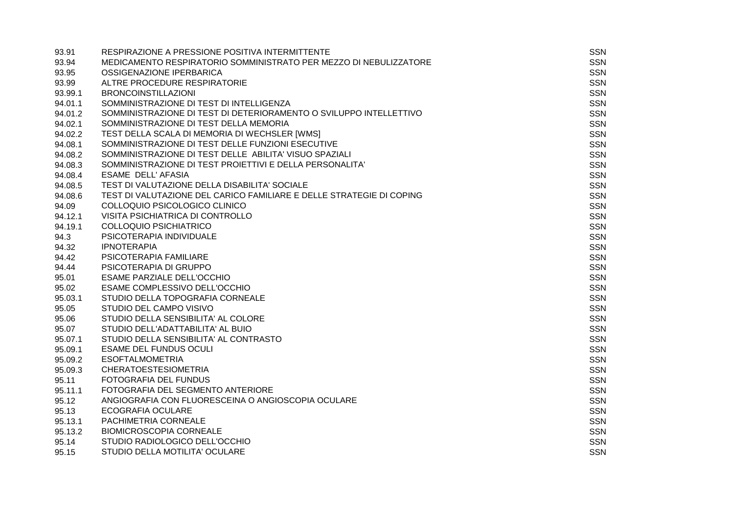| | | |
|---|---|---|
| 93.91 | RESPIRAZIONE A PRESSIONE POSITIVA INTERMITTENTE | SSN |
| 93.94 | MEDICAMENTO RESPIRATORIO SOMMINISTRATO PER MEZZO DI NEBULIZZATORE | SSN |
| 93.95 | OSSIGENAZIONE IPERBARICA | SSN |
| 93.99 | ALTRE PROCEDURE RESPIRATORIE | SSN |
| 93.99.1 | BRONCOINSTILLAZIONI | SSN |
| 94.01.1 | SOMMINISTRAZIONE DI TEST DI INTELLIGENZA | SSN |
| 94.01.2 | SOMMINISTRAZIONE DI TEST DI DETERIORAMENTO O SVILUPPO INTELLETTIVO | SSN |
| 94.02.1 | SOMMINISTRAZIONE DI TEST DELLA MEMORIA | SSN |
| 94.02.2 | TEST DELLA SCALA DI MEMORIA DI WECHSLER [WMS] | SSN |
| 94.08.1 | SOMMINISTRAZIONE DI TEST DELLE FUNZIONI ESECUTIVE | SSN |
| 94.08.2 | SOMMINISTRAZIONE DI TEST DELLE ABILITA' VISUO SPAZIALI | SSN |
| 94.08.3 | SOMMINISTRAZIONE DI TEST PROIETTIVI E DELLA PERSONALITA' | SSN |
| 94.08.4 | ESAME DELL' AFASIA | SSN |
| 94.08.5 | TEST DI VALUTAZIONE DELLA DISABILITA' SOCIALE | SSN |
| 94.08.6 | TEST DI VALUTAZIONE DEL CARICO FAMILIARE E DELLE STRATEGIE DI COPING | SSN |
| 94.09 | COLLOQUIO PSICOLOGICO CLINICO | SSN |
| 94.12.1 | VISITA PSICHIATRICA DI CONTROLLO | SSN |
| 94.19.1 | COLLOQUIO PSICHIATRICO | SSN |
| 94.3 | PSICOTERAPIA INDIVIDUALE | SSN |
| 94.32 | IPNOTERAPIA | SSN |
| 94.42 | PSICOTERAPIA FAMILIARE | SSN |
| 94.44 | PSICOTERAPIA DI GRUPPO | SSN |
| 95.01 | ESAME PARZIALE DELL'OCCHIO | SSN |
| 95.02 | ESAME COMPLESSIVO DELL'OCCHIO | SSN |
| 95.03.1 | STUDIO DELLA TOPOGRAFIA CORNEALE | SSN |
| 95.05 | STUDIO DEL CAMPO VISIVO | SSN |
| 95.06 | STUDIO DELLA SENSIBILITA' AL COLORE | SSN |
| 95.07 | STUDIO DELL'ADATTABILITA' AL BUIO | SSN |
| 95.07.1 | STUDIO DELLA SENSIBILITA' AL CONTRASTO | SSN |
| 95.09.1 | ESAME DEL FUNDUS OCULI | SSN |
| 95.09.2 | ESOFTALMOMETRIA | SSN |
| 95.09.3 | CHERATOESTESIOMETRIA | SSN |
| 95.11 | FOTOGRAFIA DEL FUNDUS | SSN |
| 95.11.1 | FOTOGRAFIA DEL SEGMENTO ANTERIORE | SSN |
| 95.12 | ANGIOGRAFIA CON FLUORESCEINA O ANGIOSCOPIA OCULARE | SSN |
| 95.13 | ECOGRAFIA OCULARE | SSN |
| 95.13.1 | PACHIMETRIA CORNEALE | SSN |
| 95.13.2 | BIOMICROSCOPIA CORNEALE | SSN |
| 95.14 | STUDIO RADIOLOGICO DELL'OCCHIO | SSN |
| 95.15 | STUDIO DELLA MOTILITA' OCULARE | SSN |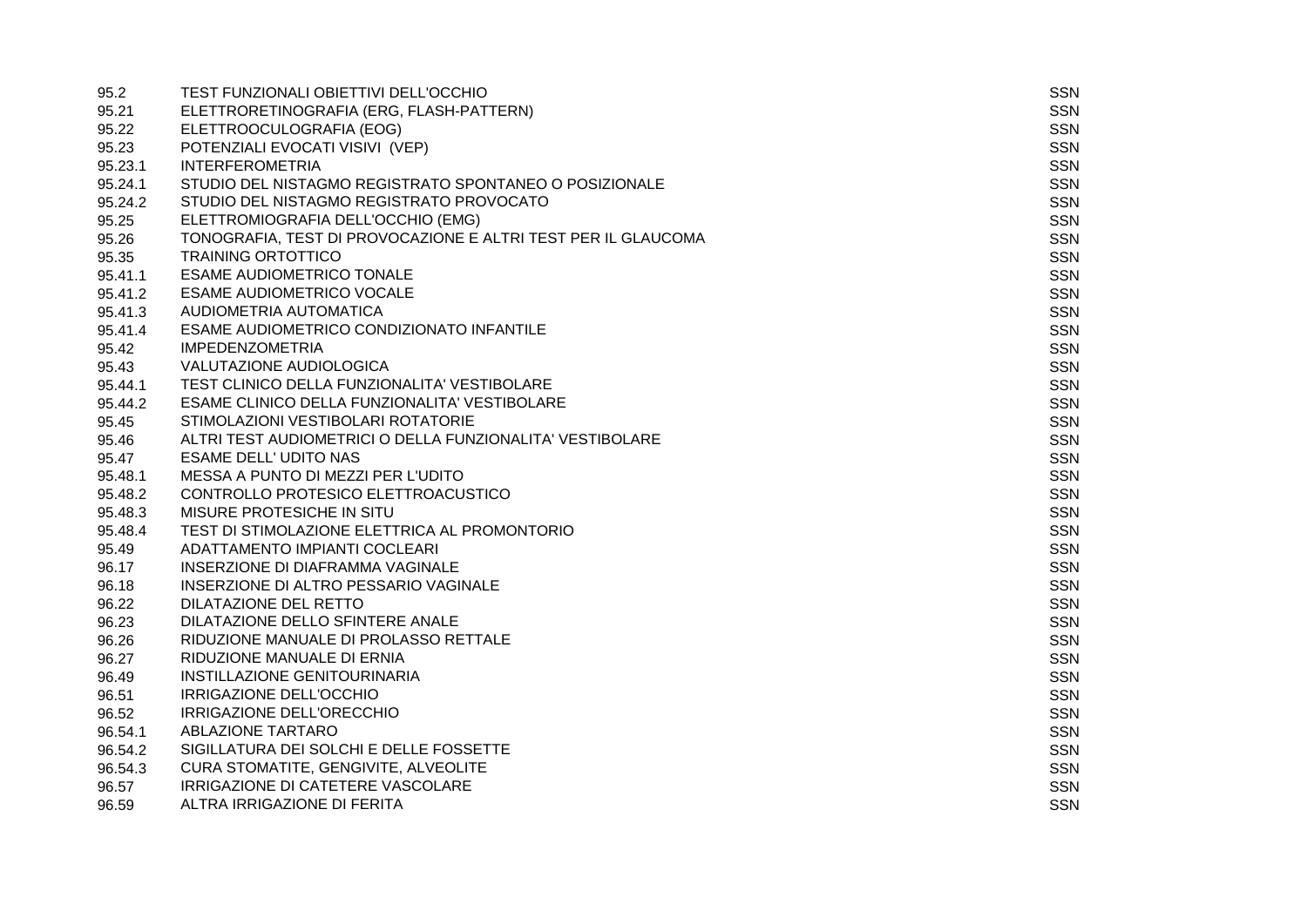| | | |
|---|---|---|
| 95.2 | TEST FUNZIONALI OBIETTIVI DELL'OCCHIO | SSN |
| 95.21 | ELETTRORETINOGRAFIA (ERG, FLASH-PATTERN) | SSN |
| 95.22 | ELETTROOCULOGRAFIA (EOG) | SSN |
| 95.23 | POTENZIALI EVOCATI VISIVI (VEP) | SSN |
| 95.23.1 | INTERFEROMETRIA | SSN |
| 95.24.1 | STUDIO DEL NISTAGMO REGISTRATO SPONTANEO O POSIZIONALE | SSN |
| 95.24.2 | STUDIO DEL NISTAGMO REGISTRATO PROVOCATO | SSN |
| 95.25 | ELETTROMIOGRAFIA DELL'OCCHIO (EMG) | SSN |
| 95.26 | TONOGRAFIA, TEST DI PROVOCAZIONE E ALTRI TEST PER IL GLAUCOMA | SSN |
| 95.35 | TRAINING ORTOTTICO | SSN |
| 95.41.1 | ESAME AUDIOMETRICO TONALE | SSN |
| 95.41.2 | ESAME AUDIOMETRICO VOCALE | SSN |
| 95.41.3 | AUDIOMETRIA AUTOMATICA | SSN |
| 95.41.4 | ESAME AUDIOMETRICO CONDIZIONATO INFANTILE | SSN |
| 95.42 | IMPEDENZOMETRIA | SSN |
| 95.43 | VALUTAZIONE AUDIOLOGICA | SSN |
| 95.44.1 | TEST CLINICO DELLA FUNZIONALITA' VESTIBOLARE | SSN |
| 95.44.2 | ESAME CLINICO DELLA FUNZIONALITA' VESTIBOLARE | SSN |
| 95.45 | STIMOLAZIONI VESTIBOLARI ROTATORIE | SSN |
| 95.46 | ALTRI TEST AUDIOMETRICI O DELLA FUNZIONALITA' VESTIBOLARE | SSN |
| 95.47 | ESAME DELL' UDITO NAS | SSN |
| 95.48.1 | MESSA A PUNTO DI MEZZI PER L'UDITO | SSN |
| 95.48.2 | CONTROLLO PROTESICO ELETTROACUSTICO | SSN |
| 95.48.3 | MISURE PROTESICHE IN SITU | SSN |
| 95.48.4 | TEST DI STIMOLAZIONE ELETTRICA AL PROMONTORIO | SSN |
| 95.49 | ADATTAMENTO IMPIANTI COCLEARI | SSN |
| 96.17 | INSERZIONE DI DIAFRAMMA VAGINALE | SSN |
| 96.18 | INSERZIONE DI ALTRO PESSARIO VAGINALE | SSN |
| 96.22 | DILATAZIONE DEL RETTO | SSN |
| 96.23 | DILATAZIONE DELLO SFINTERE ANALE | SSN |
| 96.26 | RIDUZIONE MANUALE DI PROLASSO RETTALE | SSN |
| 96.27 | RIDUZIONE MANUALE DI ERNIA | SSN |
| 96.49 | INSTILLAZIONE GENITOURINARIA | SSN |
| 96.51 | IRRIGAZIONE DELL'OCCHIO | SSN |
| 96.52 | IRRIGAZIONE DELL'ORECCHIO | SSN |
| 96.54.1 | ABLAZIONE TARTARO | SSN |
| 96.54.2 | SIGILLATURA DEI SOLCHI E DELLE FOSSETTE | SSN |
| 96.54.3 | CURA STOMATITE, GENGIVITE, ALVEOLITE | SSN |
| 96.57 | IRRIGAZIONE DI CATETERE VASCOLARE | SSN |
| 96.59 | ALTRA IRRIGAZIONE DI FERITA | SSN |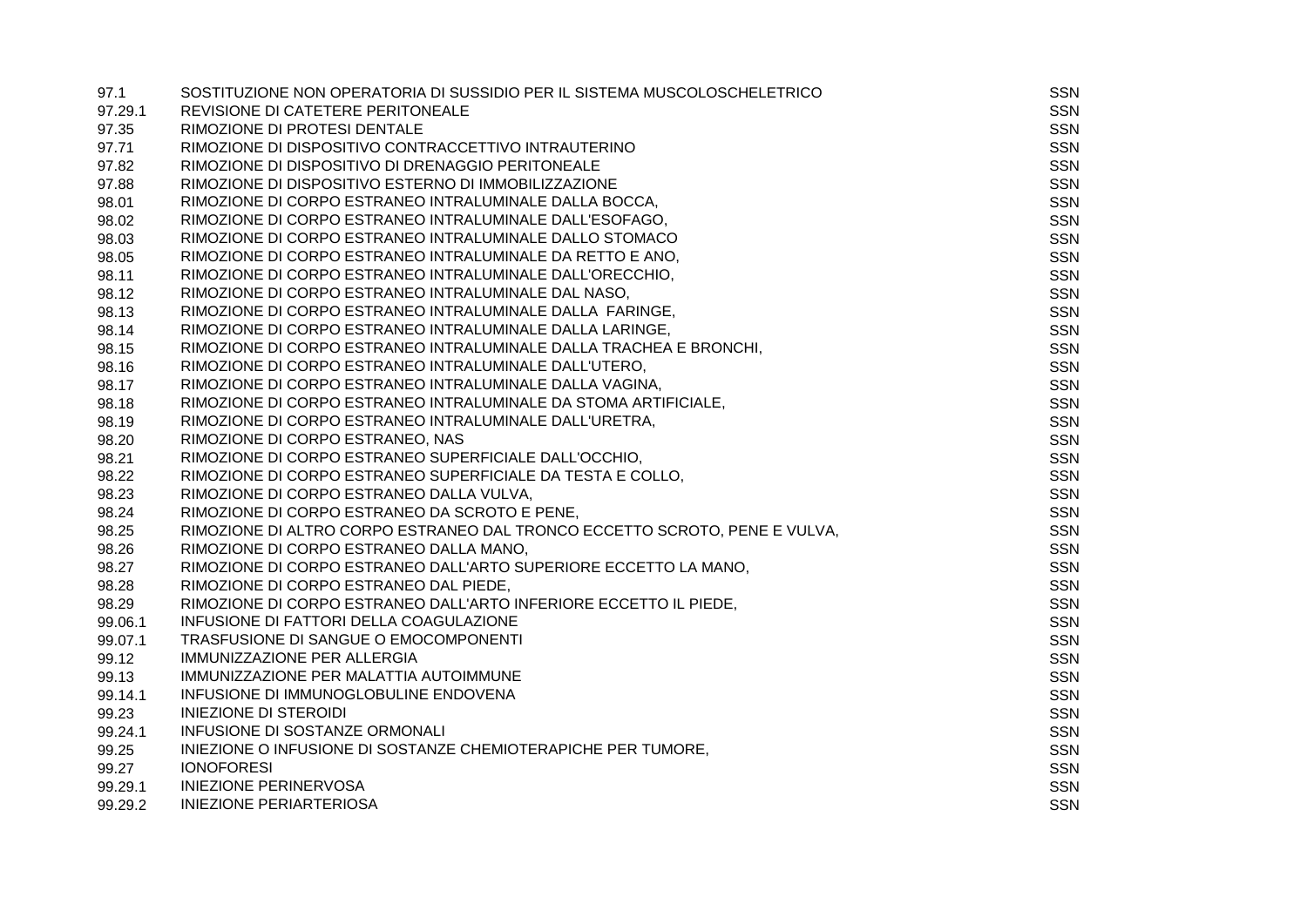| | | |
|---|---|---|
| 97.1 | SOSTITUZIONE NON OPERATORIA DI SUSSIDIO PER IL SISTEMA MUSCOLOSCHELETRICO | SSN |
| 97.29.1 | REVISIONE DI CATETERE PERITONEALE | SSN |
| 97.35 | RIMOZIONE DI PROTESI DENTALE | SSN |
| 97.71 | RIMOZIONE DI DISPOSITIVO CONTRACCETTIVO INTRAUTERINO | SSN |
| 97.82 | RIMOZIONE DI DISPOSITIVO DI DRENAGGIO PERITONEALE | SSN |
| 97.88 | RIMOZIONE DI DISPOSITIVO ESTERNO DI IMMOBILIZZAZIONE | SSN |
| 98.01 | RIMOZIONE DI CORPO ESTRANEO INTRALUMINALE DALLA BOCCA, | SSN |
| 98.02 | RIMOZIONE DI CORPO ESTRANEO INTRALUMINALE DALL'ESOFAGO, | SSN |
| 98.03 | RIMOZIONE DI CORPO ESTRANEO INTRALUMINALE DALLO STOMACO | SSN |
| 98.05 | RIMOZIONE DI CORPO ESTRANEO INTRALUMINALE DA RETTO E ANO, | SSN |
| 98.11 | RIMOZIONE DI CORPO ESTRANEO INTRALUMINALE DALL'ORECCHIO, | SSN |
| 98.12 | RIMOZIONE DI CORPO ESTRANEO INTRALUMINALE DAL NASO, | SSN |
| 98.13 | RIMOZIONE DI CORPO ESTRANEO INTRALUMINALE DALLA FARINGE, | SSN |
| 98.14 | RIMOZIONE DI CORPO ESTRANEO INTRALUMINALE DALLA LARINGE, | SSN |
| 98.15 | RIMOZIONE DI CORPO ESTRANEO INTRALUMINALE DALLA TRACHEA E BRONCHI, | SSN |
| 98.16 | RIMOZIONE DI CORPO ESTRANEO INTRALUMINALE DALL'UTERO, | SSN |
| 98.17 | RIMOZIONE DI CORPO ESTRANEO INTRALUMINALE DALLA VAGINA, | SSN |
| 98.18 | RIMOZIONE DI CORPO ESTRANEO INTRALUMINALE DA STOMA ARTIFICIALE, | SSN |
| 98.19 | RIMOZIONE DI CORPO ESTRANEO INTRALUMINALE DALL'URETRA, | SSN |
| 98.20 | RIMOZIONE DI CORPO ESTRANEO, NAS | SSN |
| 98.21 | RIMOZIONE DI CORPO ESTRANEO SUPERFICIALE DALL'OCCHIO, | SSN |
| 98.22 | RIMOZIONE DI CORPO ESTRANEO SUPERFICIALE DA TESTA E COLLO, | SSN |
| 98.23 | RIMOZIONE DI CORPO ESTRANEO DALLA VULVA, | SSN |
| 98.24 | RIMOZIONE DI CORPO ESTRANEO DA SCROTO E PENE, | SSN |
| 98.25 | RIMOZIONE DI ALTRO CORPO ESTRANEO DAL TRONCO ECCETTO SCROTO, PENE E VULVA, | SSN |
| 98.26 | RIMOZIONE DI CORPO ESTRANEO DALLA MANO, | SSN |
| 98.27 | RIMOZIONE DI CORPO ESTRANEO DALL'ARTO SUPERIORE ECCETTO LA MANO, | SSN |
| 98.28 | RIMOZIONE DI CORPO ESTRANEO DAL PIEDE, | SSN |
| 98.29 | RIMOZIONE DI CORPO ESTRANEO DALL'ARTO INFERIORE ECCETTO IL PIEDE, | SSN |
| 99.06.1 | INFUSIONE DI FATTORI DELLA COAGULAZIONE | SSN |
| 99.07.1 | TRASFUSIONE DI SANGUE O EMOCOMPONENTI | SSN |
| 99.12 | IMMUNIZZAZIONE PER ALLERGIA | SSN |
| 99.13 | IMMUNIZZAZIONE PER MALATTIA AUTOIMMUNE | SSN |
| 99.14.1 | INFUSIONE DI IMMUNOGLOBULINE ENDOVENA | SSN |
| 99.23 | INIEZIONE DI STEROIDI | SSN |
| 99.24.1 | INFUSIONE DI SOSTANZE ORMONALI | SSN |
| 99.25 | INIEZIONE O INFUSIONE DI SOSTANZE CHEMIOTERAPICHE PER TUMORE, | SSN |
| 99.27 | IONOFORESI | SSN |
| 99.29.1 | INIEZIONE PERINERVOSA | SSN |
| 99.29.2 | INIEZIONE PERIARTERIOSA | SSN |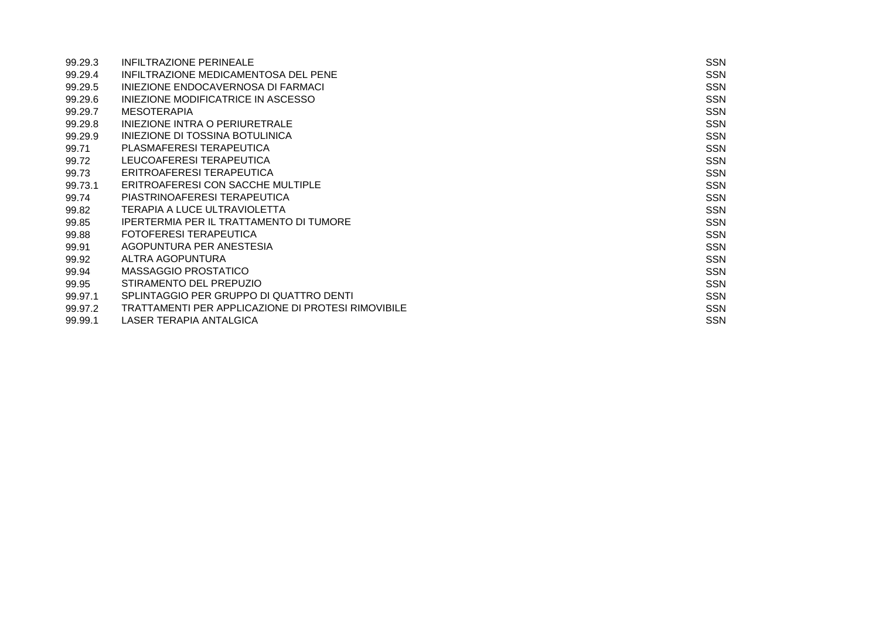| | | |
|---|---|---|
| 99.29.3 | INFILTRAZIONE PERINEALE | SSN |
| 99.29.4 | INFILTRAZIONE MEDICAMENTOSA DEL PENE | SSN |
| 99.29.5 | INIEZIONE ENDOCAVERNOSA DI FARMACI | SSN |
| 99.29.6 | INIEZIONE MODIFICATRICE IN ASCESSO | SSN |
| 99.29.7 | MESOTERAPIA | SSN |
| 99.29.8 | INIEZIONE INTRA O PERIURETRALE | SSN |
| 99.29.9 | INIEZIONE DI TOSSINA BOTULINICA | SSN |
| 99.71 | PLASMAFERESI TERAPEUTICA | SSN |
| 99.72 | LEUCOAFERESI TERAPEUTICA | SSN |
| 99.73 | ERITROAFERESI TERAPEUTICA | SSN |
| 99.73.1 | ERITROAFERESI CON SACCHE MULTIPLE | SSN |
| 99.74 | PIASTRINOAFERESI TERAPEUTICA | SSN |
| 99.82 | TERAPIA A LUCE ULTRAVIOLETTA | SSN |
| 99.85 | IPERTERMIA PER IL TRATTAMENTO DI TUMORE | SSN |
| 99.88 | FOTOFERESI TERAPEUTICA | SSN |
| 99.91 | AGOPUNTURA PER ANESTESIA | SSN |
| 99.92 | ALTRA AGOPUNTURA | SSN |
| 99.94 | MASSAGGIO PROSTATICO | SSN |
| 99.95 | STIRAMENTO DEL PREPUZIO | SSN |
| 99.97.1 | SPLINTAGGIO PER GRUPPO DI QUATTRO DENTI | SSN |
| 99.97.2 | TRATTAMENTI PER APPLICAZIONE DI PROTESI RIMOVIBILE | SSN |
| 99.99.1 | LASER TERAPIA ANTALGICA | SSN |